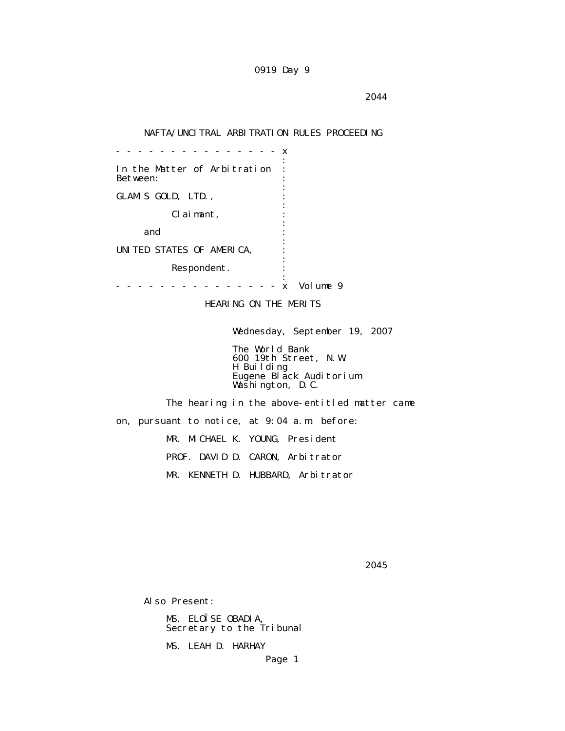0919 Day 9

NAFTA/UNCITRAL ARBITRATION RULES PROCEEDING

```
- - - - - - - - - - - - - - - - x
                                :
In the Matter of Arbitration    :
Between:                        :
                                :
GLAMIS GOLD, LTD.,              :
                                :
          Claimant,             :
                                :
     and                        :
                                :
UNITED STATES OF AMERICA,       :
                                :
          Respondent.           :
                                :
- - - - - - - - - - - - - - - - x  Volume 9
```

HEARING ON THE MERITS

Wednesday, September 19, 2007

The World Bank
600 19th Street, N.W.
H Building
Eugene Black Auditorium
Washington, D.C.

The hearing in the above-entitled matter came on, pursuant to notice, at 9:04 a.m. before:

MR. MICHAEL K. YOUNG, President

PROF. DAVID D. CARON, Arbitrator

MR. KENNETH D. HUBBARD, Arbitrator

Also Present:

MS. ELOÏSE OBADIA,
Secretary to the Tribunal

MS. LEAH D. HARHAY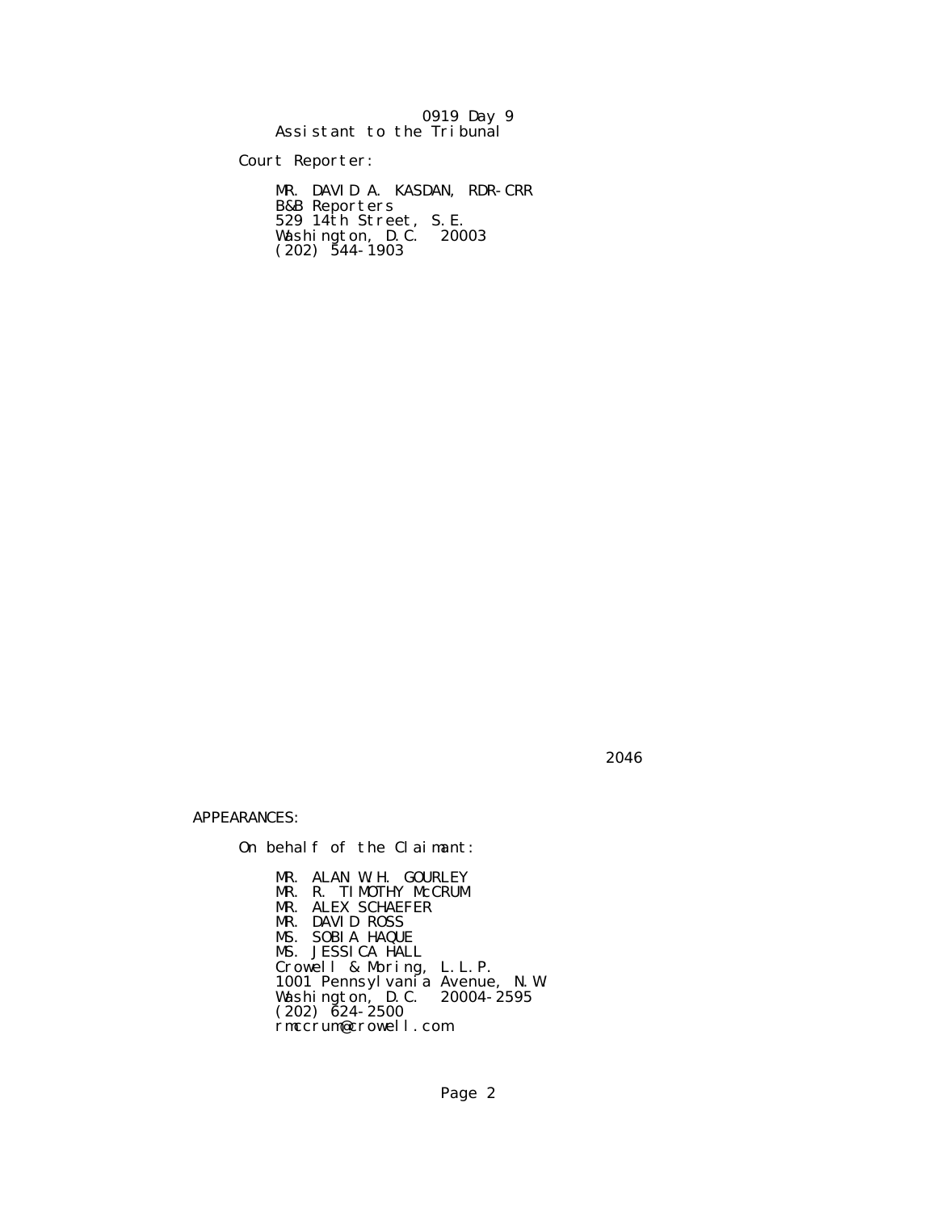Assistant to the Tribunal

Court Reporter:

MR. DAVID A. KASDAN, RDR-CRR
B&B Reporters
529 14th Street, S.E.
Washington, D.C. 20003
(202) 544-1903

APPEARANCES:

On behalf of the Claimant:

MR. ALAN W.H. GOURLEY
MR. R. TIMOTHY McCRUM
MR. ALEX SCHAEFER
MR. DAVID ROSS
MS. SOBIA HAQUE
MS. JESSICA HALL
Crowell & Moring, L.L.P.
1001 Pennsylvania Avenue, N.W.
Washington, D.C. 20004-2595
(202) 624-2500
rmccrum@crowell.com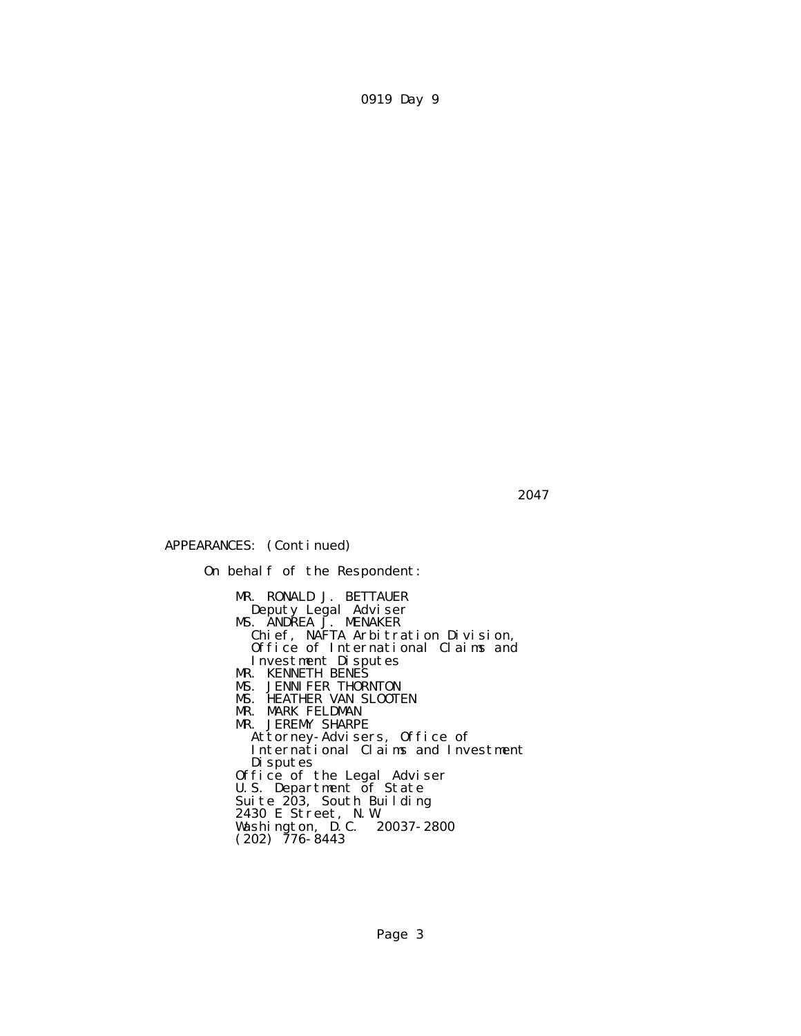APPEARANCES: (Continued)

On behalf of the Respondent:

MR. RONALD J. BETTAUER
Deputy Legal Adviser
MS. ANDREA J. MENAKER
Chief, NAFTA Arbitration Division,
Office of International Claims and
Investment Disputes
MR. KENNETH BENES
MS. JENNIFER THORNTON
MS. HEATHER VAN SLOOTEN
MR. MARK FELDMAN
MR. JEREMY SHARPE
Attorney-Advisers, Office of
International Claims and Investment
Disputes
Office of the Legal Adviser
U.S. Department of State
Suite 203, South Building
2430 E Street, N.W.
Washington, D.C. 20037-2800
(202) 776-8443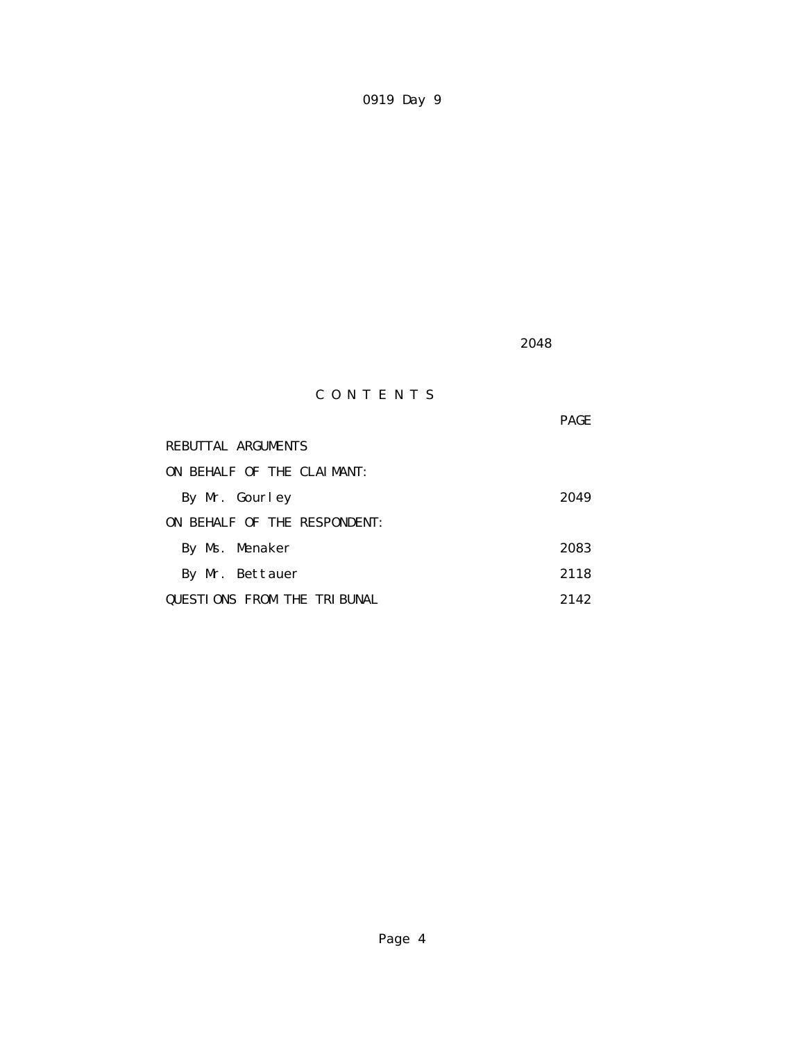# C O N T E N T S

| | PAGE |
|---|---|
| REBUTTAL ARGUMENTS | |
| ON BEHALF OF THE CLAIMANT: | |
| By Mr. Gourley | 2049 |
| ON BEHALF OF THE RESPONDENT: | |
| By Ms. Menaker | 2083 |
| By Mr. Bettauer | 2118 |
| QUESTIONS FROM THE TRIBUNAL | 2142 |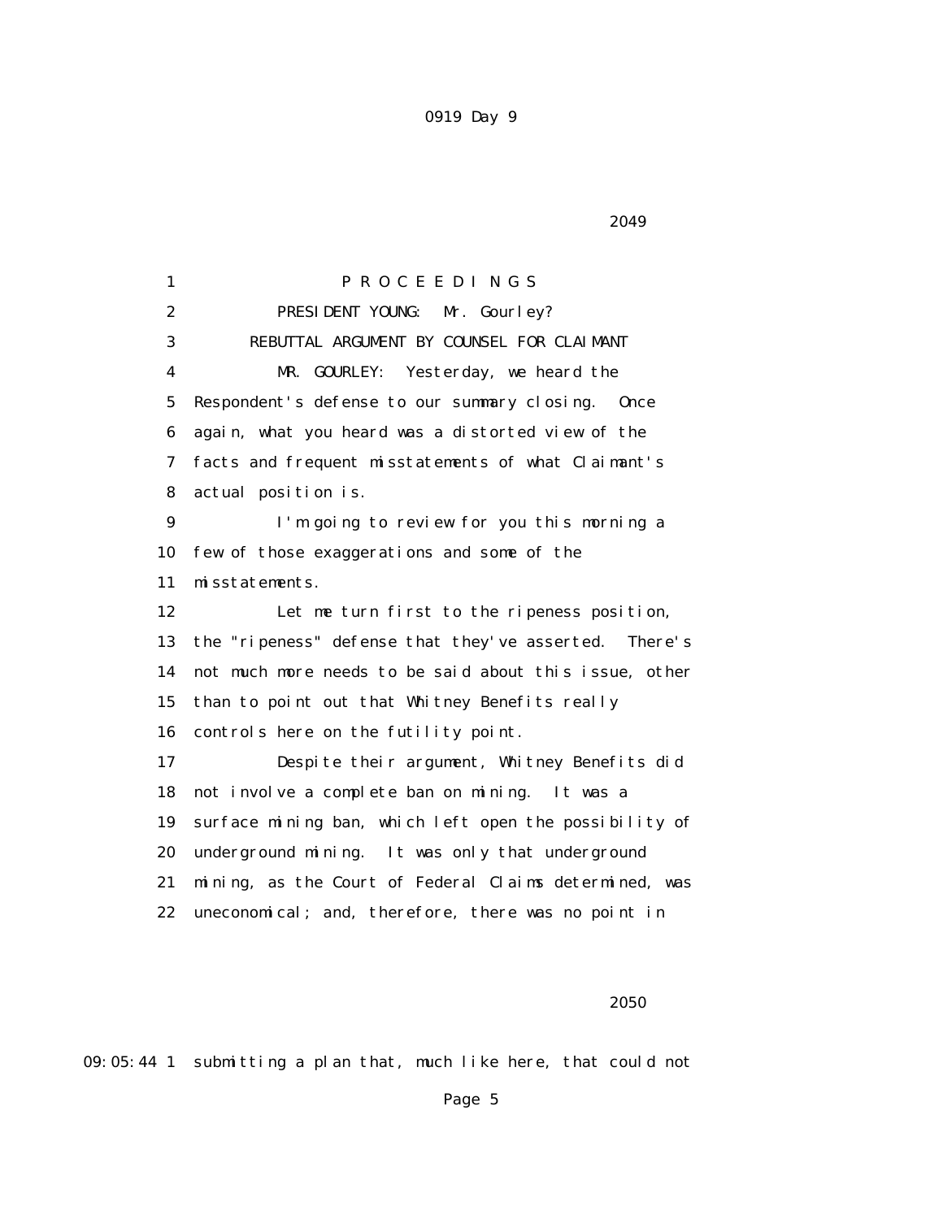PROCEEDINGS

PRESIDENT YOUNG: Mr. Gourley?

REBUTTAL ARGUMENT BY COUNSEL FOR CLAIMANT

MR. GOURLEY: Yesterday, we heard the Respondent's defense to our summary closing. Once again, what you heard was a distorted view of the facts and frequent misstatements of what Claimant's actual position is.

I'm going to review for you this morning a few of those exaggerations and some of the misstatements.

Let me turn first to the ripeness position, the "ripeness" defense that they've asserted. There's not much more needs to be said about this issue, other than to point out that Whitney Benefits really controls here on the futility point.

Despite their argument, Whitney Benefits did not involve a complete ban on mining. It was a surface mining ban, which left open the possibility of underground mining. It was only that underground mining, as the Court of Federal Claims determined, was uneconomical; and, therefore, there was no point in

09:05:44 submitting a plan that, much like here, that could not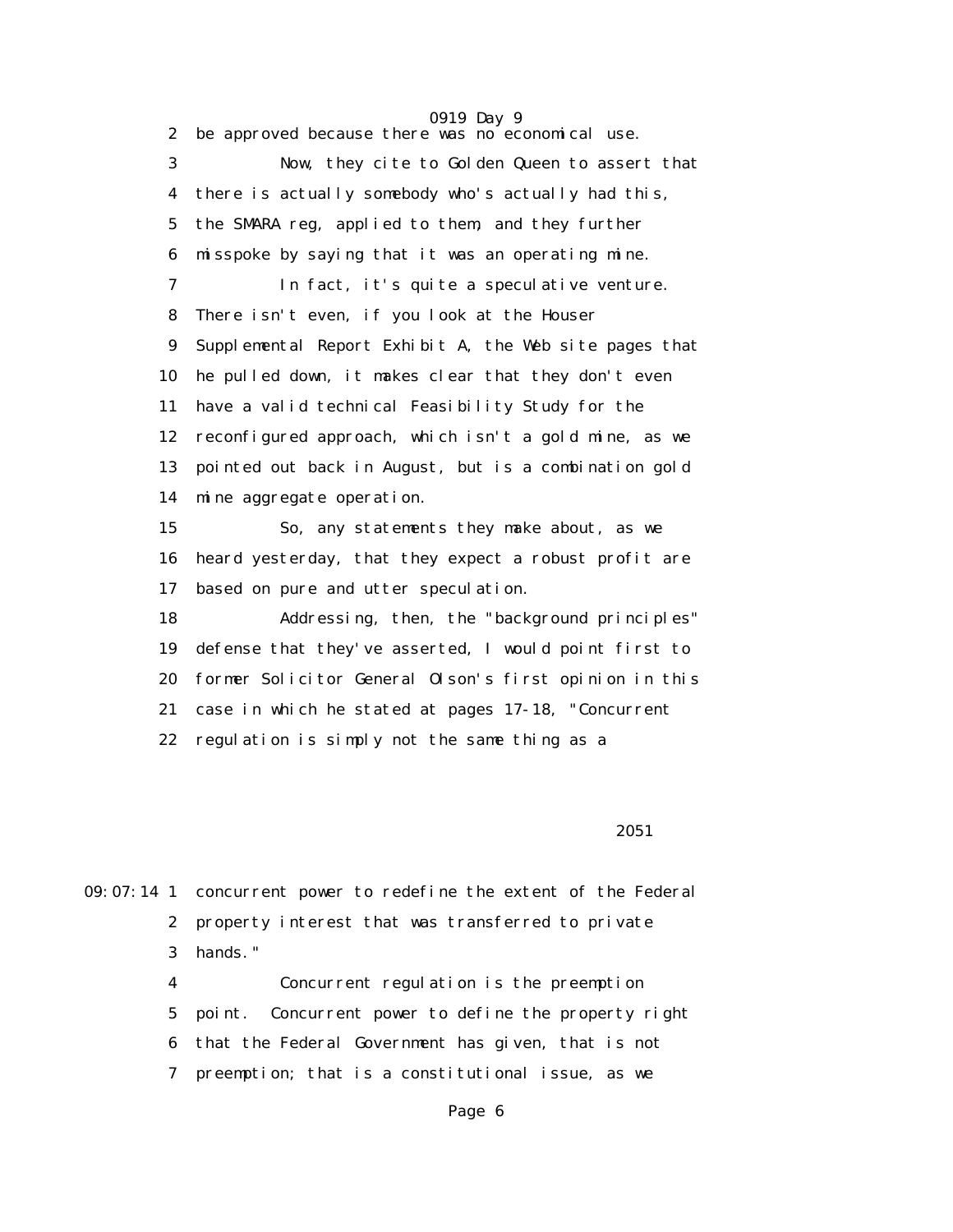2 be approved because there was no economical use.

3 Now, they cite to Golden Queen to assert that

4 there is actually somebody who's actually had this,

5 the SMARA reg, applied to them, and they further

6 misspoke by saying that it was an operating mine.

7 In fact, it's quite a speculative venture.

8 There isn't even, if you look at the Houser

9 Supplemental Report Exhibit A, the Web site pages that

10 he pulled down, it makes clear that they don't even

11 have a valid technical Feasibility Study for the

12 reconfigured approach, which isn't a gold mine, as we

13 pointed out back in August, but is a combination gold

14 mine aggregate operation.

15 So, any statements they make about, as we

16 heard yesterday, that they expect a robust profit are

17 based on pure and utter speculation.

18 Addressing, then, the "background principles"

19 defense that they've asserted, I would point first to

20 former Solicitor General Olson's first opinion in this

21 case in which he stated at pages 17-18, "Concurrent

22 regulation is simply not the same thing as a

2051

09:07:14 1 concurrent power to redefine the extent of the Federal

2 property interest that was transferred to private

3 hands."

4 Concurrent regulation is the preemption

5 point. Concurrent power to define the property right

6 that the Federal Government has given, that is not

7 preemption; that is a constitutional issue, as we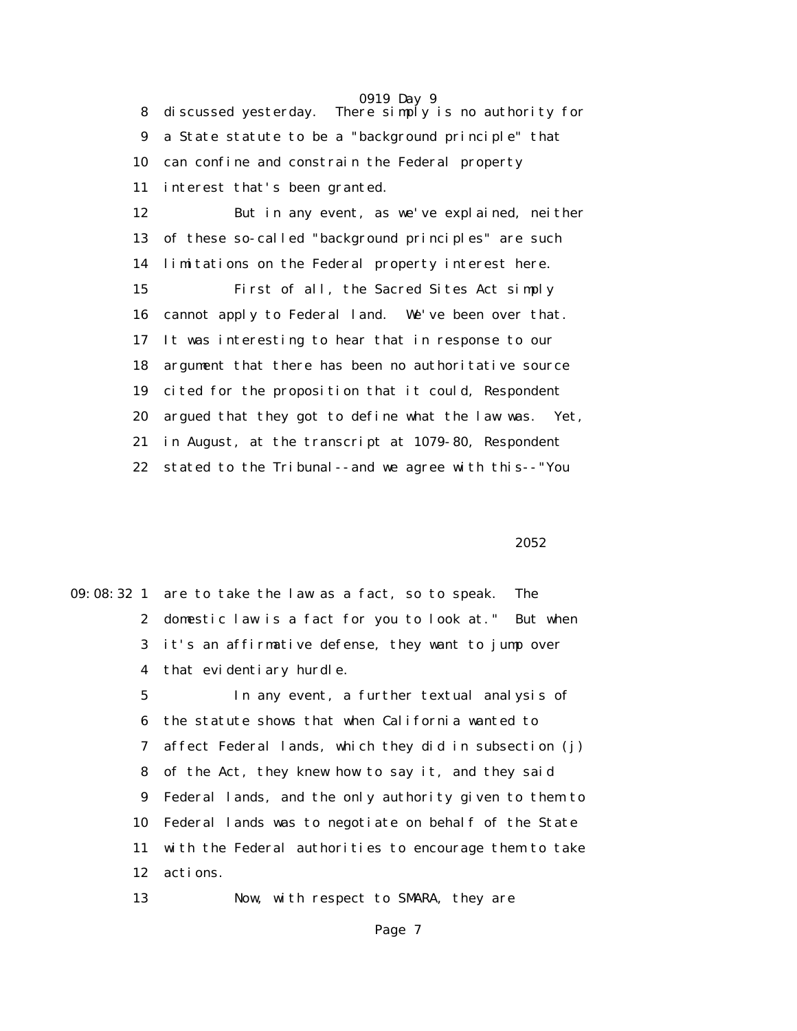8 discussed yesterday. There simply is no authority for
9 a State statute to be a "background principle" that
10 can confine and constrain the Federal property
11 interest that's been granted.

12 But in any event, as we've explained, neither
13 of these so-called "background principles" are such
14 limitations on the Federal property interest here.

15 First of all, the Sacred Sites Act simply
16 cannot apply to Federal land. We've been over that.
17 It was interesting to hear that in response to our
18 argument that there has been no authoritative source
19 cited for the proposition that it could, Respondent
20 argued that they got to define what the law was. Yet,
21 in August, at the transcript at 1079-80, Respondent
22 stated to the Tribunal--and we agree with this--"You

2052

09:08:32 1 are to take the law as a fact, so to speak. The
2 domestic law is a fact for you to look at." But when
3 it's an affirmative defense, they want to jump over
4 that evidentiary hurdle.

5 In any event, a further textual analysis of
6 the statute shows that when California wanted to
7 affect Federal lands, which they did in subsection (j)
8 of the Act, they knew how to say it, and they said
9 Federal lands, and the only authority given to them to
10 Federal lands was to negotiate on behalf of the State
11 with the Federal authorities to encourage them to take
12 actions.

13 Now, with respect to SMARA, they are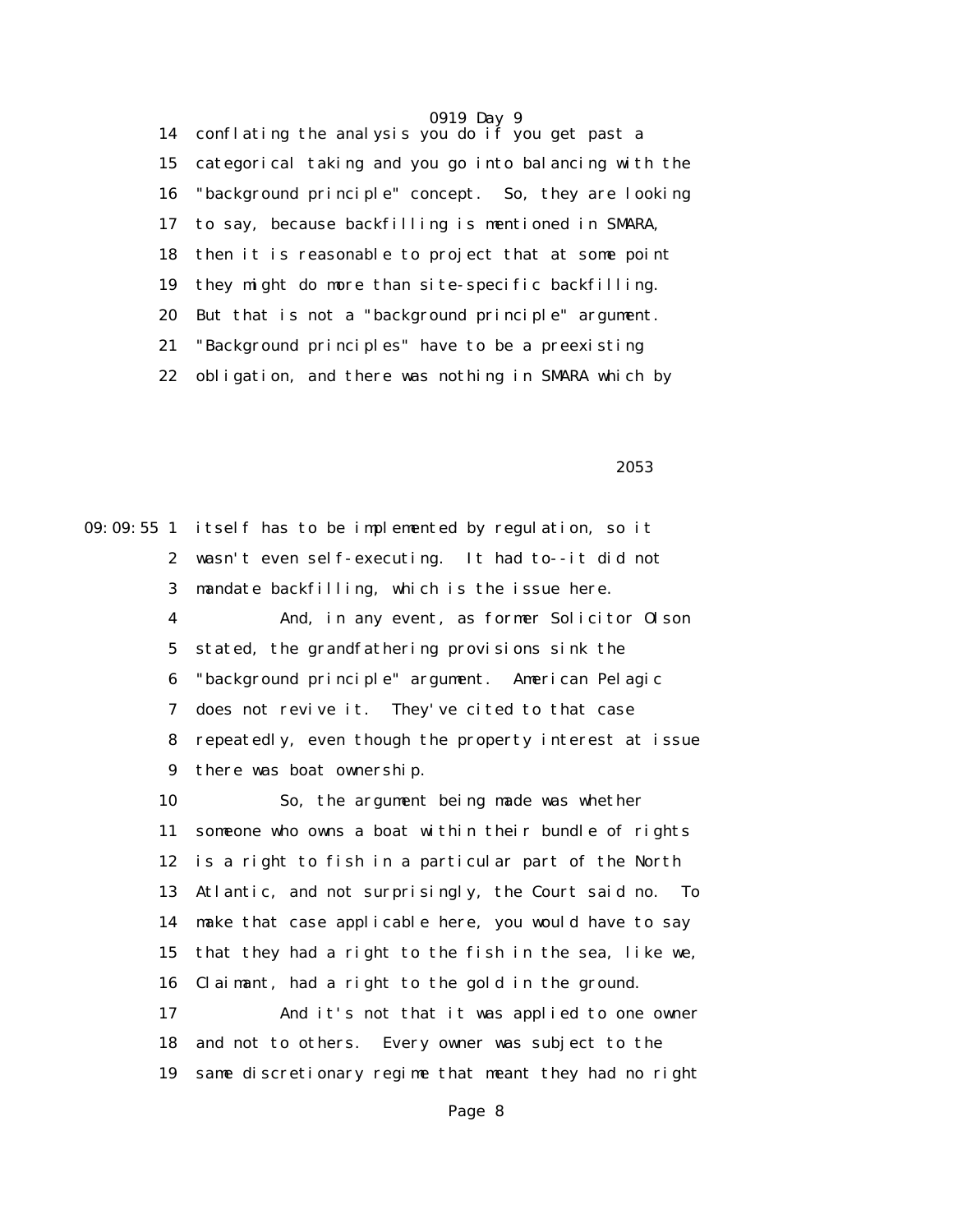14 conflating the analysis you do if you get past a
15 categorical taking and you go into balancing with the
16 "background principle" concept. So, they are looking
17 to say, because backfilling is mentioned in SMARA,
18 then it is reasonable to project that at some point
19 they might do more than site-specific backfilling.
20 But that is not a "background principle" argument.
21 "Background principles" have to be a preexisting
22 obligation, and there was nothing in SMARA which by

2053

09:09:55 1 itself has to be implemented by regulation, so it
2 wasn't even self-executing. It had to--it did not
3 mandate backfilling, which is the issue here.
4 And, in any event, as former Solicitor Olson
5 stated, the grandfathering provisions sink the
6 "background principle" argument. American Pelagic
7 does not revive it. They've cited to that case
8 repeatedly, even though the property interest at issue
9 there was boat ownership.
10 So, the argument being made was whether
11 someone who owns a boat within their bundle of rights
12 is a right to fish in a particular part of the North
13 Atlantic, and not surprisingly, the Court said no. To
14 make that case applicable here, you would have to say
15 that they had a right to the fish in the sea, like we,
16 Claimant, had a right to the gold in the ground.
17 And it's not that it was applied to one owner
18 and not to others. Every owner was subject to the
19 same discretionary regime that meant they had no right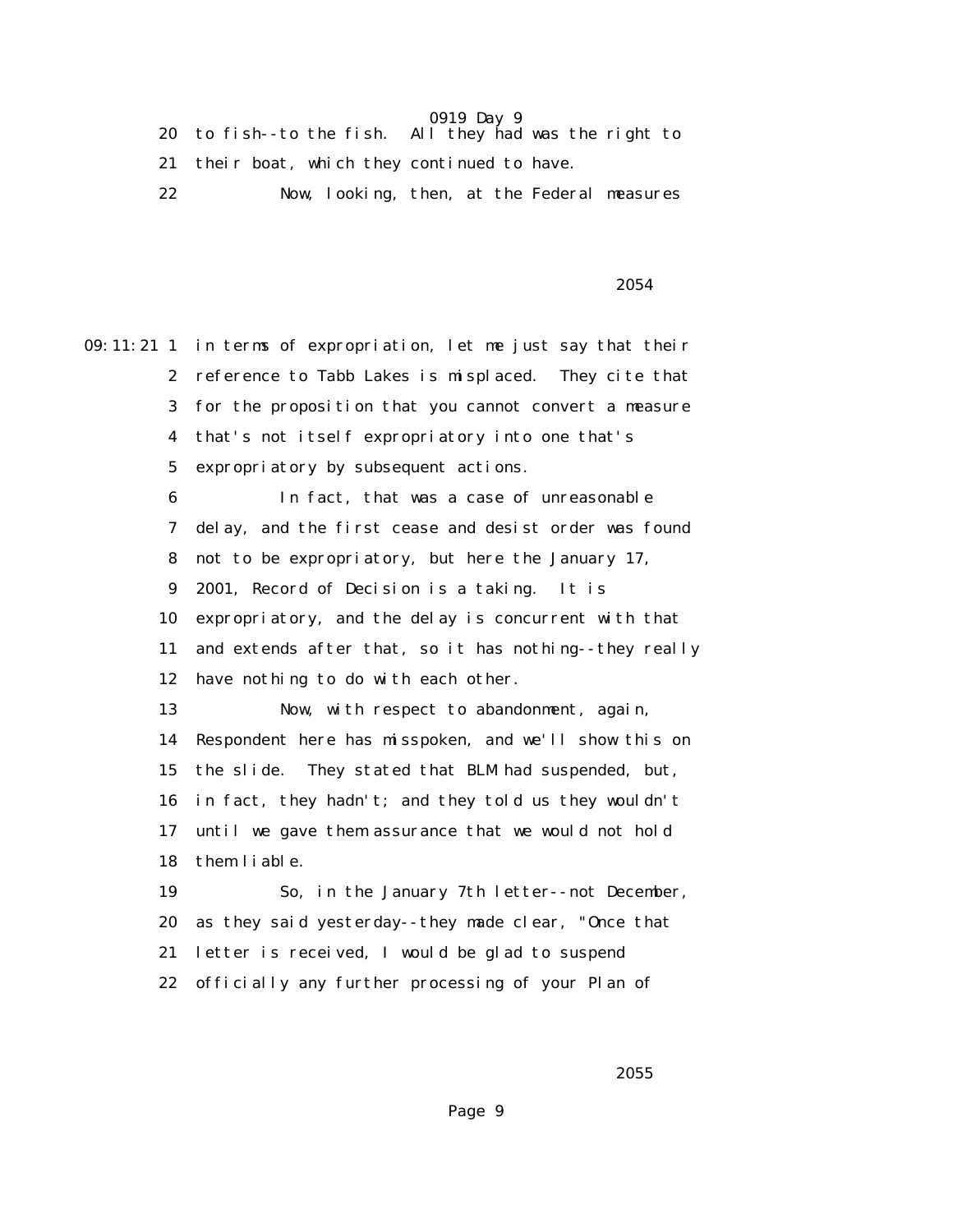20 to fish--to the fish. All they had was the right to
21 their boat, which they continued to have.
22 Now, looking, then, at the Federal measures

2054

09:11:21 1 in terms of expropriation, let me just say that their
2 reference to Tabb Lakes is misplaced. They cite that
3 for the proposition that you cannot convert a measure
4 that's not itself expropriatory into one that's
5 expropriatory by subsequent actions.
6 In fact, that was a case of unreasonable
7 delay, and the first cease and desist order was found
8 not to be expropriatory, but here the January 17,
9 2001, Record of Decision is a taking. It is
10 expropriatory, and the delay is concurrent with that
11 and extends after that, so it has nothing--they really
12 have nothing to do with each other.
13 Now, with respect to abandonment, again,
14 Respondent here has misspoken, and we'll show this on
15 the slide. They stated that BLM had suspended, but,
16 in fact, they hadn't; and they told us they wouldn't
17 until we gave them assurance that we would not hold
18 them liable.
19 So, in the January 7th letter--not December,
20 as they said yesterday--they made clear, "Once that
21 letter is received, I would be glad to suspend
22 officially any further processing of your Plan of

2055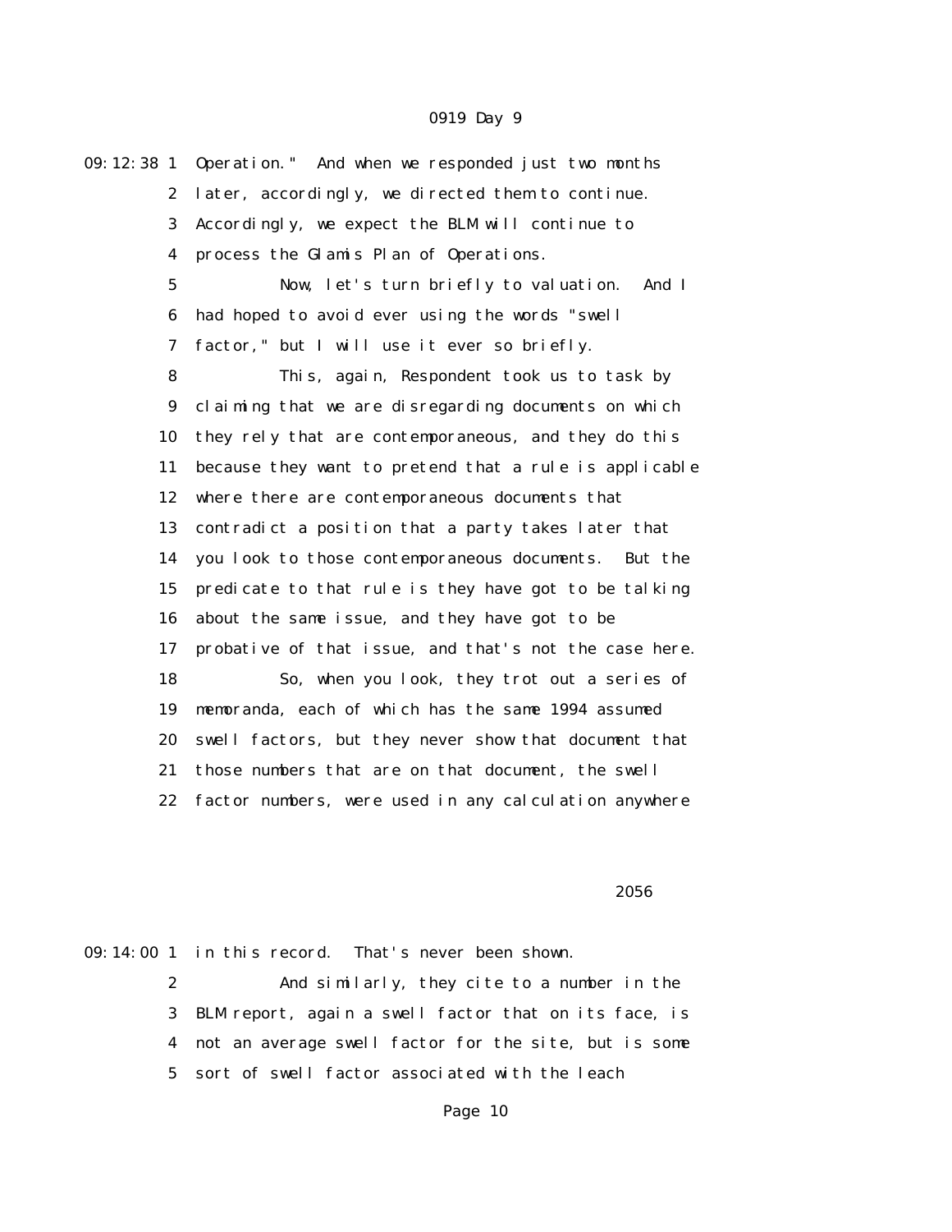09:12:38 1 Operation." And when we responded just two months
2 later, accordingly, we directed them to continue.
3 Accordingly, we expect the BLM will continue to
4 process the Glamis Plan of Operations.
5 Now, let's turn briefly to valuation. And I
6 had hoped to avoid ever using the words "swell
7 factor," but I will use it ever so briefly.
8 This, again, Respondent took us to task by
9 claiming that we are disregarding documents on which
10 they rely that are contemporaneous, and they do this
11 because they want to pretend that a rule is applicable
12 where there are contemporaneous documents that
13 contradict a position that a party takes later that
14 you look to those contemporaneous documents. But the
15 predicate to that rule is they have got to be talking
16 about the same issue, and they have got to be
17 probative of that issue, and that's not the case here.
18 So, when you look, they trot out a series of
19 memoranda, each of which has the same 1994 assumed
20 swell factors, but they never show that document that
21 those numbers that are on that document, the swell
22 factor numbers, were used in any calculation anywhere

2056

09:14:00 1 in this record. That's never been shown.
2 And similarly, they cite to a number in the
3 BLM report, again a swell factor that on its face, is
4 not an average swell factor for the site, but is some
5 sort of swell factor associated with the leach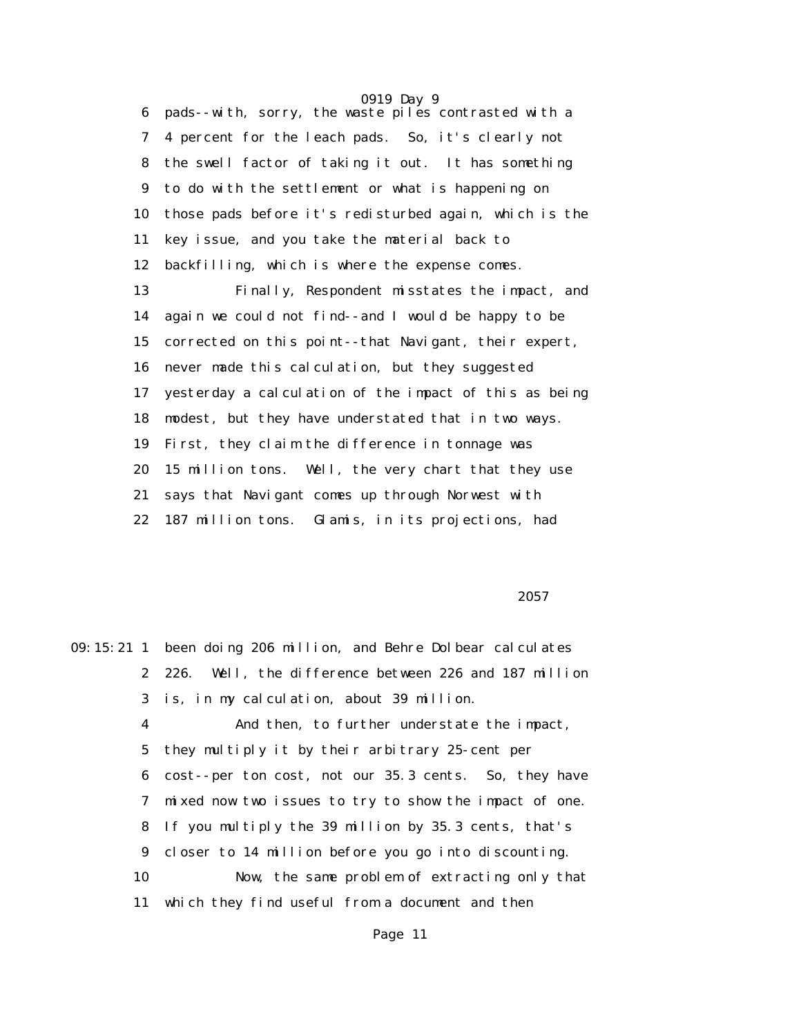pads--with, sorry, the waste piles contrasted with a 4 percent for the leach pads. So, it's clearly not the swell factor of taking it out. It has something to do with the settlement or what is happening on those pads before it's redisturbed again, which is the key issue, and you take the material back to backfilling, which is where the expense comes.

Finally, Respondent misstates the impact, and again we could not find--and I would be happy to be corrected on this point--that Navigant, their expert, never made this calculation, but they suggested yesterday a calculation of the impact of this as being modest, but they have understated that in two ways. First, they claim the difference in tonnage was 15 million tons. Well, the very chart that they use says that Navigant comes up through Norwest with 187 million tons. Glamis, in its projections, had been doing 206 million, and Behre Dolbear calculates 226. Well, the difference between 226 and 187 million is, in my calculation, about 39 million.

And then, to further understate the impact, they multiply it by their arbitrary 25-cent per cost--per ton cost, not our 35.3 cents. So, they have mixed now two issues to try to show the impact of one. If you multiply the 39 million by 35.3 cents, that's closer to 14 million before you go into discounting.

Now, the same problem of extracting only that which they find useful from a document and then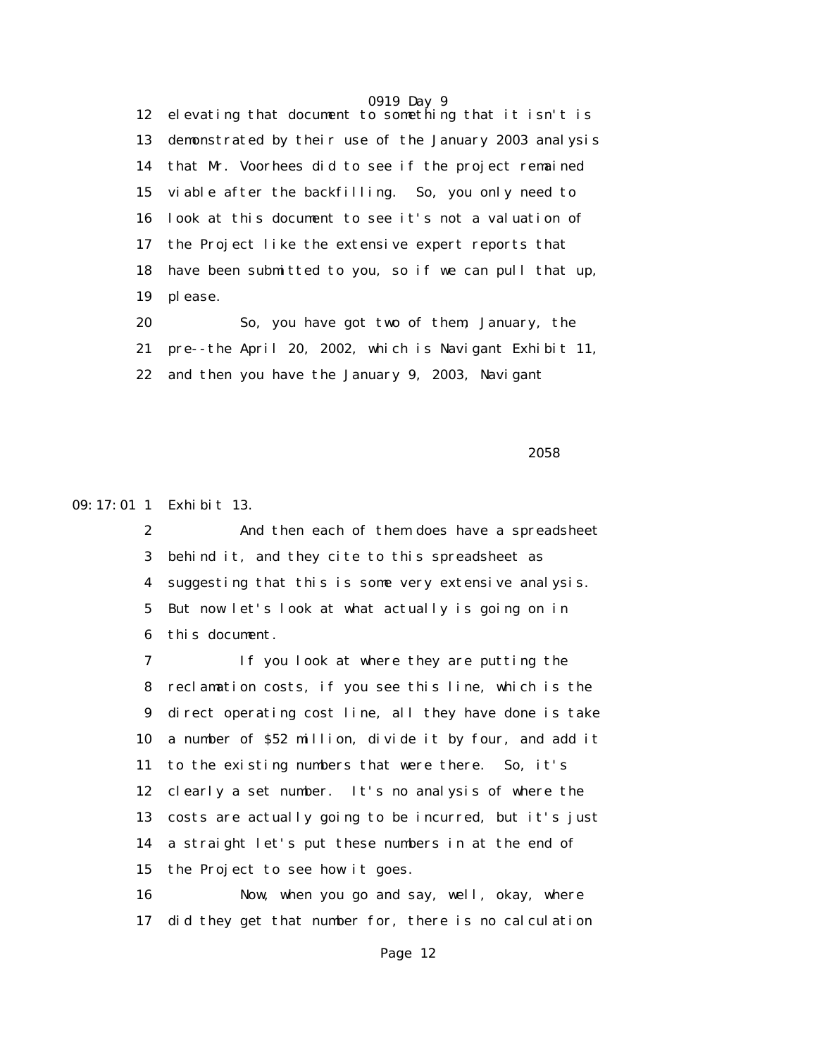12 elevating that document to something that it isn't is
13 demonstrated by their use of the January 2003 analysis
14 that Mr. Voorhees did to see if the project remained
15 viable after the backfilling. So, you only need to
16 look at this document to see it's not a valuation of
17 the Project like the extensive expert reports that
18 have been submitted to you, so if we can pull that up,
19 please.
20 So, you have got two of them, January, the
21 pre--the April 20, 2002, which is Navigant Exhibit 11,
22 and then you have the January 9, 2003, Navigant

2058

09:17:01 1 Exhibit 13.
2 And then each of them does have a spreadsheet
3 behind it, and they cite to this spreadsheet as
4 suggesting that this is some very extensive analysis.
5 But now let's look at what actually is going on in
6 this document.
7 If you look at where they are putting the
8 reclamation costs, if you see this line, which is the
9 direct operating cost line, all they have done is take
10 a number of $52 million, divide it by four, and add it
11 to the existing numbers that were there. So, it's
12 clearly a set number. It's no analysis of where the
13 costs are actually going to be incurred, but it's just
14 a straight let's put these numbers in at the end of
15 the Project to see how it goes.
16 Now, when you go and say, well, okay, where
17 did they get that number for, there is no calculation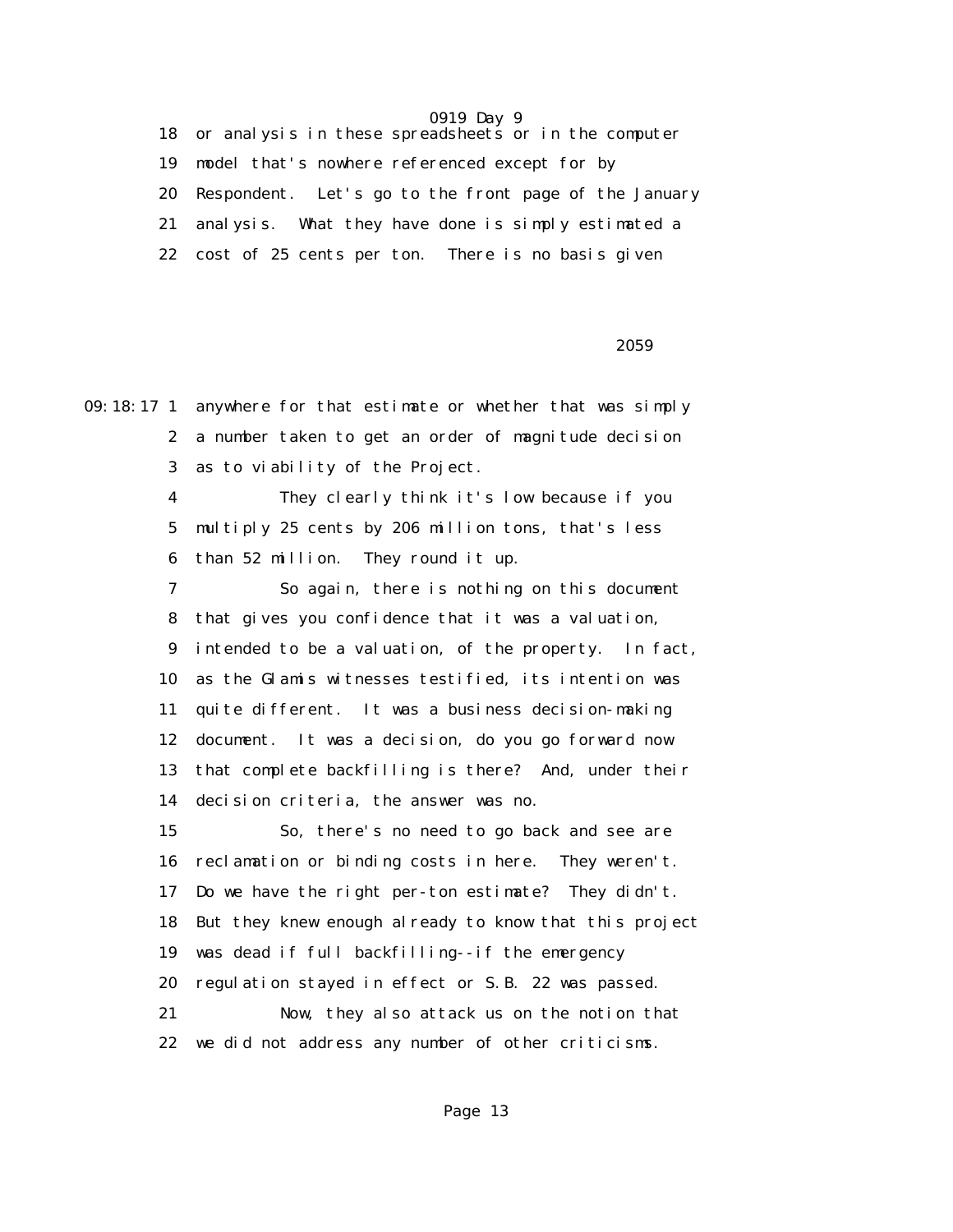18 or analysis in these spreadsheets or in the computer
19 model that's nowhere referenced except for by
20 Respondent. Let's go to the front page of the January
21 analysis. What they have done is simply estimated a
22 cost of 25 cents per ton. There is no basis given

2059

09:18:17 1 anywhere for that estimate or whether that was simply
2 a number taken to get an order of magnitude decision
3 as to viability of the Project.
4 They clearly think it's low because if you
5 multiply 25 cents by 206 million tons, that's less
6 than 52 million. They round it up.
7 So again, there is nothing on this document
8 that gives you confidence that it was a valuation,
9 intended to be a valuation, of the property. In fact,
10 as the Glamis witnesses testified, its intention was
11 quite different. It was a business decision-making
12 document. It was a decision, do you go forward now
13 that complete backfilling is there? And, under their
14 decision criteria, the answer was no.
15 So, there's no need to go back and see are
16 reclamation or binding costs in here. They weren't.
17 Do we have the right per-ton estimate? They didn't.
18 But they knew enough already to know that this project
19 was dead if full backfilling--if the emergency
20 regulation stayed in effect or S.B. 22 was passed.
21 Now, they also attack us on the notion that
22 we did not address any number of other criticisms.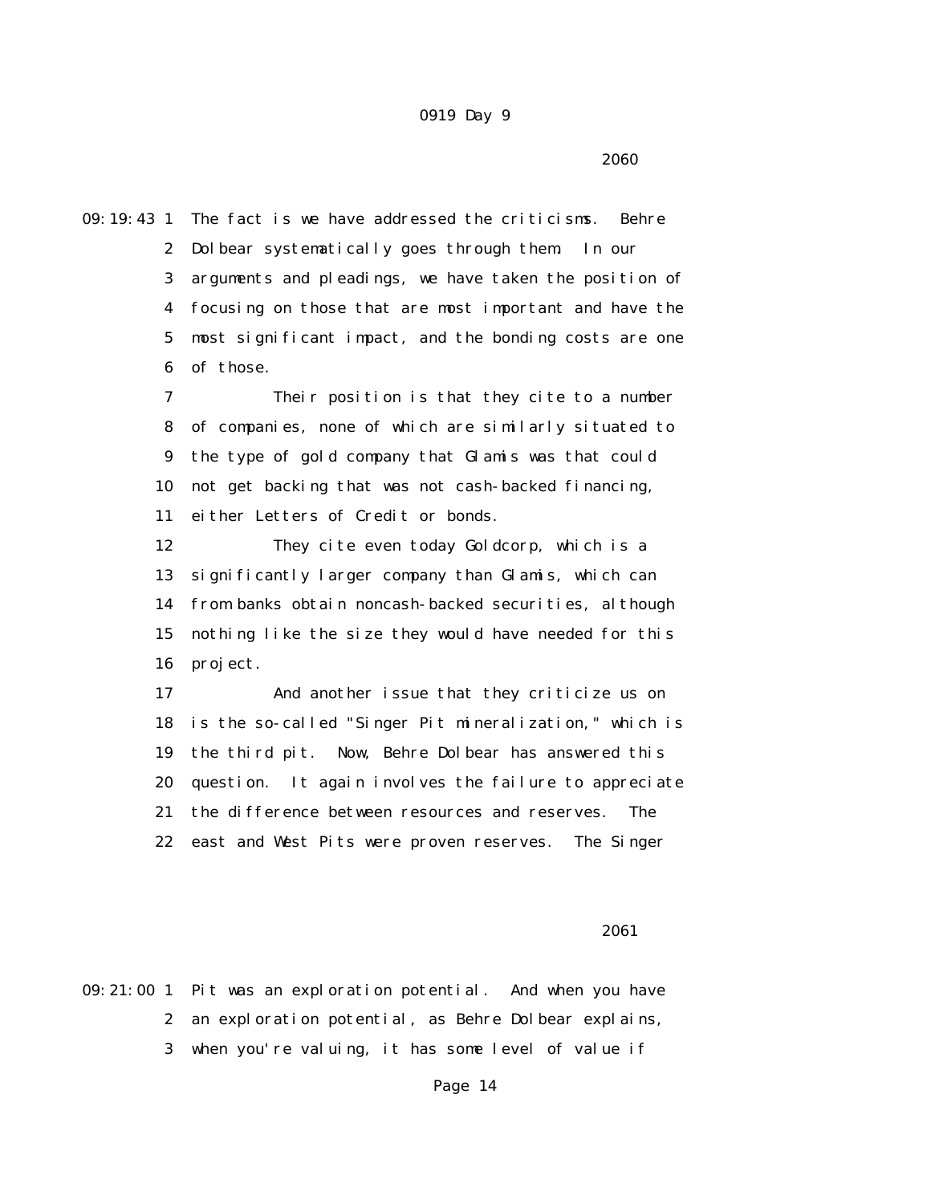2060

09:19:43 1 The fact is we have addressed the criticisms. Behre
2 Dolbear systematically goes through them. In our
3 arguments and pleadings, we have taken the position of
4 focusing on those that are most important and have the
5 most significant impact, and the bonding costs are one
6 of those.
7 Their position is that they cite to a number
8 of companies, none of which are similarly situated to
9 the type of gold company that Glamis was that could
10 not get backing that was not cash-backed financing,
11 either Letters of Credit or bonds.
12 They cite even today Goldcorp, which is a
13 significantly larger company than Glamis, which can
14 from banks obtain noncash-backed securities, although
15 nothing like the size they would have needed for this
16 project.
17 And another issue that they criticize us on
18 is the so-called "Singer Pit mineralization," which is
19 the third pit. Now, Behre Dolbear has answered this
20 question. It again involves the failure to appreciate
21 the difference between resources and reserves. The
22 east and West Pits were proven reserves. The Singer

2061

09:21:00 1 Pit was an exploration potential. And when you have
2 an exploration potential, as Behre Dolbear explains,
3 when you're valuing, it has some level of value if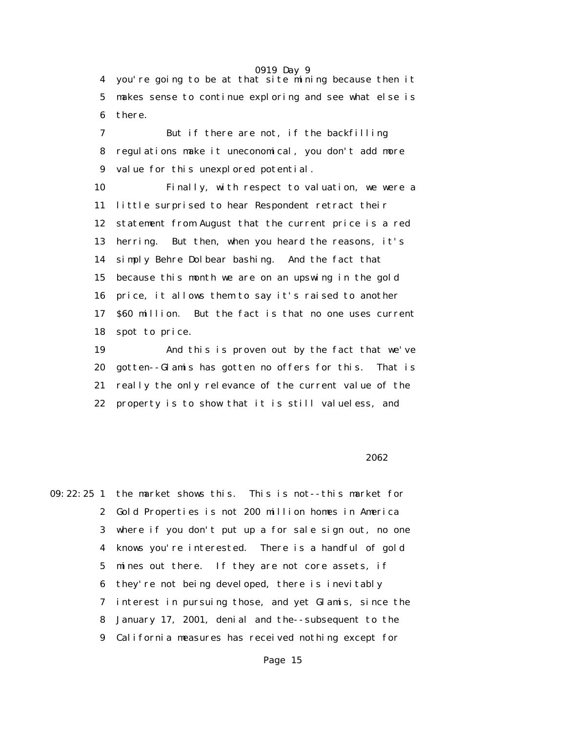4 you're going to be at that site mining because then it
5 makes sense to continue exploring and see what else is
6 there.

7 But if there are not, if the backfilling
8 regulations make it uneconomical, you don't add more
9 value for this unexplored potential.

10 Finally, with respect to valuation, we were a
11 little surprised to hear Respondent retract their
12 statement from August that the current price is a red
13 herring. But then, when you heard the reasons, it's
14 simply Behre Dolbear bashing. And the fact that
15 because this month we are on an upswing in the gold
16 price, it allows them to say it's raised to another
17 $60 million. But the fact is that no one uses current
18 spot to price.

19 And this is proven out by the fact that we've
20 gotten--Glamis has gotten no offers for this. That is
21 really the only relevance of the current value of the
22 property is to show that it is still valueless, and

2062

09:22:25 1 the market shows this. This is not--this market for
2 Gold Properties is not 200 million homes in America
3 where if you don't put up a for sale sign out, no one
4 knows you're interested. There is a handful of gold
5 mines out there. If they are not core assets, if
6 they're not being developed, there is inevitably
7 interest in pursuing those, and yet Glamis, since the
8 January 17, 2001, denial and the--subsequent to the
9 California measures has received nothing except for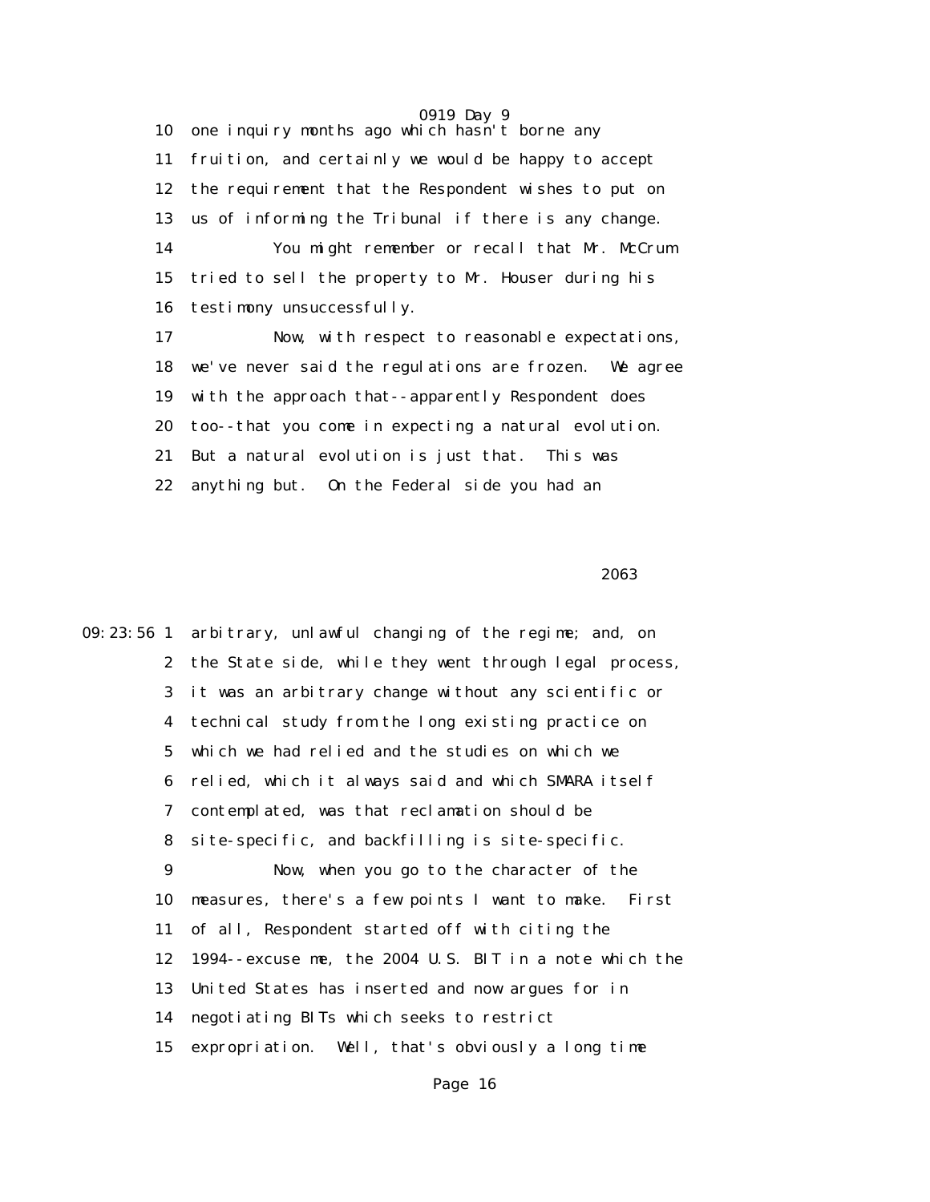10 one inquiry months ago which hasn't borne any
11 fruition, and certainly we would be happy to accept
12 the requirement that the Respondent wishes to put on
13 us of informing the Tribunal if there is any change.
14 You might remember or recall that Mr. McCrum
15 tried to sell the property to Mr. Houser during his
16 testimony unsuccessfully.
17 Now, with respect to reasonable expectations,
18 we've never said the regulations are frozen. We agree
19 with the approach that--apparently Respondent does
20 too--that you come in expecting a natural evolution.
21 But a natural evolution is just that. This was
22 anything but. On the Federal side you had an

2063

09:23:56 1 arbitrary, unlawful changing of the regime; and, on
2 the State side, while they went through legal process,
3 it was an arbitrary change without any scientific or
4 technical study from the long existing practice on
5 which we had relied and the studies on which we
6 relied, which it always said and which SMARA itself
7 contemplated, was that reclamation should be
8 site-specific, and backfilling is site-specific.
9 Now, when you go to the character of the
10 measures, there's a few points I want to make. First
11 of all, Respondent started off with citing the
12 1994--excuse me, the 2004 U.S. BIT in a note which the
13 United States has inserted and now argues for in
14 negotiating BITs which seeks to restrict
15 expropriation. Well, that's obviously a long time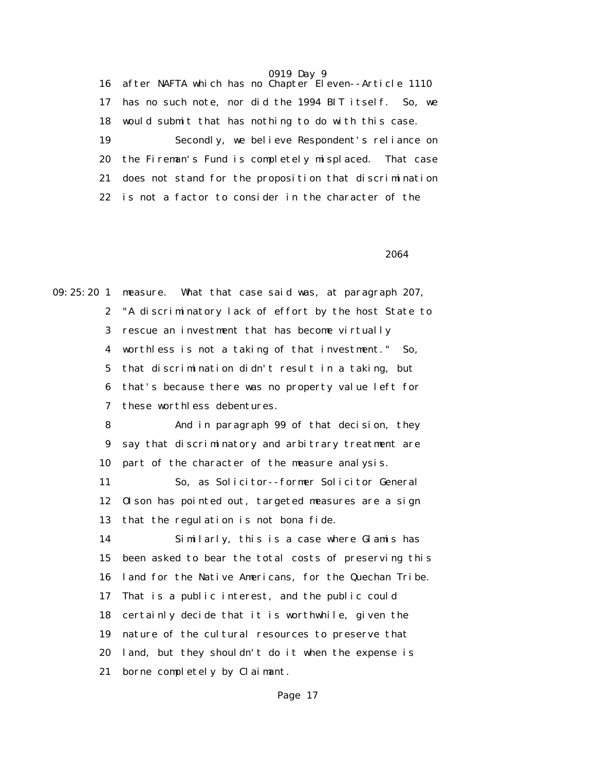16 after NAFTA which has no Chapter Eleven--Article 1110

17 has no such note, nor did the 1994 BIT itself. So, we

18 would submit that has nothing to do with this case.

19 Secondly, we believe Respondent's reliance on

20 the Fireman's Fund is completely misplaced. That case

21 does not stand for the proposition that discrimination

22 is not a factor to consider in the character of the

2064

09:25:20 1 measure. What that case said was, at paragraph 207,

2 "A discriminatory lack of effort by the host State to

3 rescue an investment that has become virtually

4 worthless is not a taking of that investment." So,

5 that discrimination didn't result in a taking, but

6 that's because there was no property value left for

7 these worthless debentures.

8 And in paragraph 99 of that decision, they

9 say that discriminatory and arbitrary treatment are

10 part of the character of the measure analysis.

11 So, as Solicitor--former Solicitor General

12 Olson has pointed out, targeted measures are a sign

13 that the regulation is not bona fide.

14 Similarly, this is a case where Glamis has

15 been asked to bear the total costs of preserving this

16 land for the Native Americans, for the Quechan Tribe.

17 That is a public interest, and the public could

18 certainly decide that it is worthwhile, given the

19 nature of the cultural resources to preserve that

20 land, but they shouldn't do it when the expense is

21 borne completely by Claimant.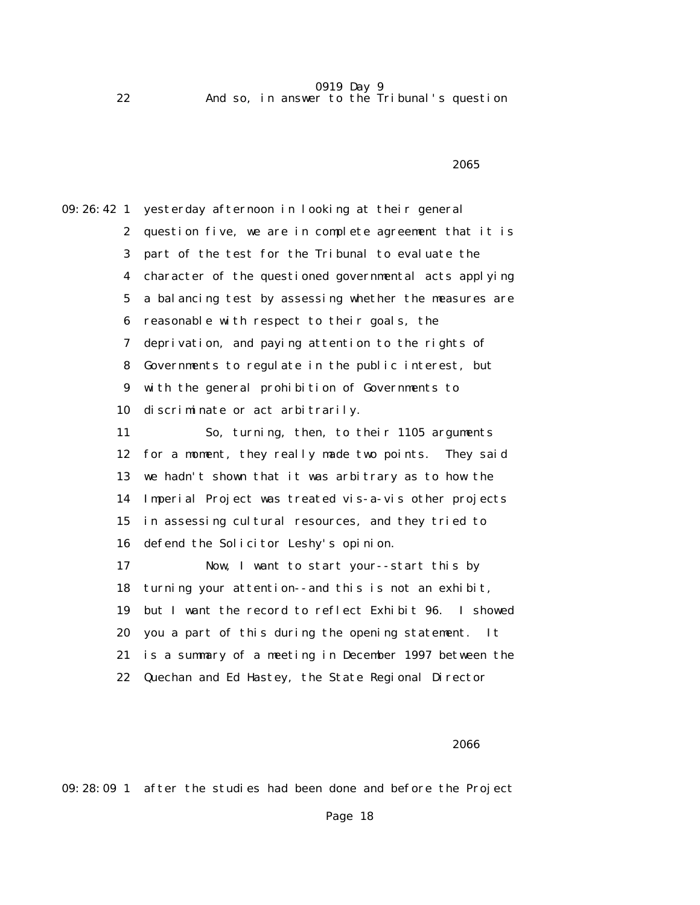22 And so, in answer to the Tribunal's question

2065

09:26:42 1 yesterday afternoon in looking at their general
2 question five, we are in complete agreement that it is
3 part of the test for the Tribunal to evaluate the
4 character of the questioned governmental acts applying
5 a balancing test by assessing whether the measures are
6 reasonable with respect to their goals, the
7 deprivation, and paying attention to the rights of
8 Governments to regulate in the public interest, but
9 with the general prohibition of Governments to
10 discriminate or act arbitrarily.
11 So, turning, then, to their 1105 arguments
12 for a moment, they really made two points. They said
13 we hadn't shown that it was arbitrary as to how the
14 Imperial Project was treated vis-a-vis other projects
15 in assessing cultural resources, and they tried to
16 defend the Solicitor Leshy's opinion.
17 Now, I want to start your--start this by
18 turning your attention--and this is not an exhibit,
19 but I want the record to reflect Exhibit 96. I showed
20 you a part of this during the opening statement. It
21 is a summary of a meeting in December 1997 between the
22 Quechan and Ed Hastey, the State Regional Director

2066

09:28:09 1 after the studies had been done and before the Project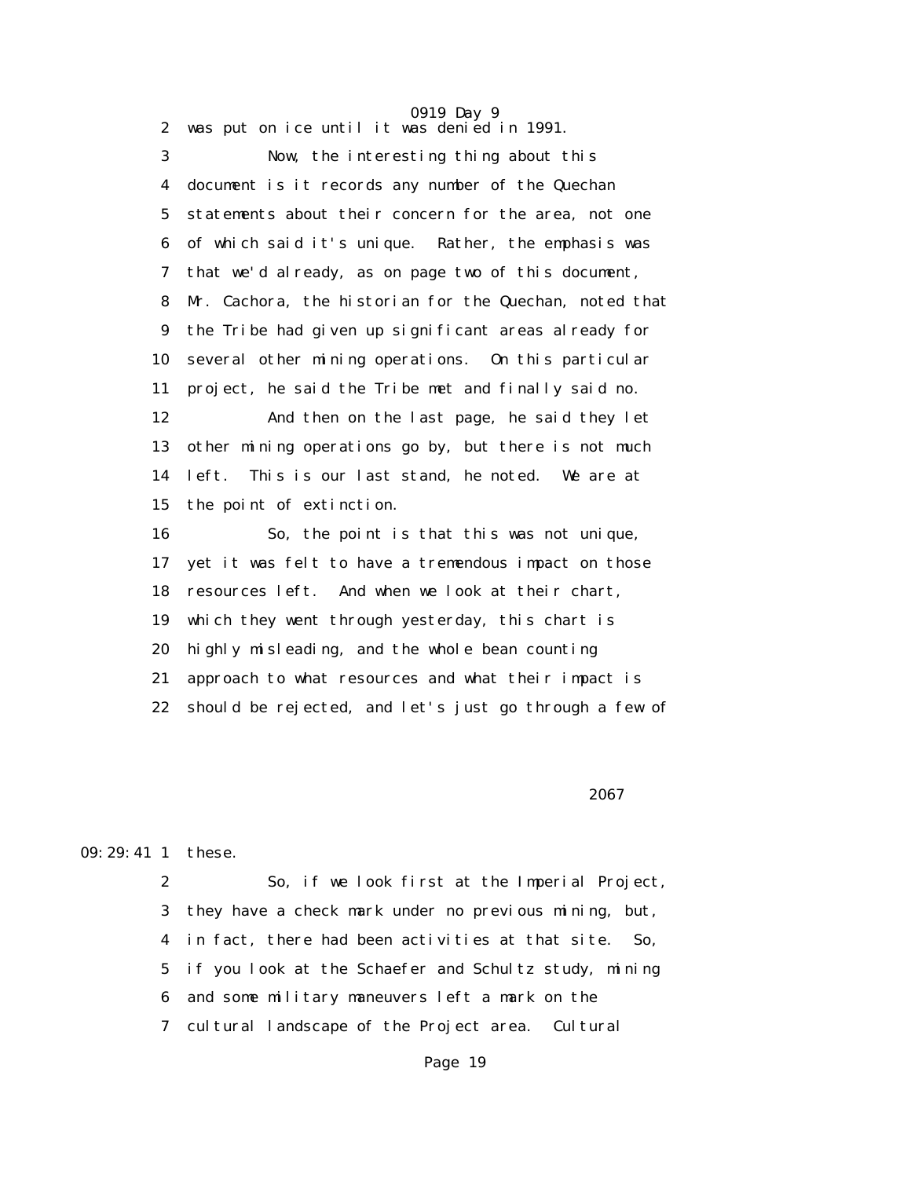2 was put on ice until it was denied in 1991.

3 Now, the interesting thing about this

4 document is it records any number of the Quechan

5 statements about their concern for the area, not one

6 of which said it's unique. Rather, the emphasis was

7 that we'd already, as on page two of this document,

8 Mr. Cachora, the historian for the Quechan, noted that

9 the Tribe had given up significant areas already for

10 several other mining operations. On this particular

11 project, he said the Tribe met and finally said no.

12 And then on the last page, he said they let

13 other mining operations go by, but there is not much

14 left. This is our last stand, he noted. We are at

15 the point of extinction.

16 So, the point is that this was not unique,

17 yet it was felt to have a tremendous impact on those

18 resources left. And when we look at their chart,

19 which they went through yesterday, this chart is

20 highly misleading, and the whole bean counting

21 approach to what resources and what their impact is

22 should be rejected, and let's just go through a few of

2067

09:29:41 1 these.

2 So, if we look first at the Imperial Project,

3 they have a check mark under no previous mining, but,

4 in fact, there had been activities at that site. So,

5 if you look at the Schaefer and Schultz study, mining

6 and some military maneuvers left a mark on the

7 cultural landscape of the Project area. Cultural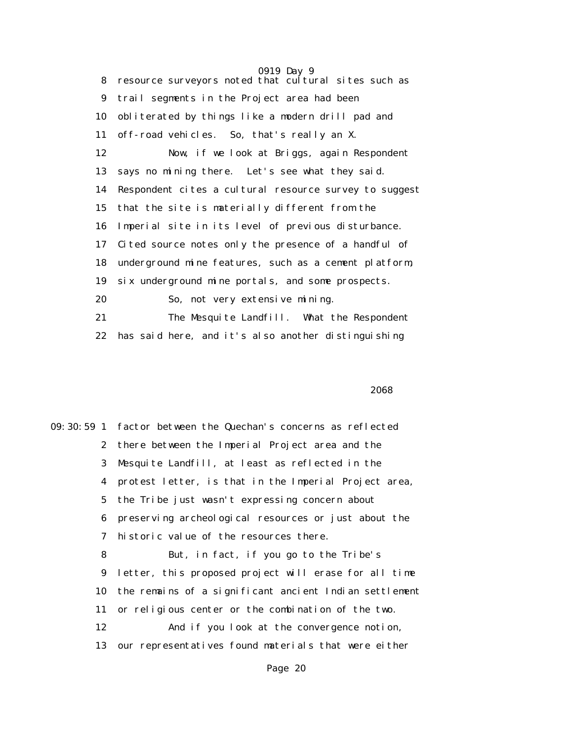8 resource surveyors noted that cultural sites such as
9 trail segments in the Project area had been
10 obliterated by things like a modern drill pad and
11 off-road vehicles. So, that's really an X.
12 Now, if we look at Briggs, again Respondent
13 says no mining there. Let's see what they said.
14 Respondent cites a cultural resource survey to suggest
15 that the site is materially different from the
16 Imperial site in its level of previous disturbance.
17 Cited source notes only the presence of a handful of
18 underground mine features, such as a cement platform,
19 six underground mine portals, and some prospects.
20 So, not very extensive mining.
21 The Mesquite Landfill. What the Respondent
22 has said here, and it's also another distinguishing

2068

09:30:59 1 factor between the Quechan's concerns as reflected
2 there between the Imperial Project area and the
3 Mesquite Landfill, at least as reflected in the
4 protest letter, is that in the Imperial Project area,
5 the Tribe just wasn't expressing concern about
6 preserving archeological resources or just about the
7 historic value of the resources there.
8 But, in fact, if you go to the Tribe's
9 letter, this proposed project will erase for all time
10 the remains of a significant ancient Indian settlement
11 or religious center or the combination of the two.
12 And if you look at the convergence notion,
13 our representatives found materials that were either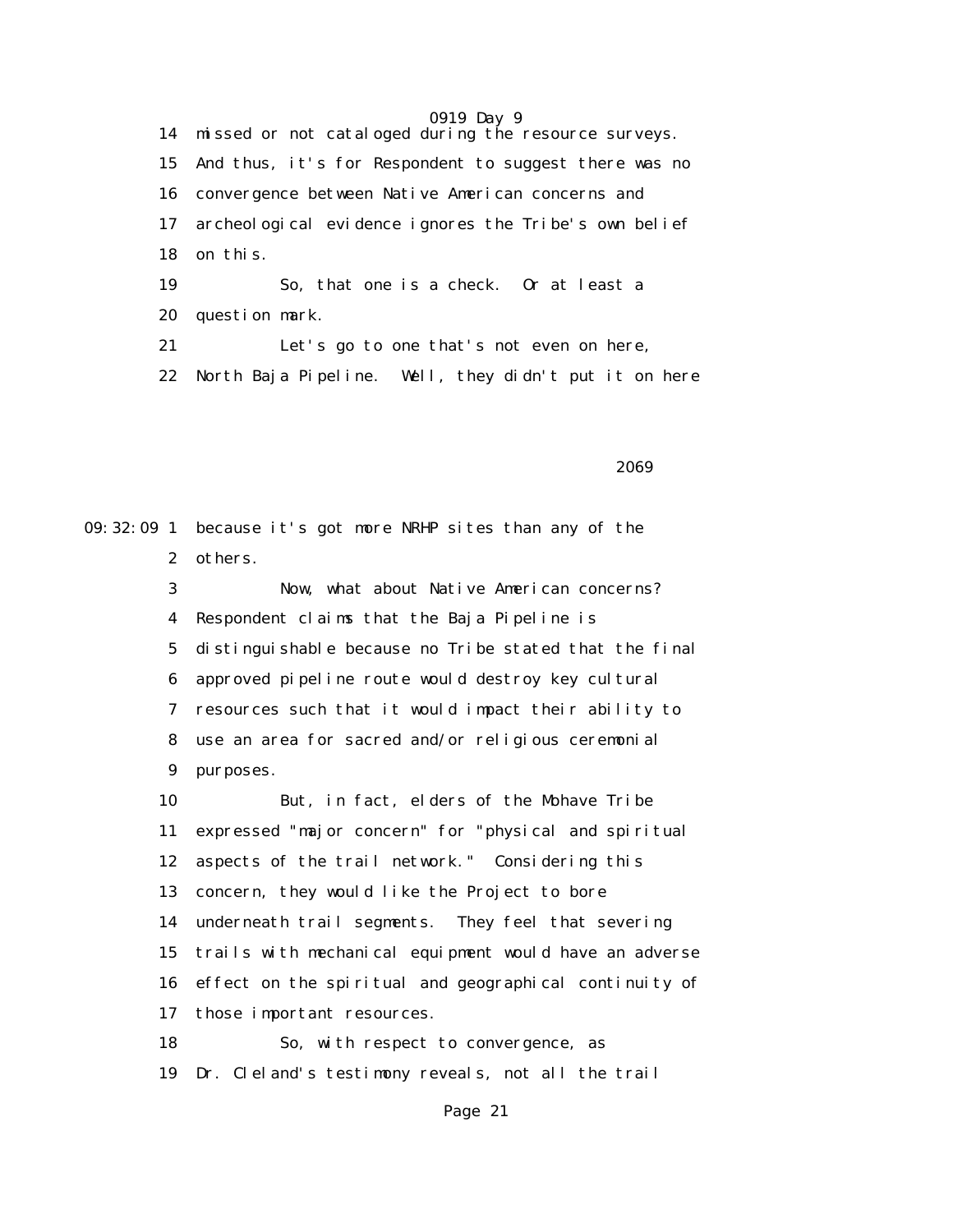14 missed or not cataloged during the resource surveys.
15 And thus, it's for Respondent to suggest there was no
16 convergence between Native American concerns and
17 archeological evidence ignores the Tribe's own belief
18 on this.
19 So, that one is a check. Or at least a
20 question mark.
21 Let's go to one that's not even on here,
22 North Baja Pipeline. Well, they didn't put it on here

2069

09:32:09 1 because it's got more NRHP sites than any of the
2 others.
3 Now, what about Native American concerns?
4 Respondent claims that the Baja Pipeline is
5 distinguishable because no Tribe stated that the final
6 approved pipeline route would destroy key cultural
7 resources such that it would impact their ability to
8 use an area for sacred and/or religious ceremonial
9 purposes.
10 But, in fact, elders of the Mohave Tribe
11 expressed "major concern" for "physical and spiritual
12 aspects of the trail network." Considering this
13 concern, they would like the Project to bore
14 underneath trail segments. They feel that severing
15 trails with mechanical equipment would have an adverse
16 effect on the spiritual and geographical continuity of
17 those important resources.
18 So, with respect to convergence, as
19 Dr. Cleland's testimony reveals, not all the trail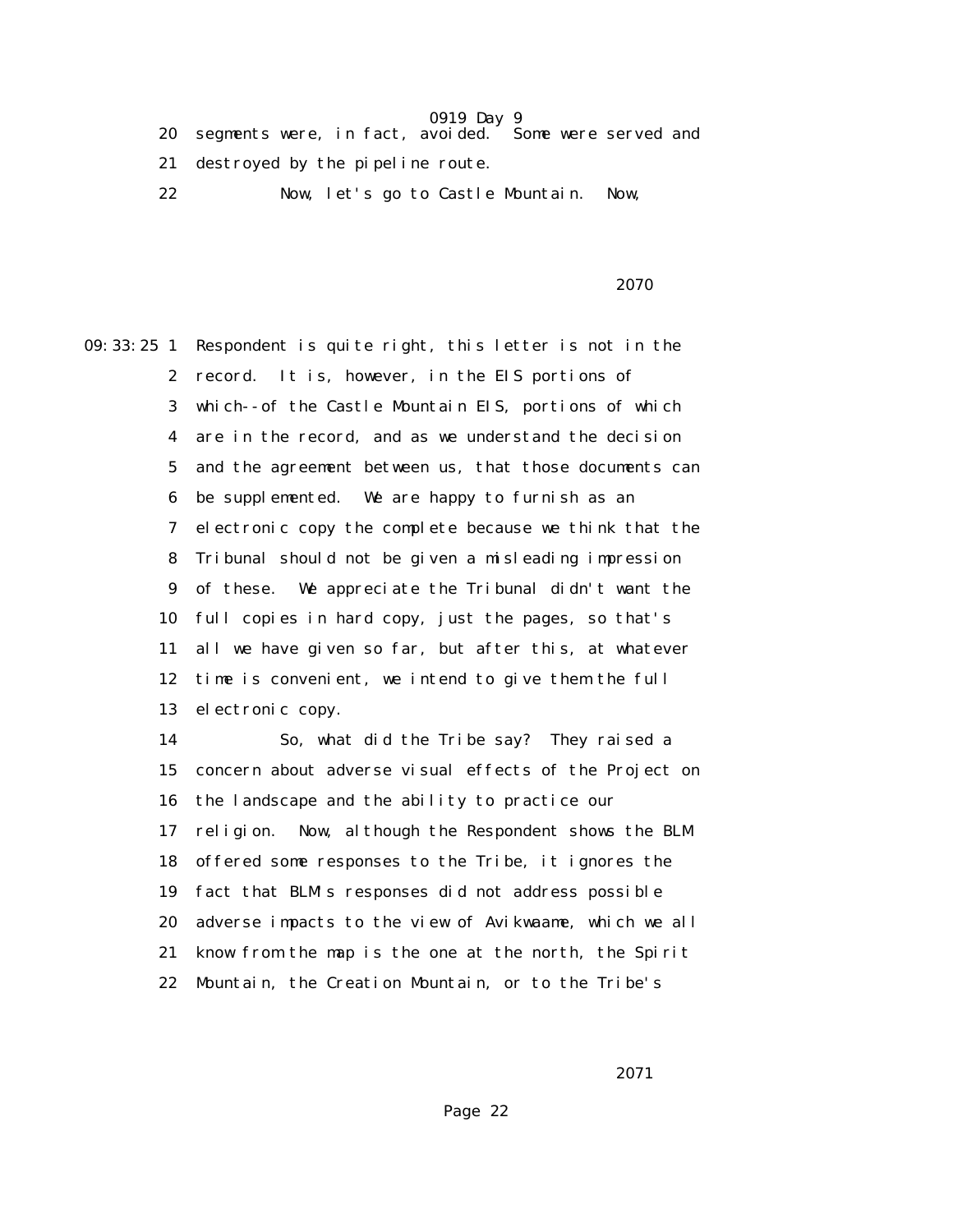20 segments were, in fact, avoided. Some were served and

21 destroyed by the pipeline route.

22 Now, let's go to Castle Mountain. Now,

09:33:25 1 Respondent is quite right, this letter is not in the

2 record. It is, however, in the EIS portions of

3 which--of the Castle Mountain EIS, portions of which

4 are in the record, and as we understand the decision

5 and the agreement between us, that those documents can

6 be supplemented. We are happy to furnish as an

7 electronic copy the complete because we think that the

8 Tribunal should not be given a misleading impression

9 of these. We appreciate the Tribunal didn't want the

10 full copies in hard copy, just the pages, so that's

11 all we have given so far, but after this, at whatever

12 time is convenient, we intend to give them the full

13 electronic copy.

14 So, what did the Tribe say? They raised a

15 concern about adverse visual effects of the Project on

16 the landscape and the ability to practice our

17 religion. Now, although the Respondent shows the BLM

18 offered some responses to the Tribe, it ignores the

19 fact that BLM's responses did not address possible

20 adverse impacts to the view of Avikwaame, which we all

21 know from the map is the one at the north, the Spirit

22 Mountain, the Creation Mountain, or to the Tribe's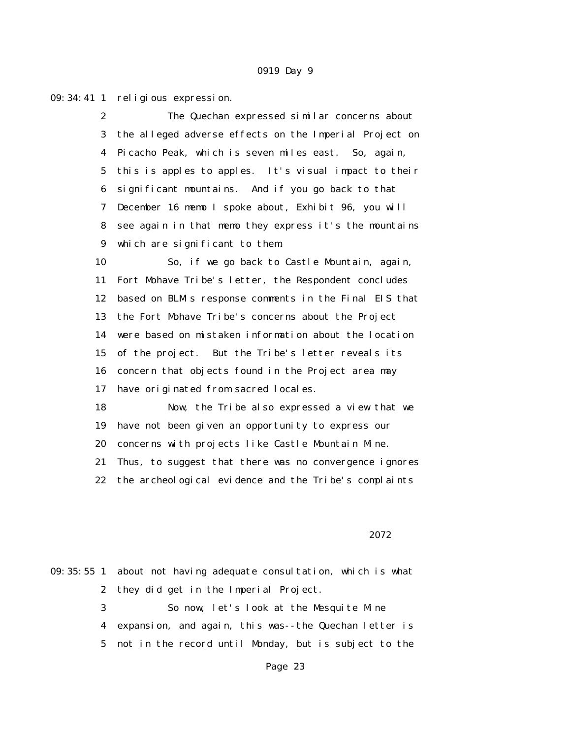09:34:41 1 religious expression.

2 The Quechan expressed similar concerns about

3 the alleged adverse effects on the Imperial Project on

4 Picacho Peak, which is seven miles east. So, again,

5 this is apples to apples. It's visual impact to their

6 significant mountains. And if you go back to that

7 December 16 memo I spoke about, Exhibit 96, you will

8 see again in that memo they express it's the mountains

9 which are significant to them.

10 So, if we go back to Castle Mountain, again,

11 Fort Mohave Tribe's letter, the Respondent concludes

12 based on BLM's response comments in the Final EIS that

13 the Fort Mohave Tribe's concerns about the Project

14 were based on mistaken information about the location

15 of the project. But the Tribe's letter reveals its

16 concern that objects found in the Project area may

17 have originated from sacred locales.

18 Now, the Tribe also expressed a view that we

19 have not been given an opportunity to express our

20 concerns with projects like Castle Mountain Mine.

21 Thus, to suggest that there was no convergence ignores

22 the archeological evidence and the Tribe's complaints

2072

09:35:55 1 about not having adequate consultation, which is what

2 they did get in the Imperial Project.

3 So now, let's look at the Mesquite Mine

4 expansion, and again, this was--the Quechan letter is

5 not in the record until Monday, but is subject to the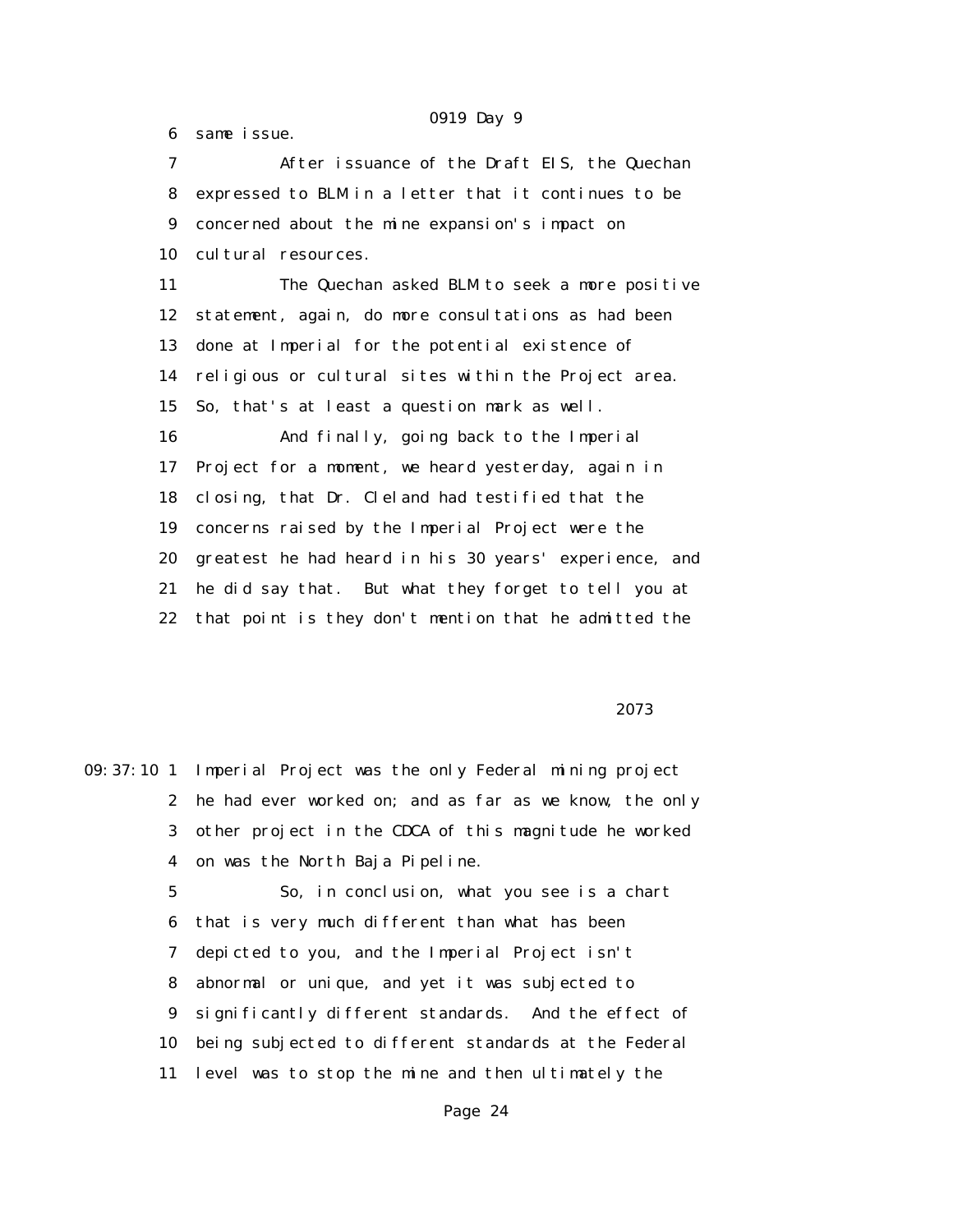6 same issue.

7 After issuance of the Draft EIS, the Quechan
8 expressed to BLM in a letter that it continues to be
9 concerned about the mine expansion's impact on
10 cultural resources.

11 The Quechan asked BLM to seek a more positive
12 statement, again, do more consultations as had been
13 done at Imperial for the potential existence of
14 religious or cultural sites within the Project area.
15 So, that's at least a question mark as well.

16 And finally, going back to the Imperial
17 Project for a moment, we heard yesterday, again in
18 closing, that Dr. Cleland had testified that the
19 concerns raised by the Imperial Project were the
20 greatest he had heard in his 30 years' experience, and
21 he did say that. But what they forget to tell you at
22 that point is they don't mention that he admitted the

2073

09:37:10 1 Imperial Project was the only Federal mining project
2 he had ever worked on; and as far as we know, the only
3 other project in the CDCA of this magnitude he worked
4 on was the North Baja Pipeline.

5 So, in conclusion, what you see is a chart
6 that is very much different than what has been
7 depicted to you, and the Imperial Project isn't
8 abnormal or unique, and yet it was subjected to
9 significantly different standards. And the effect of
10 being subjected to different standards at the Federal
11 level was to stop the mine and then ultimately the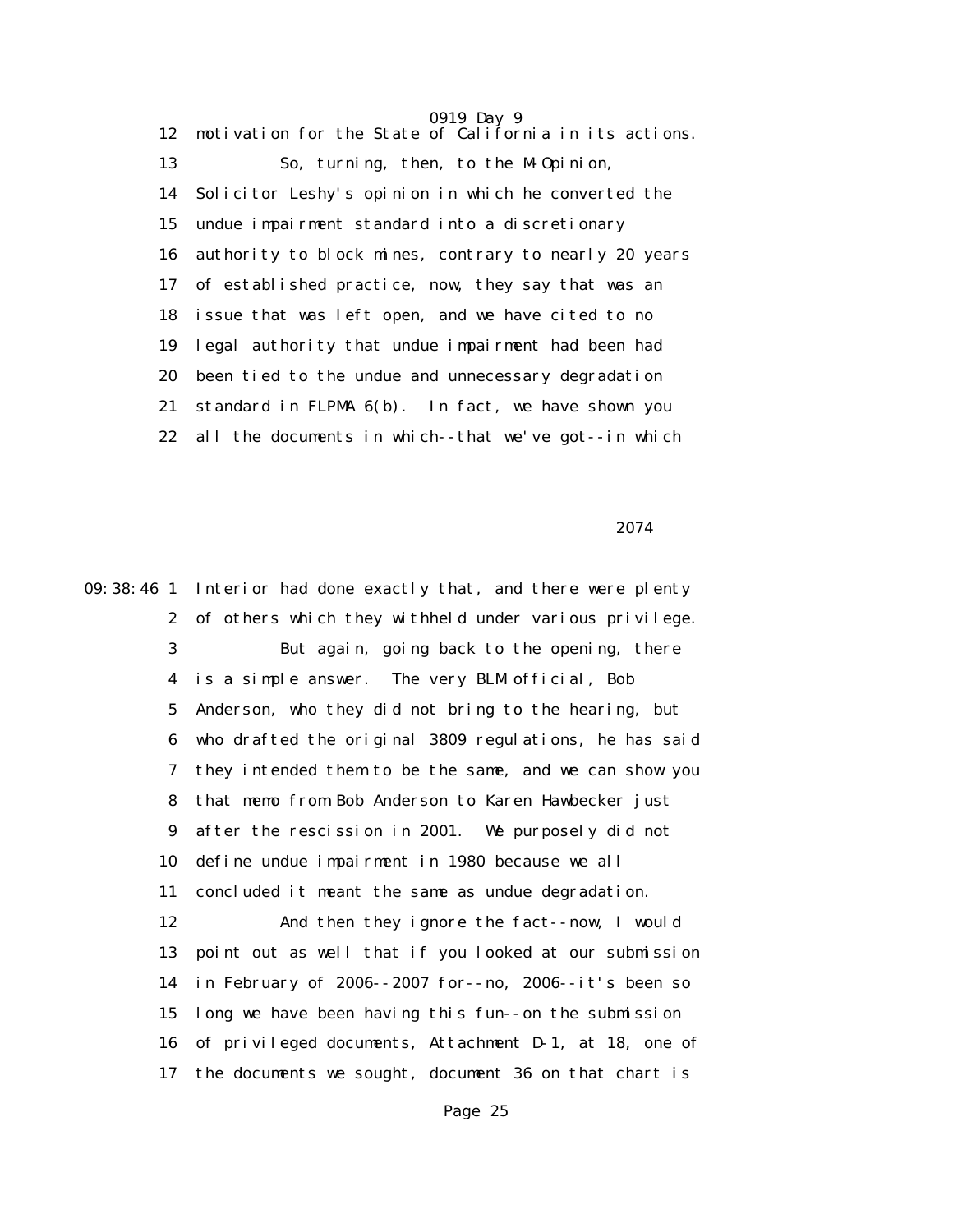12 motivation for the State of California in its actions.

13 So, turning, then, to the M-Opinion,

14 Solicitor Leshy's opinion in which he converted the

15 undue impairment standard into a discretionary

16 authority to block mines, contrary to nearly 20 years

17 of established practice, now, they say that was an

18 issue that was left open, and we have cited to no

19 legal authority that undue impairment had been had

20 been tied to the undue and unnecessary degradation

21 standard in FLPMA 6(b). In fact, we have shown you

22 all the documents in which--that we've got--in which

2074

09:38:46 1 Interior had done exactly that, and there were plenty

2 of others which they withheld under various privilege.

3 But again, going back to the opening, there

4 is a simple answer. The very BLM official, Bob

5 Anderson, who they did not bring to the hearing, but

6 who drafted the original 3809 regulations, he has said

7 they intended them to be the same, and we can show you

8 that memo from Bob Anderson to Karen Hawbecker just

9 after the rescission in 2001. We purposely did not

10 define undue impairment in 1980 because we all

11 concluded it meant the same as undue degradation.

12 And then they ignore the fact--now, I would

13 point out as well that if you looked at our submission

14 in February of 2006--2007 for--no, 2006--it's been so

15 long we have been having this fun--on the submission

16 of privileged documents, Attachment D-1, at 18, one of

17 the documents we sought, document 36 on that chart is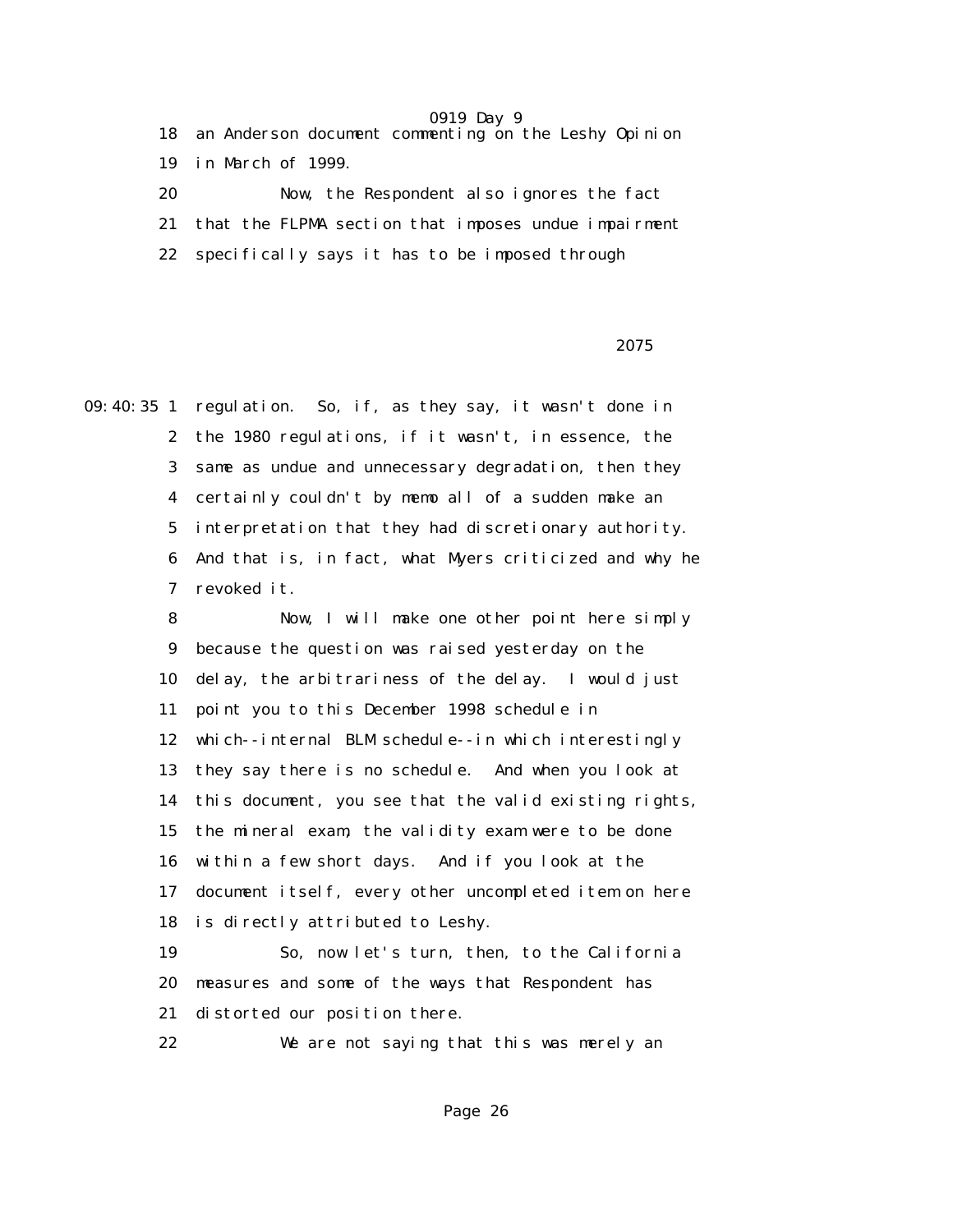18 an Anderson document commenting on the Leshy Opinion

19 in March of 1999.

20 Now, the Respondent also ignores the fact

21 that the FLPMA section that imposes undue impairment

22 specifically says it has to be imposed through

2075

09:40:35 1 regulation. So, if, as they say, it wasn't done in

2 the 1980 regulations, if it wasn't, in essence, the

3 same as undue and unnecessary degradation, then they

4 certainly couldn't by memo all of a sudden make an

5 interpretation that they had discretionary authority.

6 And that is, in fact, what Myers criticized and why he

7 revoked it.

8 Now, I will make one other point here simply

9 because the question was raised yesterday on the

10 delay, the arbitrariness of the delay. I would just

11 point you to this December 1998 schedule in

12 which--internal BLM schedule--in which interestingly

13 they say there is no schedule. And when you look at

14 this document, you see that the valid existing rights,

15 the mineral exam, the validity exam were to be done

16 within a few short days. And if you look at the

17 document itself, every other uncompleted item on here

18 is directly attributed to Leshy.

19 So, now let's turn, then, to the California

20 measures and some of the ways that Respondent has

21 distorted our position there.

22 We are not saying that this was merely an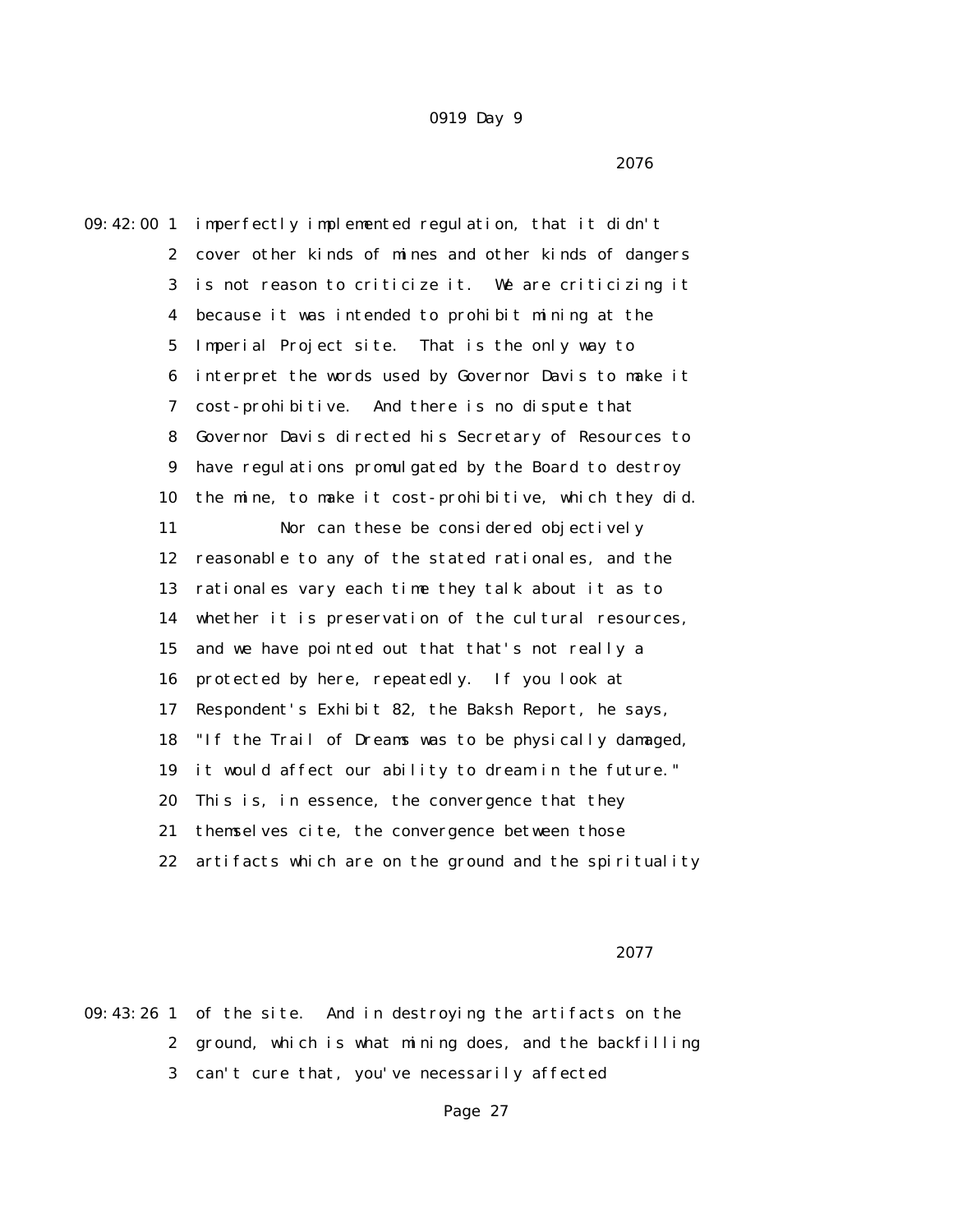0919 Day 9

2076

09:42:00 1 imperfectly implemented regulation, that it didn't
2 cover other kinds of mines and other kinds of dangers
3 is not reason to criticize it. We are criticizing it
4 because it was intended to prohibit mining at the
5 Imperial Project site. That is the only way to
6 interpret the words used by Governor Davis to make it
7 cost-prohibitive. And there is no dispute that
8 Governor Davis directed his Secretary of Resources to
9 have regulations promulgated by the Board to destroy
10 the mine, to make it cost-prohibitive, which they did.
11 Nor can these be considered objectively
12 reasonable to any of the stated rationales, and the
13 rationales vary each time they talk about it as to
14 whether it is preservation of the cultural resources,
15 and we have pointed out that that's not really a
16 protected by here, repeatedly. If you look at
17 Respondent's Exhibit 82, the Baksh Report, he says,
18 "If the Trail of Dreams was to be physically damaged,
19 it would affect our ability to dream in the future."
20 This is, in essence, the convergence that they
21 themselves cite, the convergence between those
22 artifacts which are on the ground and the spirituality

2077

09:43:26 1 of the site. And in destroying the artifacts on the
2 ground, which is what mining does, and the backfilling
3 can't cure that, you've necessarily affected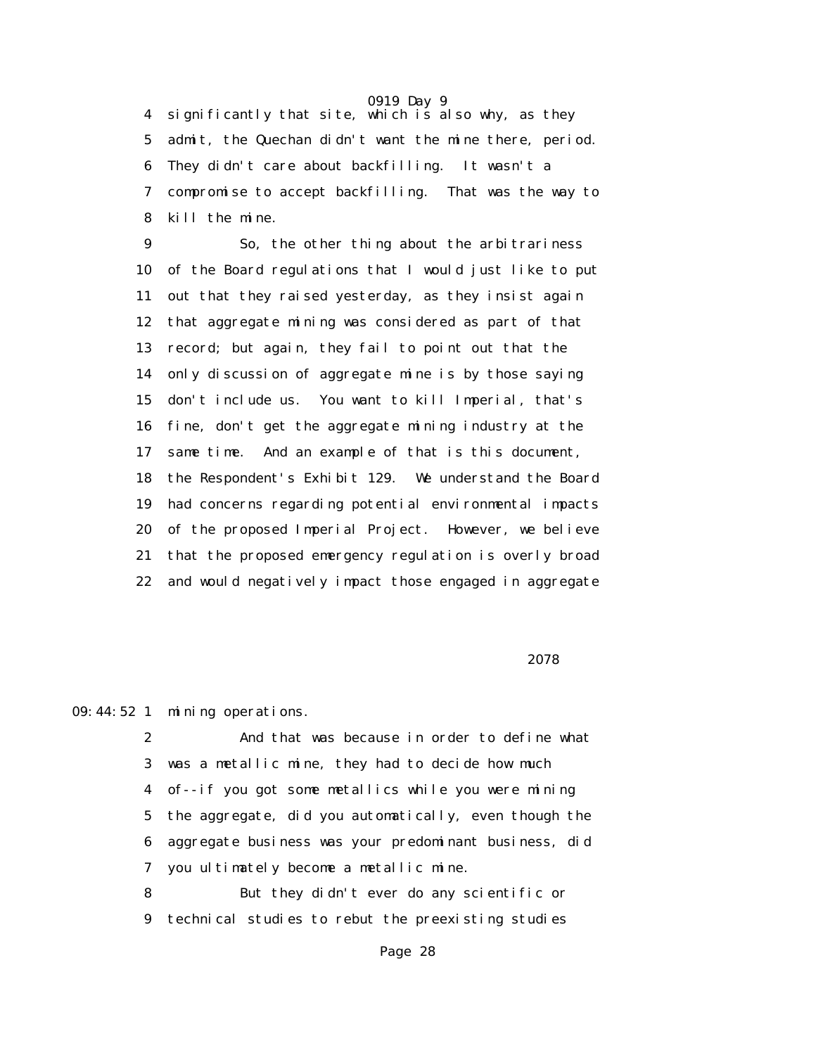4 significantly that site, which is also why, as they
5 admit, the Quechan didn't want the mine there, period.
6 They didn't care about backfilling. It wasn't a
7 compromise to accept backfilling. That was the way to
8 kill the mine.
9 So, the other thing about the arbitrariness
10 of the Board regulations that I would just like to put
11 out that they raised yesterday, as they insist again
12 that aggregate mining was considered as part of that
13 record; but again, they fail to point out that the
14 only discussion of aggregate mine is by those saying
15 don't include us. You want to kill Imperial, that's
16 fine, don't get the aggregate mining industry at the
17 same time. And an example of this is this document,
18 the Respondent's Exhibit 129. We understand the Board
19 had concerns regarding potential environmental impacts
20 of the proposed Imperial Project. However, we believe
21 that the proposed emergency regulation is overly broad
22 and would negatively impact those engaged in aggregate

2078

09:44:52 1 mining operations.
2 And that was because in order to define what
3 was a metallic mine, they had to decide how much
4 of--if you got some metallics while you were mining
5 the aggregate, did you automatically, even though the
6 aggregate business was your predominant business, did
7 you ultimately become a metallic mine.
8 But they didn't ever do any scientific or
9 technical studies to rebut the preexisting studies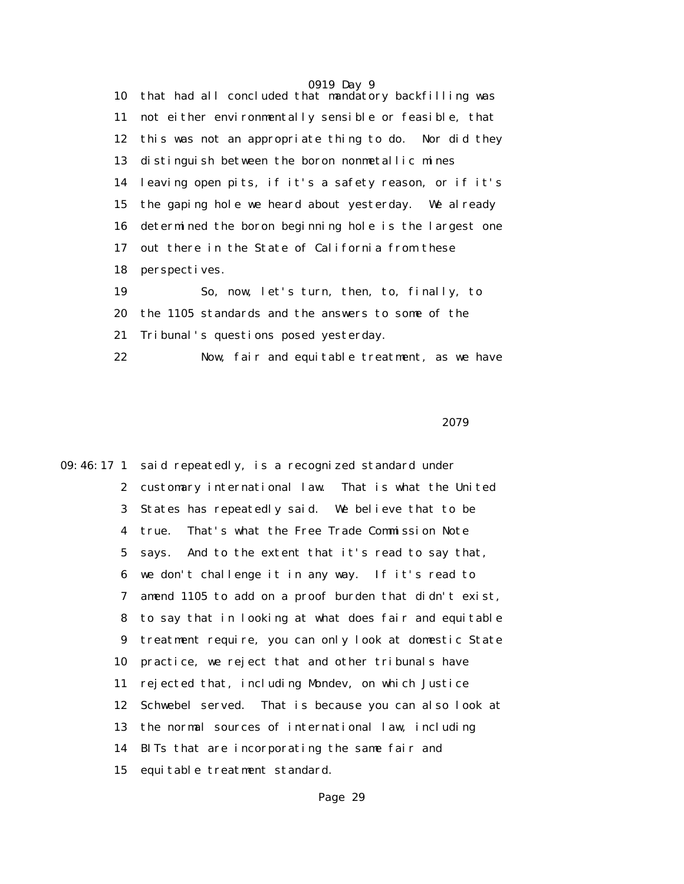10 that had all concluded that mandatory backfilling was
11 not either environmentally sensible or feasible, that
12 this was not an appropriate thing to do. Nor did they
13 distinguish between the boron nonmetallic mines
14 leaving open pits, if it's a safety reason, or if it's
15 the gaping hole we heard about yesterday. We already
16 determined the boron beginning hole is the largest one
17 out there in the State of California from these
18 perspectives.
19 So, now, let's turn, then, to, finally, to
20 the 1105 standards and the answers to some of the
21 Tribunal's questions posed yesterday.
22 Now, fair and equitable treatment, as we have

2079

09:46:17 1 said repeatedly, is a recognized standard under
2 customary international law. That is what the United
3 States has repeatedly said. We believe that to be
4 true. That's what the Free Trade Commission Note
5 says. And to the extent that it's read to say that,
6 we don't challenge it in any way. If it's read to
7 amend 1105 to add on a proof burden that didn't exist,
8 to say that in looking at what does fair and equitable
9 treatment require, you can only look at domestic State
10 practice, we reject that and other tribunals have
11 rejected that, including Mondev, on which Justice
12 Schwebel served. That is because you can also look at
13 the normal sources of international law, including
14 BITs that are incorporating the same fair and
15 equitable treatment standard.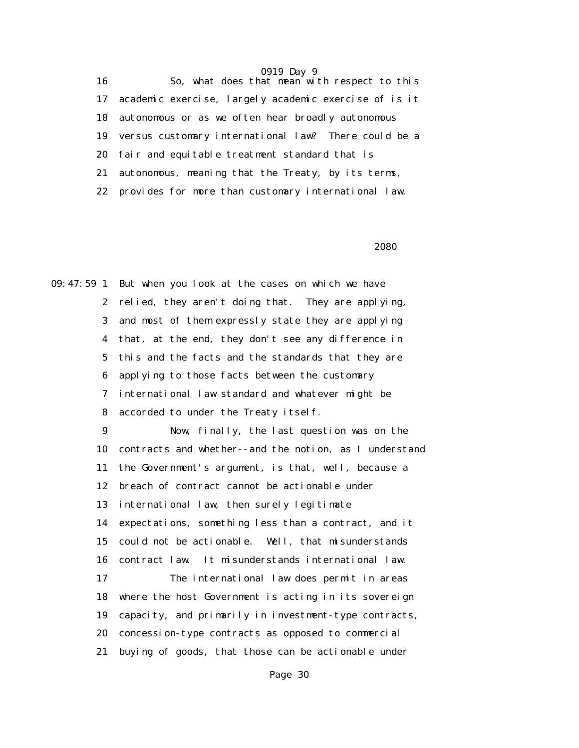16 So, what does that mean with respect to this
17 academic exercise, largely academic exercise of is it
18 autonomous or as we often hear broadly autonomous
19 versus customary international law? There could be a
20 fair and equitable treatment standard that is
21 autonomous, meaning that the Treaty, by its terms,
22 provides for more than customary international law.

2080

09:47:59 1 But when you look at the cases on which we have
2 relied, they aren't doing that. They are applying,
3 and most of them expressly state they are applying
4 that, at the end, they don't see any difference in
5 this and the facts and the standards that they are
6 applying to those facts between the customary
7 international law standard and whatever might be
8 accorded to under the Treaty itself.
9 Now, finally, the last question was on the
10 contracts and whether--and the notion, as I understand
11 the Government's argument, is that, well, because a
12 breach of contract cannot be actionable under
13 international law, then surely legitimate
14 expectations, something less than a contract, and it
15 could not be actionable. Well, that misunderstands
16 contract law. It misunderstands international law.
17 The international law does permit in areas
18 where the host Government is acting in its sovereign
19 capacity, and primarily in investment-type contracts,
20 concession-type contracts as opposed to commercial
21 buying of goods, that those can be actionable under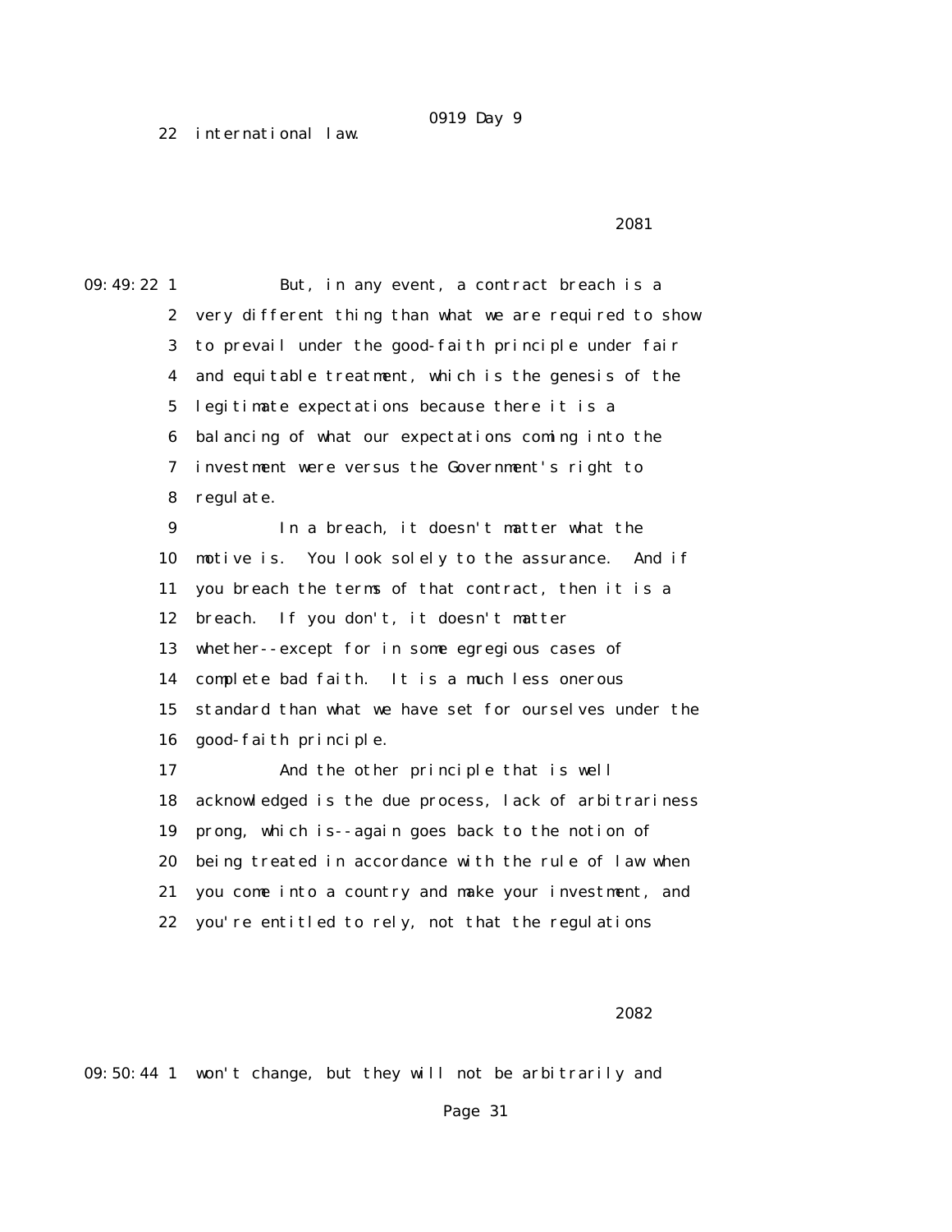22 international law.

2081

09:49:22 1 But, in any event, a contract breach is a
2 very different thing than what we are required to show
3 to prevail under the good-faith principle under fair
4 and equitable treatment, which is the genesis of the
5 legitimate expectations because there it is a
6 balancing of what our expectations coming into the
7 investment were versus the Government's right to
8 regulate.
9 In a breach, it doesn't matter what the
10 motive is. You look solely to the assurance. And if
11 you breach the terms of that contract, then it is a
12 breach. If you don't, it doesn't matter
13 whether--except for in some egregious cases of
14 complete bad faith. It is a much less onerous
15 standard than what we have set for ourselves under the
16 good-faith principle.
17 And the other principle that is well
18 acknowledged is the due process, lack of arbitrariness
19 prong, which is--again goes back to the notion of
20 being treated in accordance with the rule of law when
21 you come into a country and make your investment, and
22 you're entitled to rely, not that the regulations

2082

09:50:44 1 won't change, but they will not be arbitrarily and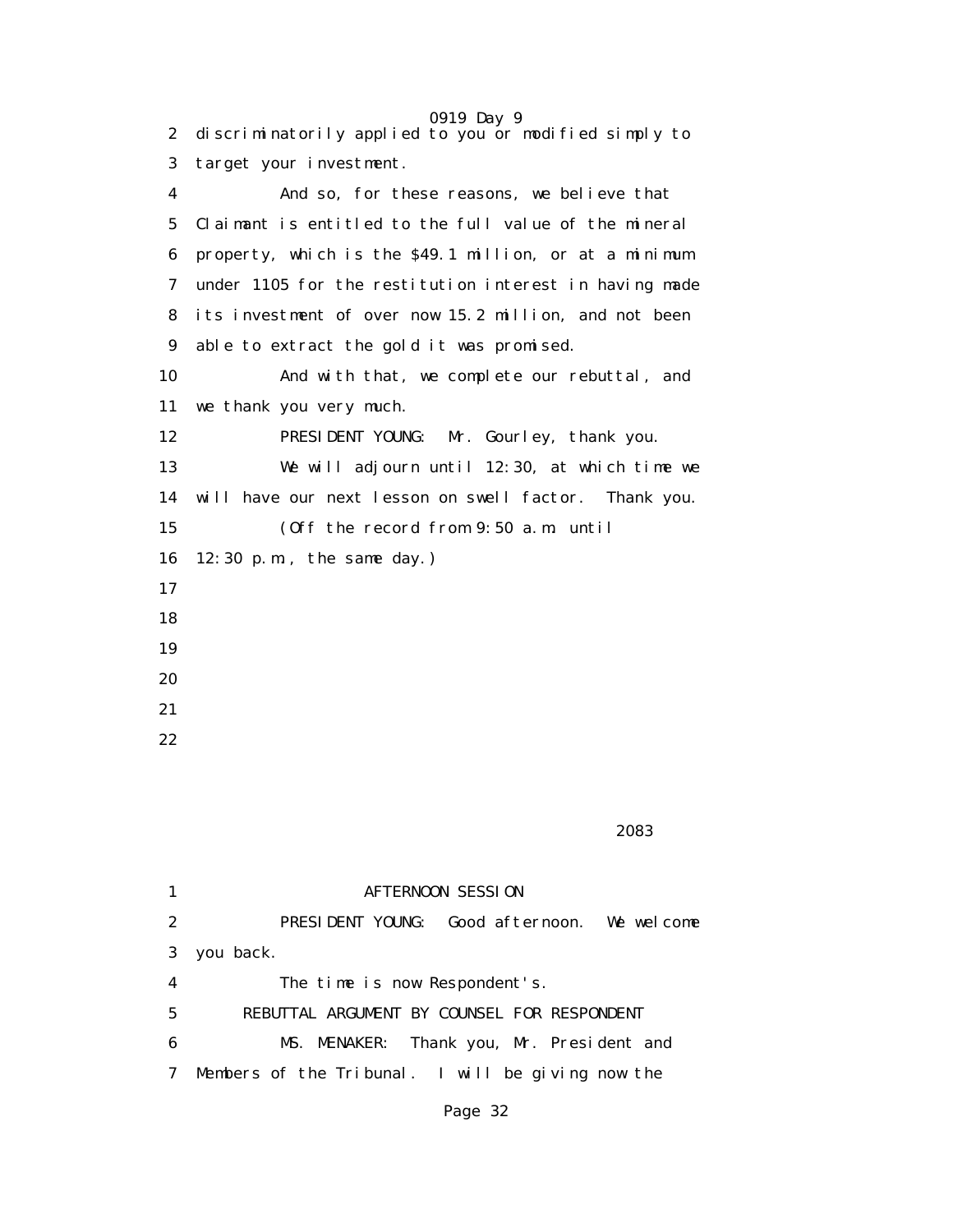discriminatorily applied to you or modified simply to target your investment.

And so, for these reasons, we believe that Claimant is entitled to the full value of the mineral property, which is the $49.1 million, or at a minimum under 1105 for the restitution interest in having made its investment of over now 15.2 million, and not been able to extract the gold it was promised.

And with that, we complete our rebuttal, and we thank you very much.

PRESIDENT YOUNG: Mr. Gourley, thank you.

We will adjourn until 12:30, at which time we will have our next lesson on swell factor. Thank you.

(Off the record from 9:50 a.m. until 12:30 p.m., the same day.)

2083

AFTERNOON SESSION

PRESIDENT YOUNG: Good afternoon. We welcome you back.

The time is now Respondent's.

REBUTTAL ARGUMENT BY COUNSEL FOR RESPONDENT

MS. MENAKER: Thank you, Mr. President and Members of the Tribunal. I will be giving now the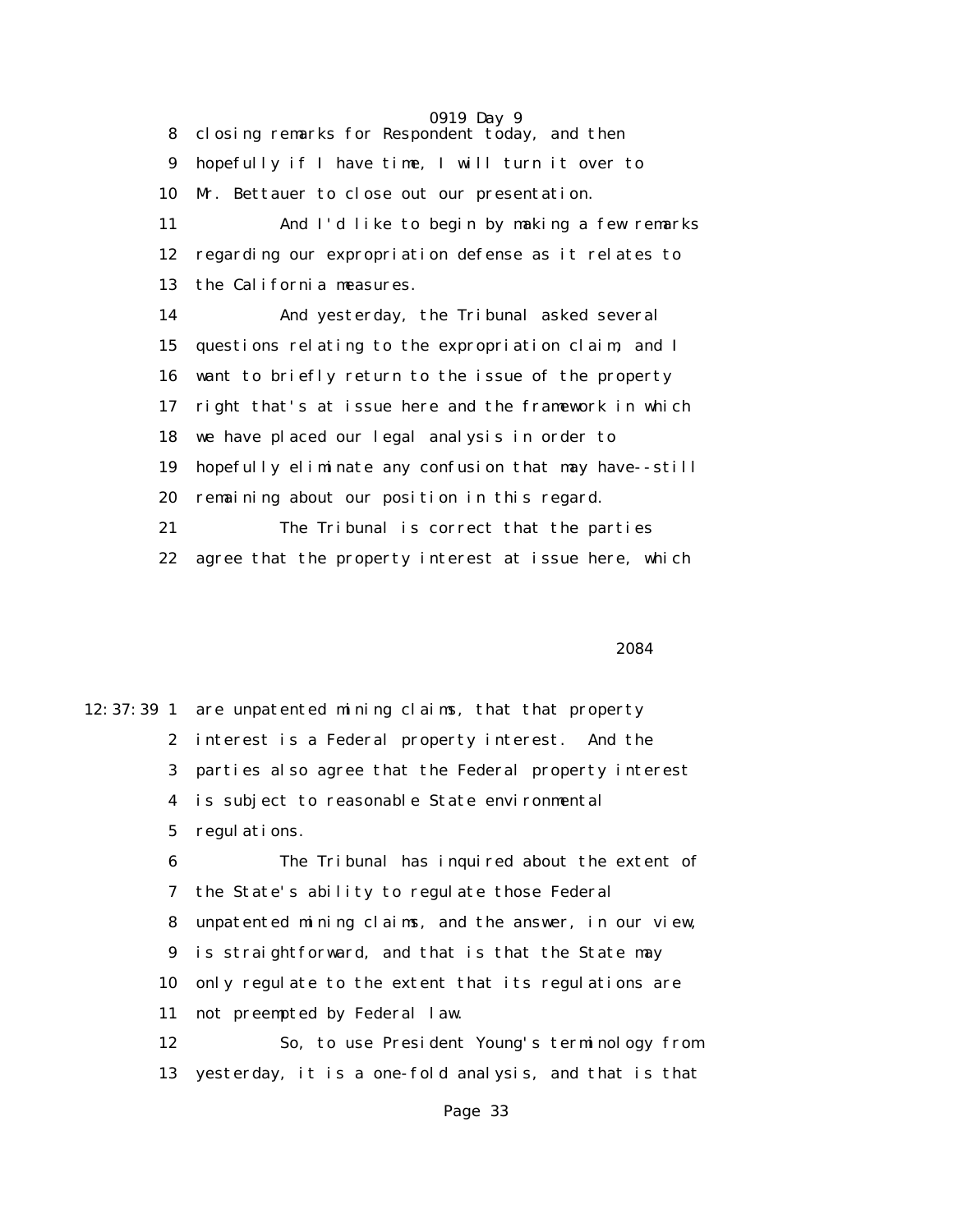8 closing remarks for Respondent today, and then

9 hopefully if I have time, I will turn it over to

10 Mr. Bettauer to close out our presentation.

11 And I'd like to begin by making a few remarks

12 regarding our expropriation defense as it relates to

13 the California measures.

14 And yesterday, the Tribunal asked several

15 questions relating to the expropriation claim, and I

16 want to briefly return to the issue of the property

17 right that's at issue here and the framework in which

18 we have placed our legal analysis in order to

19 hopefully eliminate any confusion that may have--still

20 remaining about our position in this regard.

21 The Tribunal is correct that the parties

22 agree that the property interest at issue here, which

2084

12:37:39 1 are unpatented mining claims, that that property

2 interest is a Federal property interest. And the

3 parties also agree that the Federal property interest

4 is subject to reasonable State environmental

5 regulations.

6 The Tribunal has inquired about the extent of

7 the State's ability to regulate those Federal

8 unpatented mining claims, and the answer, in our view,

9 is straightforward, and that is that the State may

10 only regulate to the extent that its regulations are

11 not preempted by Federal law.

12 So, to use President Young's terminology from

13 yesterday, it is a one-fold analysis, and that is that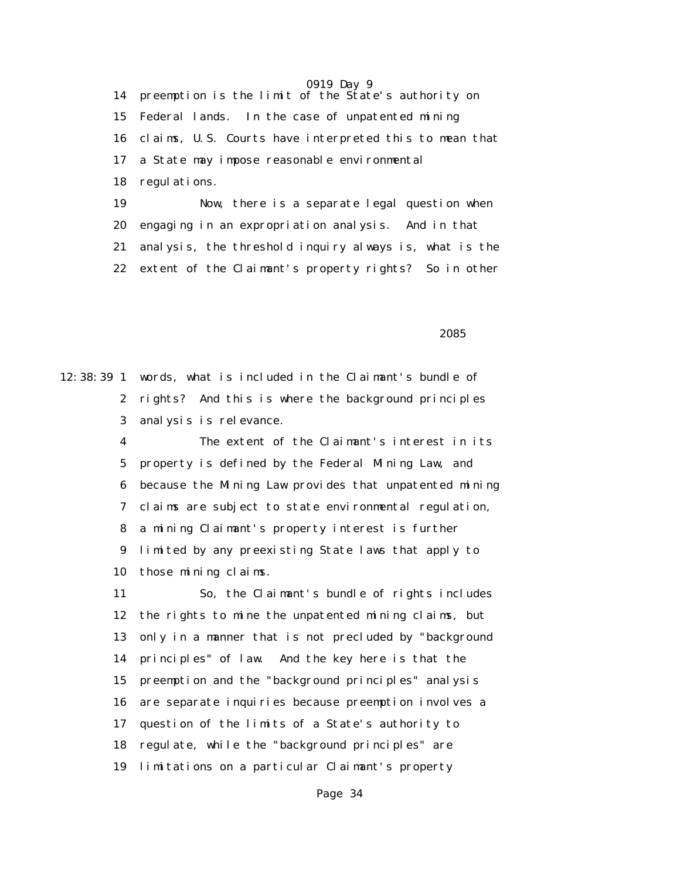14 preemption is the limit of the State's authority on
15 Federal lands. In the case of unpatented mining
16 claims, U.S. Courts have interpreted this to mean that
17 a State may impose reasonable environmental
18 regulations.
19 Now, there is a separate legal question when
20 engaging in an expropriation analysis. And in that
21 analysis, the threshold inquiry always is, what is the
22 extent of the Claimant's property rights? So in other

2085

12:38:39 1 words, what is included in the Claimant's bundle of
2 rights? And this is where the background principles
3 analysis is relevance.
4 The extent of the Claimant's interest in its
5 property is defined by the Federal Mining Law, and
6 because the Mining Law provides that unpatented mining
7 claims are subject to state environmental regulation,
8 a mining Claimant's property interest is further
9 limited by any preexisting State laws that apply to
10 those mining claims.
11 So, the Claimant's bundle of rights includes
12 the rights to mine the unpatented mining claims, but
13 only in a manner that is not precluded by "background
14 principles" of law. And the key here is that the
15 preemption and the "background principles" analysis
16 are separate inquiries because preemption involves a
17 question of the limits of a State's authority to
18 regulate, while the "background principles" are
19 limitations on a particular Claimant's property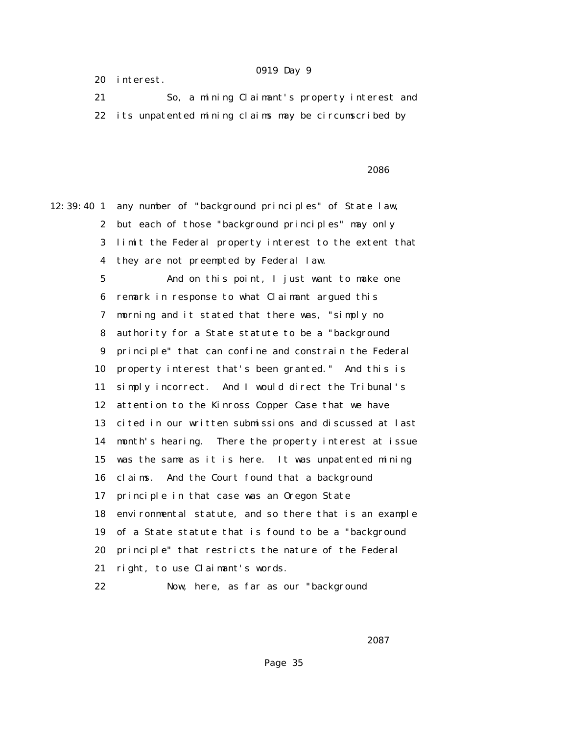20 interest.

21 So, a mining Claimant's property interest and

22 its unpatented mining claims may be circumscribed by

12:39:40 1 any number of "background principles" of State law,

2 but each of those "background principles" may only

3 limit the Federal property interest to the extent that

4 they are not preempted by Federal law.

5 And on this point, I just want to make one

6 remark in response to what Claimant argued this

7 morning and it stated that there was, "simply no

8 authority for a State statute to be a "background

9 principle" that can confine and constrain the Federal

10 property interest that's been granted." And this is

11 simply incorrect. And I would direct the Tribunal's

12 attention to the Kinross Copper Case that we have

13 cited in our written submissions and discussed at last

14 month's hearing. There the property interest at issue

15 was the same as it is here. It was unpatented mining

16 claims. And the Court found that a background

17 principle in that case was an Oregon State

18 environmental statute, and so there that is an example

19 of a State statute that is found to be a "background

20 principle" that restricts the nature of the Federal

21 right, to use Claimant's words.

22 Now, here, as far as our "background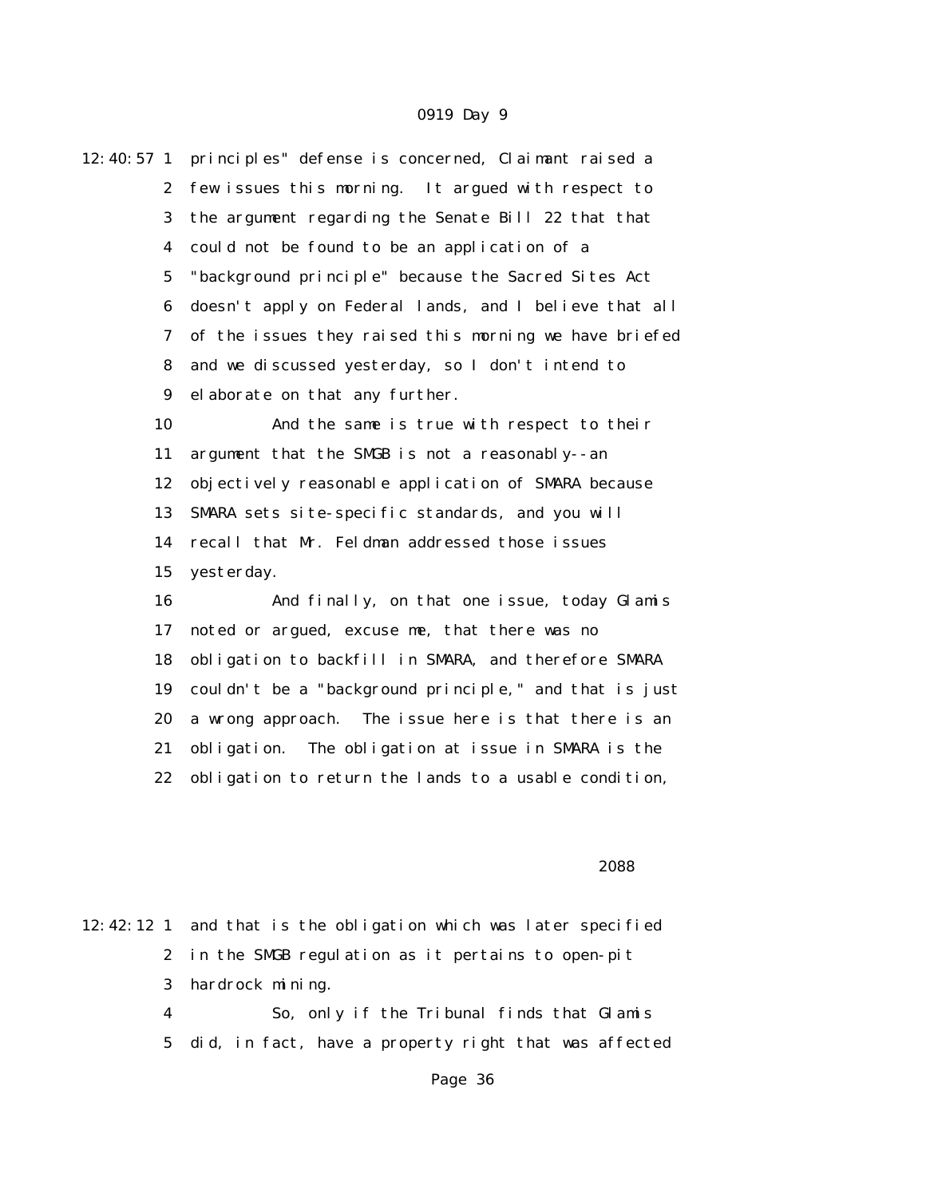12:40:57 1 principles" defense is concerned, Claimant raised a
2 few issues this morning. It argued with respect to
3 the argument regarding the Senate Bill 22 that that
4 could not be found to be an application of a
5 "background principle" because the Sacred Sites Act
6 doesn't apply on Federal lands, and I believe that all
7 of the issues they raised this morning we have briefed
8 and we discussed yesterday, so I don't intend to
9 elaborate on that any further.
10 And the same is true with respect to their
11 argument that the SMGB is not a reasonably--an
12 objectively reasonable application of SMARA because
13 SMARA sets site-specific standards, and you will
14 recall that Mr. Feldman addressed those issues
15 yesterday.
16 And finally, on that one issue, today Glamis
17 noted or argued, excuse me, that there was no
18 obligation to backfill in SMARA, and therefore SMARA
19 couldn't be a "background principle," and that is just
20 a wrong approach. The issue here is that there is an
21 obligation. The obligation at issue in SMARA is the
22 obligation to return the lands to a usable condition,

2088

12:42:12 1 and that is the obligation which was later specified
2 in the SMGB regulation as it pertains to open-pit
3 hardrock mining.
4 So, only if the Tribunal finds that Glamis
5 did, in fact, have a property right that was affected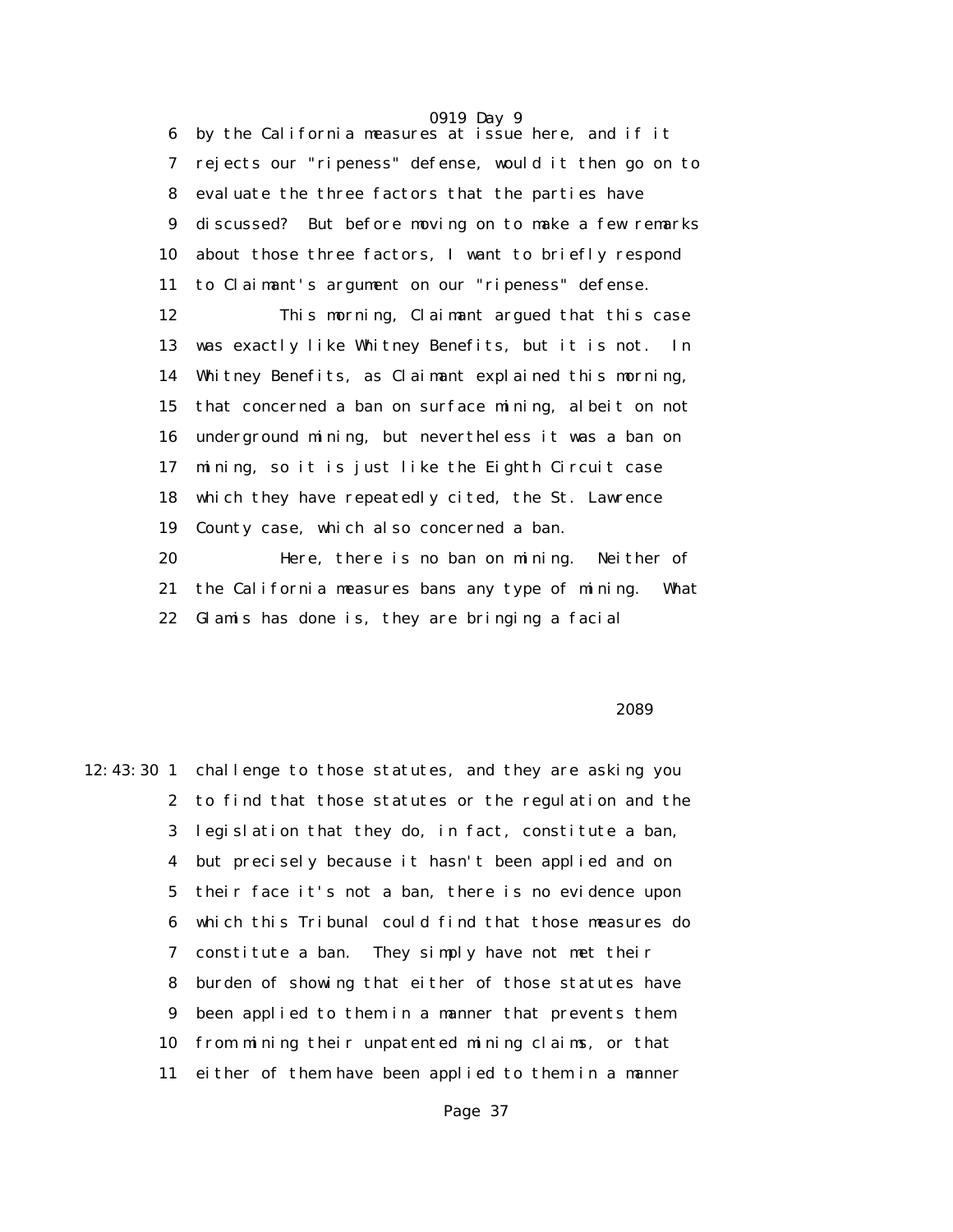6 by the California measures at issue here, and if it
7 rejects our "ripeness" defense, would it then go on to
8 evaluate the three factors that the parties have
9 discussed? But before moving on to make a few remarks
10 about those three factors, I want to briefly respond
11 to Claimant's argument on our "ripeness" defense.
12 This morning, Claimant argued that this case
13 was exactly like Whitney Benefits, but it is not. In
14 Whitney Benefits, as Claimant explained this morning,
15 that concerned a ban on surface mining, albeit on not
16 underground mining, but nevertheless it was a ban on
17 mining, so it is just like the Eighth Circuit case
18 which they have repeatedly cited, the St. Lawrence
19 County case, which also concerned a ban.
20 Here, there is no ban on mining. Neither of
21 the California measures bans any type of mining. What
22 Glamis has done is, they are bringing a facial

2089

12:43:30 1 challenge to those statutes, and they are asking you
2 to find that those statutes or the regulation and the
3 legislation that they do, in fact, constitute a ban,
4 but precisely because it hasn't been applied and on
5 their face it's not a ban, there is no evidence upon
6 which this Tribunal could find that those measures do
7 constitute a ban. They simply have not met their
8 burden of showing that either of those statutes have
9 been applied to them in a manner that prevents them
10 from mining their unpatented mining claims, or that
11 either of them have been applied to them in a manner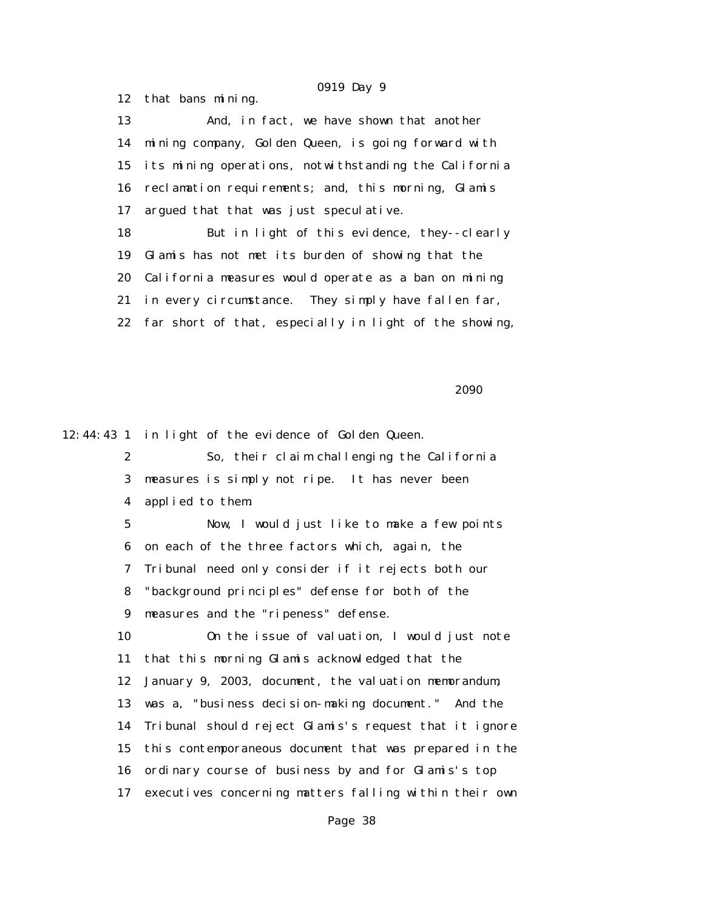that bans mining.

And, in fact, we have shown that another mining company, Golden Queen, is going forward with its mining operations, notwithstanding the California reclamation requirements; and, this morning, Glamis argued that that was just speculative.

But in light of this evidence, they--clearly Glamis has not met its burden of showing that the California measures would operate as a ban on mining in every circumstance. They simply have fallen far, far short of that, especially in light of the showing, in light of the evidence of Golden Queen.

So, their claim challenging the California measures is simply not ripe. It has never been applied to them.

Now, I would just like to make a few points on each of the three factors which, again, the Tribunal need only consider if it rejects both our "background principles" defense for both of the measures and the "ripeness" defense.

On the issue of valuation, I would just note that this morning Glamis acknowledged that the January 9, 2003, document, the valuation memorandum, was a, "business decision-making document." And the Tribunal should reject Glamis's request that it ignore this contemporaneous document that was prepared in the ordinary course of business by and for Glamis's top executives concerning matters falling within their own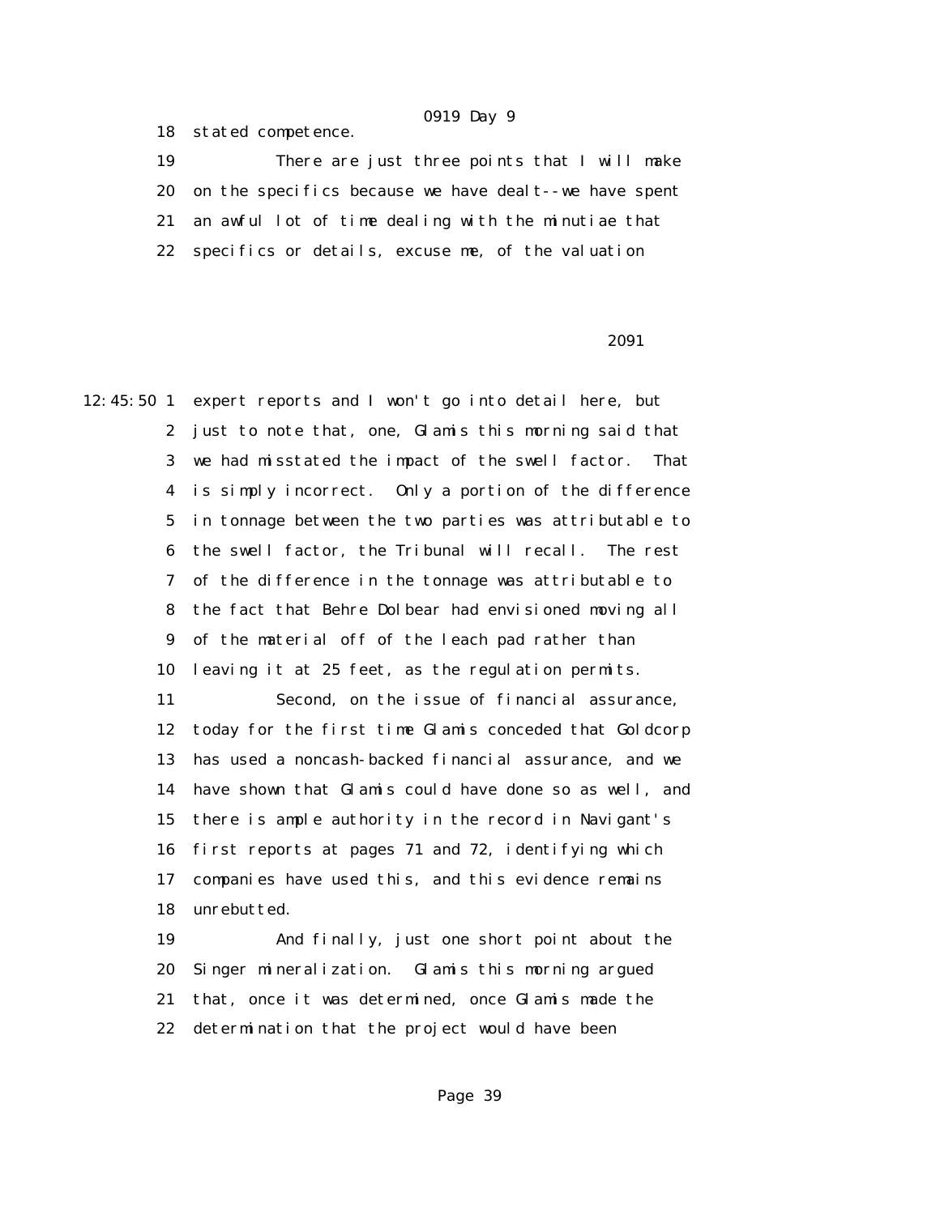18 stated competence.

19 There are just three points that I will make

20 on the specifics because we have dealt--we have spent

21 an awful lot of time dealing with the minutiae that

22 specifics or details, excuse me, of the valuation

2091

12:45:50 1 expert reports and I won't go into detail here, but

2 just to note that, one, Glamis this morning said that

3 we had misstated the impact of the swell factor. That

4 is simply incorrect. Only a portion of the difference

5 in tonnage between the two parties was attributable to

6 the swell factor, the Tribunal will recall. The rest

7 of the difference in the tonnage was attributable to

8 the fact that Behre Dolbear had envisioned moving all

9 of the material off of the leach pad rather than

10 leaving it at 25 feet, as the regulation permits.

11 Second, on the issue of financial assurance,

12 today for the first time Glamis conceded that Goldcorp

13 has used a noncash-backed financial assurance, and we

14 have shown that Glamis could have done so as well, and

15 there is ample authority in the record in Navigant's

16 first reports at pages 71 and 72, identifying which

17 companies have used this, and this evidence remains

18 unrebutted.

19 And finally, just one short point about the

20 Singer mineralization. Glamis this morning argued

21 that, once it was determined, once Glamis made the

22 determination that the project would have been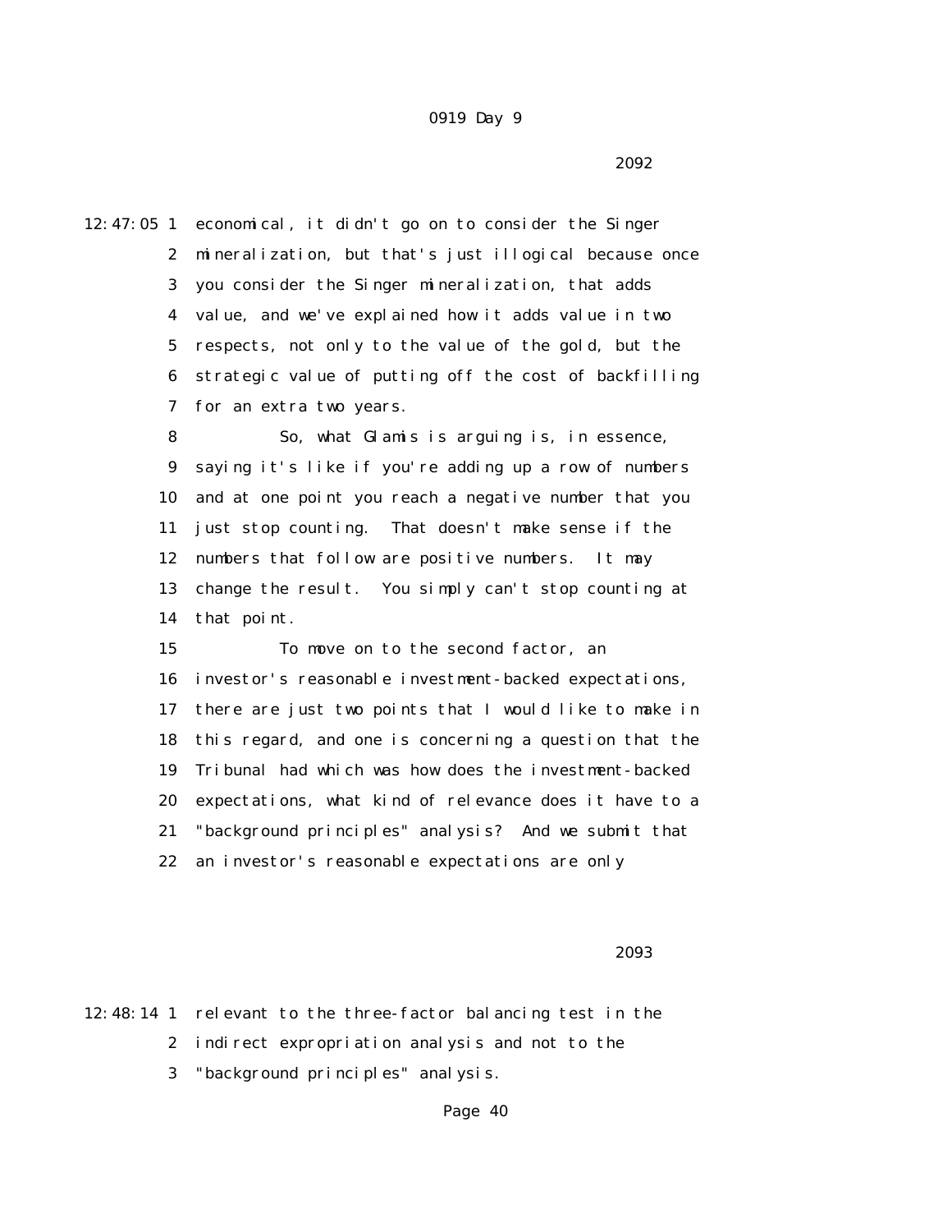2092

12:47:05 1 economical, it didn't go on to consider the Singer
2 mineralization, but that's just illogical because once
3 you consider the Singer mineralization, that adds
4 value, and we've explained how it adds value in two
5 respects, not only to the value of the gold, but the
6 strategic value of putting off the cost of backfilling
7 for an extra two years.
8 So, what Glamis is arguing is, in essence,
9 saying it's like if you're adding up a row of numbers
10 and at one point you reach a negative number that you
11 just stop counting. That doesn't make sense if the
12 numbers that follow are positive numbers. It may
13 change the result. You simply can't stop counting at
14 that point.
15 To move on to the second factor, an
16 investor's reasonable investment-backed expectations,
17 there are just two points that I would like to make in
18 this regard, and one is concerning a question that the
19 Tribunal had which was how does the investment-backed
20 expectations, what kind of relevance does it have to a
21 "background principles" analysis? And we submit that
22 an investor's reasonable expectations are only

2093

12:48:14 1 relevant to the three-factor balancing test in the
2 indirect expropriation analysis and not to the
3 "background principles" analysis.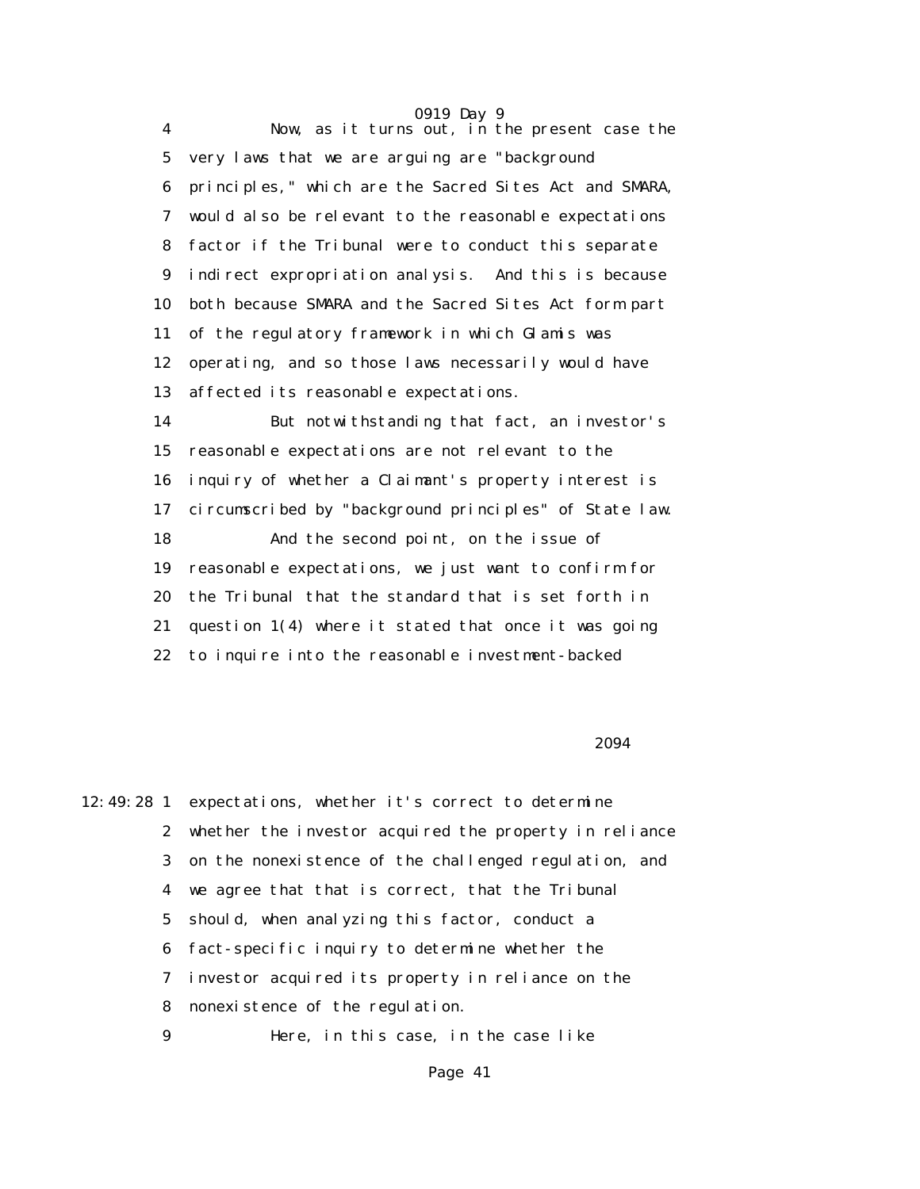Now, as it turns out, in the present case the very laws that we are arguing are "background principles," which are the Sacred Sites Act and SMARA, would also be relevant to the reasonable expectations factor if the Tribunal were to conduct this separate indirect expropriation analysis. And this is because both because SMARA and the Sacred Sites Act form part of the regulatory framework in which Glamis was operating, and so those laws necessarily would have affected its reasonable expectations.

But notwithstanding that fact, an investor's reasonable expectations are not relevant to the inquiry of whether a Claimant's property interest is circumscribed by "background principles" of State law.

And the second point, on the issue of reasonable expectations, we just want to confirm for the Tribunal that the standard that is set forth in question 1(4) where it stated that once it was going to inquire into the reasonable investment-backed expectations, whether it's correct to determine whether the investor acquired the property in reliance on the nonexistence of the challenged regulation, and we agree that that is correct, that the Tribunal should, when analyzing this factor, conduct a fact-specific inquiry to determine whether the investor acquired its property in reliance on the nonexistence of the regulation.

Here, in this case, in the case like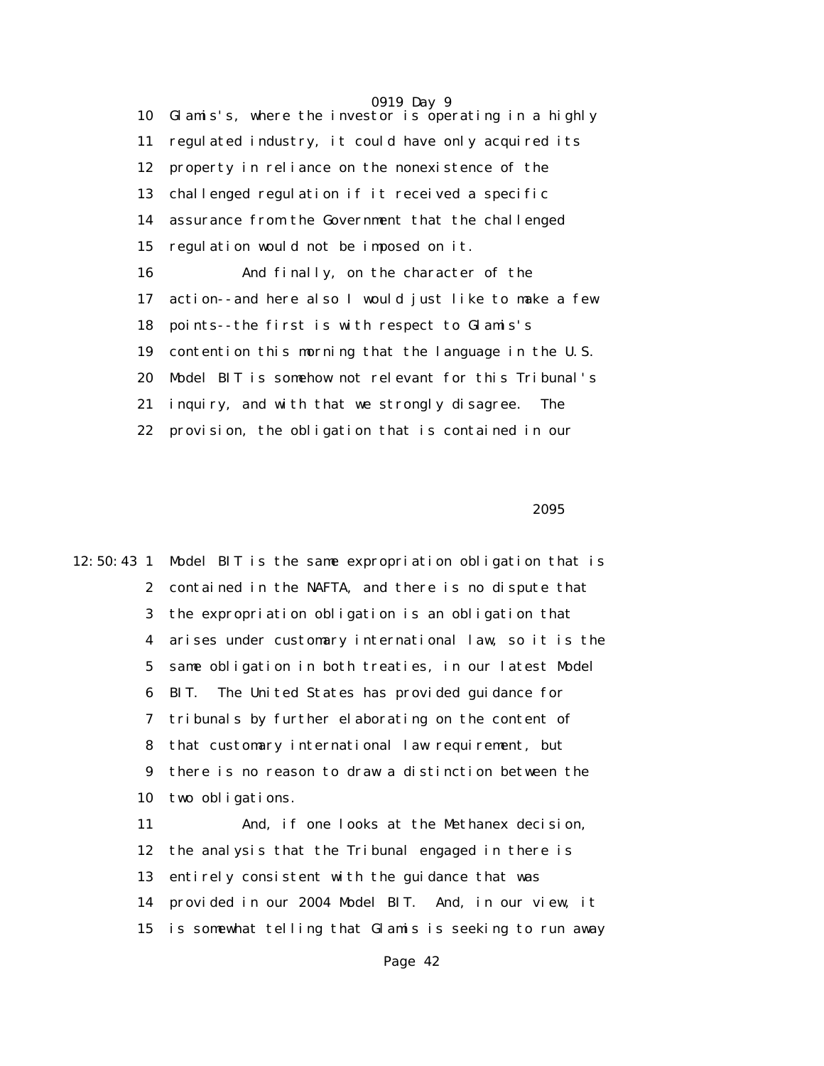10 Glamis's, where the investor is operating in a highly
11 regulated industry, it could have only acquired its
12 property in reliance on the nonexistence of the
13 challenged regulation if it received a specific
14 assurance from the Government that the challenged
15 regulation would not be imposed on it.
16 And finally, on the character of the
17 action--and here also I would just like to make a few
18 points--the first is with respect to Glamis's
19 contention this morning that the language in the U.S.
20 Model BIT is somehow not relevant for this Tribunal's
21 inquiry, and with that we strongly disagree. The
22 provision, the obligation that is contained in our

2095

12:50:43 1 Model BIT is the same expropriation obligation that is
2 contained in the NAFTA, and there is no dispute that
3 the expropriation obligation is an obligation that
4 arises under customary international law, so it is the
5 same obligation in both treaties, in our latest Model
6 BIT. The United States has provided guidance for
7 tribunals by further elaborating on the content of
8 that customary international law requirement, but
9 there is no reason to draw a distinction between the
10 two obligations.
11 And, if one looks at the Methanex decision,
12 the analysis that the Tribunal engaged in there is
13 entirely consistent with the guidance that was
14 provided in our 2004 Model BIT. And, in our view, it
15 is somewhat telling that Glamis is seeking to run away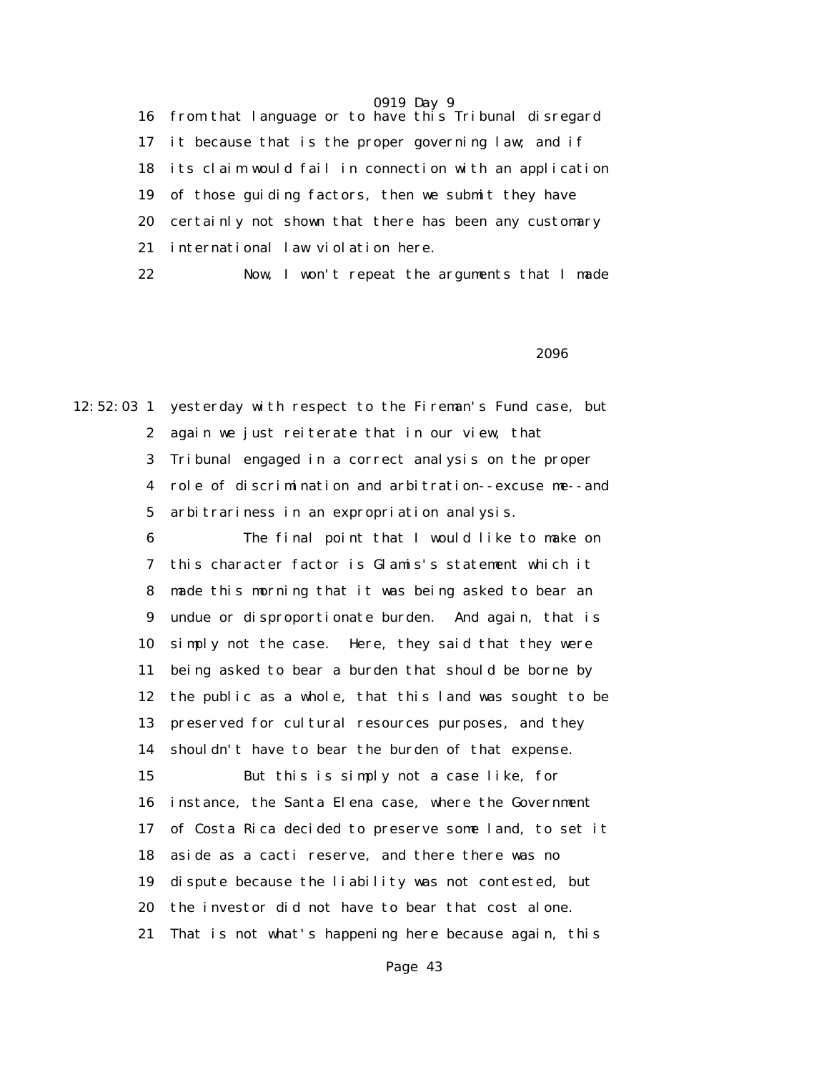from that language or to have this Tribunal disregard it because that is the proper governing law; and if its claim would fail in connection with an application of those guiding factors, then we submit they have certainly not shown that there has been any customary international law violation here.

Now, I won't repeat the arguments that I made yesterday with respect to the Fireman's Fund case, but again we just reiterate that in our view, that Tribunal engaged in a correct analysis on the proper role of discrimination and arbitration--excuse me--and arbitrariness in an expropriation analysis.

The final point that I would like to make on this character factor is Glamis's statement which it made this morning that it was being asked to bear an undue or disproportionate burden. And again, that is simply not the case. Here, they said that they were being asked to bear a burden that should be borne by the public as a whole, that this land was sought to be preserved for cultural resources purposes, and they shouldn't have to bear the burden of that expense.

But this is simply not a case like, for instance, the Santa Elena case, where the Government of Costa Rica decided to preserve some land, to set it aside as a cacti reserve, and there there was no dispute because the liability was not contested, but the investor did not have to bear that cost alone. That is not what's happening here because again, this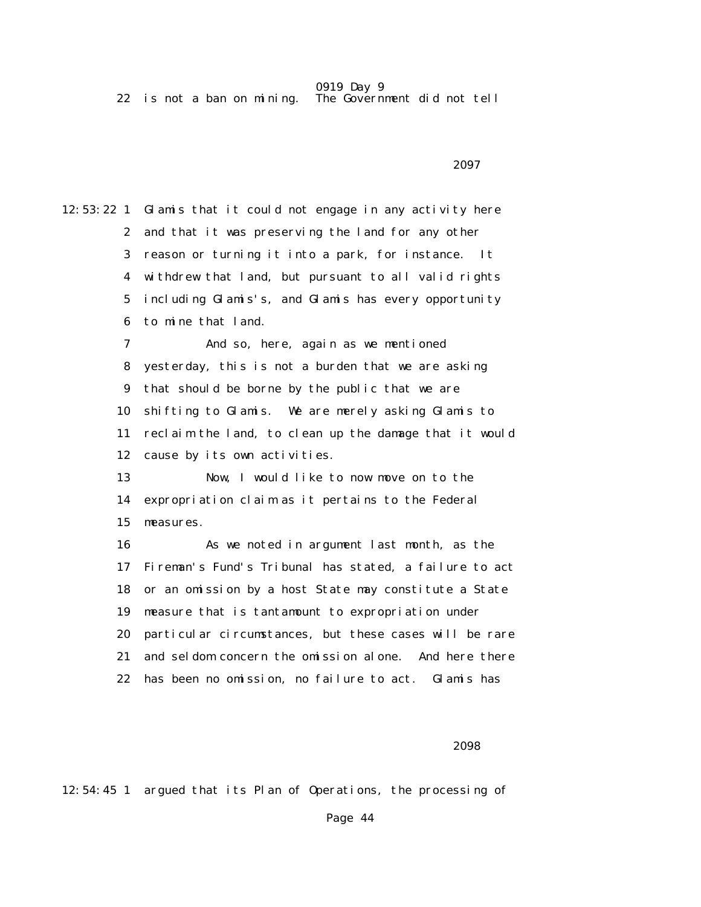22 is not a ban on mining. The Government did not tell

2097

12:53:22 1 Glamis that it could not engage in any activity here
2 and that it was preserving the land for any other
3 reason or turning it into a park, for instance. It
4 withdrew that land, but pursuant to all valid rights
5 including Glamis's, and Glamis has every opportunity
6 to mine that land.
7 And so, here, again as we mentioned
8 yesterday, this is not a burden that we are asking
9 that should be borne by the public that we are
10 shifting to Glamis. We are merely asking Glamis to
11 reclaim the land, to clean up the damage that it would
12 cause by its own activities.
13 Now, I would like to now move on to the
14 expropriation claim as it pertains to the Federal
15 measures.
16 As we noted in argument last month, as the
17 Fireman's Fund's Tribunal has stated, a failure to act
18 or an omission by a host State may constitute a State
19 measure that is tantamount to expropriation under
20 particular circumstances, but these cases will be rare
21 and seldom concern the omission alone. And here there
22 has been no omission, no failure to act. Glamis has

2098

12:54:45 1 argued that its Plan of Operations, the processing of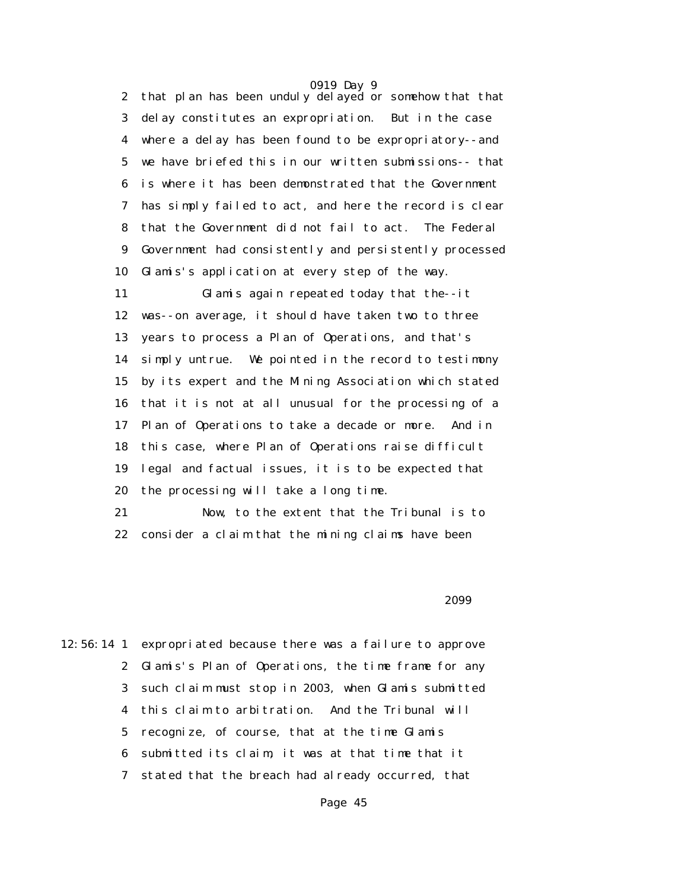2 that plan has been unduly delayed or somehow that that
3 delay constitutes an expropriation. But in the case
4 where a delay has been found to be expropriatory--and
5 we have briefed this in our written submissions-- that
6 is where it has been demonstrated that the Government
7 has simply failed to act, and here the record is clear
8 that the Government did not fail to act. The Federal
9 Government had consistently and persistently processed
10 Glamis's application at every step of the way.

11 Glamis again repeated today that the--it
12 was--on average, it should have taken two to three
13 years to process a Plan of Operations, and that's
14 simply untrue. We pointed in the record to testimony
15 by its expert and the Mining Association which stated
16 that it is not at all unusual for the processing of a
17 Plan of Operations to take a decade or more. And in
18 this case, where Plan of Operations raise difficult
19 legal and factual issues, it is to be expected that
20 the processing will take a long time.

21 Now, to the extent that the Tribunal is to
22 consider a claim that the mining claims have been

2099

12:56:14 1 expropriated because there was a failure to approve
2 Glamis's Plan of Operations, the time frame for any
3 such claim must stop in 2003, when Glamis submitted
4 this claim to arbitration. And the Tribunal will
5 recognize, of course, that at the time Glamis
6 submitted its claim, it was at that time that it
7 stated that the breach had already occurred, that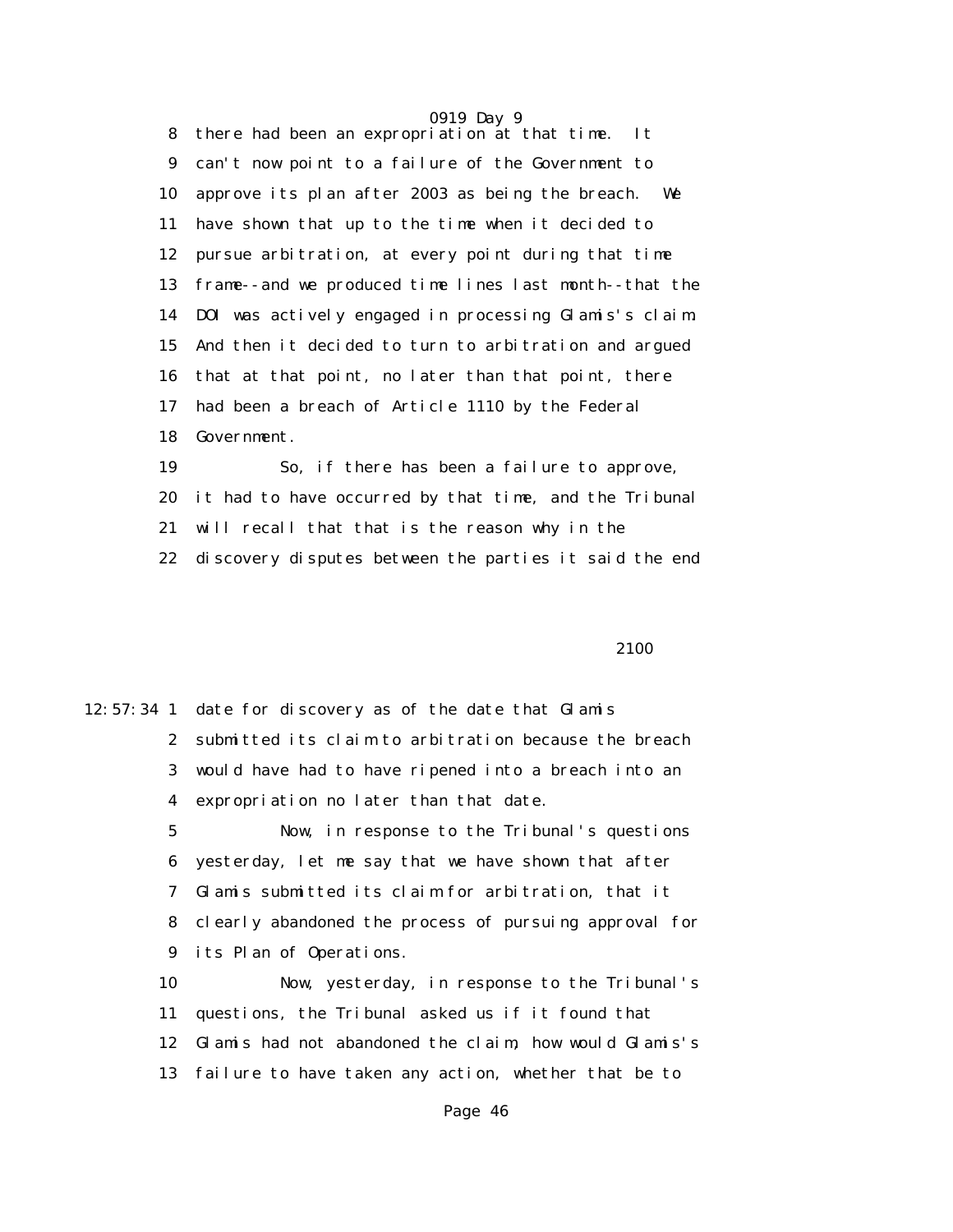there had been an expropriation at that time. It can't now point to a failure of the Government to approve its plan after 2003 as being the breach. We have shown that up to the time when it decided to pursue arbitration, at every point during that time frame--and we produced time lines last month--that the DOI was actively engaged in processing Glamis's claim. And then it decided to turn to arbitration and argued that at that point, no later than that point, there had been a breach of Article 1110 by the Federal Government.

So, if there has been a failure to approve, it had to have occurred by that time, and the Tribunal will recall that that is the reason why in the discovery disputes between the parties it said the end

date for discovery as of the date that Glamis submitted its claim to arbitration because the breach would have had to have ripened into a breach into an expropriation no later than that date.

Now, in response to the Tribunal's questions yesterday, let me say that we have shown that after Glamis submitted its claim for arbitration, that it clearly abandoned the process of pursuing approval for its Plan of Operations.

Now, yesterday, in response to the Tribunal's questions, the Tribunal asked us if it found that Glamis had not abandoned the claim, how would Glamis's failure to have taken any action, whether that be to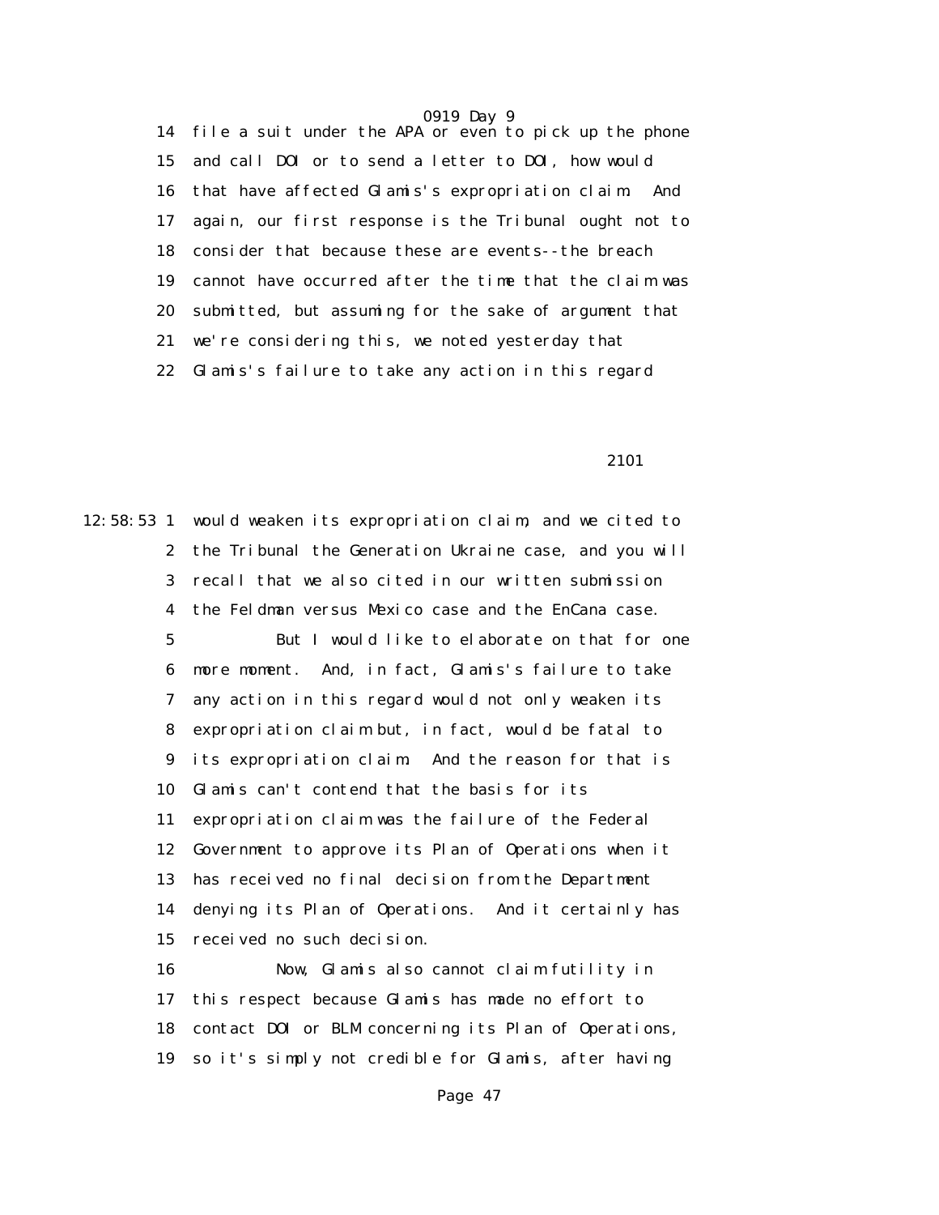14 file a suit under the APA or even to pick up the phone
15 and call DOI or to send a letter to DOI, how would
16 that have affected Glamis's expropriation claim. And
17 again, our first response is the Tribunal ought not to
18 consider that because these are events--the breach
19 cannot have occurred after the time that the claim was
20 submitted, but assuming for the sake of argument that
21 we're considering this, we noted yesterday that
22 Glamis's failure to take any action in this regard

2101

12:58:53 1 would weaken its expropriation claim, and we cited to
2 the Tribunal the Generation Ukraine case, and you will
3 recall that we also cited in our written submission
4 the Feldman versus Mexico case and the EnCana case.
5 But I would like to elaborate on that for one
6 more moment. And, in fact, Glamis's failure to take
7 any action in this regard would not only weaken its
8 expropriation claim but, in fact, would be fatal to
9 its expropriation claim. And the reason for that is
10 Glamis can't contend that the basis for its
11 expropriation claim was the failure of the Federal
12 Government to approve its Plan of Operations when it
13 has received no final decision from the Department
14 denying its Plan of Operations. And it certainly has
15 received no such decision.
16 Now, Glamis also cannot claim futility in
17 this respect because Glamis has made no effort to
18 contact DOI or BLM concerning its Plan of Operations,
19 so it's simply not credible for Glamis, after having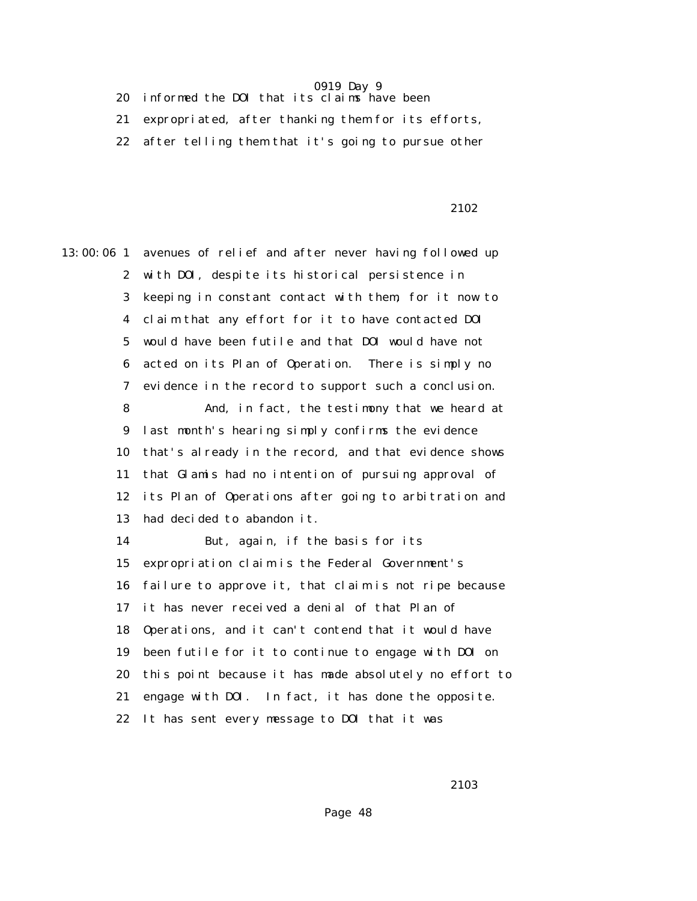20 informed the DOI that its claims have been

21 expropriated, after thanking them for its efforts,

22 after telling them that it's going to pursue other

2102

13:00:06 1 avenues of relief and after never having followed up

2 with DOI, despite its historical persistence in

3 keeping in constant contact with them, for it now to

4 claim that any effort for it to have contacted DOI

5 would have been futile and that DOI would have not

6 acted on its Plan of Operation. There is simply no

7 evidence in the record to support such a conclusion.

8 And, in fact, the testimony that we heard at

9 last month's hearing simply confirms the evidence

10 that's already in the record, and that evidence shows

11 that Glamis had no intention of pursuing approval of

12 its Plan of Operations after going to arbitration and

13 had decided to abandon it.

14 But, again, if the basis for its

15 expropriation claim is the Federal Government's

16 failure to approve it, that claim is not ripe because

17 it has never received a denial of that Plan of

18 Operations, and it can't contend that it would have

19 been futile for it to continue to engage with DOI on

20 this point because it has made absolutely no effort to

21 engage with DOI. In fact, it has done the opposite.

22 It has sent every message to DOI that it was

2103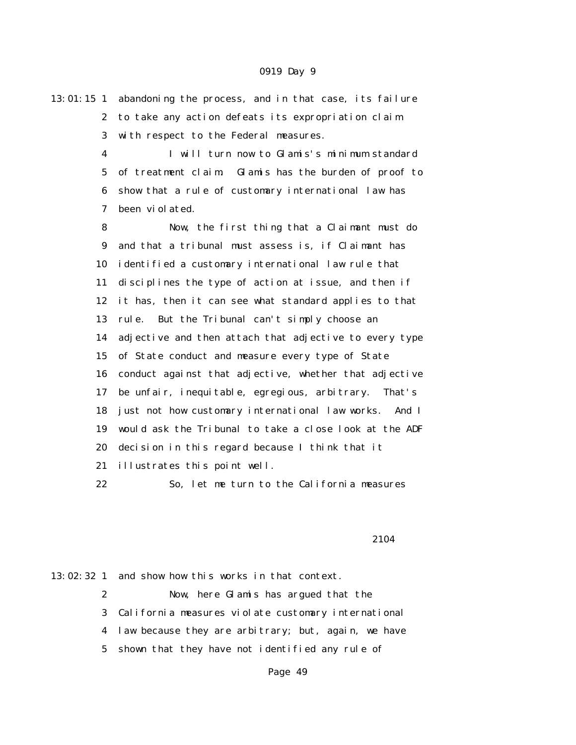abandoning the process, and in that case, its failure to take any action defeats its expropriation claim with respect to the Federal measures.

I will turn now to Glamis's minimum standard of treatment claim. Glamis has the burden of proof to show that a rule of customary international law has been violated.

Now, the first thing that a Claimant must do and that a tribunal must assess is, if Claimant has identified a customary international law rule that disciplines the type of action at issue, and then if it has, then it can see what standard applies to that rule. But the Tribunal can't simply choose an adjective and then attach that adjective to every type of State conduct and measure every type of State conduct against that adjective, whether that adjective be unfair, inequitable, egregious, arbitrary. That's just not how customary international law works. And I would ask the Tribunal to take a close look at the ADF decision in this regard because I think that it illustrates this point well.

So, let me turn to the California measures and show how this works in that context.

Now, here Glamis has argued that the California measures violate customary international law because they are arbitrary; but, again, we have shown that they have not identified any rule of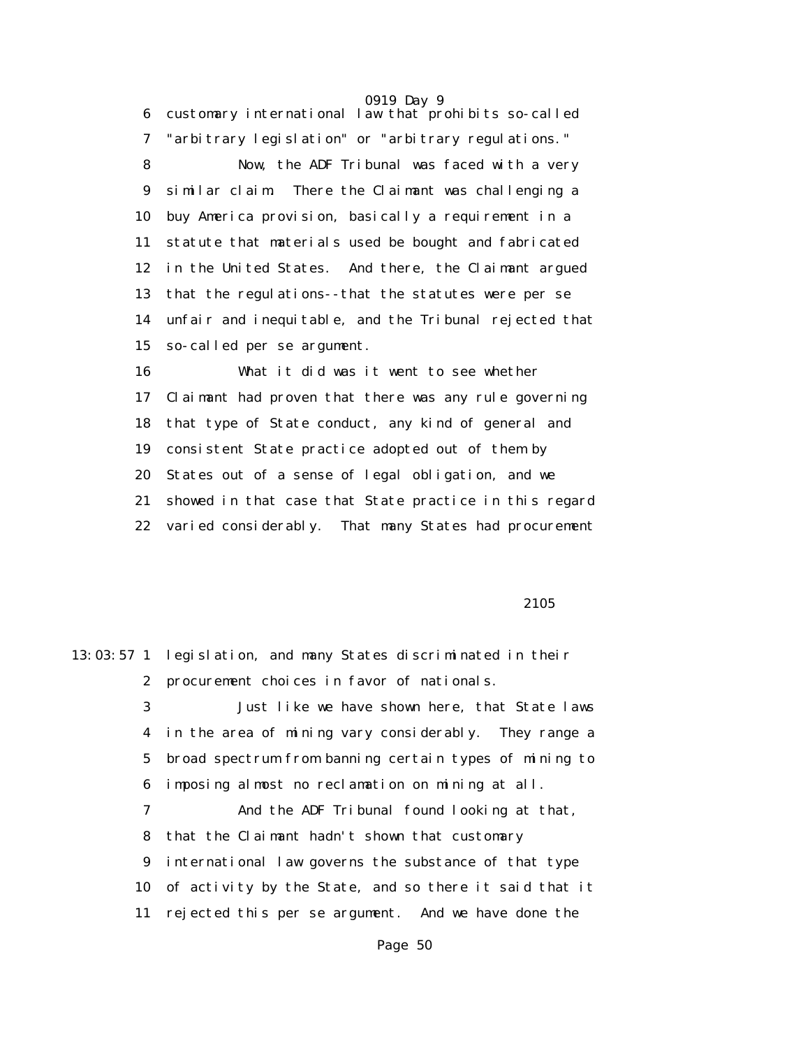customary international law that prohibits so-called "arbitrary legislation" or "arbitrary regulations."

Now, the ADF Tribunal was faced with a very similar claim. There the Claimant was challenging a buy America provision, basically a requirement in a statute that materials used be bought and fabricated in the United States. And there, the Claimant argued that the regulations--that the statutes were per se unfair and inequitable, and the Tribunal rejected that so-called per se argument.

What it did was it went to see whether Claimant had proven that there was any rule governing that type of State conduct, any kind of general and consistent State practice adopted out of them by States out of a sense of legal obligation, and we showed in that case that State practice in this regard varied considerably. That many States had procurement

2105

13:03:57 legislation, and many States discriminated in their procurement choices in favor of nationals.

Just like we have shown here, that State laws in the area of mining vary considerably. They range a broad spectrum from banning certain types of mining to imposing almost no reclamation on mining at all.

And the ADF Tribunal found looking at that, that the Claimant hadn't shown that customary international law governs the substance of that type of activity by the State, and so there it said that it rejected this per se argument. And we have done the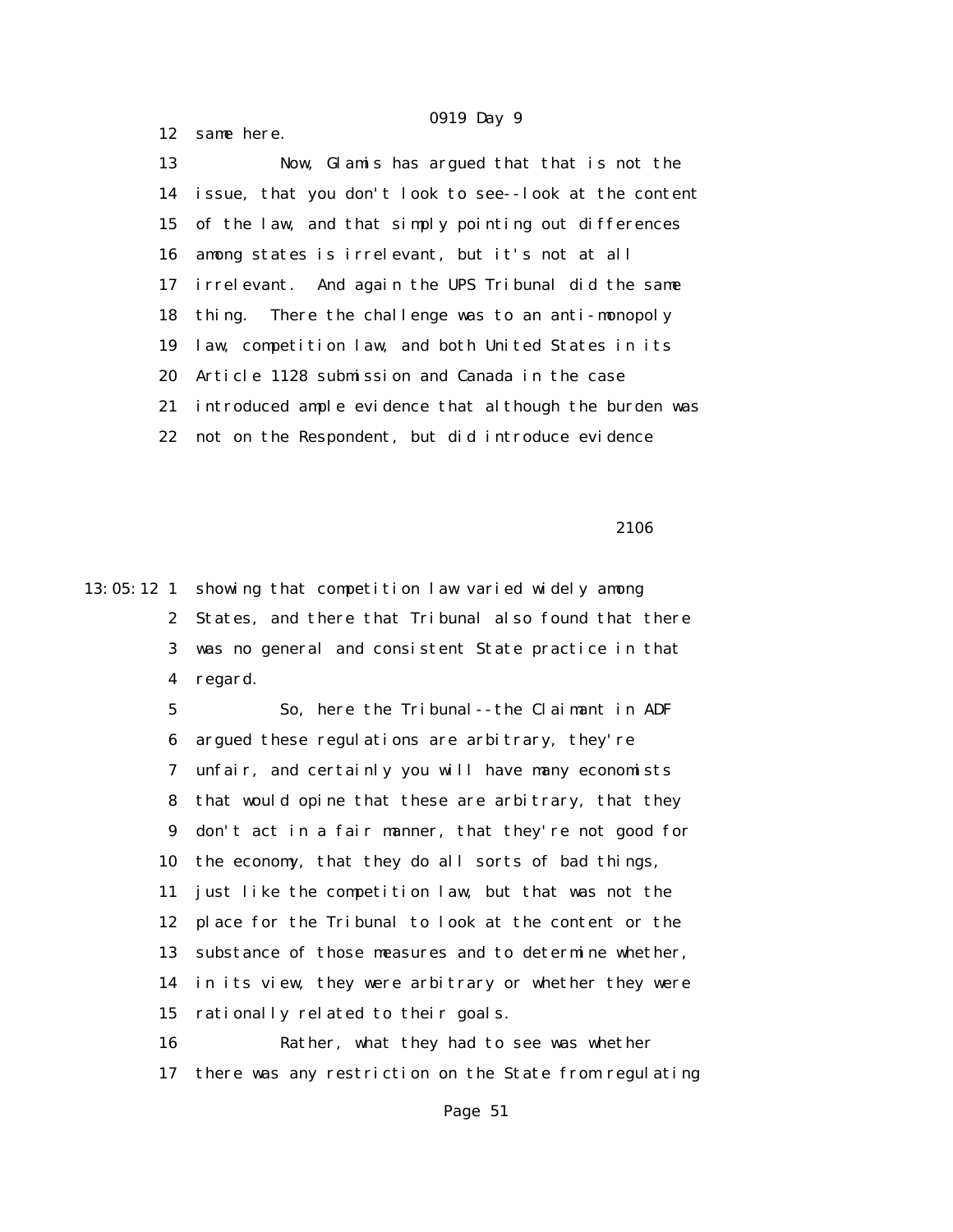12 same here.

13 Now, Glamis has argued that that is not the

14 issue, that you don't look to see--look at the content

15 of the law, and that simply pointing out differences

16 among states is irrelevant, but it's not at all

17 irrelevant. And again the UPS Tribunal did the same

18 thing. There the challenge was to an anti-monopoly

19 law, competition law, and both United States in its

20 Article 1128 submission and Canada in the case

21 introduced ample evidence that although the burden was

22 not on the Respondent, but did introduce evidence

2106

13:05:12 1 showing that competition law varied widely among

2 States, and there that Tribunal also found that there

3 was no general and consistent State practice in that

4 regard.

5 So, here the Tribunal--the Claimant in ADF

6 argued these regulations are arbitrary, they're

7 unfair, and certainly you will have many economists

8 that would opine that these are arbitrary, that they

9 don't act in a fair manner, that they're not good for

10 the economy, that they do all sorts of bad things,

11 just like the competition law, but that was not the

12 place for the Tribunal to look at the content or the

13 substance of those measures and to determine whether,

14 in its view, they were arbitrary or whether they were

15 rationally related to their goals.

16 Rather, what they had to see was whether

17 there was any restriction on the State from regulating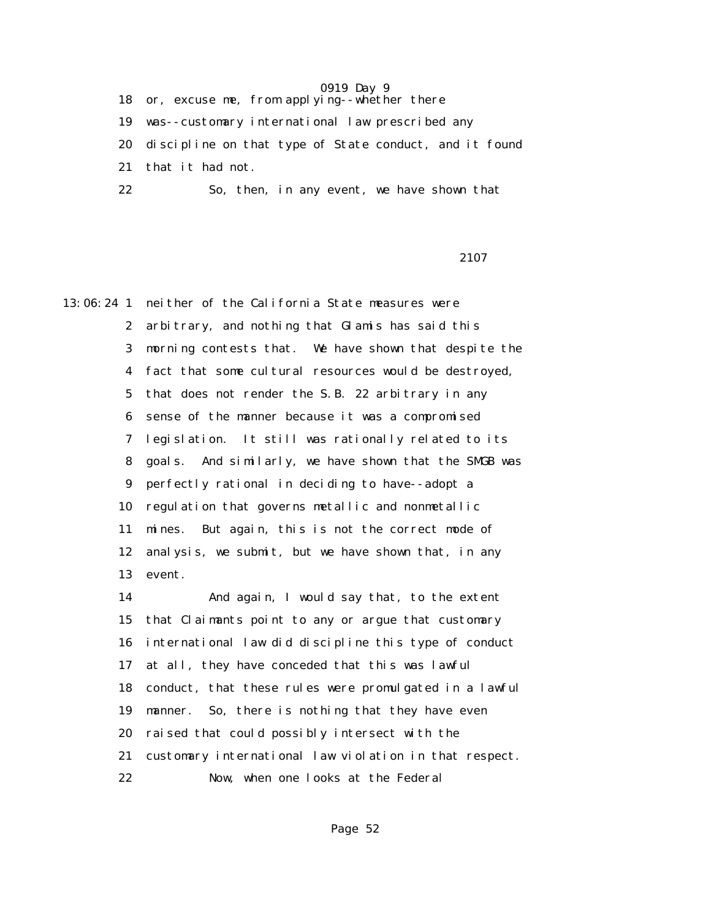18 or, excuse me, from applying--whether there

19 was--customary international law prescribed any

20 discipline on that type of State conduct, and it found

21 that it had not.

22 So, then, in any event, we have shown that

2107

13:06:24 1 neither of the California State measures were

2 arbitrary, and nothing that Glamis has said this

3 morning contests that. We have shown that despite the

4 fact that some cultural resources would be destroyed,

5 that does not render the S.B. 22 arbitrary in any

6 sense of the manner because it was a compromised

7 legislation. It still was rationally related to its

8 goals. And similarly, we have shown that the SMGB was

9 perfectly rational in deciding to have--adopt a

10 regulation that governs metallic and nonmetallic

11 mines. But again, this is not the correct mode of

12 analysis, we submit, but we have shown that, in any

13 event.

14 And again, I would say that, to the extent

15 that Claimants point to any or argue that customary

16 international law did discipline this type of conduct

17 at all, they have conceded that this was lawful

18 conduct, that these rules were promulgated in a lawful

19 manner. So, there is nothing that they have even

20 raised that could possibly intersect with the

21 customary international law violation in that respect.

22 Now, when one looks at the Federal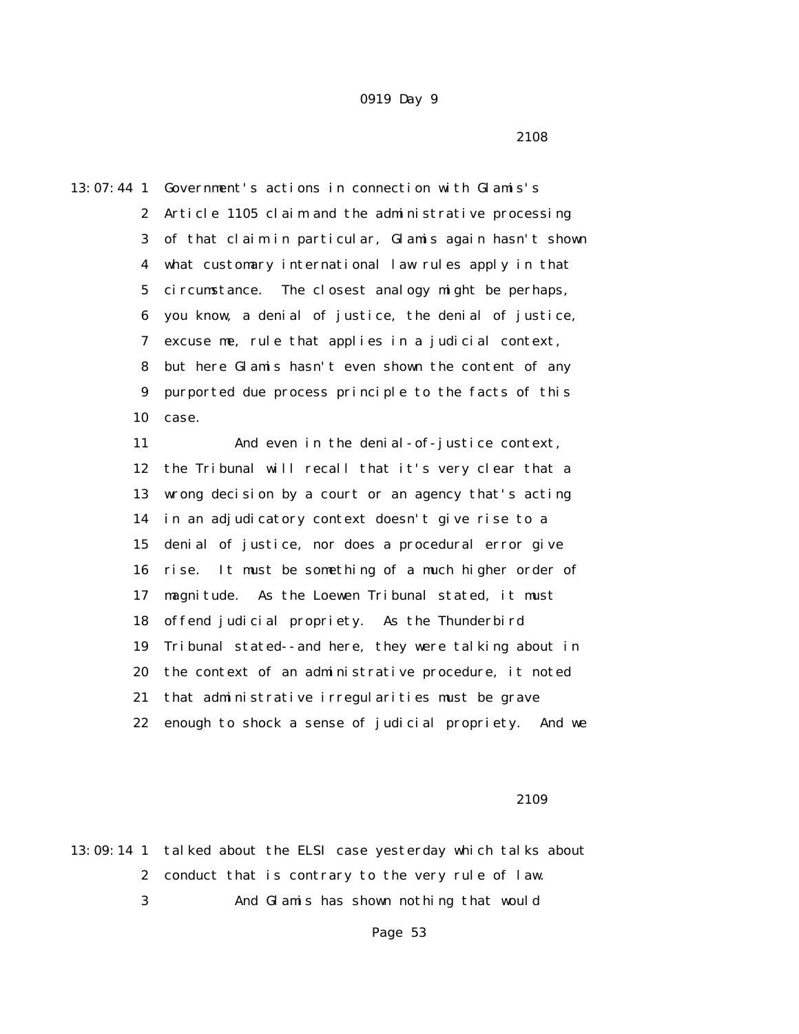Government's actions in connection with Glamis's Article 1105 claim and the administrative processing of that claim in particular, Glamis again hasn't shown what customary international law rules apply in that circumstance. The closest analogy might be perhaps, you know, a denial of justice, the denial of justice, excuse me, rule that applies in a judicial context, but here Glamis hasn't even shown the content of any purported due process principle to the facts of this case.

And even in the denial-of-justice context, the Tribunal will recall that it's very clear that a wrong decision by a court or an agency that's acting in an adjudicatory context doesn't give rise to a denial of justice, nor does a procedural error give rise. It must be something of a much higher order of magnitude. As the Loewen Tribunal stated, it must offend judicial propriety. As the Thunderbird Tribunal stated--and here, they were talking about in the context of an administrative procedure, it noted that administrative irregularities must be grave enough to shock a sense of judicial propriety. And we talked about the ELSI case yesterday which talks about conduct that is contrary to the very rule of law.

And Glamis has shown nothing that would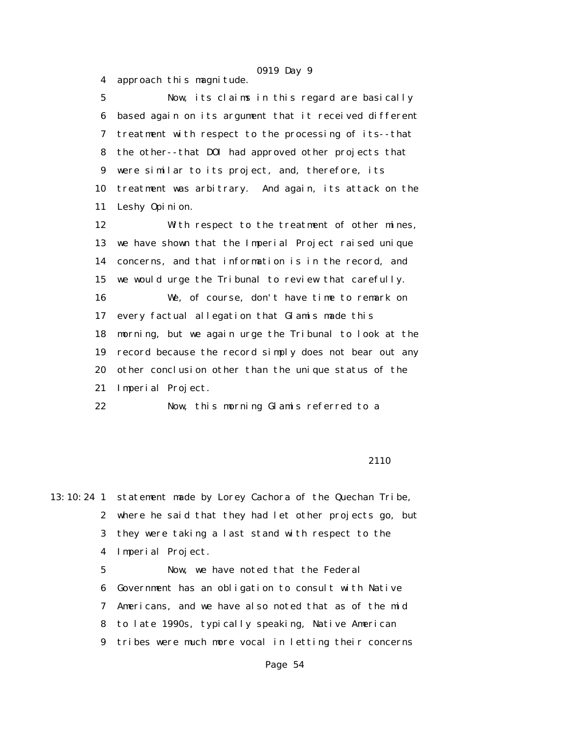4 approach this magnitude.

5 Now, its claims in this regard are basically

6 based again on its argument that it received different

7 treatment with respect to the processing of its--that

8 the other--that DOI had approved other projects that

9 were similar to its project, and, therefore, its

10 treatment was arbitrary. And again, its attack on the

11 Leshy Opinion.

12 With respect to the treatment of other mines,

13 we have shown that the Imperial Project raised unique

14 concerns, and that information is in the record, and

15 we would urge the Tribunal to review that carefully.

16 We, of course, don't have time to remark on

17 every factual allegation that Glamis made this

18 morning, but we again urge the Tribunal to look at the

19 record because the record simply does not bear out any

20 other conclusion other than the unique status of the

21 Imperial Project.

22 Now, this morning Glamis referred to a

2110

13:10:24 1 statement made by Lorey Cachora of the Quechan Tribe,

2 where he said that they had let other projects go, but

3 they were taking a last stand with respect to the

4 Imperial Project.

5 Now, we have noted that the Federal

6 Government has an obligation to consult with Native

7 Americans, and we have also noted that as of the mid

8 to late 1990s, typically speaking, Native American

9 tribes were much more vocal in letting their concerns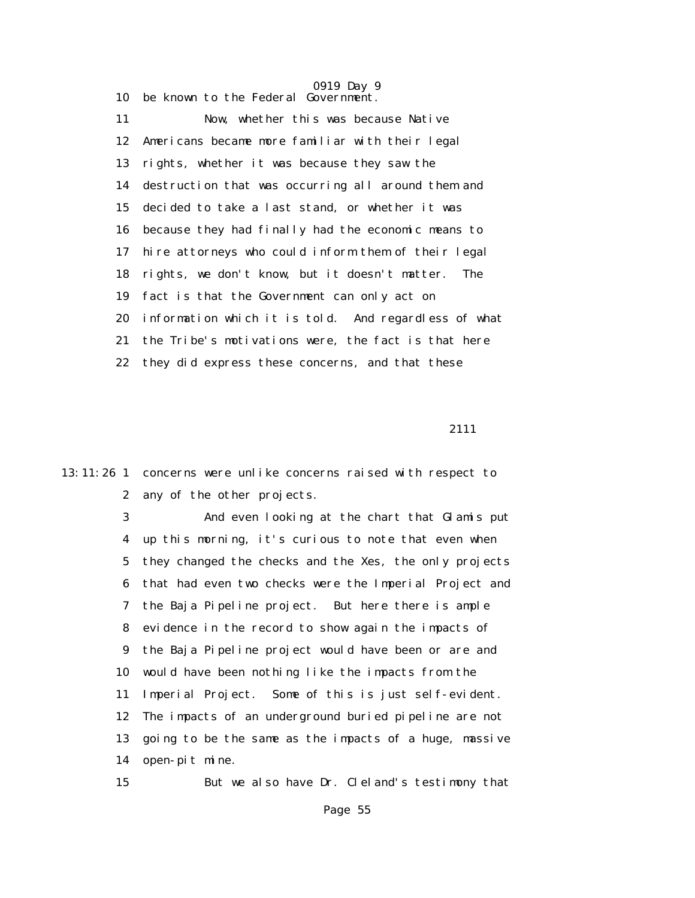10 be known to the Federal Government.

11 Now, whether this was because Native

12 Americans became more familiar with their legal

13 rights, whether it was because they saw the

14 destruction that was occurring all around them and

15 decided to take a last stand, or whether it was

16 because they had finally had the economic means to

17 hire attorneys who could inform them of their legal

18 rights, we don't know, but it doesn't matter. The

19 fact is that the Government can only act on

20 information which it is told. And regardless of what

21 the Tribe's motivations were, the fact is that here

22 they did express these concerns, and that these

2111

13:11:26 1 concerns were unlike concerns raised with respect to

2 any of the other projects.

3 And even looking at the chart that Glamis put

4 up this morning, it's curious to note that even when

5 they changed the checks and the Xes, the only projects

6 that had even two checks were the Imperial Project and

7 the Baja Pipeline project. But here there is ample

8 evidence in the record to show again the impacts of

9 the Baja Pipeline project would have been or are and

10 would have been nothing like the impacts from the

11 Imperial Project. Some of this is just self-evident.

12 The impacts of an underground buried pipeline are not

13 going to be the same as the impacts of a huge, massive

14 open-pit mine.

15 But we also have Dr. Cleland's testimony that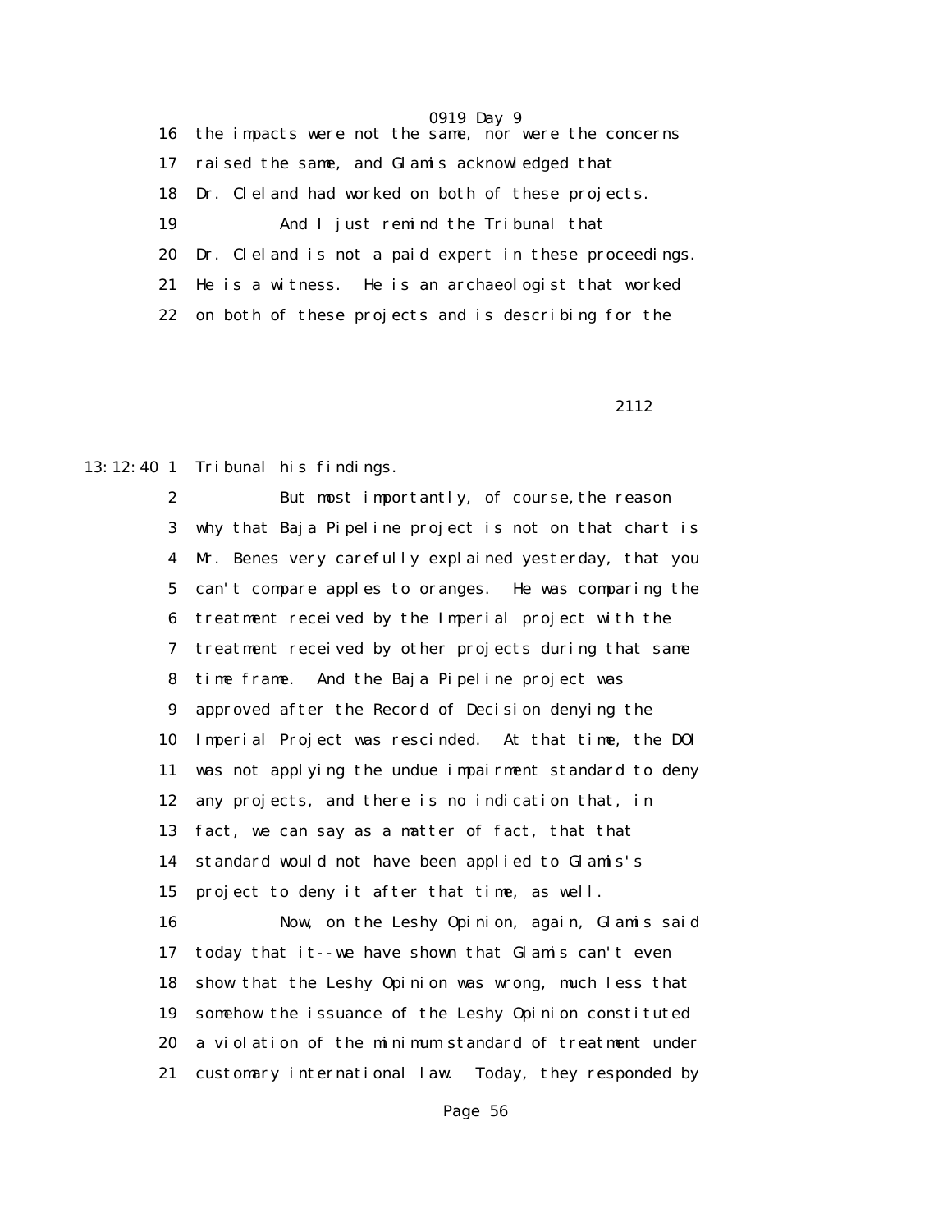16 the impacts were not the same, nor were the concerns
17 raised the same, and Glamis acknowledged that
18 Dr. Cleland had worked on both of these projects.
19 And I just remind the Tribunal that
20 Dr. Cleland is not a paid expert in these proceedings.
21 He is a witness. He is an archaeologist that worked
22 on both of these projects and is describing for the

2112

13:12:40 1 Tribunal his findings.
2 But most importantly, of course,the reason
3 why that Baja Pipeline project is not on that chart is
4 Mr. Benes very carefully explained yesterday, that you
5 can't compare apples to oranges. He was comparing the
6 treatment received by the Imperial project with the
7 treatment received by other projects during that same
8 time frame. And the Baja Pipeline project was
9 approved after the Record of Decision denying the
10 Imperial Project was rescinded. At that time, the DOI
11 was not applying the undue impairment standard to deny
12 any projects, and there is no indication that, in
13 fact, we can say as a matter of fact, that that
14 standard would not have been applied to Glamis's
15 project to deny it after that time, as well.
16 Now, on the Leshy Opinion, again, Glamis said
17 today that it--we have shown that Glamis can't even
18 show that the Leshy Opinion was wrong, much less that
19 somehow the issuance of the Leshy Opinion constituted
20 a violation of the minimum standard of treatment under
21 customary international law. Today, they responded by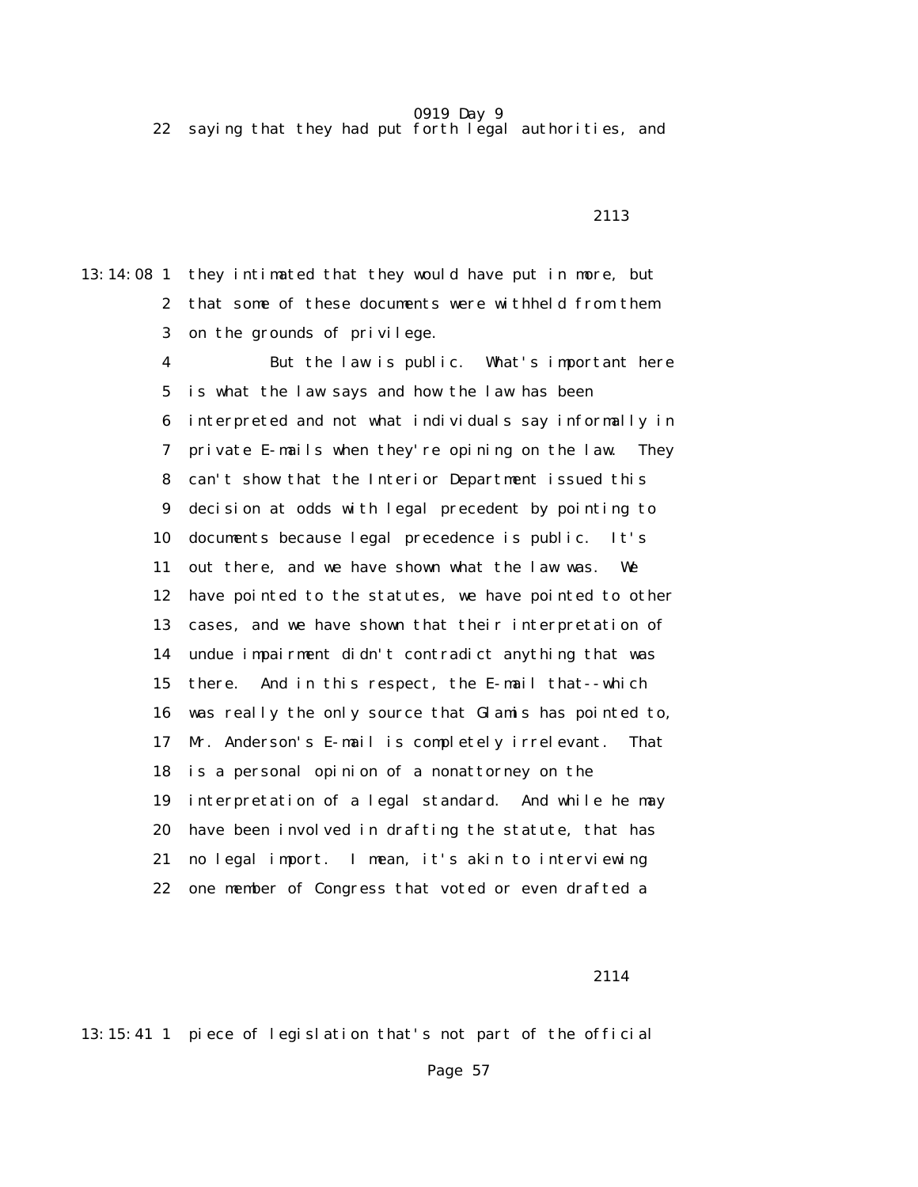22 saying that they had put forth legal authorities, and

2113

13:14:08 1 they intimated that they would have put in more, but
2 that some of these documents were withheld from them
3 on the grounds of privilege.
4 But the law is public. What's important here
5 is what the law says and how the law has been
6 interpreted and not what individuals say informally in
7 private E-mails when they're opining on the law. They
8 can't show that the Interior Department issued this
9 decision at odds with legal precedent by pointing to
10 documents because legal precedence is public. It's
11 out there, and we have shown what the law was. We
12 have pointed to the statutes, we have pointed to other
13 cases, and we have shown that their interpretation of
14 undue impairment didn't contradict anything that was
15 there. And in this respect, the E-mail that--which
16 was really the only source that Glamis has pointed to,
17 Mr. Anderson's E-mail is completely irrelevant. That
18 is a personal opinion of a nonattorney on the
19 interpretation of a legal standard. And while he may
20 have been involved in drafting the statute, that has
21 no legal import. I mean, it's akin to interviewing
22 one member of Congress that voted or even drafted a

2114

13:15:41 1 piece of legislation that's not part of the official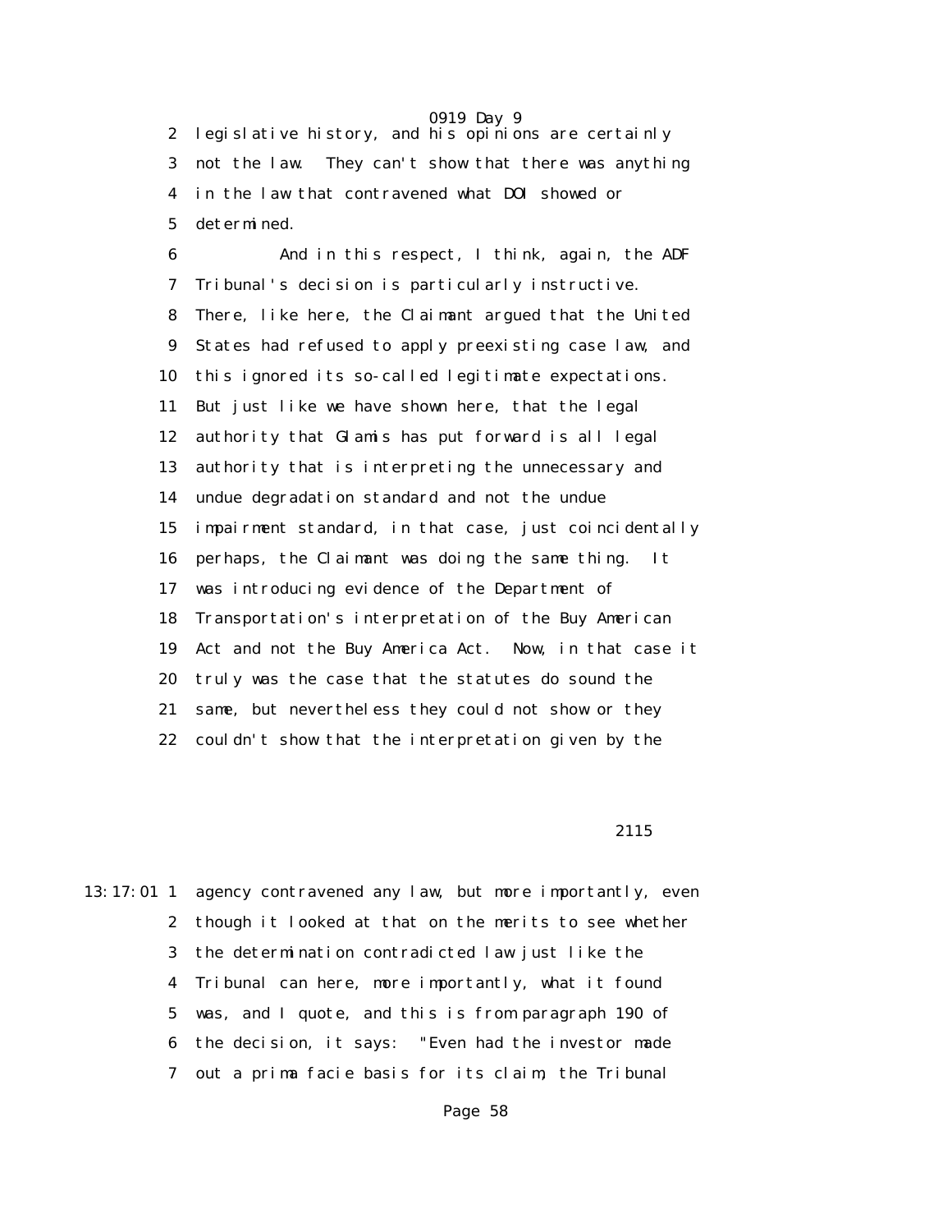legislative history, and his opinions are certainly not the law. They can't show that there was anything in the law that contravened what DOI showed or determined.

And in this respect, I think, again, the ADF Tribunal's decision is particularly instructive. There, like here, the Claimant argued that the United States had refused to apply preexisting case law, and this ignored its so-called legitimate expectations. But just like we have shown here, that the legal authority that Glamis has put forward is all legal authority that is interpreting the unnecessary and undue degradation standard and not the undue impairment standard, in that case, just coincidentally perhaps, the Claimant was doing the same thing. It was introducing evidence of the Department of Transportation's interpretation of the Buy American Act and not the Buy America Act. Now, in that case it truly was the case that the statutes do sound the same, but nevertheless they could not show or they couldn't show that the interpretation given by the

13:17:01 agency contravened any law, but more importantly, even though it looked at that on the merits to see whether the determination contradicted law just like the Tribunal can here, more importantly, what it found was, and I quote, and this is from paragraph 190 of the decision, it says: "Even had the investor made out a prima facie basis for its claim, the Tribunal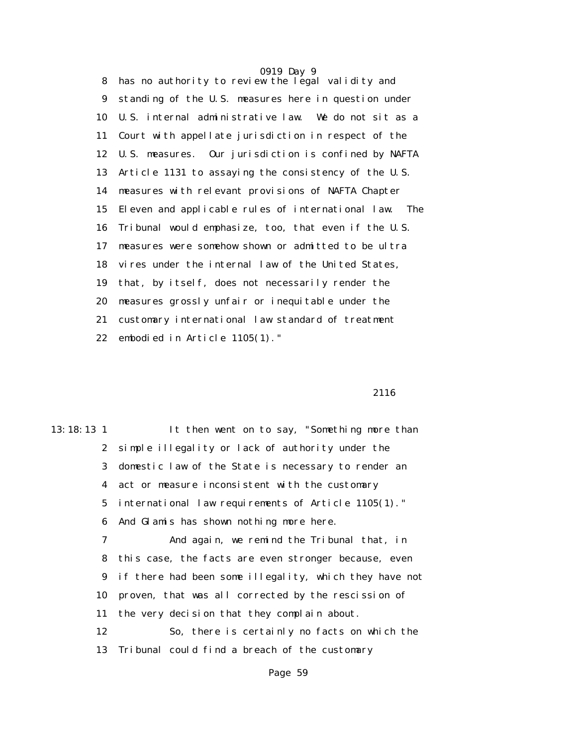8 has no authority to review the legal validity and
9 standing of the U.S. measures here in question under
10 U.S. internal administrative law. We do not sit as a
11 Court with appellate jurisdiction in respect of the
12 U.S. measures. Our jurisdiction is confined by NAFTA
13 Article 1131 to assaying the consistency of the U.S.
14 measures with relevant provisions of NAFTA Chapter
15 Eleven and applicable rules of international law. The
16 Tribunal would emphasize, too, that even if the U.S.
17 measures were somehow shown or admitted to be ultra
18 vires under the internal law of the United States,
19 that, by itself, does not necessarily render the
20 measures grossly unfair or inequitable under the
21 customary international law standard of treatment
22 embodied in Article 1105(1)."

2116

13:18:13 1 It then went on to say, "Something more than
2 simple illegality or lack of authority under the
3 domestic law of the State is necessary to render an
4 act or measure inconsistent with the customary
5 international law requirements of Article 1105(1)."
6 And Glamis has shown nothing more here.
7 And again, we remind the Tribunal that, in
8 this case, the facts are even stronger because, even
9 if there had been some illegality, which they have not
10 proven, that was all corrected by the rescission of
11 the very decision that they complain about.
12 So, there is certainly no facts on which the
13 Tribunal could find a breach of the customary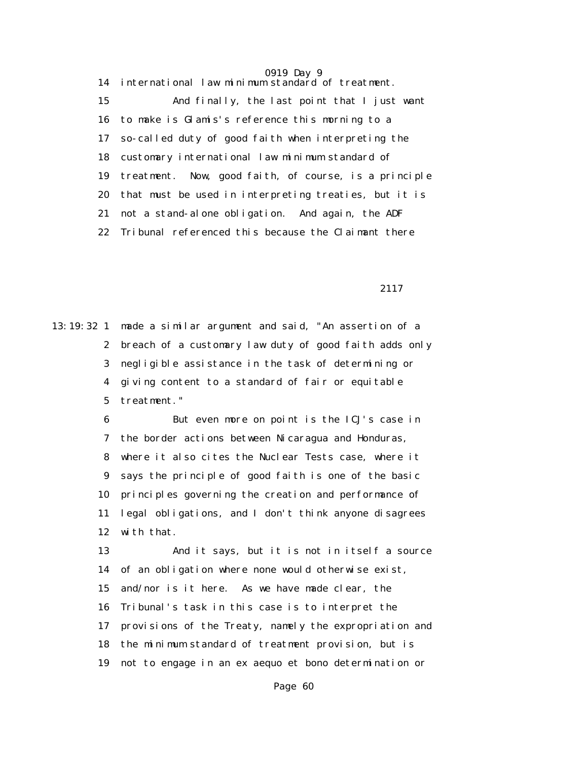14 international law minimum standard of treatment.

15 And finally, the last point that I just want

16 to make is Glamis's reference this morning to a

17 so-called duty of good faith when interpreting the

18 customary international law minimum standard of

19 treatment. Now, good faith, of course, is a principle

20 that must be used in interpreting treaties, but it is

21 not a stand-alone obligation. And again, the ADF

22 Tribunal referenced this because the Claimant there

2117

13:19:32 1 made a similar argument and said, "An assertion of a

2 breach of a customary law duty of good faith adds only

3 negligible assistance in the task of determining or

4 giving content to a standard of fair or equitable

5 treatment."

6 But even more on point is the ICJ's case in

7 the border actions between Nicaragua and Honduras,

8 where it also cites the Nuclear Tests case, where it

9 says the principle of good faith is one of the basic

10 principles governing the creation and performance of

11 legal obligations, and I don't think anyone disagrees

12 with that.

13 And it says, but it is not in itself a source

14 of an obligation where none would otherwise exist,

15 and/nor is it here. As we have made clear, the

16 Tribunal's task in this case is to interpret the

17 provisions of the Treaty, namely the expropriation and

18 the minimum standard of treatment provision, but is

19 not to engage in an ex aequo et bono determination or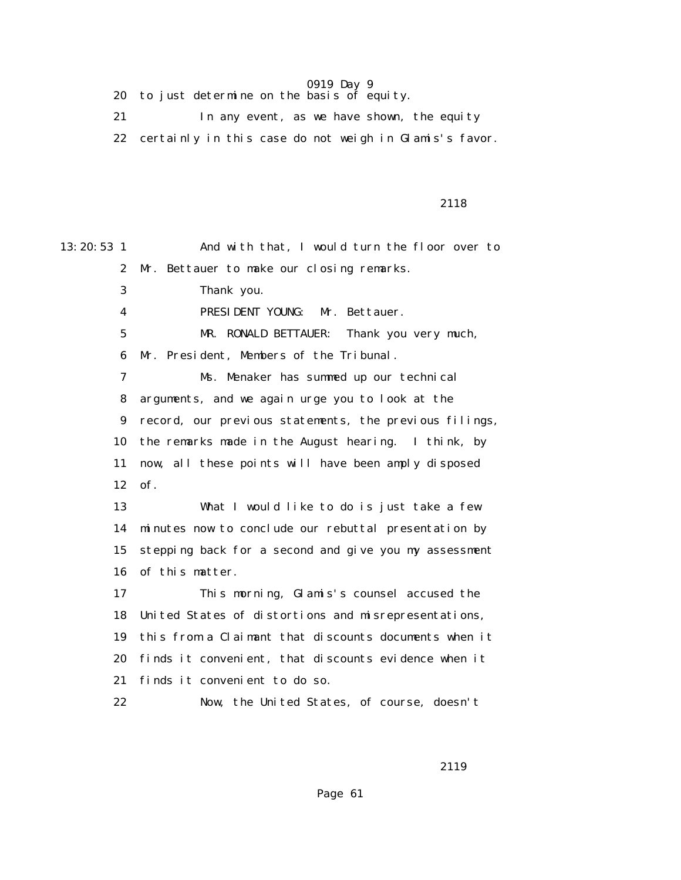20 to just determine on the basis of equity.

21 In any event, as we have shown, the equity

22 certainly in this case do not weigh in Glamis's favor.

2118

13:20:53 1 And with that, I would turn the floor over to

2 Mr. Bettauer to make our closing remarks.

3 Thank you.

4 PRESIDENT YOUNG: Mr. Bettauer.

5 MR. RONALD BETTAUER: Thank you very much,

6 Mr. President, Members of the Tribunal.

7 Ms. Menaker has summed up our technical

8 arguments, and we again urge you to look at the

9 record, our previous statements, the previous filings,

10 the remarks made in the August hearing. I think, by

11 now, all these points will have been amply disposed

12 of.

13 What I would like to do is just take a few

14 minutes now to conclude our rebuttal presentation by

15 stepping back for a second and give you my assessment

16 of this matter.

17 This morning, Glamis's counsel accused the

18 United States of distortions and misrepresentations,

19 this from a Claimant that discounts documents when it

20 finds it convenient, that discounts evidence when it

21 finds it convenient to do so.

22 Now, the United States, of course, doesn't

2119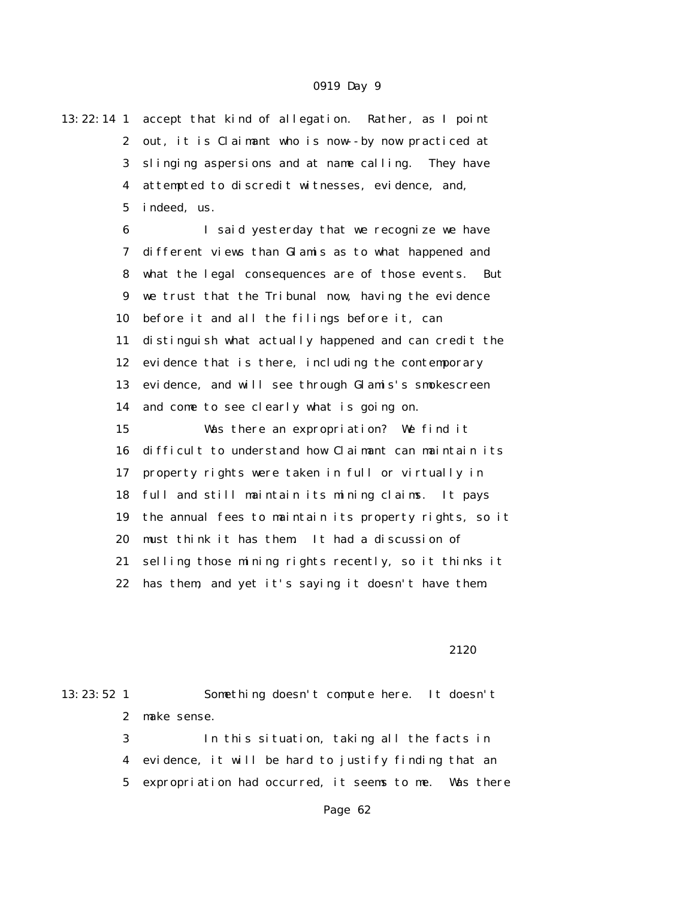accept that kind of allegation. Rather, as I point out, it is Claimant who is now--by now practiced at slinging aspersions and at name calling. They have attempted to discredit witnesses, evidence, and, indeed, us.

I said yesterday that we recognize we have different views than Glamis as to what happened and what the legal consequences are of those events. But we trust that the Tribunal now, having the evidence before it and all the filings before it, can distinguish what actually happened and can credit the evidence that is there, including the contemporary evidence, and will see through Glamis's smokescreen and come to see clearly what is going on.

Was there an expropriation? We find it difficult to understand how Claimant can maintain its property rights were taken in full or virtually in full and still maintain its mining claims. It pays the annual fees to maintain its property rights, so it must think it has them. It had a discussion of selling those mining rights recently, so it thinks it has them, and yet it's saying it doesn't have them.

Something doesn't compute here. It doesn't make sense.

In this situation, taking all the facts in evidence, it will be hard to justify finding that an expropriation had occurred, it seems to me. Was there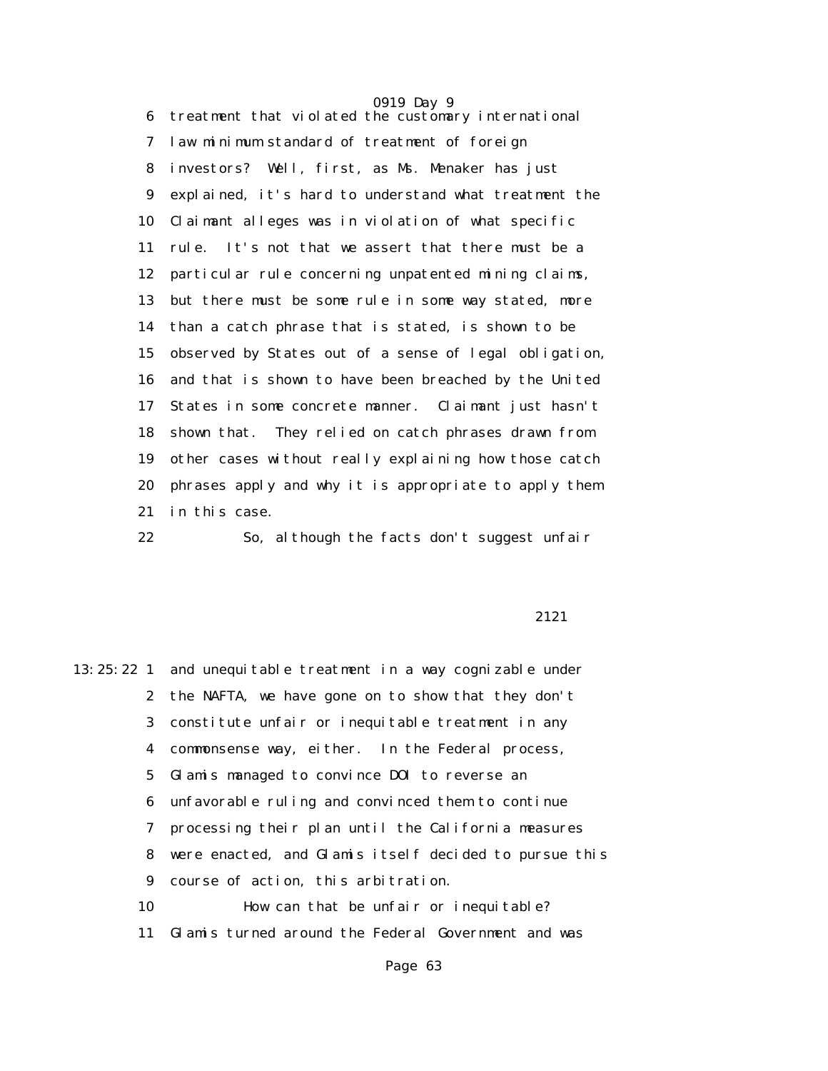6 treatment that violated the customary international
7 law minimum standard of treatment of foreign
8 investors? Well, first, as Ms. Menaker has just
9 explained, it's hard to understand what treatment the
10 Claimant alleges was in violation of what specific
11 rule. It's not that we assert that there must be a
12 particular rule concerning unpatented mining claims,
13 but there must be some rule in some way stated, more
14 than a catch phrase that is stated, is shown to be
15 observed by States out of a sense of legal obligation,
16 and that is shown to have been breached by the United
17 States in some concrete manner. Claimant just hasn't
18 shown that. They relied on catch phrases drawn from
19 other cases without really explaining how those catch
20 phrases apply and why it is appropriate to apply them
21 in this case.
22 So, although the facts don't suggest unfair

2121

13:25:22 1 and unequitable treatment in a way cognizable under
2 the NAFTA, we have gone on to show that they don't
3 constitute unfair or inequitable treatment in any
4 commonsense way, either. In the Federal process,
5 Glamis managed to convince DOI to reverse an
6 unfavorable ruling and convinced them to continue
7 processing their plan until the California measures
8 were enacted, and Glamis itself decided to pursue this
9 course of action, this arbitration.
10 How can that be unfair or inequitable?
11 Glamis turned around the Federal Government and was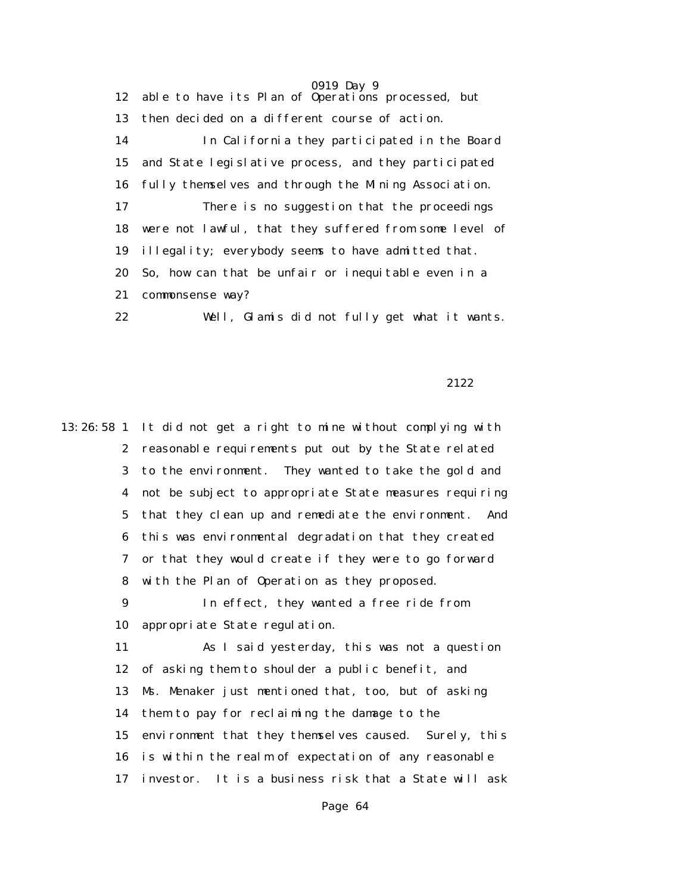able to have its Plan of Operations processed, but then decided on a different course of action.

In California they participated in the Board and State legislative process, and they participated fully themselves and through the Mining Association.

There is no suggestion that the proceedings were not lawful, that they suffered from some level of illegality; everybody seems to have admitted that. So, how can that be unfair or inequitable even in a commonsense way?

Well, Glamis did not fully get what it wants.

It did not get a right to mine without complying with reasonable requirements put out by the State related to the environment. They wanted to take the gold and not be subject to appropriate State measures requiring that they clean up and remediate the environment. And this was environmental degradation that they created or that they would create if they were to go forward with the Plan of Operation as they proposed.

In effect, they wanted a free ride from appropriate State regulation.

As I said yesterday, this was not a question of asking them to shoulder a public benefit, and Ms. Menaker just mentioned that, too, but of asking them to pay for reclaiming the damage to the environment that they themselves caused. Surely, this is within the realm of expectation of any reasonable investor. It is a business risk that a State will ask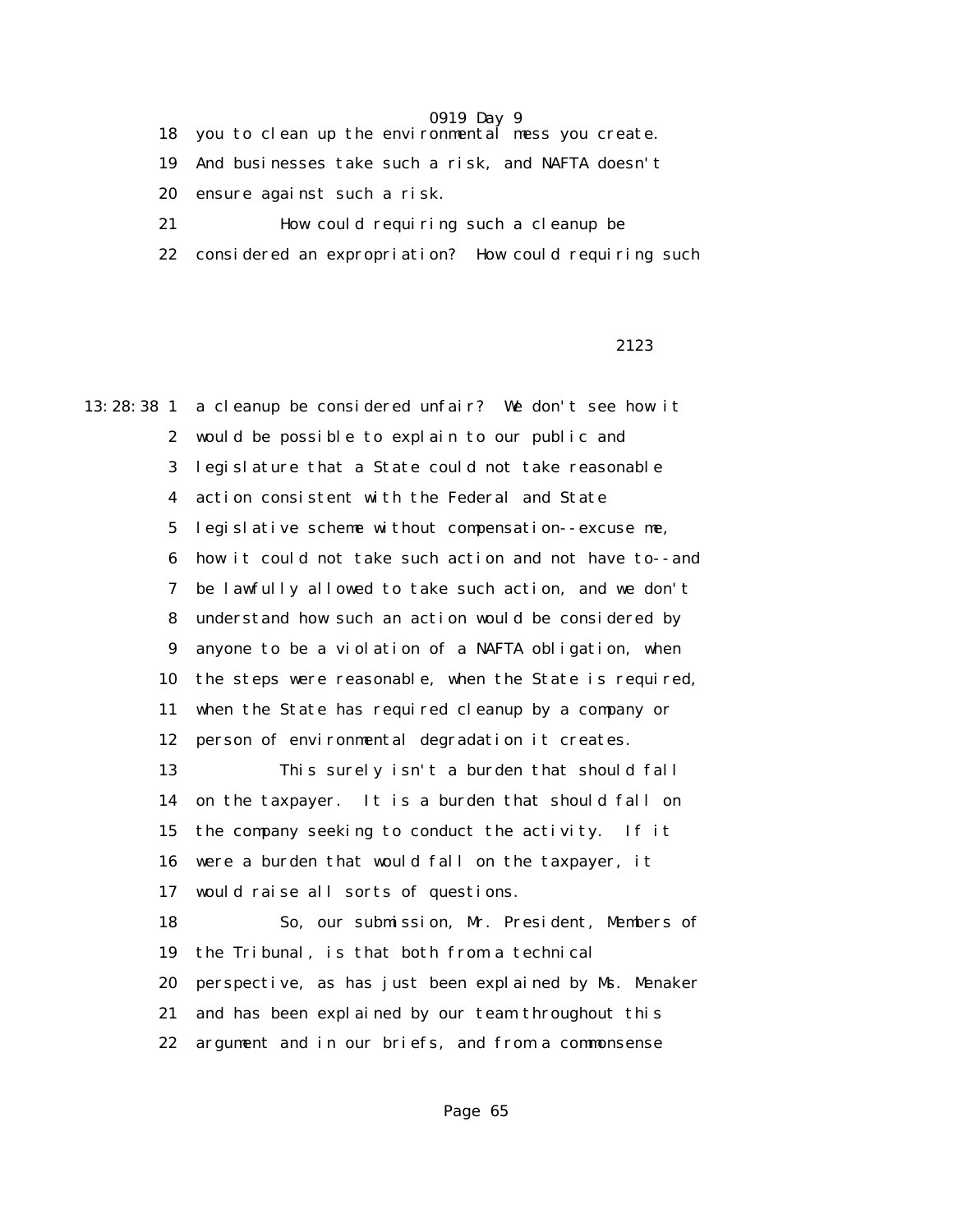18 you to clean up the environmental mess you create.

19 And businesses take such a risk, and NAFTA doesn't

20 ensure against such a risk.

21 How could requiring such a cleanup be

22 considered an expropriation? How could requiring such

13:28:38 1 a cleanup be considered unfair? We don't see how it

2 would be possible to explain to our public and

3 legislature that a State could not take reasonable

4 action consistent with the Federal and State

5 legislative scheme without compensation--excuse me,

6 how it could not take such action and not have to--and

7 be lawfully allowed to take such action, and we don't

8 understand how such an action would be considered by

9 anyone to be a violation of a NAFTA obligation, when

10 the steps were reasonable, when the State is required,

11 when the State has required cleanup by a company or

12 person of environmental degradation it creates.

13 This surely isn't a burden that should fall

14 on the taxpayer. It is a burden that should fall on

15 the company seeking to conduct the activity. If it

16 were a burden that would fall on the taxpayer, it

17 would raise all sorts of questions.

18 So, our submission, Mr. President, Members of

19 the Tribunal, is that both from a technical

20 perspective, as has just been explained by Ms. Menaker

21 and has been explained by our team throughout this

22 argument and in our briefs, and from a commonsense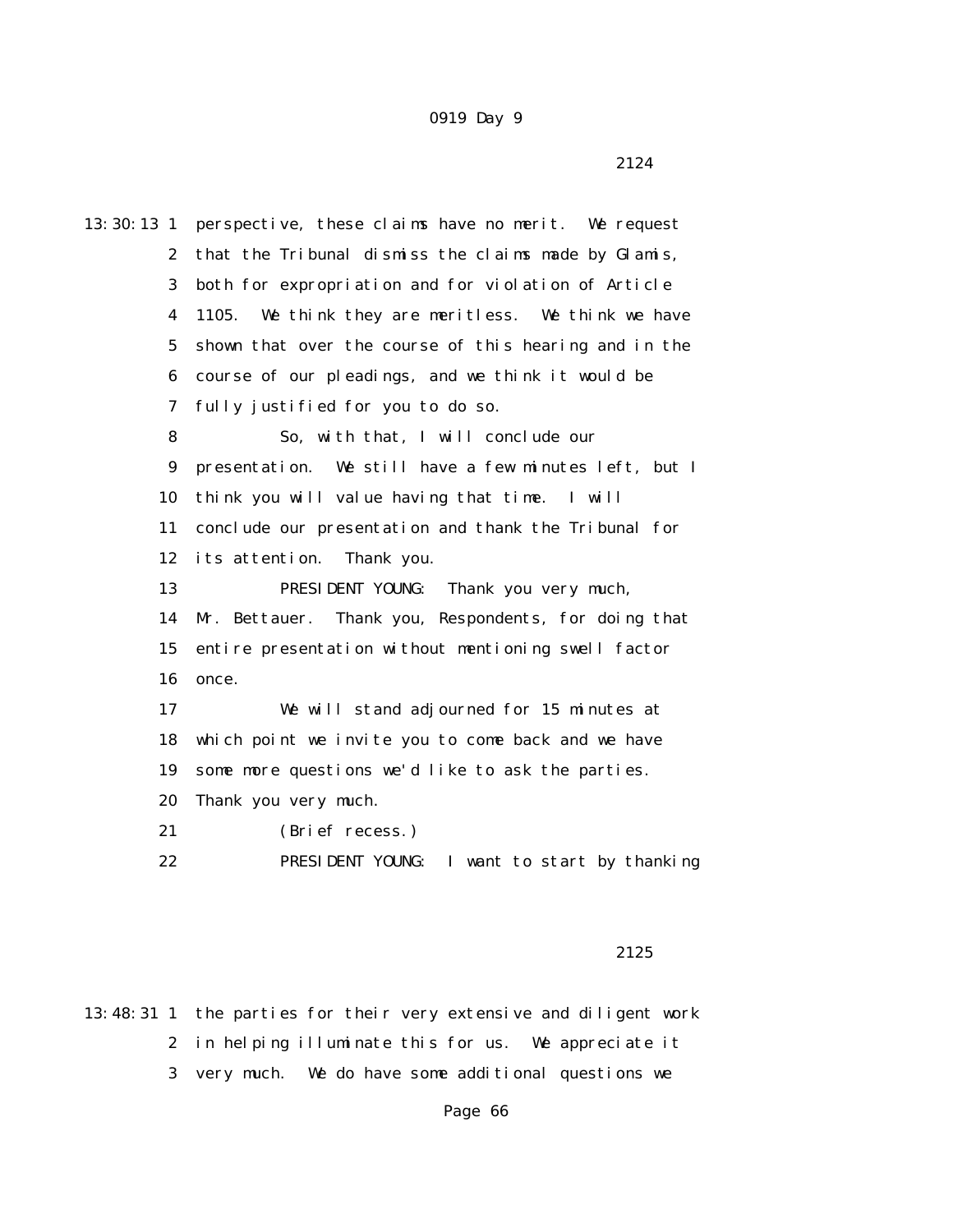2124

13:30:13 1 perspective, these claims have no merit. We request
2 that the Tribunal dismiss the claims made by Glamis,
3 both for expropriation and for violation of Article
4 1105. We think they are meritless. We think we have
5 shown that over the course of this hearing and in the
6 course of our pleadings, and we think it would be
7 fully justified for you to do so.
8 So, with that, I will conclude our
9 presentation. We still have a few minutes left, but I
10 think you will value having that time. I will
11 conclude our presentation and thank the Tribunal for
12 its attention. Thank you.
13 PRESIDENT YOUNG: Thank you very much,
14 Mr. Bettauer. Thank you, Respondents, for doing that
15 entire presentation without mentioning swell factor
16 once.
17 We will stand adjourned for 15 minutes at
18 which point we invite you to come back and we have
19 some more questions we'd like to ask the parties.
20 Thank you very much.
21 (Brief recess.)
22 PRESIDENT YOUNG: I want to start by thanking

2125

13:48:31 1 the parties for their very extensive and diligent work
2 in helping illuminate this for us. We appreciate it
3 very much. We do have some additional questions we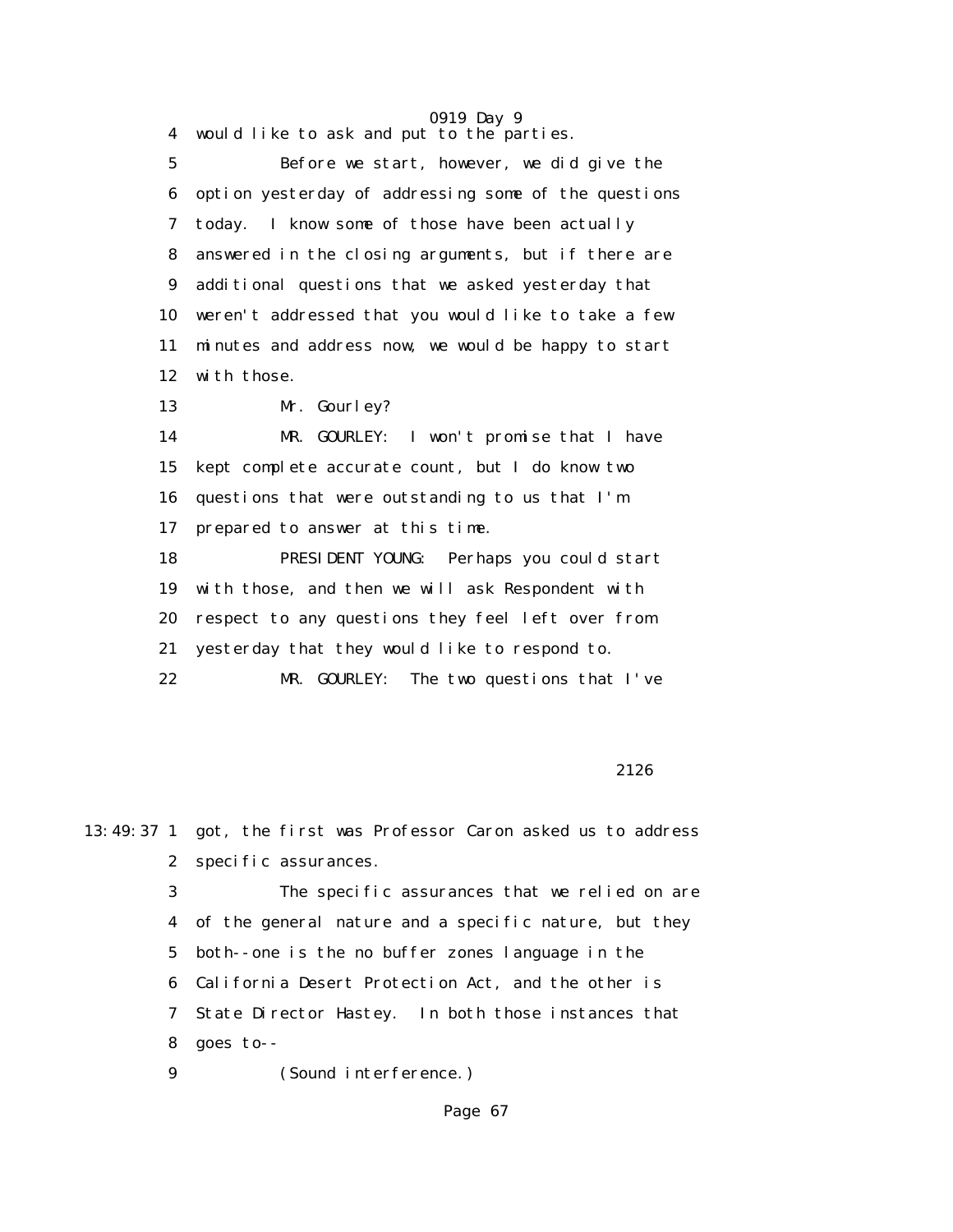4 would like to ask and put to the parties.

5 Before we start, however, we did give the

6 option yesterday of addressing some of the questions

7 today. I know some of those have been actually

8 answered in the closing arguments, but if there are

9 additional questions that we asked yesterday that

10 weren't addressed that you would like to take a few

11 minutes and address now, we would be happy to start

12 with those.

13 Mr. Gourley?

14 MR. GOURLEY: I won't promise that I have

15 kept complete accurate count, but I do know two

16 questions that were outstanding to us that I'm

17 prepared to answer at this time.

18 PRESIDENT YOUNG: Perhaps you could start

19 with those, and then we will ask Respondent with

20 respect to any questions they feel left over from

21 yesterday that they would like to respond to.

22 MR. GOURLEY: The two questions that I've

2126

13:49:37 1 got, the first was Professor Caron asked us to address

2 specific assurances.

3 The specific assurances that we relied on are

4 of the general nature and a specific nature, but they

5 both--one is the no buffer zones language in the

6 California Desert Protection Act, and the other is

7 State Director Hastey. In both those instances that

8 goes to--

9 (Sound interference.)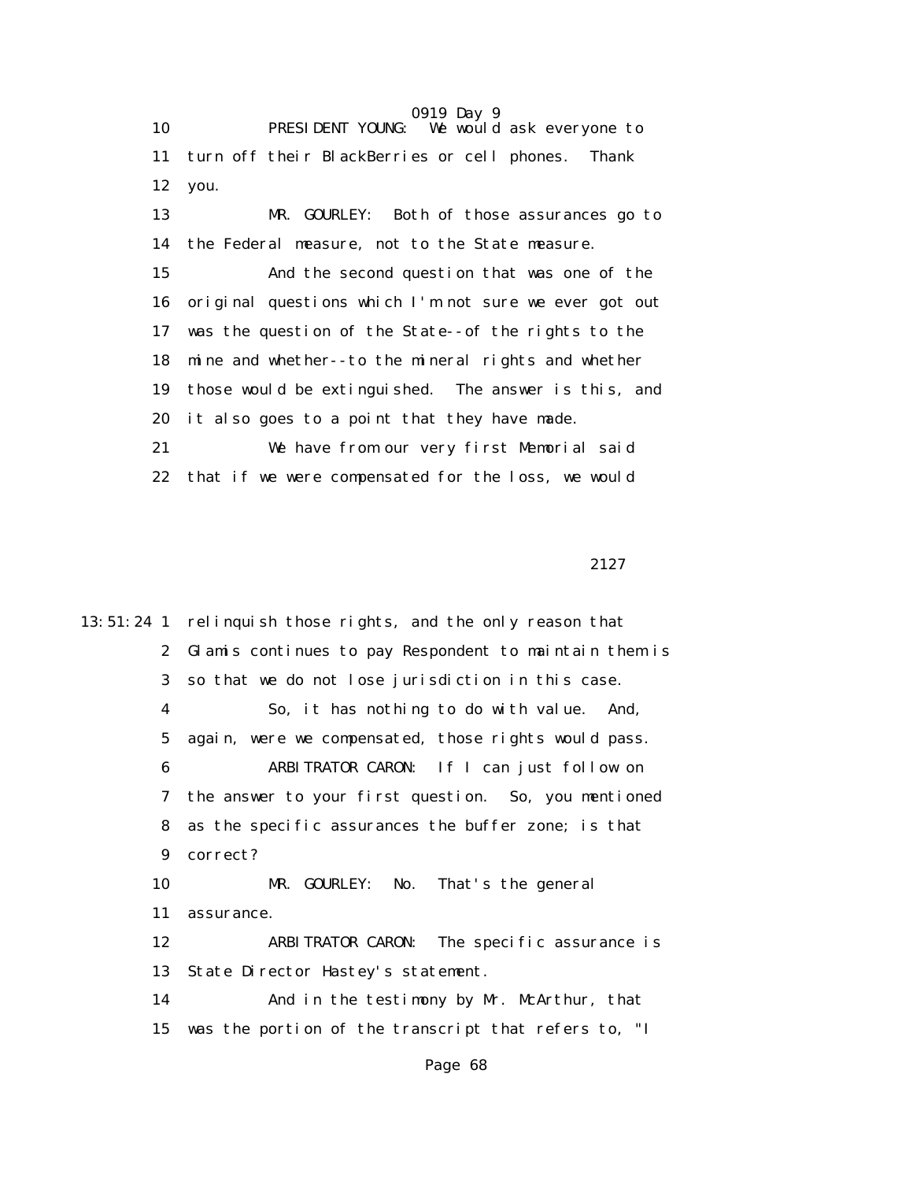10 PRESIDENT YOUNG: We would ask everyone to
11 turn off their BlackBerries or cell phones. Thank
12 you.

13 MR. GOURLEY: Both of those assurances go to
14 the Federal measure, not to the State measure.

15 And the second question that was one of the
16 original questions which I'm not sure we ever got out
17 was the question of the State--of the rights to the
18 mine and whether--to the mineral rights and whether
19 those would be extinguished. The answer is this, and
20 it also goes to a point that they have made.

21 We have from our very first Memorial said
22 that if we were compensated for the loss, we would

2127

13:51:24 1 relinquish those rights, and the only reason that
2 Glamis continues to pay Respondent to maintain them is
3 so that we do not lose jurisdiction in this case.

4 So, it has nothing to do with value. And,
5 again, were we compensated, those rights would pass.

6 ARBITRATOR CARON: If I can just follow on
7 the answer to your first question. So, you mentioned
8 as the specific assurances the buffer zone; is that
9 correct?

10 MR. GOURLEY: No. That's the general
11 assurance.

12 ARBITRATOR CARON: The specific assurance is
13 State Director Hastey's statement.

14 And in the testimony by Mr. McArthur, that
15 was the portion of the transcript that refers to, "I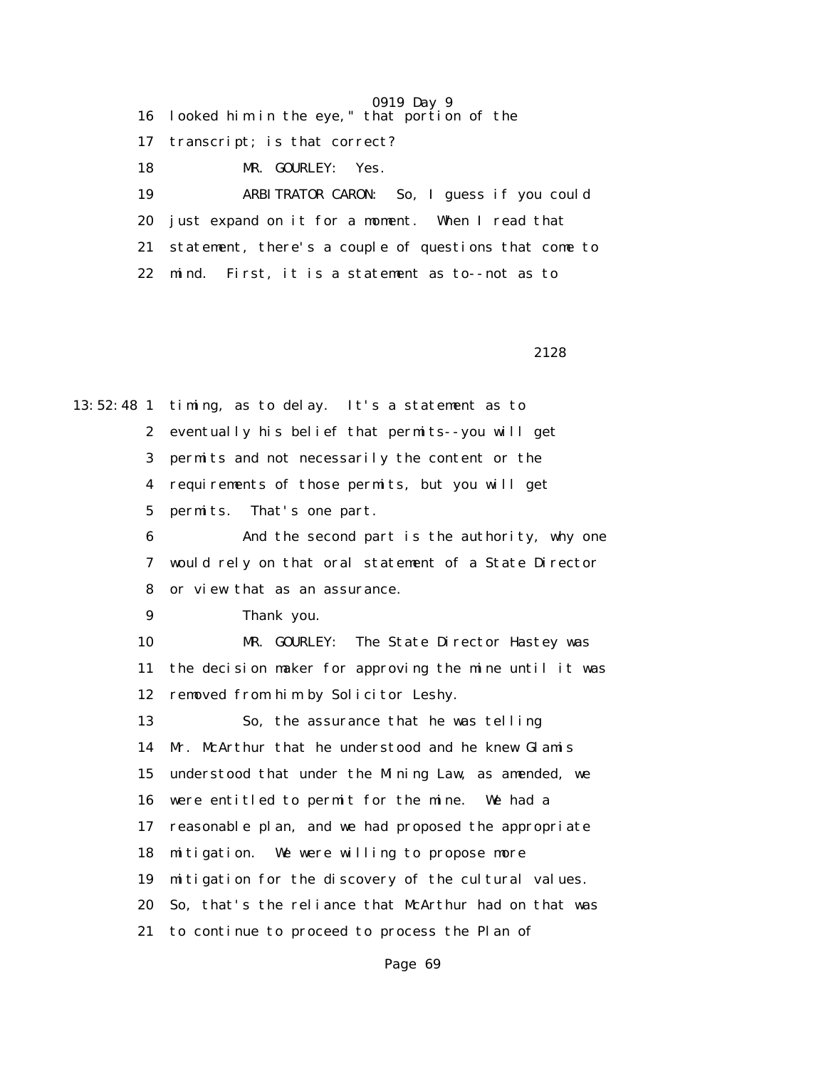16 looked him in the eye," that portion of the

17 transcript; is that correct?

18 MR. GOURLEY: Yes.

19 ARBITRATOR CARON: So, I guess if you could

20 just expand on it for a moment. When I read that

21 statement, there's a couple of questions that come to

22 mind. First, it is a statement as to--not as to

2128

13:52:48 1 timing, as to delay. It's a statement as to

2 eventually his belief that permits--you will get

3 permits and not necessarily the content or the

4 requirements of those permits, but you will get

5 permits. That's one part.

6 And the second part is the authority, why one

7 would rely on that oral statement of a State Director

8 or view that as an assurance.

9 Thank you.

10 MR. GOURLEY: The State Director Hastey was

11 the decision maker for approving the mine until it was

12 removed from him by Solicitor Leshy.

13 So, the assurance that he was telling

14 Mr. McArthur that he understood and he knew Glamis

15 understood that under the Mining Law, as amended, we

16 were entitled to permit for the mine. We had a

17 reasonable plan, and we had proposed the appropriate

18 mitigation. We were willing to propose more

19 mitigation for the discovery of the cultural values.

20 So, that's the reliance that McArthur had on that was

21 to continue to proceed to process the Plan of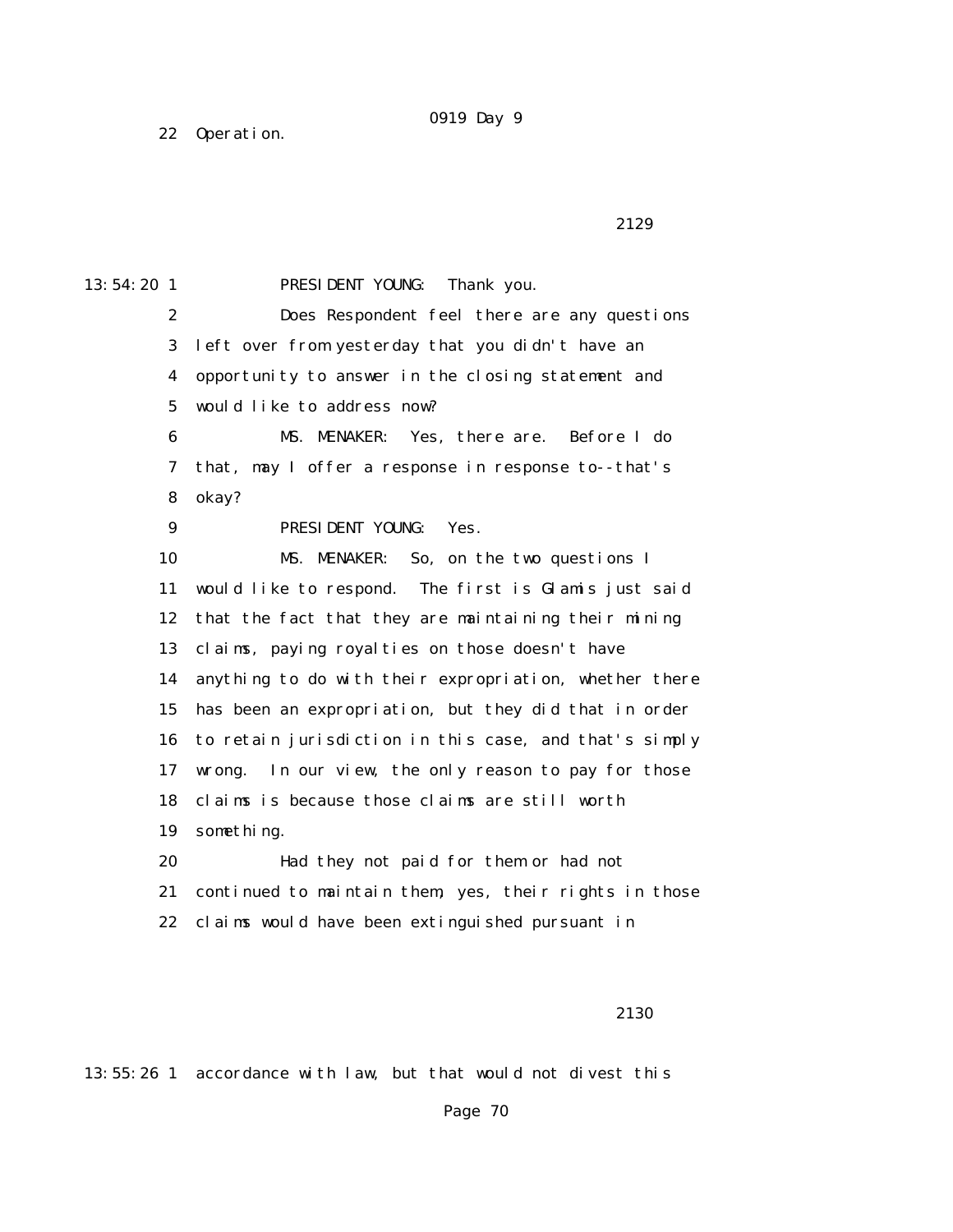22 Operation.

2129

13:54:20 1 PRESIDENT YOUNG: Thank you.

2 Does Respondent feel there are any questions

3 left over from yesterday that you didn't have an

4 opportunity to answer in the closing statement and

5 would like to address now?

6 MS. MENAKER: Yes, there are. Before I do

7 that, may I offer a response in response to--that's

8 okay?

9 PRESIDENT YOUNG: Yes.

10 MS. MENAKER: So, on the two questions I

11 would like to respond. The first is Glamis just said

12 that the fact that they are maintaining their mining

13 claims, paying royalties on those doesn't have

14 anything to do with their expropriation, whether there

15 has been an expropriation, but they did that in order

16 to retain jurisdiction in this case, and that's simply

17 wrong. In our view, the only reason to pay for those

18 claims is because those claims are still worth

19 something.

20 Had they not paid for them or had not

21 continued to maintain them, yes, their rights in those

22 claims would have been extinguished pursuant in

2130

13:55:26 1 accordance with law, but that would not divest this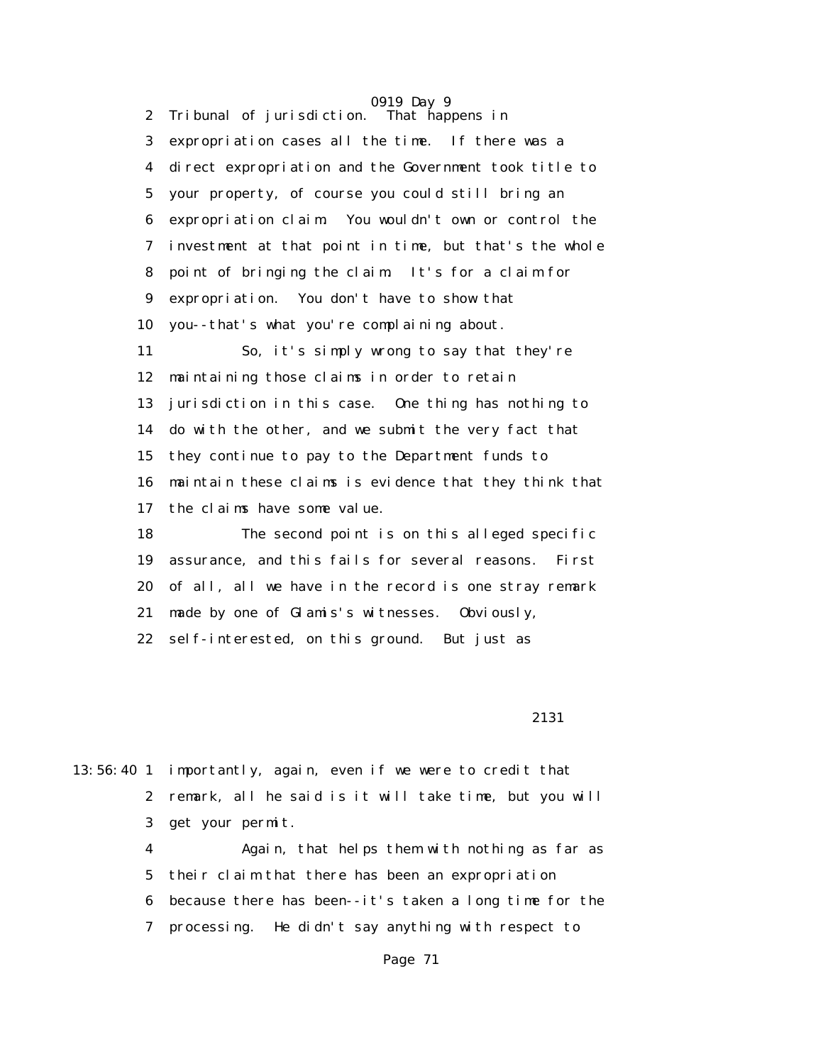Tribunal of jurisdiction. That happens in expropriation cases all the time. If there was a direct expropriation and the Government took title to your property, of course you could still bring an expropriation claim. You wouldn't own or control the investment at that point in time, but that's the whole point of bringing the claim. It's for a claim for expropriation. You don't have to show that you--that's what you're complaining about.

So, it's simply wrong to say that they're maintaining those claims in order to retain jurisdiction in this case. One thing has nothing to do with the other, and we submit the very fact that they continue to pay to the Department funds to maintain these claims is evidence that they think that the claims have some value.

The second point is on this alleged specific assurance, and this fails for several reasons. First of all, all we have in the record is one stray remark made by one of Glamis's witnesses. Obviously, self-interested, on this ground. But just as

2131

13:56:40 importantly, again, even if we were to credit that remark, all he said is it will take time, but you will get your permit.

Again, that helps them with nothing as far as their claim that there has been an expropriation because there has been--it's taken a long time for the processing. He didn't say anything with respect to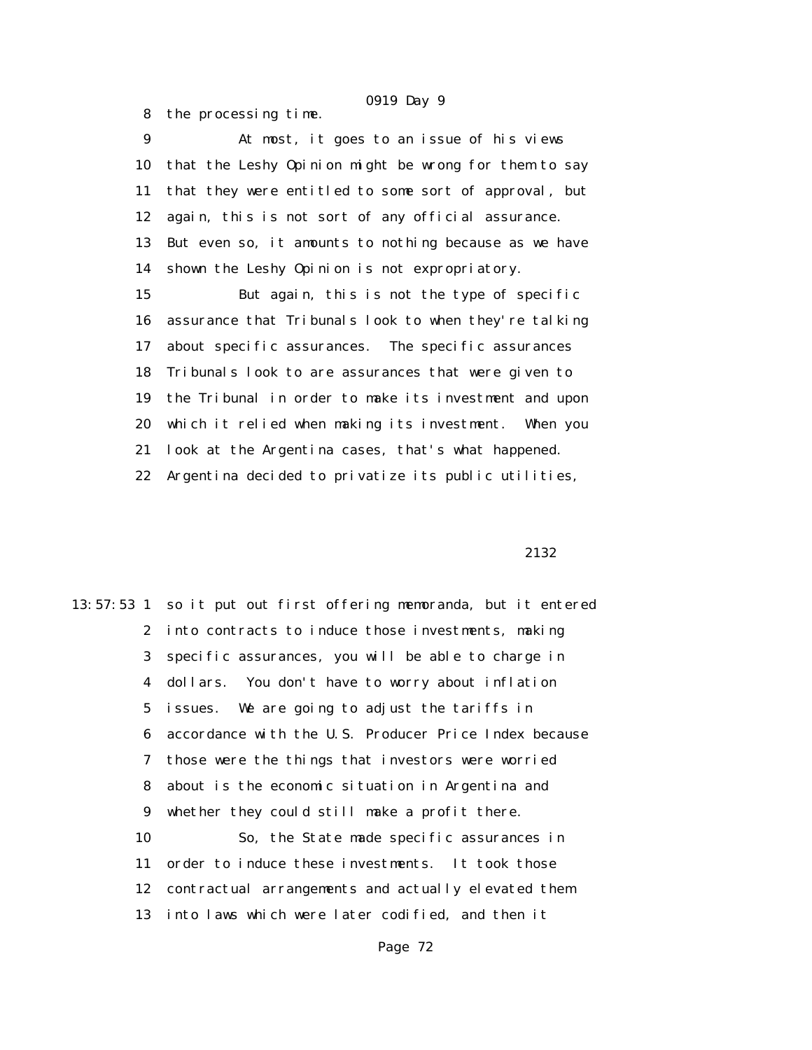8 the processing time.

9 At most, it goes to an issue of his views

10 that the Leshy Opinion might be wrong for them to say

11 that they were entitled to some sort of approval, but

12 again, this is not sort of any official assurance.

13 But even so, it amounts to nothing because as we have

14 shown the Leshy Opinion is not expropriatory.

15 But again, this is not the type of specific

16 assurance that Tribunals look to when they're talking

17 about specific assurances. The specific assurances

18 Tribunals look to are assurances that were given to

19 the Tribunal in order to make its investment and upon

20 which it relied when making its investment. When you

21 look at the Argentina cases, that's what happened.

22 Argentina decided to privatize its public utilities,

2132

13:57:53 1 so it put out first offering memoranda, but it entered

2 into contracts to induce those investments, making

3 specific assurances, you will be able to charge in

4 dollars. You don't have to worry about inflation

5 issues. We are going to adjust the tariffs in

6 accordance with the U.S. Producer Price Index because

7 those were the things that investors were worried

8 about is the economic situation in Argentina and

9 whether they could still make a profit there.

10 So, the State made specific assurances in

11 order to induce these investments. It took those

12 contractual arrangements and actually elevated them

13 into laws which were later codified, and then it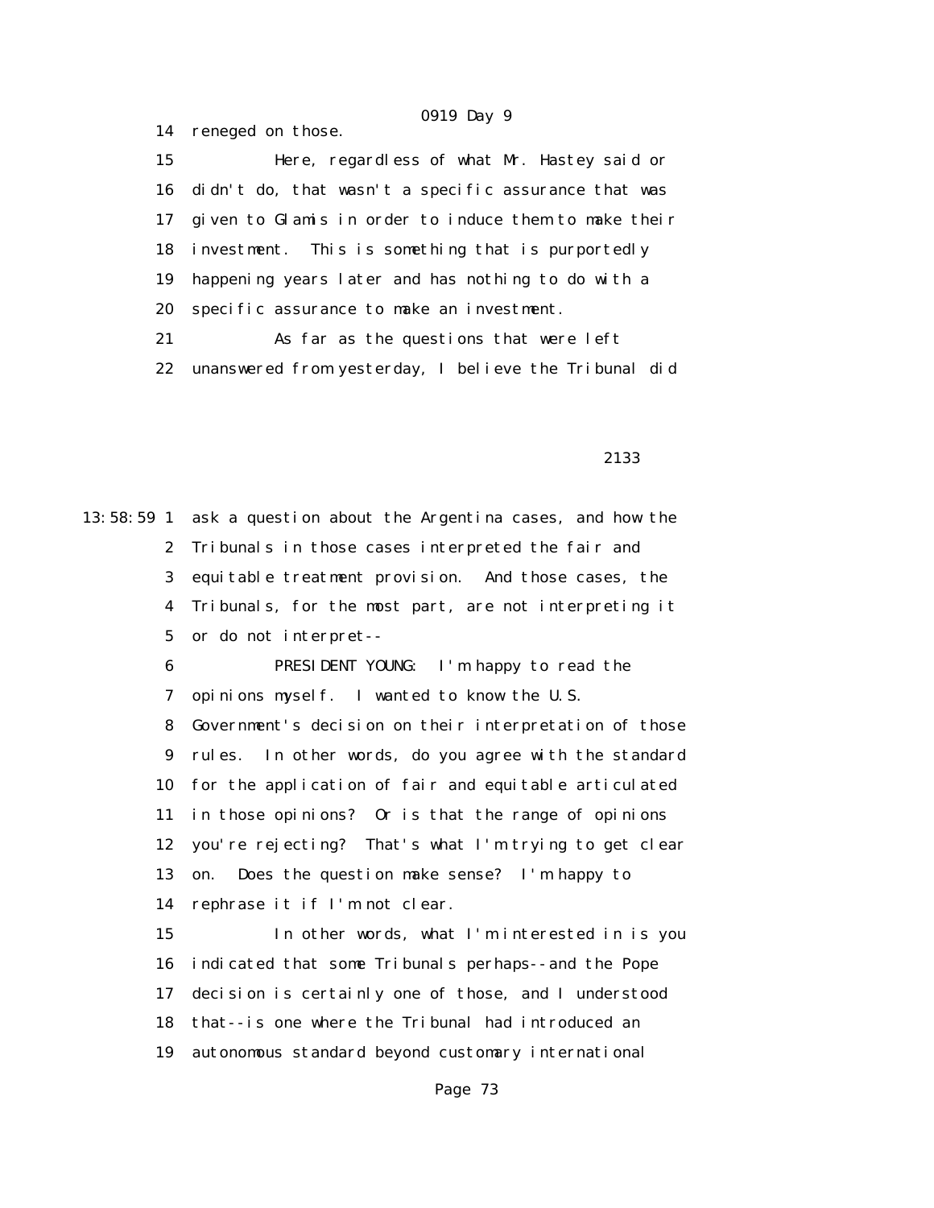14 reneged on those.

15 Here, regardless of what Mr. Hastey said or

16 didn't do, that wasn't a specific assurance that was

17 given to Glamis in order to induce them to make their

18 investment. This is something that is purportedly

19 happening years later and has nothing to do with a

20 specific assurance to make an investment.

21 As far as the questions that were left

22 unanswered from yesterday, I believe the Tribunal did

2133

13:58:59 1 ask a question about the Argentina cases, and how the

2 Tribunals in those cases interpreted the fair and

3 equitable treatment provision. And those cases, the

4 Tribunals, for the most part, are not interpreting it

5 or do not interpret--

6 PRESIDENT YOUNG: I'm happy to read the

7 opinions myself. I wanted to know the U.S.

8 Government's decision on their interpretation of those

9 rules. In other words, do you agree with the standard

10 for the application of fair and equitable articulated

11 in those opinions? Or is that the range of opinions

12 you're rejecting? That's what I'm trying to get clear

13 on. Does the question make sense? I'm happy to

14 rephrase it if I'm not clear.

15 In other words, what I'm interested in is you

16 indicated that some Tribunals perhaps--and the Pope

17 decision is certainly one of those, and I understood

18 that--is one where the Tribunal had introduced an

19 autonomous standard beyond customary international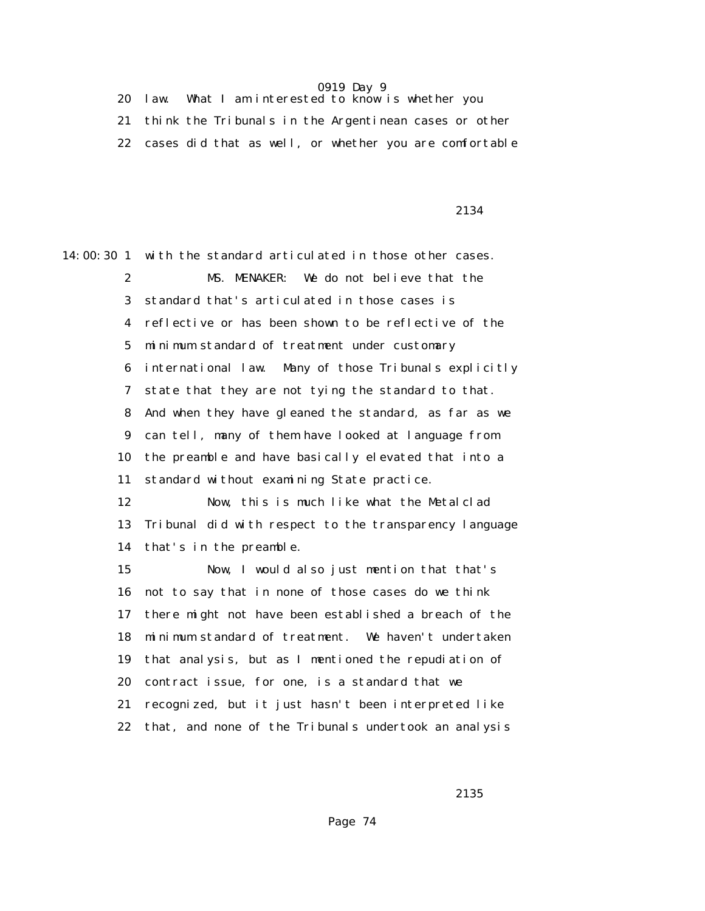20 law. What I am interested to know is whether you
21 think the Tribunals in the Argentinean cases or other
22 cases did that as well, or whether you are comfortable

14:00:30 1 with the standard articulated in those other cases.
2 MS. MENAKER: We do not believe that the
3 standard that's articulated in those cases is
4 reflective or has been shown to be reflective of the
5 minimum standard of treatment under customary
6 international law. Many of those Tribunals explicitly
7 state that they are not tying the standard to that.
8 And when they have gleaned the standard, as far as we
9 can tell, many of them have looked at language from
10 the preamble and have basically elevated that into a
11 standard without examining State practice.
12 Now, this is much like what the Metalclad
13 Tribunal did with respect to the transparency language
14 that's in the preamble.
15 Now, I would also just mention that that's
16 not to say that in none of those cases do we think
17 there might not have been established a breach of the
18 minimum standard of treatment. We haven't undertaken
19 that analysis, but as I mentioned the repudiation of
20 contract issue, for one, is a standard that we
21 recognized, but it just hasn't been interpreted like
22 that, and none of the Tribunals undertook an analysis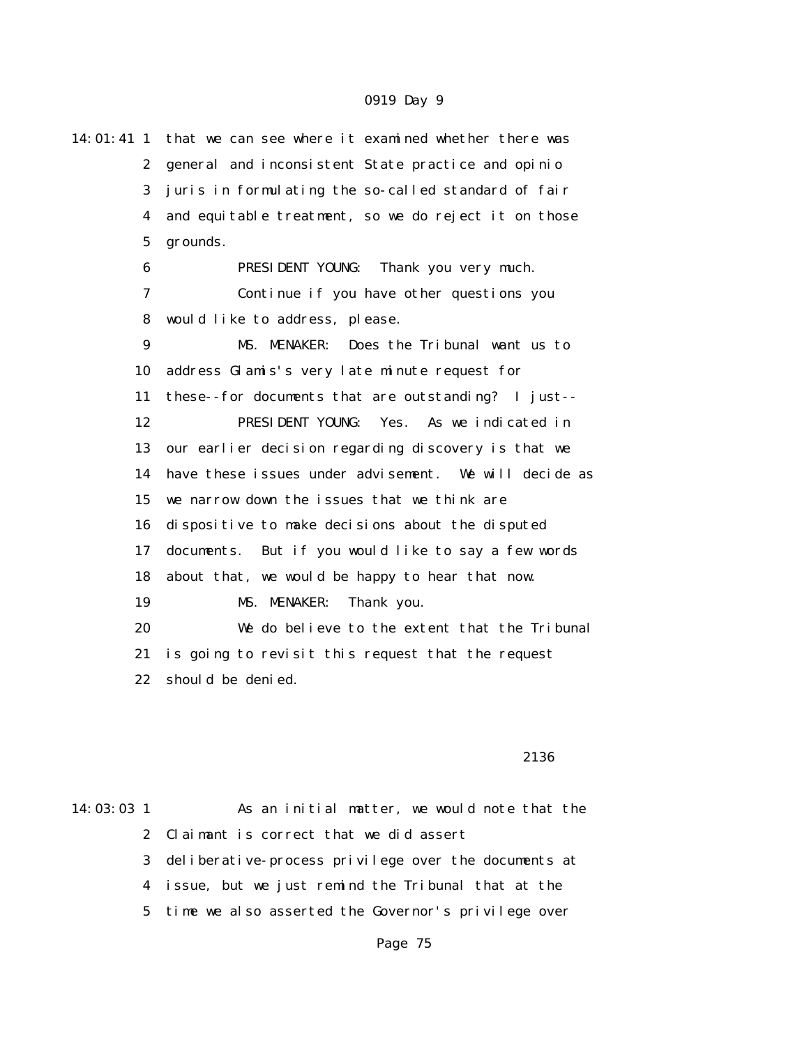14:01:41 1 that we can see where it examined whether there was
2 general and inconsistent State practice and opinio
3 juris in formulating the so-called standard of fair
4 and equitable treatment, so we do reject it on those
5 grounds.

6 PRESIDENT YOUNG: Thank you very much.

7 Continue if you have other questions you
8 would like to address, please.

9 MS. MENAKER: Does the Tribunal want us to
10 address Glamis's very late minute request for
11 these--for documents that are outstanding? I just--

12 PRESIDENT YOUNG: Yes. As we indicated in
13 our earlier decision regarding discovery is that we
14 have these issues under advisement. We will decide as
15 we narrow down the issues that we think are
16 dispositive to make decisions about the disputed
17 documents. But if you would like to say a few words
18 about that, we would be happy to hear that now.

19 MS. MENAKER: Thank you.

20 We do believe to the extent that the Tribunal
21 is going to revisit this request that the request
22 should be denied.

2136

14:03:03 1 As an initial matter, we would note that the
2 Claimant is correct that we did assert
3 deliberative-process privilege over the documents at
4 issue, but we just remind the Tribunal that at the
5 time we also asserted the Governor's privilege over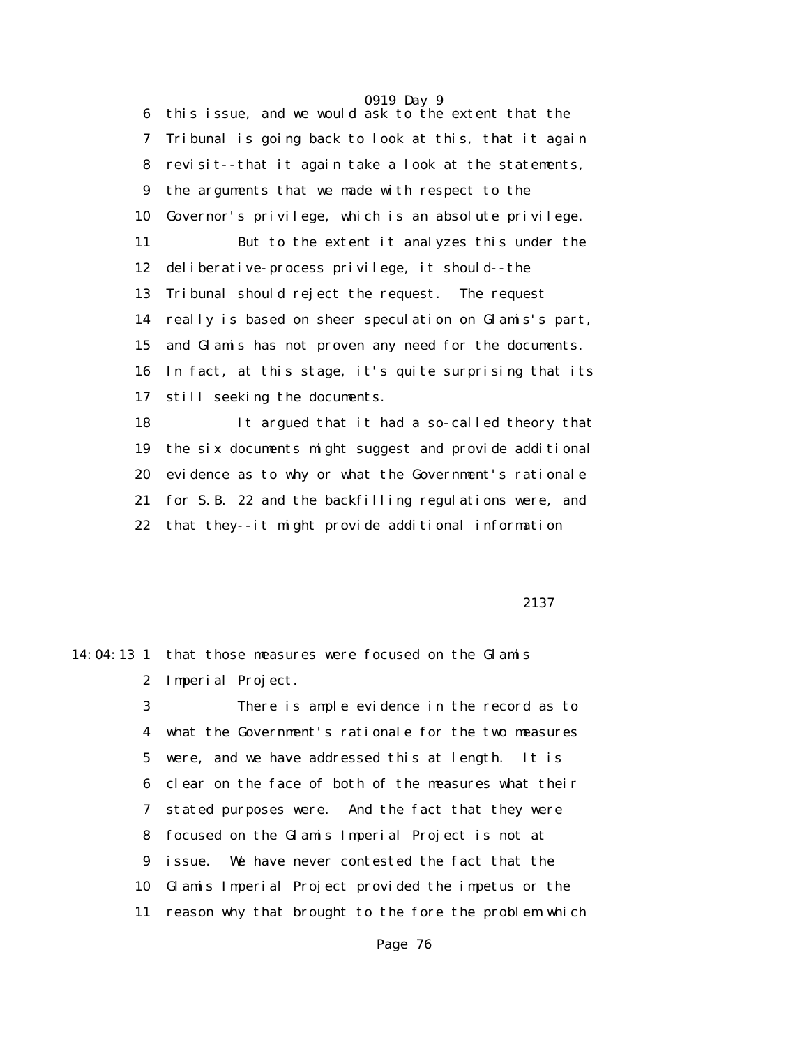6 this issue, and we would ask to the extent that the
7 Tribunal is going back to look at this, that it again
8 revisit--that it again take a look at the statements,
9 the arguments that we made with respect to the
10 Governor's privilege, which is an absolute privilege.
11 But to the extent it analyzes this under the
12 deliberative-process privilege, it should--the
13 Tribunal should reject the request. The request
14 really is based on sheer speculation on Glamis's part,
15 and Glamis has not proven any need for the documents.
16 In fact, at this stage, it's quite surprising that its
17 still seeking the documents.
18 It argued that it had a so-called theory that
19 the six documents might suggest and provide additional
20 evidence as to why or what the Government's rationale
21 for S.B. 22 and the backfilling regulations were, and
22 that they--it might provide additional information

2137

14:04:13 1 that those measures were focused on the Glamis
2 Imperial Project.
3 There is ample evidence in the record as to
4 what the Government's rationale for the two measures
5 were, and we have addressed this at length. It is
6 clear on the face of both of the measures what their
7 stated purposes were. And the fact that they were
8 focused on the Glamis Imperial Project is not at
9 issue. We have never contested the fact that the
10 Glamis Imperial Project provided the impetus or the
11 reason why that brought to the fore the problem which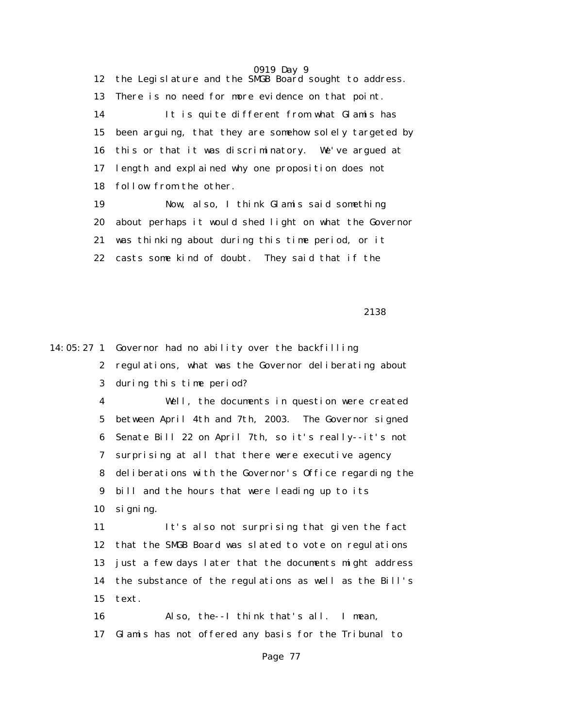the Legislature and the SMGB Board sought to address. There is no need for more evidence on that point.

It is quite different from what Glamis has been arguing, that they are somehow solely targeted by this or that it was discriminatory. We've argued at length and explained why one proposition does not follow from the other.

Now, also, I think Glamis said something about perhaps it would shed light on what the Governor was thinking about during this time period, or it casts some kind of doubt. They said that if the Governor had no ability over the backfilling regulations, what was the Governor deliberating about during this time period?

Well, the documents in question were created between April 4th and 7th, 2003. The Governor signed Senate Bill 22 on April 7th, so it's really--it's not surprising at all that there were executive agency deliberations with the Governor's Office regarding the bill and the hours that were leading up to its signing.

It's also not surprising that given the fact that the SMGB Board was slated to vote on regulations just a few days later that the documents might address the substance of the regulations as well as the Bill's text.

Also, the--I think that's all. I mean, Glamis has not offered any basis for the Tribunal to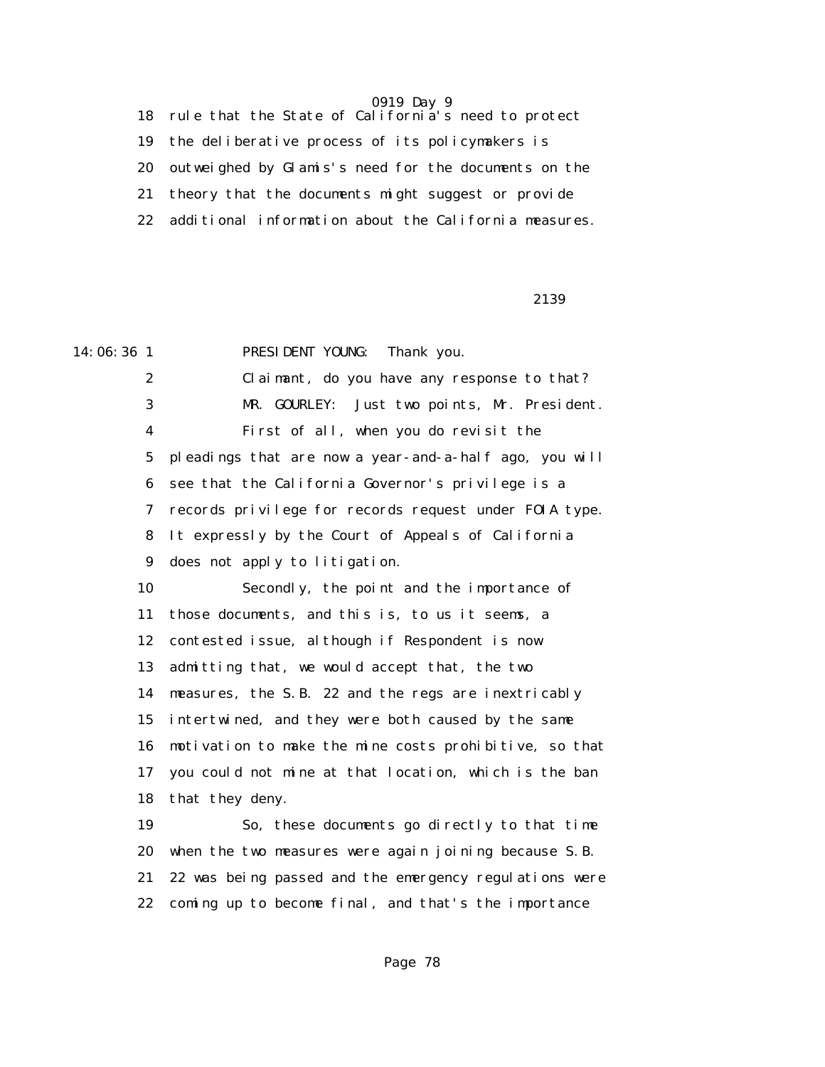18 rule that the State of California's need to protect

19 the deliberative process of its policymakers is

20 outweighed by Glamis's need for the documents on the

21 theory that the documents might suggest or provide

22 additional information about the California measures.

2139

14:06:36 1 PRESIDENT YOUNG: Thank you.

2 Claimant, do you have any response to that?

3 MR. GOURLEY: Just two points, Mr. President.

4 First of all, when you do revisit the

5 pleadings that are now a year-and-a-half ago, you will

6 see that the California Governor's privilege is a

7 records privilege for records request under FOIA type.

8 It expressly by the Court of Appeals of California

9 does not apply to litigation.

10 Secondly, the point and the importance of

11 those documents, and this is, to us it seems, a

12 contested issue, although if Respondent is now

13 admitting that, we would accept that, the two

14 measures, the S.B. 22 and the regs are inextricably

15 intertwined, and they were both caused by the same

16 motivation to make the mine costs prohibitive, so that

17 you could not mine at that location, which is the ban

18 that they deny.

19 So, these documents go directly to that time

20 when the two measures were again joining because S.B.

21 22 was being passed and the emergency regulations were

22 coming up to become final, and that's the importance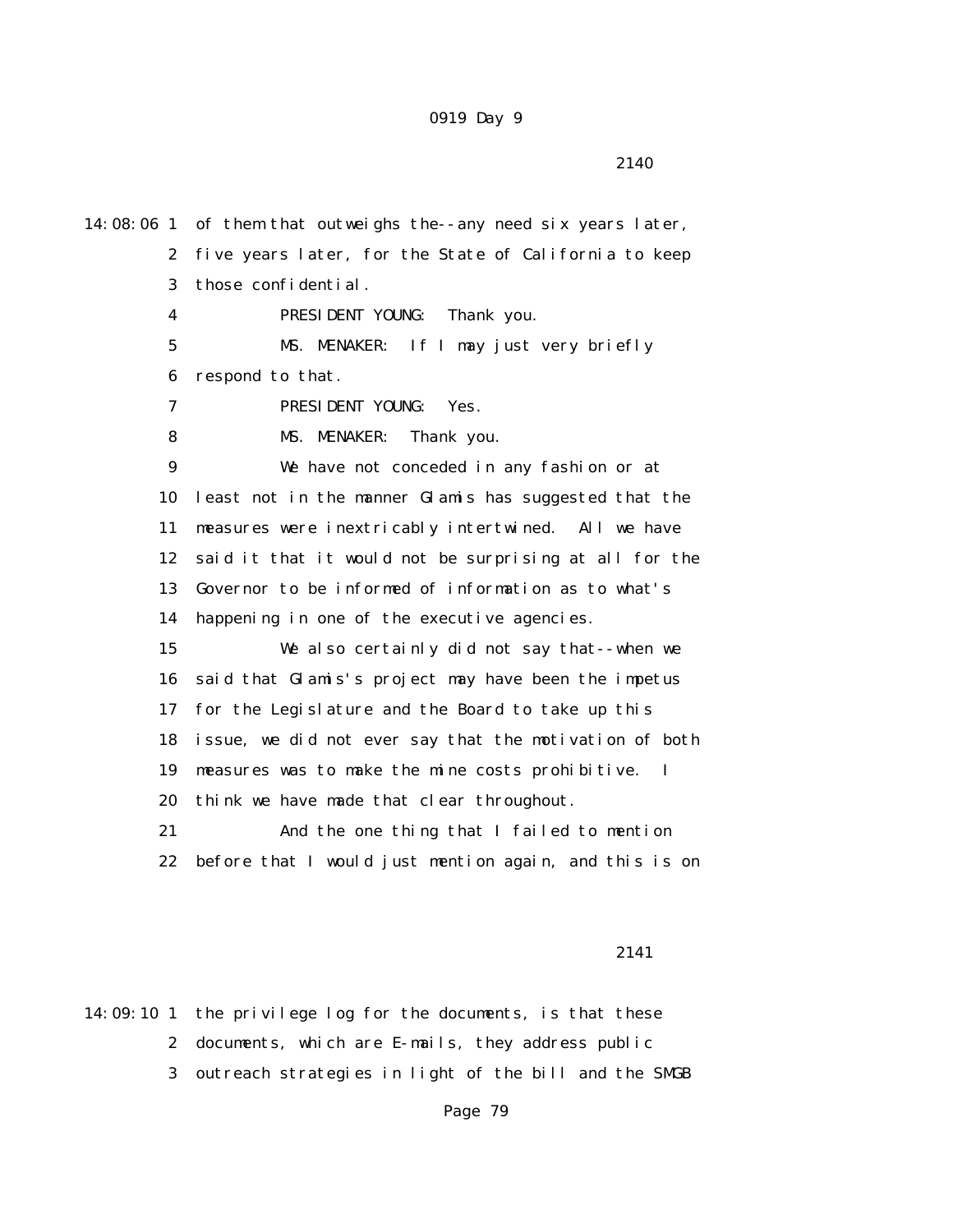2140

14:08:06 1 of them that outweighs the--any need six years later,
2 five years later, for the State of California to keep
3 those confidential.
4 PRESIDENT YOUNG: Thank you.
5 MS. MENAKER: If I may just very briefly
6 respond to that.
7 PRESIDENT YOUNG: Yes.
8 MS. MENAKER: Thank you.
9 We have not conceded in any fashion or at
10 least not in the manner Glamis has suggested that the
11 measures were inextricably intertwined. All we have
12 said it that it would not be surprising at all for the
13 Governor to be informed of information as to what's
14 happening in one of the executive agencies.
15 We also certainly did not say that--when we
16 said that Glamis's project may have been the impetus
17 for the Legislature and the Board to take up this
18 issue, we did not ever say that the motivation of both
19 measures was to make the mine costs prohibitive. I
20 think we have made that clear throughout.
21 And the one thing that I failed to mention
22 before that I would just mention again, and this is on

2141

14:09:10 1 the privilege log for the documents, is that these
2 documents, which are E-mails, they address public
3 outreach strategies in light of the bill and the SMGB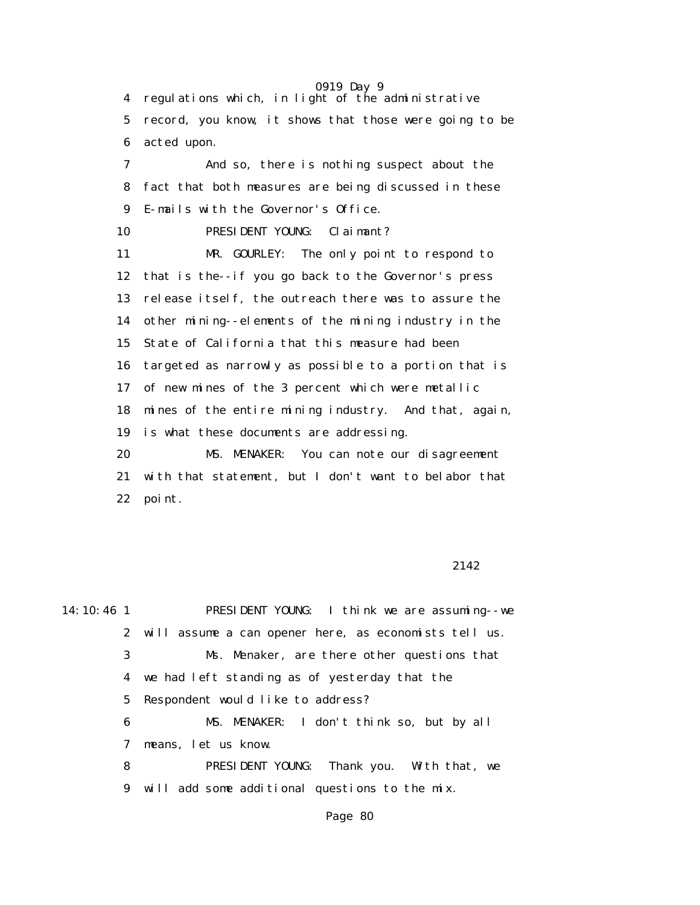4 regulations which, in light of the administrative
5 record, you know, it shows that those were going to be
6 acted upon.

7 And so, there is nothing suspect about the
8 fact that both measures are being discussed in these
9 E-mails with the Governor's Office.

10 PRESIDENT YOUNG: Claimant?

11 MR. GOURLEY: The only point to respond to
12 that is the--if you go back to the Governor's press
13 release itself, the outreach there was to assure the
14 other mining--elements of the mining industry in the
15 State of California that this measure had been
16 targeted as narrowly as possible to a portion that is
17 of new mines of the 3 percent which were metallic
18 mines of the entire mining industry. And that, again,
19 is what these documents are addressing.

20 MS. MENAKER: You can note our disagreement
21 with that statement, but I don't want to belabor that
22 point.

2142

14:10:46 1 PRESIDENT YOUNG: I think we are assuming--we
2 will assume a can opener here, as economists tell us.

3 Ms. Menaker, are there other questions that
4 we had left standing as of yesterday that the
5 Respondent would like to address?

6 MS. MENAKER: I don't think so, but by all
7 means, let us know.

8 PRESIDENT YOUNG: Thank you. With that, we
9 will add some additional questions to the mix.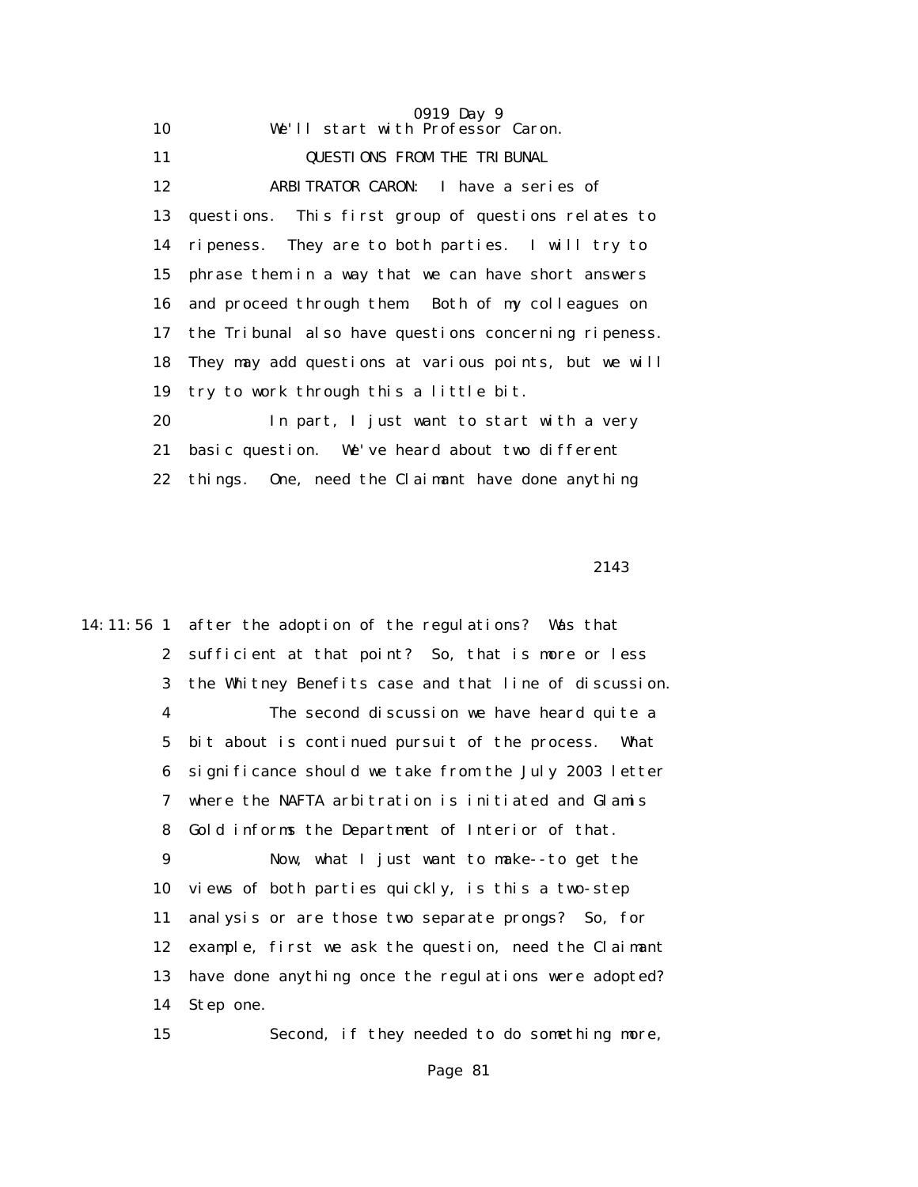10 We'll start with Professor Caron.

11 QUESTIONS FROM THE TRIBUNAL

12 ARBITRATOR CARON: I have a series of

13 questions. This first group of questions relates to

14 ripeness. They are to both parties. I will try to

15 phrase them in a way that we can have short answers

16 and proceed through them. Both of my colleagues on

17 the Tribunal also have questions concerning ripeness.

18 They may add questions at various points, but we will

19 try to work through this a little bit.

20 In part, I just want to start with a very

21 basic question. We've heard about two different

22 things. One, need the Claimant have done anything

2143

14:11:56 1 after the adoption of the regulations? Was that

2 sufficient at that point? So, that is more or less

3 the Whitney Benefits case and that line of discussion.

4 The second discussion we have heard quite a

5 bit about is continued pursuit of the process. What

6 significance should we take from the July 2003 letter

7 where the NAFTA arbitration is initiated and Glamis

8 Gold informs the Department of Interior of that.

9 Now, what I just want to make--to get the

10 views of both parties quickly, is this a two-step

11 analysis or are those two separate prongs? So, for

12 example, first we ask the question, need the Claimant

13 have done anything once the regulations were adopted?

14 Step one.

15 Second, if they needed to do something more,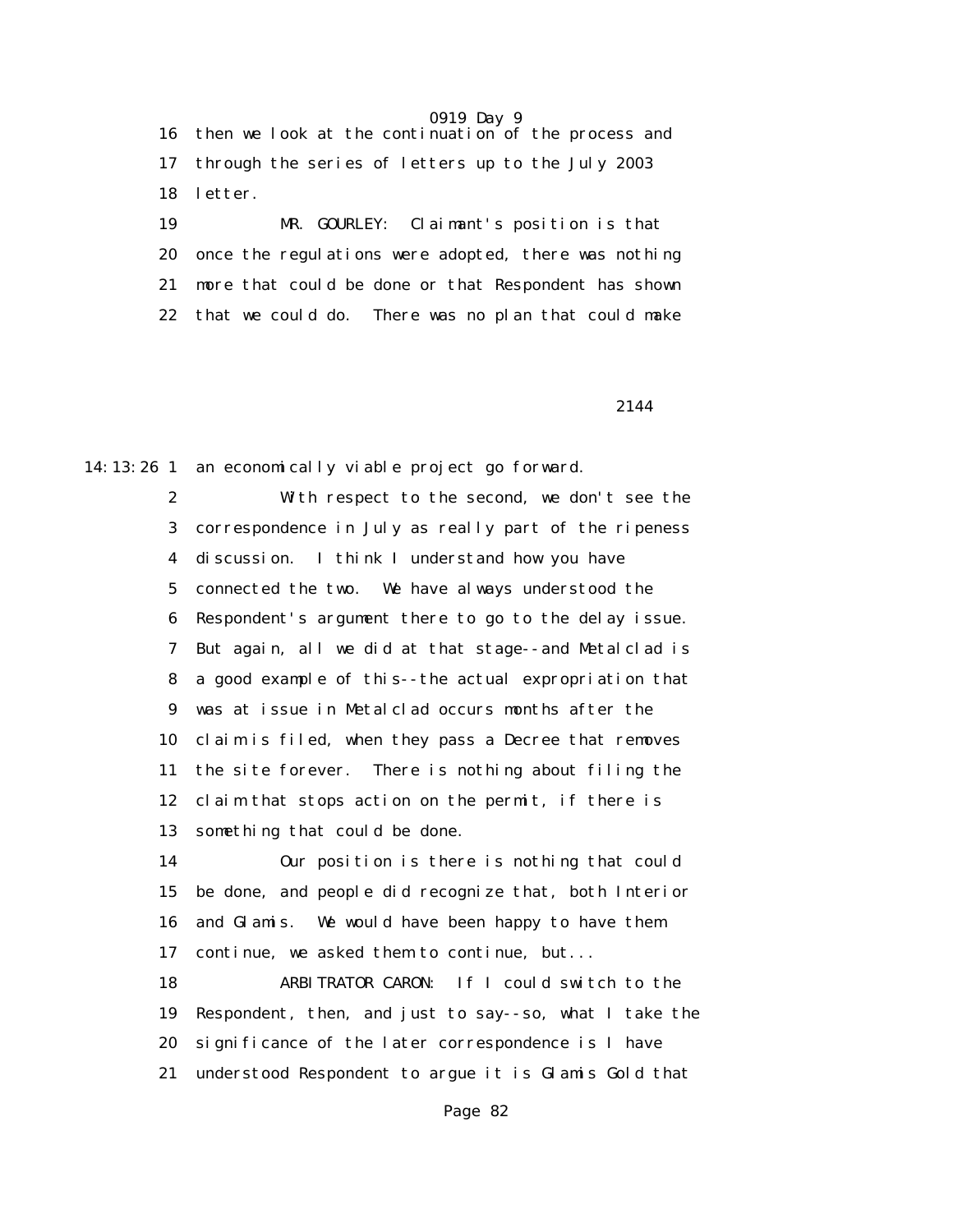then we look at the continuation of the process and through the series of letters up to the July 2003 letter.

MR. GOURLEY: Claimant's position is that once the regulations were adopted, there was nothing more that could be done or that Respondent has shown that we could do. There was no plan that could make an economically viable project go forward.

With respect to the second, we don't see the correspondence in July as really part of the ripeness discussion. I think I understand how you have connected the two. We have always understood the Respondent's argument there to go to the delay issue. But again, all we did at that stage--and Metalclad is a good example of this--the actual expropriation that was at issue in Metalclad occurs months after the claim is filed, when they pass a Decree that removes the site forever. There is nothing about filing the claim that stops action on the permit, if there is something that could be done.

Our position is there is nothing that could be done, and people did recognize that, both Interior and Glamis. We would have been happy to have them continue, we asked them to continue, but...

ARBITRATOR CARON: If I could switch to the Respondent, then, and just to say--so, what I take the significance of the later correspondence is I have understood Respondent to argue it is Glamis Gold that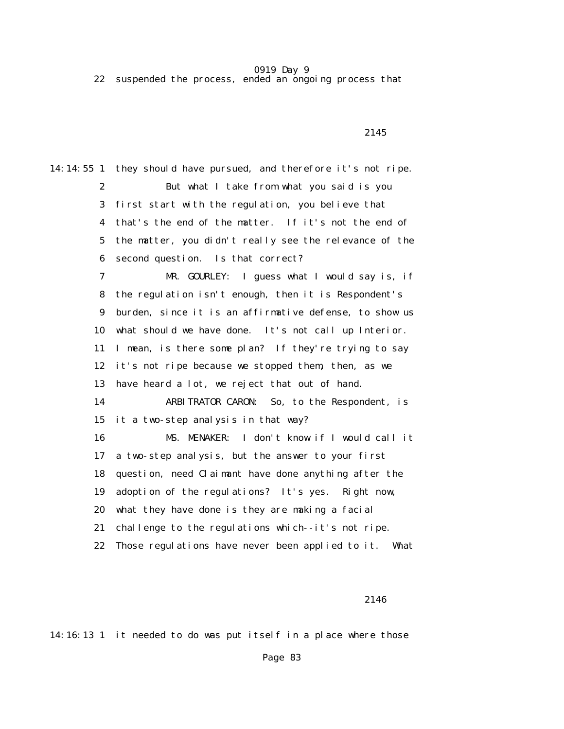22 suspended the process, ended an ongoing process that

2145

14:14:55 1 they should have pursued, and therefore it's not ripe.

2 But what I take from what you said is you

3 first start with the regulation, you believe that

4 that's the end of the matter. If it's not the end of

5 the matter, you didn't really see the relevance of the

6 second question. Is that correct?

7 MR. GOURLEY: I guess what I would say is, if

8 the regulation isn't enough, then it is Respondent's

9 burden, since it is an affirmative defense, to show us

10 what should we have done. It's not call up Interior.

11 I mean, is there some plan? If they're trying to say

12 it's not ripe because we stopped them, then, as we

13 have heard a lot, we reject that out of hand.

14 ARBITRATOR CARON: So, to the Respondent, is

15 it a two-step analysis in that way?

16 MS. MENAKER: I don't know if I would call it

17 a two-step analysis, but the answer to your first

18 question, need Claimant have done anything after the

19 adoption of the regulations? It's yes. Right now,

20 what they have done is they are making a facial

21 challenge to the regulations which--it's not ripe.

22 Those regulations have never been applied to it. What

2146

14:16:13 1 it needed to do was put itself in a place where those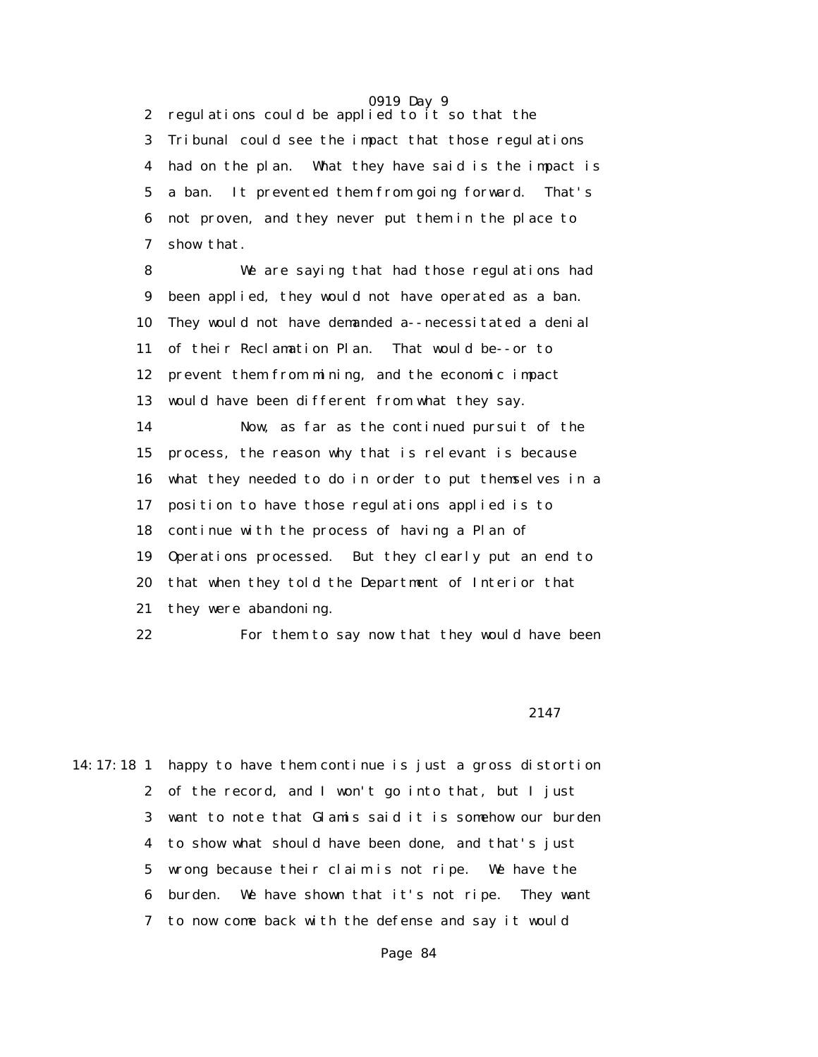regulations could be applied to it so that the Tribunal could see the impact that those regulations had on the plan. What they have said is the impact is a ban. It prevented them from going forward. That's not proven, and they never put them in the place to show that.

We are saying that had those regulations had been applied, they would not have operated as a ban. They would not have demanded a--necessitated a denial of their Reclamation Plan. That would be--or to prevent them from mining, and the economic impact would have been different from what they say.

Now, as far as the continued pursuit of the process, the reason why that is relevant is because what they needed to do in order to put themselves in a position to have those regulations applied is to continue with the process of having a Plan of Operations processed. But they clearly put an end to that when they told the Department of Interior that they were abandoning.

For them to say now that they would have been happy to have them continue is just a gross distortion of the record, and I won't go into that, but I just want to note that Glamis said it is somehow our burden to show what should have been done, and that's just wrong because their claim is not ripe. We have the burden. We have shown that it's not ripe. They want to now come back with the defense and say it would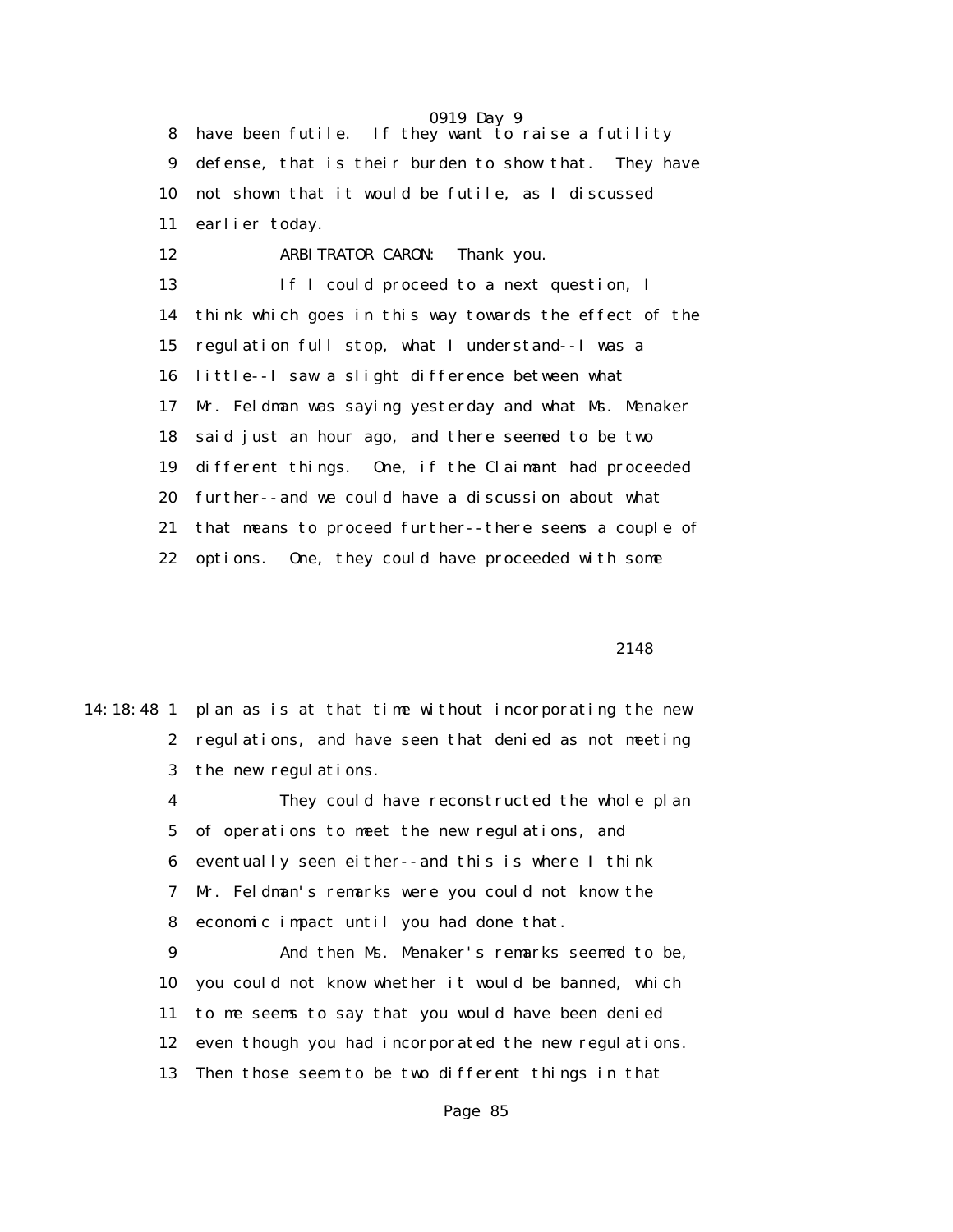8 have been futile. If they want to raise a futility
9 defense, that is their burden to show that. They have
10 not shown that it would be futile, as I discussed
11 earlier today.
12 ARBITRATOR CARON: Thank you.
13 If I could proceed to a next question, I
14 think which goes in this way towards the effect of the
15 regulation full stop, what I understand--I was a
16 little--I saw a slight difference between what
17 Mr. Feldman was saying yesterday and what Ms. Menaker
18 said just an hour ago, and there seemed to be two
19 different things. One, if the Claimant had proceeded
20 further--and we could have a discussion about what
21 that means to proceed further--there seems a couple of
22 options. One, they could have proceeded with some

2148

14:18:48 1 plan as is at that time without incorporating the new
2 regulations, and have seen that denied as not meeting
3 the new regulations.
4 They could have reconstructed the whole plan
5 of operations to meet the new regulations, and
6 eventually seen either--and this is where I think
7 Mr. Feldman's remarks were you could not know the
8 economic impact until you had done that.
9 And then Ms. Menaker's remarks seemed to be,
10 you could not know whether it would be banned, which
11 to me seems to say that you would have been denied
12 even though you had incorporated the new regulations.
13 Then those seem to be two different things in that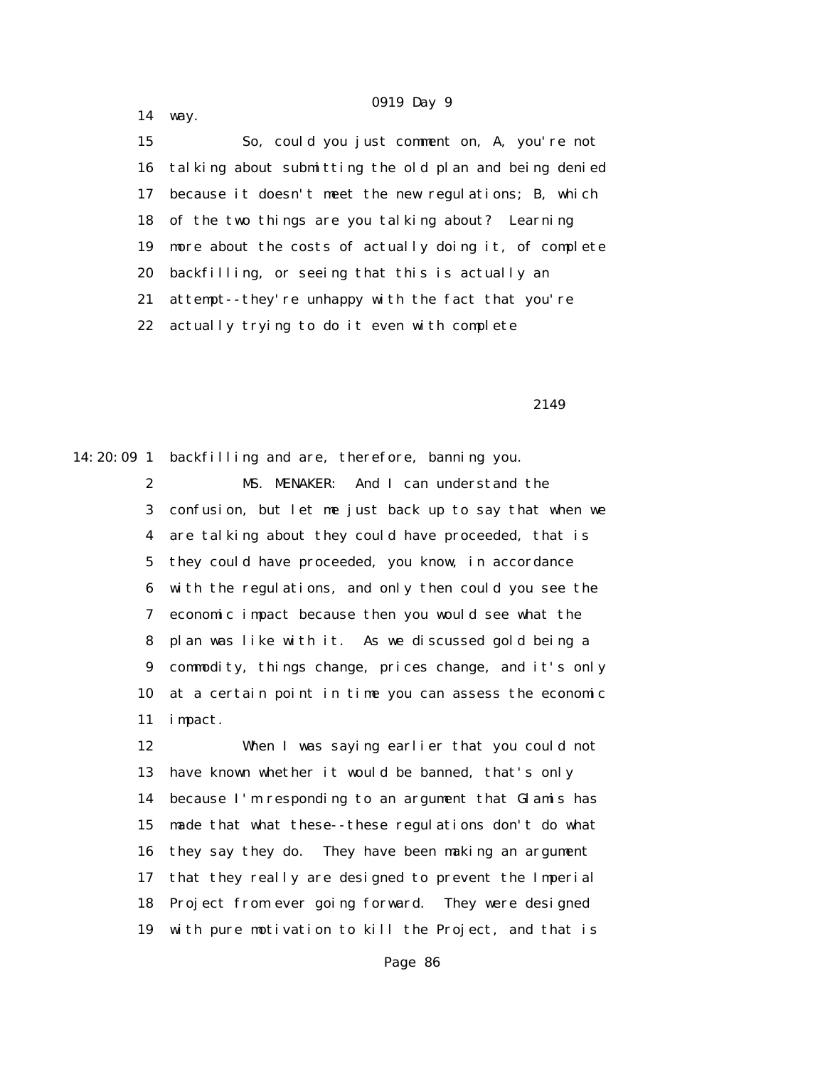14 way.

15 So, could you just comment on, A, you're not
16 talking about submitting the old plan and being denied
17 because it doesn't meet the new regulations; B, which
18 of the two things are you talking about? Learning
19 more about the costs of actually doing it, of complete
20 backfilling, or seeing that this is actually an
21 attempt--they're unhappy with the fact that you're
22 actually trying to do it even with complete

2149

14:20:09 1 backfilling and are, therefore, banning you.

2 MS. MENAKER: And I can understand the
3 confusion, but let me just back up to say that when we
4 are talking about they could have proceeded, that is
5 they could have proceeded, you know, in accordance
6 with the regulations, and only then could you see the
7 economic impact because then you would see what the
8 plan was like with it. As we discussed gold being a
9 commodity, things change, prices change, and it's only
10 at a certain point in time you can assess the economic
11 impact.

12 When I was saying earlier that you could not
13 have known whether it would be banned, that's only
14 because I'm responding to an argument that Glamis has
15 made that what these--these regulations don't do what
16 they say they do. They have been making an argument
17 that they really are designed to prevent the Imperial
18 Project from ever going forward. They were designed
19 with pure motivation to kill the Project, and that is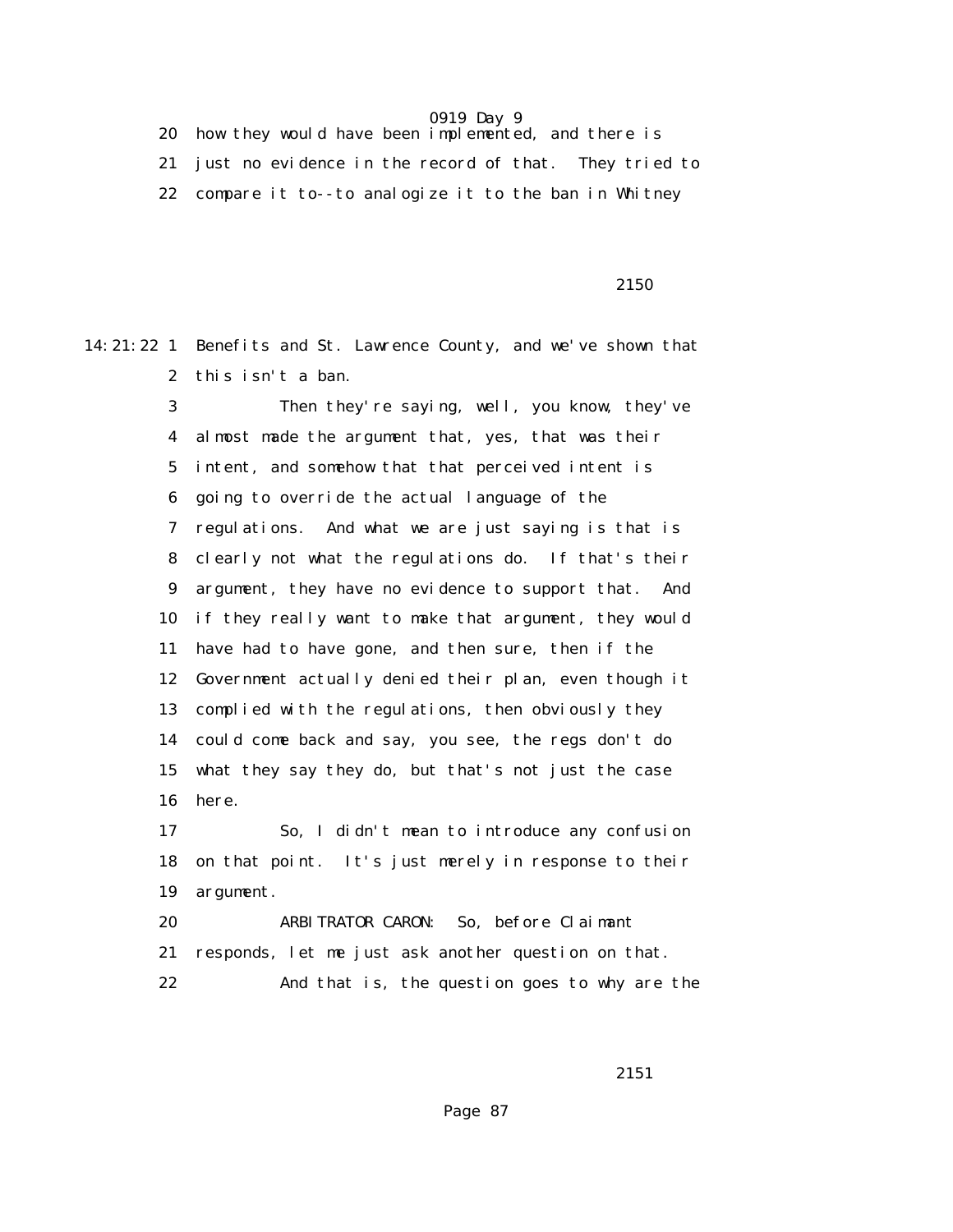20 how they would have been implemented, and there is
21 just no evidence in the record of that. They tried to
22 compare it to--to analogize it to the ban in Whitney

2150

14:21:22 1 Benefits and St. Lawrence County, and we've shown that
2 this isn't a ban.
3 Then they're saying, well, you know, they've
4 almost made the argument that, yes, that was their
5 intent, and somehow that that perceived intent is
6 going to override the actual language of the
7 regulations. And what we are just saying is that is
8 clearly not what the regulations do. If that's their
9 argument, they have no evidence to support that. And
10 if they really want to make that argument, they would
11 have had to have gone, and then sure, then if the
12 Government actually denied their plan, even though it
13 complied with the regulations, then obviously they
14 could come back and say, you see, the regs don't do
15 what they say they do, but that's not just the case
16 here.
17 So, I didn't mean to introduce any confusion
18 on that point. It's just merely in response to their
19 argument.
20 ARBITRATOR CARON: So, before Claimant
21 responds, let me just ask another question on that.
22 And that is, the question goes to why are the

2151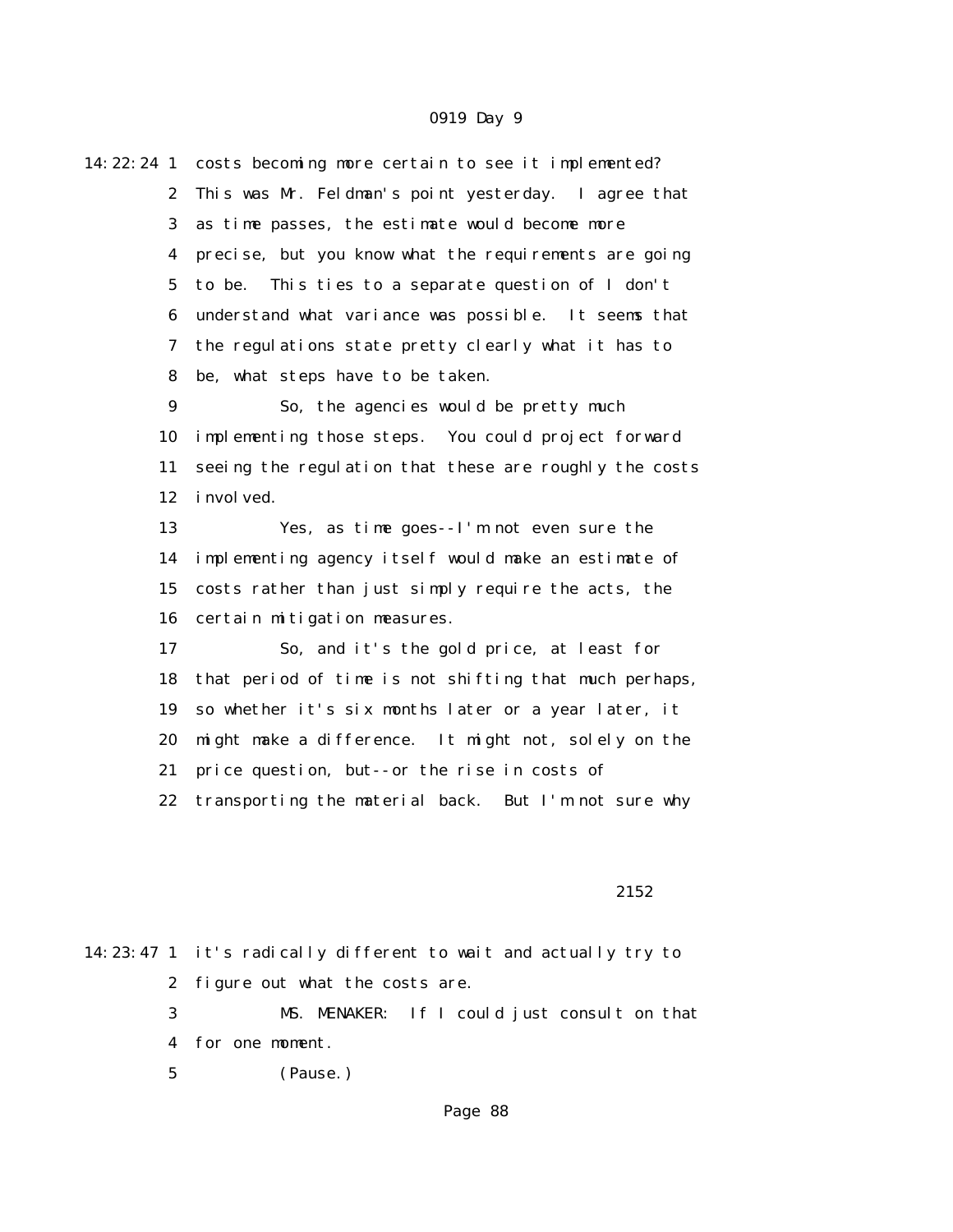costs becoming more certain to see it implemented? This was Mr. Feldman's point yesterday. I agree that as time passes, the estimate would become more precise, but you know what the requirements are going to be. This ties to a separate question of I don't understand what variance was possible. It seems that the regulations state pretty clearly what it has to be, what steps have to be taken.

So, the agencies would be pretty much implementing those steps. You could project forward seeing the regulation that these are roughly the costs involved.

Yes, as time goes--I'm not even sure the implementing agency itself would make an estimate of costs rather than just simply require the acts, the certain mitigation measures.

So, and it's the gold price, at least for that period of time is not shifting that much perhaps, so whether it's six months later or a year later, it might make a difference. It might not, solely on the price question, but--or the rise in costs of transporting the material back. But I'm not sure why it's radically different to wait and actually try to figure out what the costs are.

MS. MENAKER: If I could just consult on that for one moment.

(Pause.)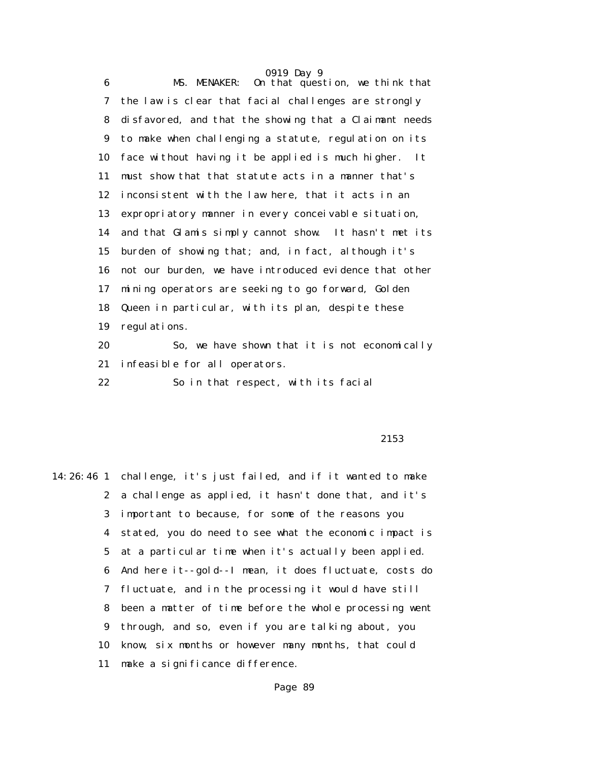MS. MENAKER: On that question, we think that the law is clear that facial challenges are strongly disfavored, and that the showing that a Claimant needs to make when challenging a statute, regulation on its face without having it be applied is much higher. It must show that that statute acts in a manner that's inconsistent with the law here, that it acts in an expropriatory manner in every conceivable situation, and that Glamis simply cannot show. It hasn't met its burden of showing that; and, in fact, although it's not our burden, we have introduced evidence that other mining operators are seeking to go forward, Golden Queen in particular, with its plan, despite these regulations.

So, we have shown that it is not economically infeasible for all operators.

So in that respect, with its facial challenge, it's just failed, and if it wanted to make a challenge as applied, it hasn't done that, and it's important to because, for some of the reasons you stated, you do need to see what the economic impact is at a particular time when it's actually been applied. And here it--gold--I mean, it does fluctuate, costs do fluctuate, and in the processing it would have still been a matter of time before the whole processing went through, and so, even if you are talking about, you know, six months or however many months, that could make a significance difference.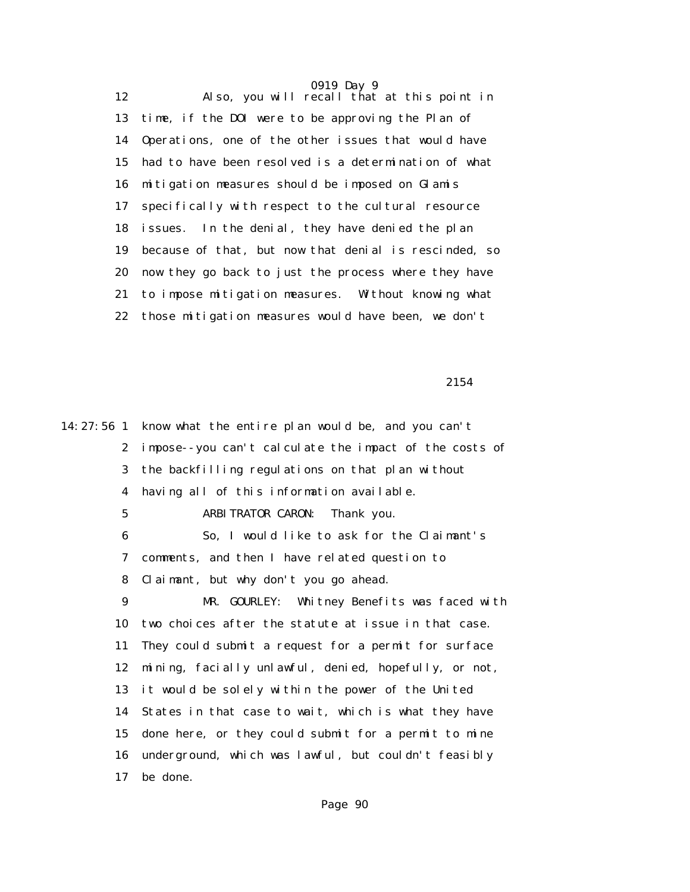Also, you will recall that at this point in time, if the DOI were to be approving the Plan of Operations, one of the other issues that would have had to have been resolved is a determination of what mitigation measures should be imposed on Glamis specifically with respect to the cultural resource issues. In the denial, they have denied the plan because of that, but now that denial is rescinded, so now they go back to just the process where they have to impose mitigation measures. Without knowing what those mitigation measures would have been, we don't

know what the entire plan would be, and you can't impose--you can't calculate the impact of the costs of the backfilling regulations on that plan without having all of this information available.

ARBITRATOR CARON: Thank you.

So, I would like to ask for the Claimant's comments, and then I have related question to Claimant, but why don't you go ahead.

MR. GOURLEY: Whitney Benefits was faced with two choices after the statute at issue in that case. They could submit a request for a permit for surface mining, facially unlawful, denied, hopefully, or not, it would be solely within the power of the United States in that case to wait, which is what they have done here, or they could submit for a permit to mine underground, which was lawful, but couldn't feasibly be done.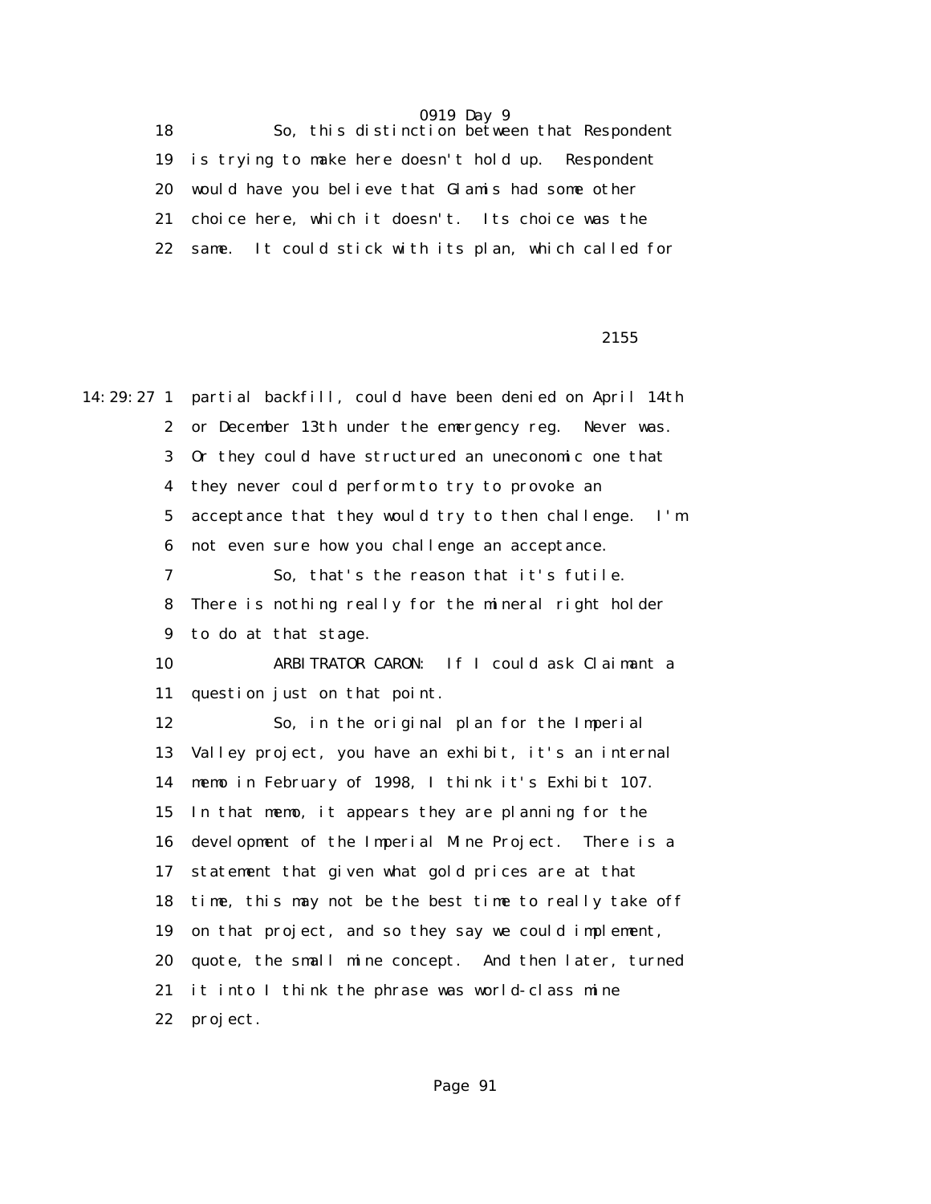18 So, this distinction between that Respondent
19 is trying to make here doesn't hold up. Respondent
20 would have you believe that Glamis had some other
21 choice here, which it doesn't. Its choice was the
22 same. It could stick with its plan, which called for

2155

14:29:27 1 partial backfill, could have been denied on April 14th
2 or December 13th under the emergency reg. Never was.
3 Or they could have structured an uneconomic one that
4 they never could perform to try to provoke an
5 acceptance that they would try to then challenge. I'm
6 not even sure how you challenge an acceptance.
7 So, that's the reason that it's futile.
8 There is nothing really for the mineral right holder
9 to do at that stage.
10 ARBITRATOR CARON: If I could ask Claimant a
11 question just on that point.
12 So, in the original plan for the Imperial
13 Valley project, you have an exhibit, it's an internal
14 memo in February of 1998, I think it's Exhibit 107.
15 In that memo, it appears they are planning for the
16 development of the Imperial Mine Project. There is a
17 statement that given what gold prices are at that
18 time, this may not be the best time to really take off
19 on that project, and so they say we could implement,
20 quote, the small mine concept. And then later, turned
21 it into I think the phrase was world-class mine
22 project.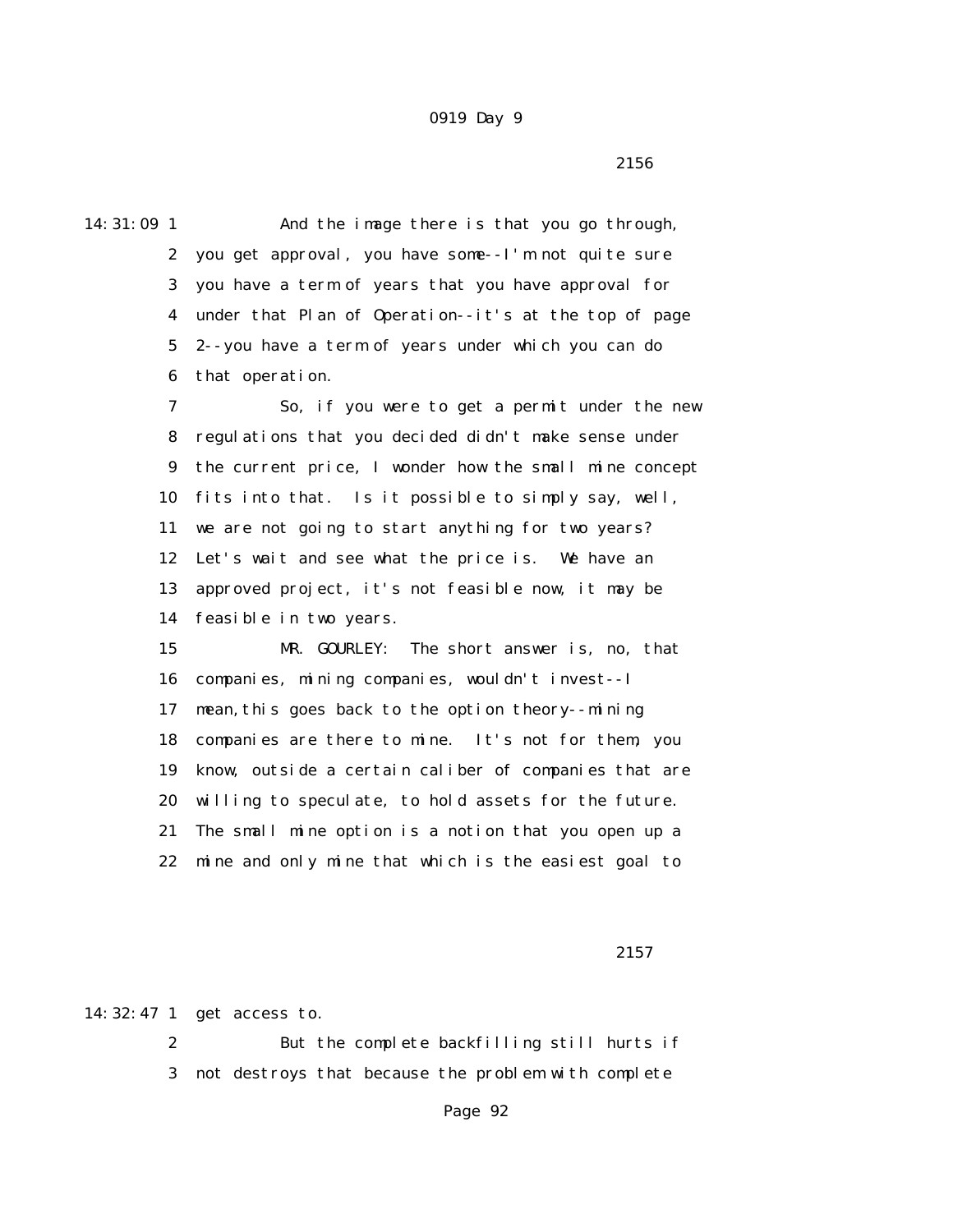And the image there is that you go through, you get approval, you have some--I'm not quite sure you have a term of years that you have approval for under that Plan of Operation--it's at the top of page 2--you have a term of years under which you can do that operation.

So, if you were to get a permit under the new regulations that you decided didn't make sense under the current price, I wonder how the small mine concept fits into that. Is it possible to simply say, well, we are not going to start anything for two years? Let's wait and see what the price is. We have an approved project, it's not feasible now, it may be feasible in two years.

MR. GOURLEY: The short answer is, no, that companies, mining companies, wouldn't invest--I mean, this goes back to the option theory--mining companies are there to mine. It's not for them, you know, outside a certain caliber of companies that are willing to speculate, to hold assets for the future. The small mine option is a notion that you open up a mine and only mine that which is the easiest goal to get access to.

But the complete backfilling still hurts if not destroys that because the problem with complete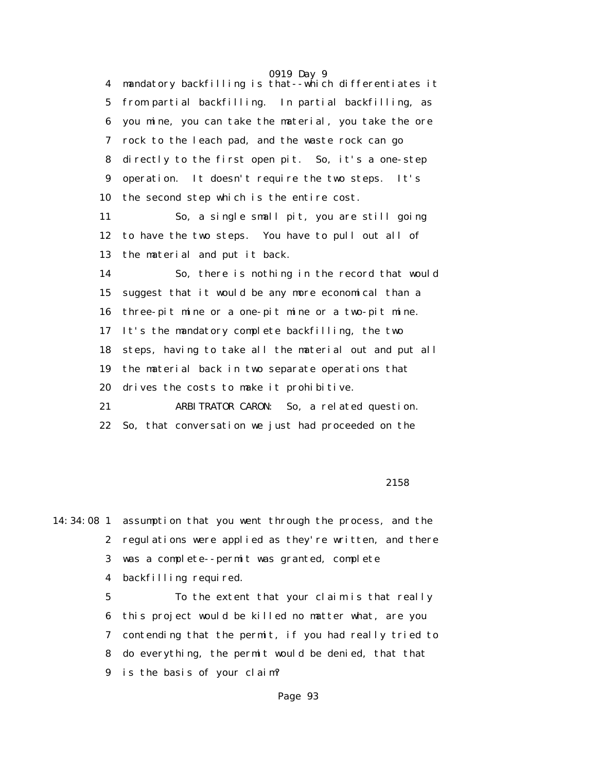4 mandatory backfilling is that--which differentiates it
5 from partial backfilling. In partial backfilling, as
6 you mine, you can take the material, you take the ore
7 rock to the leach pad, and the waste rock can go
8 directly to the first open pit. So, it's a one-step
9 operation. It doesn't require the two steps. It's
10 the second step which is the entire cost.

11 So, a single small pit, you are still going
12 to have the two steps. You have to pull out all of
13 the material and put it back.

14 So, there is nothing in the record that would
15 suggest that it would be any more economical than a
16 three-pit mine or a one-pit mine or a two-pit mine.
17 It's the mandatory complete backfilling, the two
18 steps, having to take all the material out and put all
19 the material back in two separate operations that
20 drives the costs to make it prohibitive.

21 ARBITRATOR CARON: So, a related question.
22 So, that conversation we just had proceeded on the

2158

14:34:08 1 assumption that you went through the process, and the
2 regulations were applied as they're written, and there
3 was a complete--permit was granted, complete
4 backfilling required.

5 To the extent that your claim is that really
6 this project would be killed no matter what, are you
7 contending that the permit, if you had really tried to
8 do everything, the permit would be denied, that that
9 is the basis of your claim?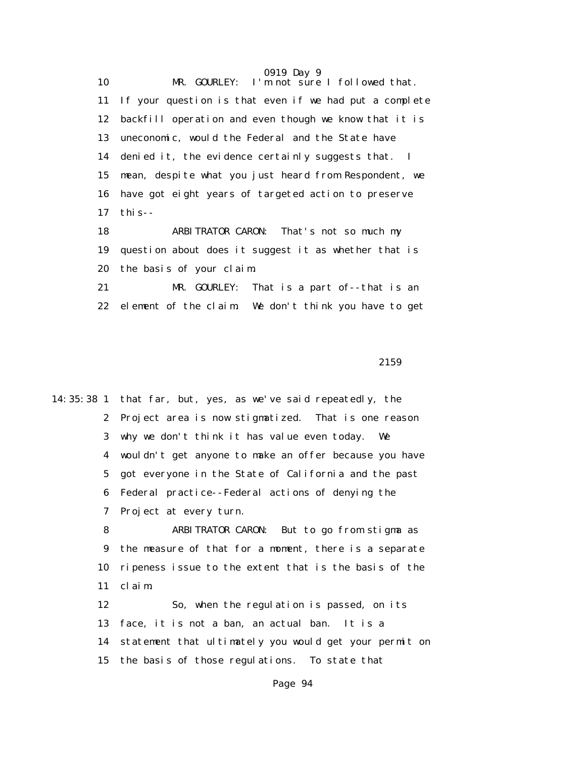10 MR. GOURLEY: I'm not sure I followed that.
11 If your question is that even if we had put a complete
12 backfill operation and even though we know that it is
13 uneconomic, would the Federal and the State have
14 denied it, the evidence certainly suggests that. I
15 mean, despite what you just heard from Respondent, we
16 have got eight years of targeted action to preserve
17 this--
18 ARBITRATOR CARON: That's not so much my
19 question about does it suggest it as whether that is
20 the basis of your claim.
21 MR. GOURLEY: That is a part of--that is an
22 element of the claim. We don't think you have to get

2159

14:35:38 1 that far, but, yes, as we've said repeatedly, the
2 Project area is now stigmatized. That is one reason
3 why we don't think it has value even today. We
4 wouldn't get anyone to make an offer because you have
5 got everyone in the State of California and the past
6 Federal practice--Federal actions of denying the
7 Project at every turn.
8 ARBITRATOR CARON: But to go from stigma as
9 the measure of that for a moment, there is a separate
10 ripeness issue to the extent that is the basis of the
11 claim.
12 So, when the regulation is passed, on its
13 face, it is not a ban, an actual ban. It is a
14 statement that ultimately you would get your permit on
15 the basis of those regulations. To state that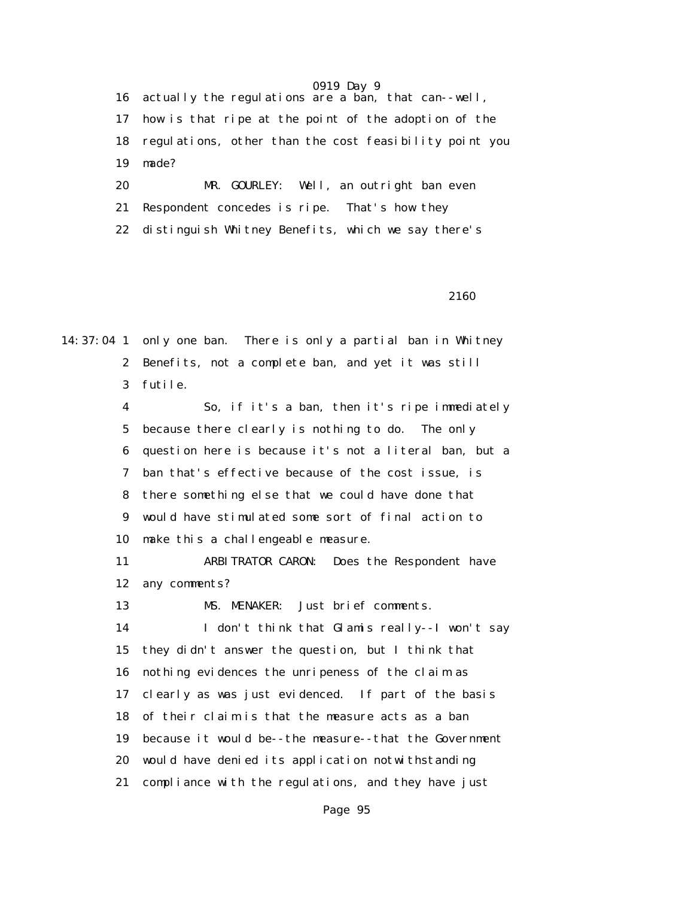16 actually the regulations are a ban, that can--well,
17 how is that ripe at the point of the adoption of the
18 regulations, other than the cost feasibility point you
19 made?

20 MR. GOURLEY: Well, an outright ban even
21 Respondent concedes is ripe. That's how they
22 distinguish Whitney Benefits, which we say there's

2160

14:37:04 1 only one ban. There is only a partial ban in Whitney
2 Benefits, not a complete ban, and yet it was still
3 futile.

4 So, if it's a ban, then it's ripe immediately
5 because there clearly is nothing to do. The only
6 question here is because it's not a literal ban, but a
7 ban that's effective because of the cost issue, is
8 there something else that we could have done that
9 would have stimulated some sort of final action to
10 make this a challengeable measure.

11 ARBITRATOR CARON: Does the Respondent have
12 any comments?

13 MS. MENAKER: Just brief comments.

14 I don't think that Glamis really--I won't say
15 they didn't answer the question, but I think that
16 nothing evidences the unripeness of the claim as
17 clearly as was just evidenced. If part of the basis
18 of their claim is that the measure acts as a ban
19 because it would be--the measure--that the Government
20 would have denied its application notwithstanding
21 compliance with the regulations, and they have just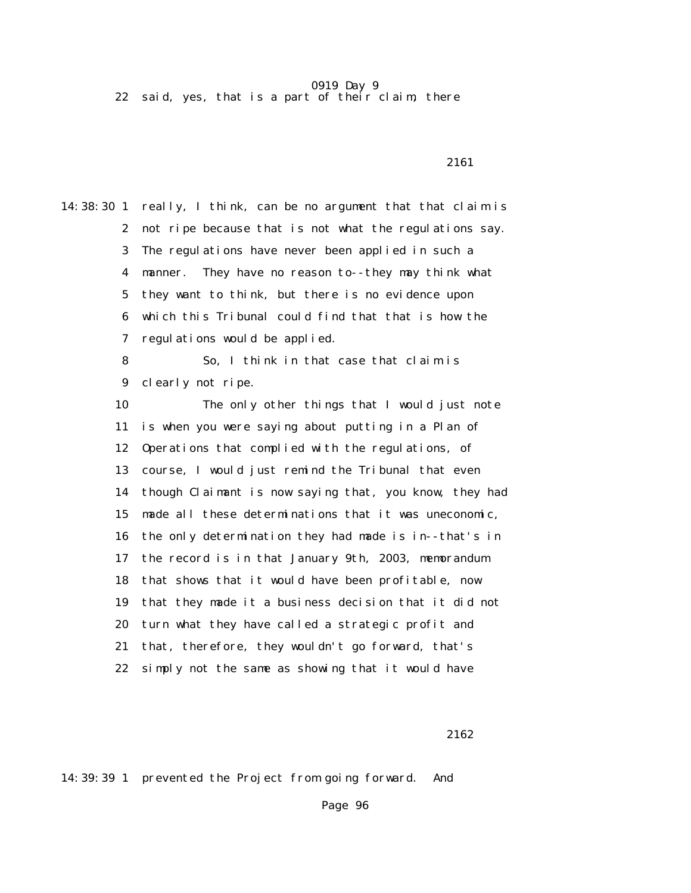22 said, yes, that is a part of their claim, there

2161

14:38:30 1 really, I think, can be no argument that that claim is
2 not ripe because that is not what the regulations say.
3 The regulations have never been applied in such a
4 manner. They have no reason to--they may think what
5 they want to think, but there is no evidence upon
6 which this Tribunal could find that that is how the
7 regulations would be applied.
8 So, I think in that case that claim is
9 clearly not ripe.
10 The only other things that I would just note
11 is when you were saying about putting in a Plan of
12 Operations that complied with the regulations, of
13 course, I would just remind the Tribunal that even
14 though Claimant is now saying that, you know, they had
15 made all these determinations that it was uneconomic,
16 the only determination they had made is in--that's in
17 the record is in that January 9th, 2003, memorandum
18 that shows that it would have been profitable, now
19 that they made it a business decision that it did not
20 turn what they have called a strategic profit and
21 that, therefore, they wouldn't go forward, that's
22 simply not the same as showing that it would have

2162

14:39:39 1 prevented the Project from going forward. And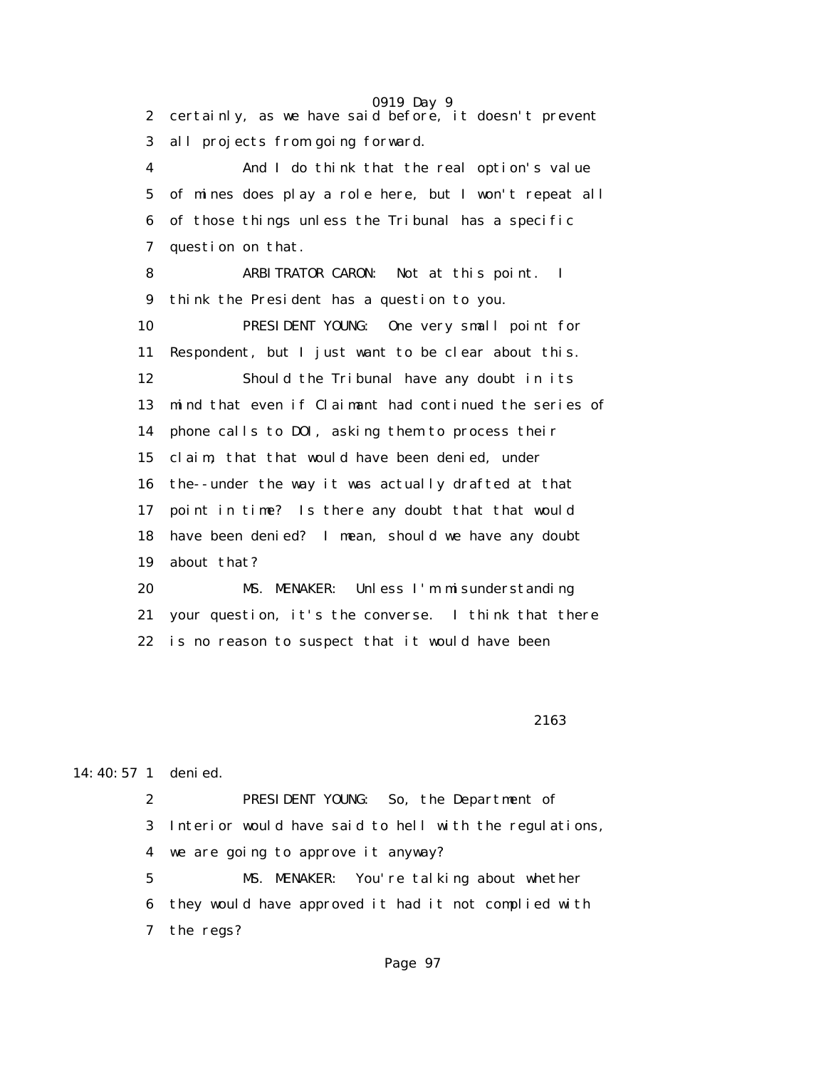2 certainly, as we have said before, it doesn't prevent
3 all projects from going forward.
4 And I do think that the real option's value
5 of mines does play a role here, but I won't repeat all
6 of those things unless the Tribunal has a specific
7 question on that.
8 ARBITRATOR CARON: Not at this point. I
9 think the President has a question to you.
10 PRESIDENT YOUNG: One very small point for
11 Respondent, but I just want to be clear about this.
12 Should the Tribunal have any doubt in its
13 mind that even if Claimant had continued the series of
14 phone calls to DOI, asking them to process their
15 claim, that that would have been denied, under
16 the--under the way it was actually drafted at that
17 point in time? Is there any doubt that that would
18 have been denied? I mean, should we have any doubt
19 about that?
20 MS. MENAKER: Unless I'm misunderstanding
21 your question, it's the converse. I think that there
22 is no reason to suspect that it would have been

2163

14:40:57 1 denied.
2 PRESIDENT YOUNG: So, the Department of
3 Interior would have said to hell with the regulations,
4 we are going to approve it anyway?
5 MS. MENAKER: You're talking about whether
6 they would have approved it had it not complied with
7 the regs?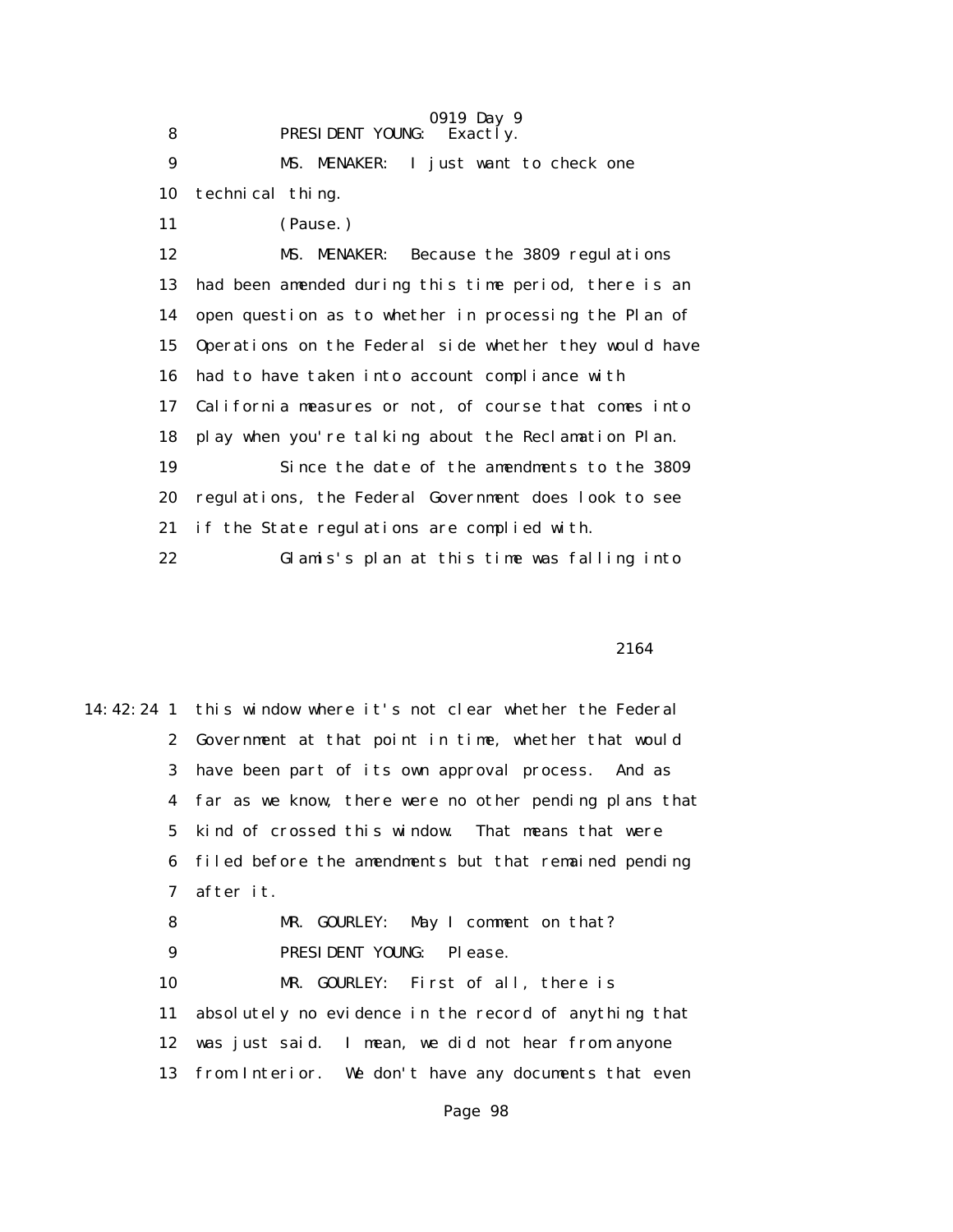PRESIDENT YOUNG: Exactly.

MS. MENAKER: I just want to check one technical thing.

(Pause.)

MS. MENAKER: Because the 3809 regulations had been amended during this time period, there is an open question as to whether in processing the Plan of Operations on the Federal side whether they would have had to have taken into account compliance with California measures or not, of course that comes into play when you're talking about the Reclamation Plan.

Since the date of the amendments to the 3809 regulations, the Federal Government does look to see if the State regulations are complied with.

Glamis's plan at this time was falling into this window where it's not clear whether the Federal Government at that point in time, whether that would have been part of its own approval process. And as far as we know, there were no other pending plans that kind of crossed this window. That means that were filed before the amendments but that remained pending after it.

MR. GOURLEY: May I comment on that?

PRESIDENT YOUNG: Please.

MR. GOURLEY: First of all, there is absolutely no evidence in the record of anything that was just said. I mean, we did not hear from anyone from Interior. We don't have any documents that even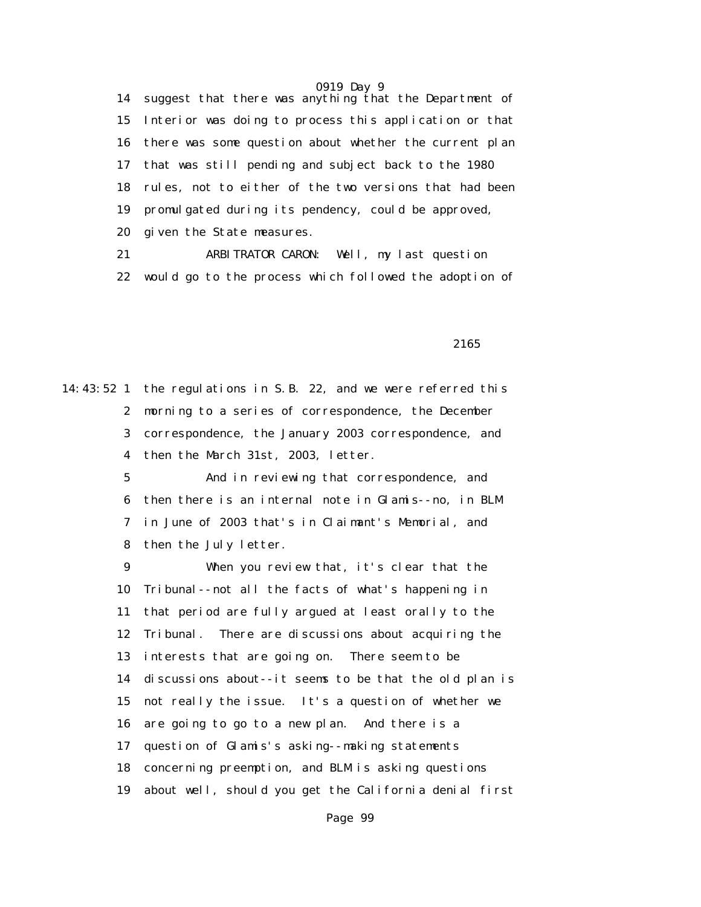14 suggest that there was anything that the Department of
15 Interior was doing to process this application or that
16 there was some question about whether the current plan
17 that was still pending and subject back to the 1980
18 rules, not to either of the two versions that had been
19 promulgated during its pendency, could be approved,
20 given the State measures.

21 ARBITRATOR CARON: Well, my last question
22 would go to the process which followed the adoption of

2165

14:43:52 1 the regulations in S.B. 22, and we were referred this
2 morning to a series of correspondence, the December
3 correspondence, the January 2003 correspondence, and
4 then the March 31st, 2003, letter.

5 And in reviewing that correspondence, and
6 then there is an internal note in Glamis--no, in BLM
7 in June of 2003 that's in Claimant's Memorial, and
8 then the July letter.

9 When you review that, it's clear that the
10 Tribunal--not all the facts of what's happening in
11 that period are fully argued at least orally to the
12 Tribunal. There are discussions about acquiring the
13 interests that are going on. There seem to be
14 discussions about--it seems to be that the old plan is
15 not really the issue. It's a question of whether we
16 are going to go to a new plan. And there is a
17 question of Glamis's asking--making statements
18 concerning preemption, and BLM is asking questions
19 about well, should you get the California denial first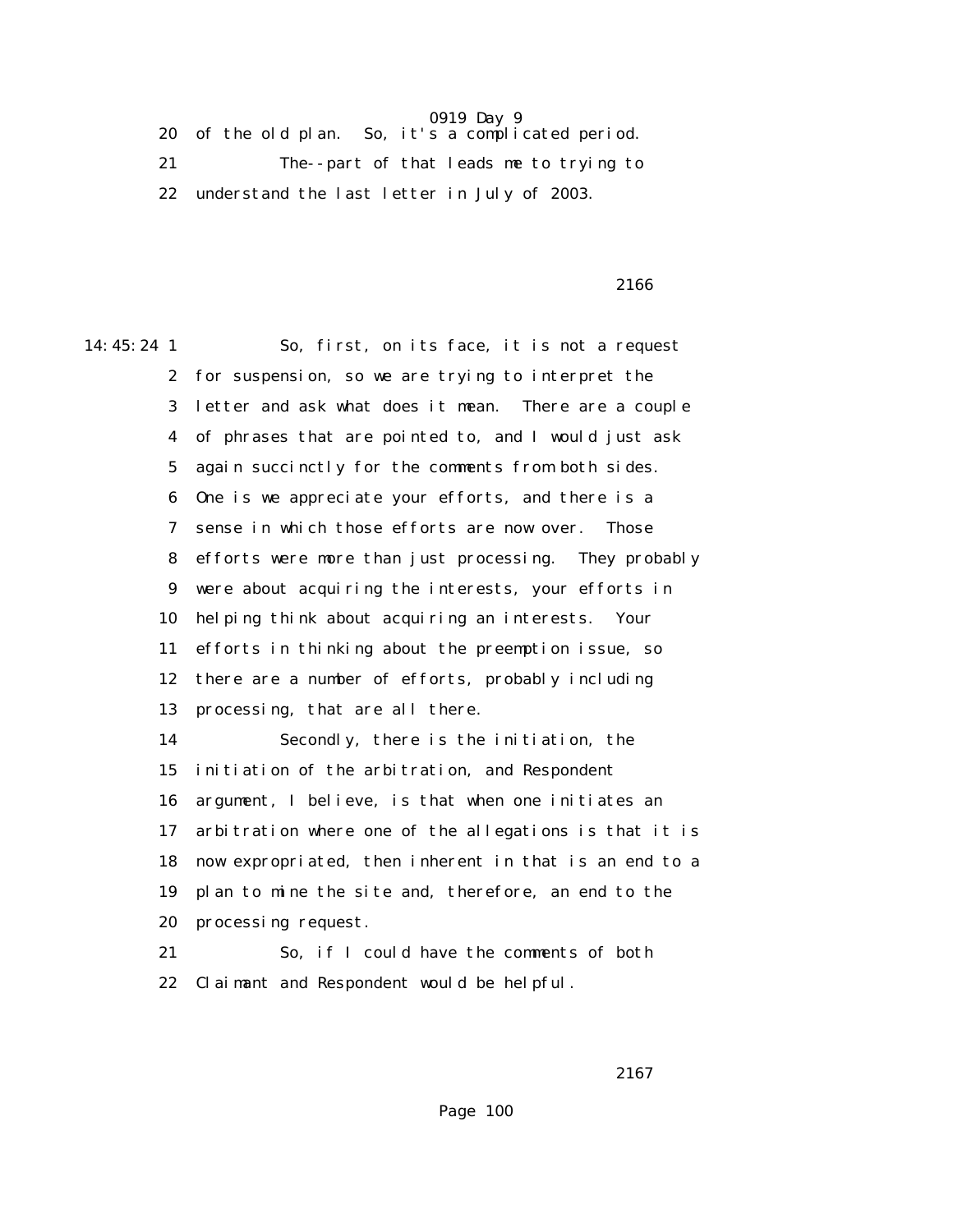20 of the old plan. So, it's a complicated period.

21 The--part of that leads me to trying to

22 understand the last letter in July of 2003.

2166

14:45:24 1 So, first, on its face, it is not a request

2 for suspension, so we are trying to interpret the

3 letter and ask what does it mean. There are a couple

4 of phrases that are pointed to, and I would just ask

5 again succinctly for the comments from both sides.

6 One is we appreciate your efforts, and there is a

7 sense in which those efforts are now over. Those

8 efforts were more than just processing. They probably

9 were about acquiring the interests, your efforts in

10 helping think about acquiring an interests. Your

11 efforts in thinking about the preemption issue, so

12 there are a number of efforts, probably including

13 processing, that are all there.

14 Secondly, there is the initiation, the

15 initiation of the arbitration, and Respondent

16 argument, I believe, is that when one initiates an

17 arbitration where one of the allegations is that it is

18 now expropriated, then inherent in that is an end to a

19 plan to mine the site and, therefore, an end to the

20 processing request.

21 So, if I could have the comments of both

22 Claimant and Respondent would be helpful.

2167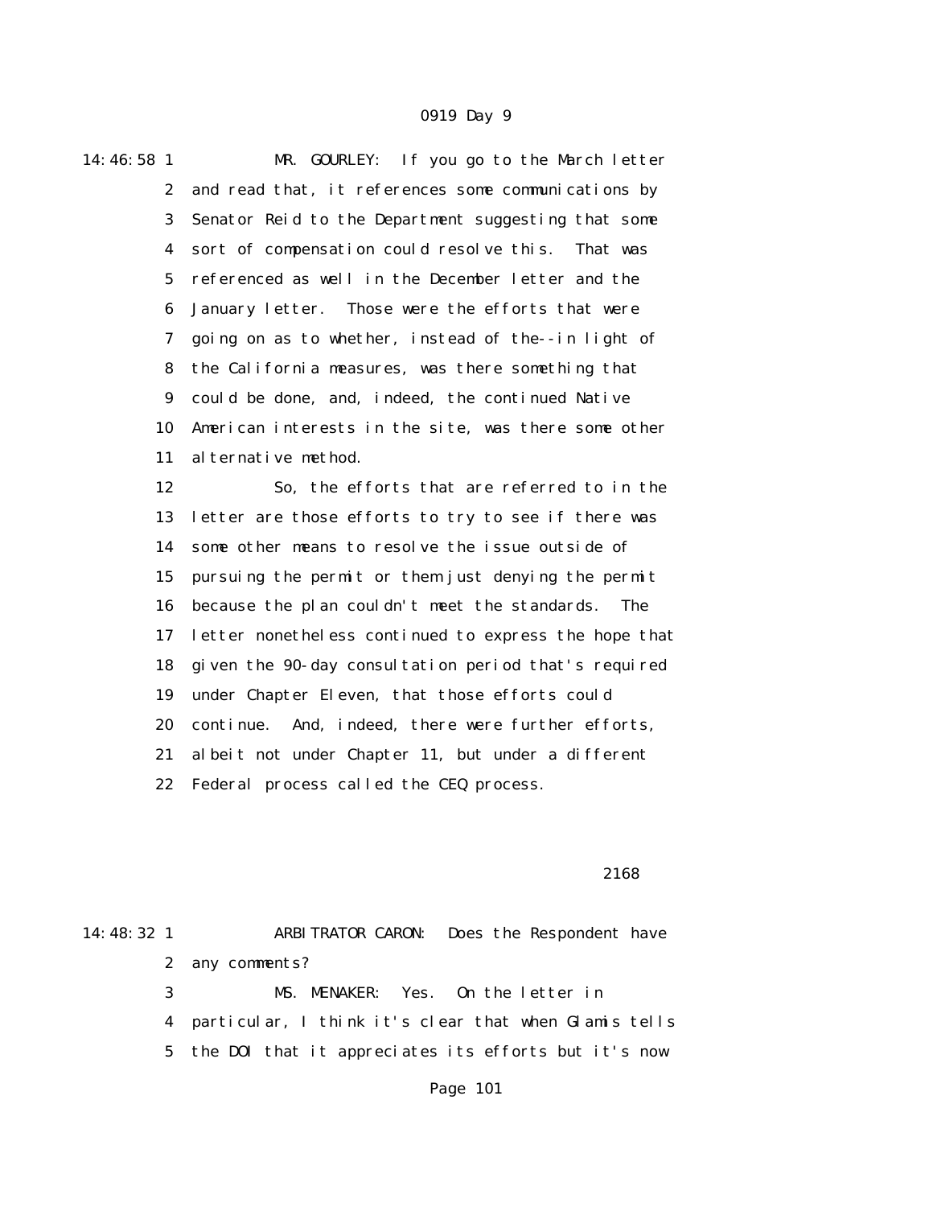14:46:58 1 MR. GOURLEY: If you go to the March letter
2 and read that, it references some communications by
3 Senator Reid to the Department suggesting that some
4 sort of compensation could resolve this. That was
5 referenced as well in the December letter and the
6 January letter. Those were the efforts that were
7 going on as to whether, instead of the--in light of
8 the California measures, was there something that
9 could be done, and, indeed, the continued Native
10 American interests in the site, was there some other
11 alternative method.
12 So, the efforts that are referred to in the
13 letter are those efforts to try to see if there was
14 some other means to resolve the issue outside of
15 pursuing the permit or them just denying the permit
16 because the plan couldn't meet the standards. The
17 letter nonetheless continued to express the hope that
18 given the 90-day consultation period that's required
19 under Chapter Eleven, that those efforts could
20 continue. And, indeed, there were further efforts,
21 albeit not under Chapter 11, but under a different
22 Federal process called the CEQ process.

2168

14:48:32 1 ARBITRATOR CARON: Does the Respondent have
2 any comments?
3 MS. MENAKER: Yes. On the letter in
4 particular, I think it's clear that when Glamis tells
5 the DOI that it appreciates its efforts but it's now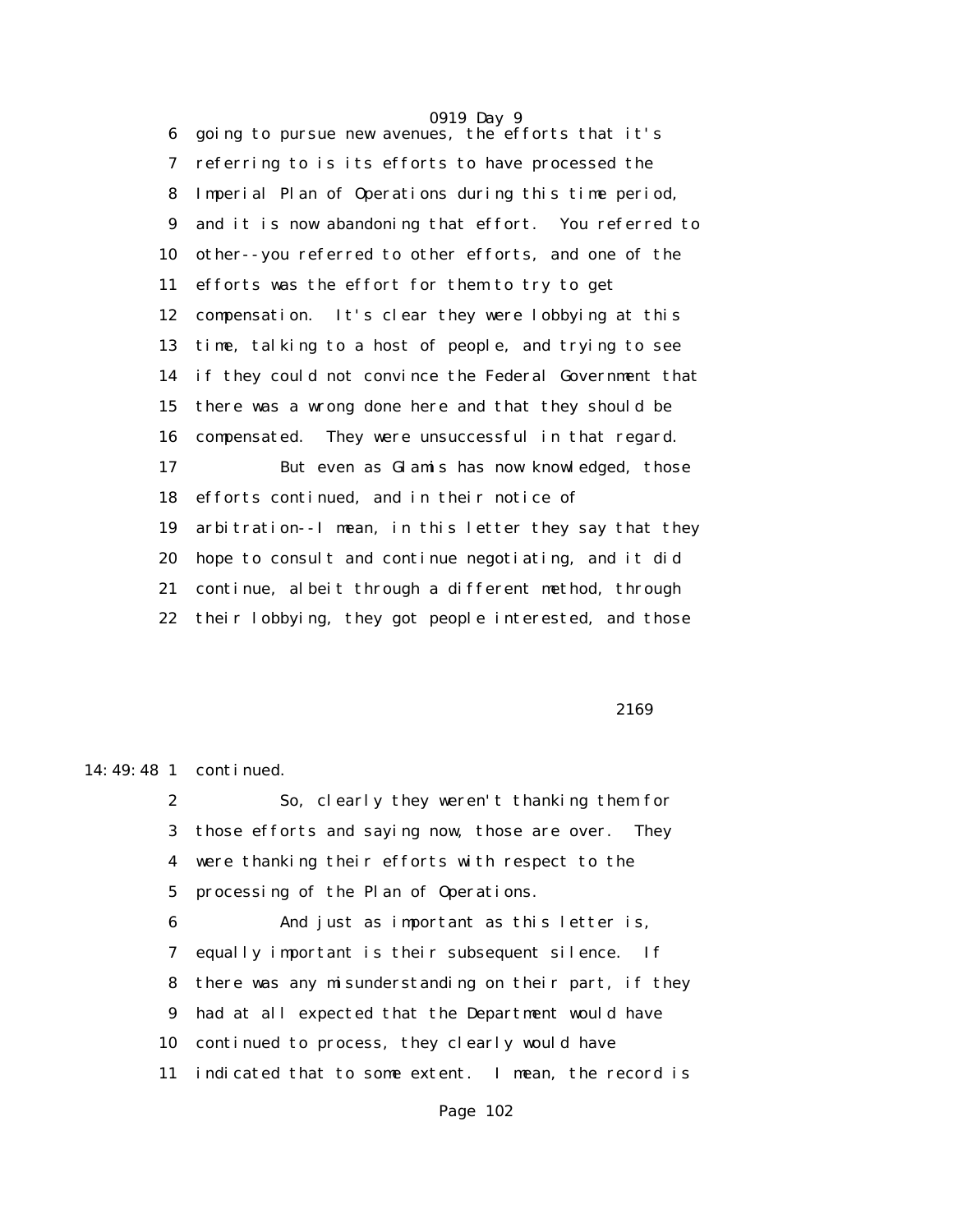going to pursue new avenues, the efforts that it's referring to is its efforts to have processed the Imperial Plan of Operations during this time period, and it is now abandoning that effort. You referred to other--you referred to other efforts, and one of the efforts was the effort for them to try to get compensation. It's clear they were lobbying at this time, talking to a host of people, and trying to see if they could not convince the Federal Government that there was a wrong done here and that they should be compensated. They were unsuccessful in that regard.

But even as Glamis has now knowledged, those efforts continued, and in their notice of arbitration--I mean, in this letter they say that they hope to consult and continue negotiating, and it did continue, albeit through a different method, through their lobbying, they got people interested, and those continued.

So, clearly they weren't thanking them for those efforts and saying now, those are over. They were thanking their efforts with respect to the processing of the Plan of Operations.

And just as important as this letter is, equally important is their subsequent silence. If there was any misunderstanding on their part, if they had at all expected that the Department would have continued to process, they clearly would have indicated that to some extent. I mean, the record is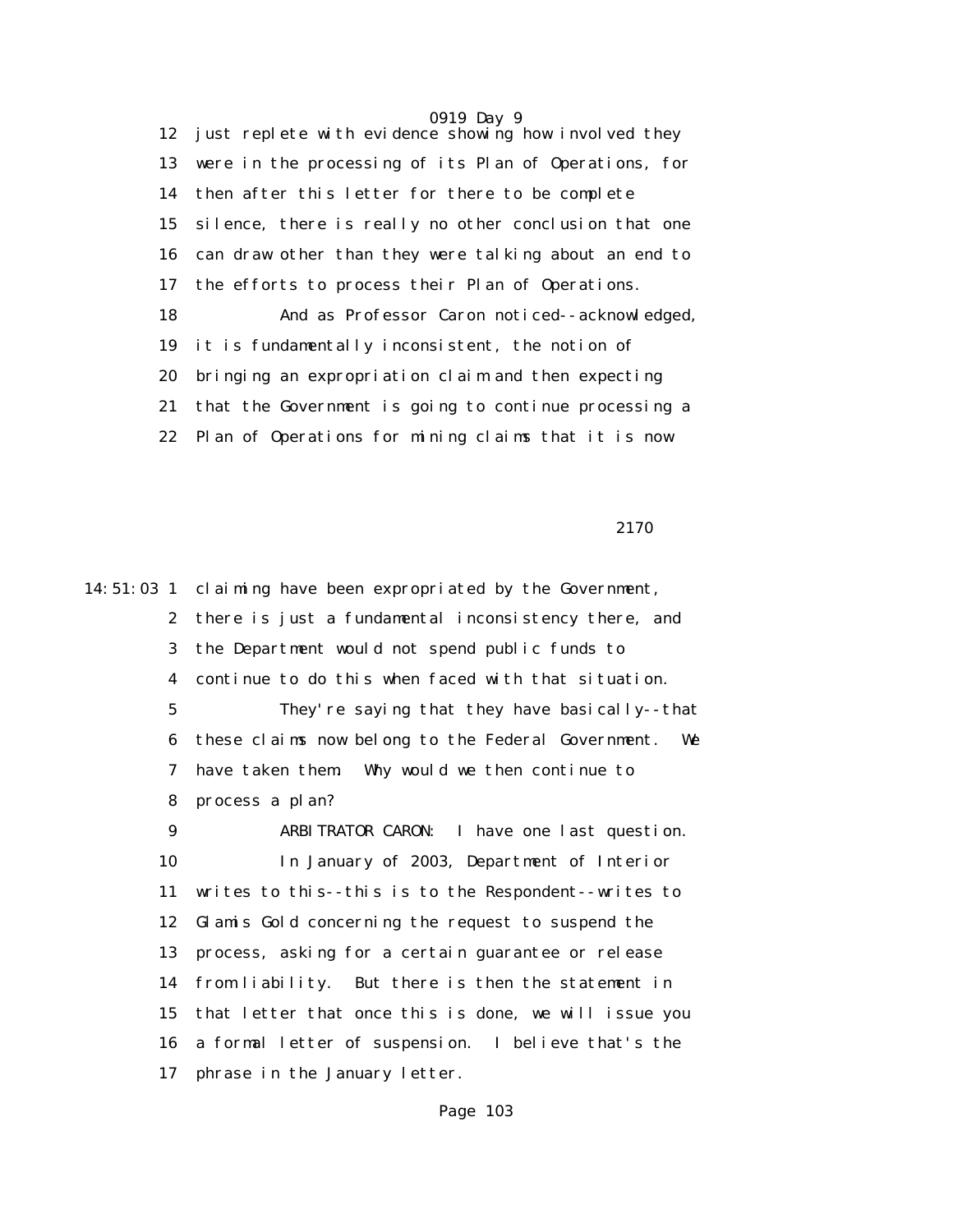12 just replete with evidence showing how involved they
13 were in the processing of its Plan of Operations, for
14 then after this letter for there to be complete
15 silence, there is really no other conclusion that one
16 can draw other than they were talking about an end to
17 the efforts to process their Plan of Operations.
18 And as Professor Caron noticed--acknowledged,
19 it is fundamentally inconsistent, the notion of
20 bringing an expropriation claim and then expecting
21 that the Government is going to continue processing a
22 Plan of Operations for mining claims that it is now

2170

14:51:03 1 claiming have been expropriated by the Government,
2 there is just a fundamental inconsistency there, and
3 the Department would not spend public funds to
4 continue to do this when faced with that situation.
5 They're saying that they have basically--that
6 these claims now belong to the Federal Government. We
7 have taken them. Why would we then continue to
8 process a plan?
9 ARBITRATOR CARON: I have one last question.
10 In January of 2003, Department of Interior
11 writes to this--this is to the Respondent--writes to
12 Glamis Gold concerning the request to suspend the
13 process, asking for a certain guarantee or release
14 from liability. But there is then the statement in
15 that letter that once this is done, we will issue you
16 a formal letter of suspension. I believe that's the
17 phrase in the January letter.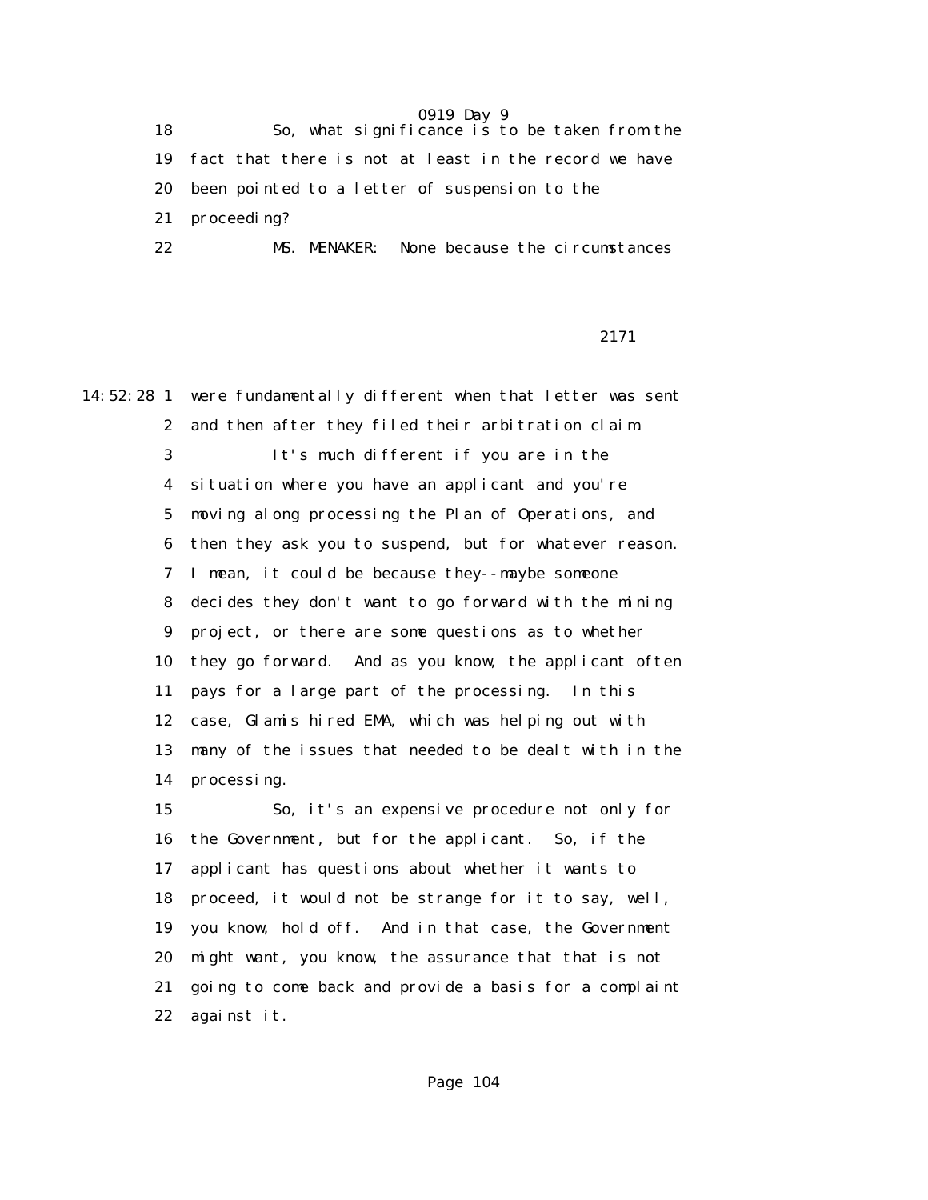18 So, what significance is to be taken from the
19 fact that there is not at least in the record we have
20 been pointed to a letter of suspension to the
21 proceeding?
22 MS. MENAKER: None because the circumstances

2171

14:52:28 1 were fundamentally different when that letter was sent
2 and then after they filed their arbitration claim.
3 It's much different if you are in the
4 situation where you have an applicant and you're
5 moving along processing the Plan of Operations, and
6 then they ask you to suspend, but for whatever reason.
7 I mean, it could be because they--maybe someone
8 decides they don't want to go forward with the mining
9 project, or there are some questions as to whether
10 they go forward. And as you know, the applicant often
11 pays for a large part of the processing. In this
12 case, Glamis hired EMA, which was helping out with
13 many of the issues that needed to be dealt with in the
14 processing.
15 So, it's an expensive procedure not only for
16 the Government, but for the applicant. So, if the
17 applicant has questions about whether it wants to
18 proceed, it would not be strange for it to say, well,
19 you know, hold off. And in that case, the Government
20 might want, you know, the assurance that that is not
21 going to come back and provide a basis for a complaint
22 against it.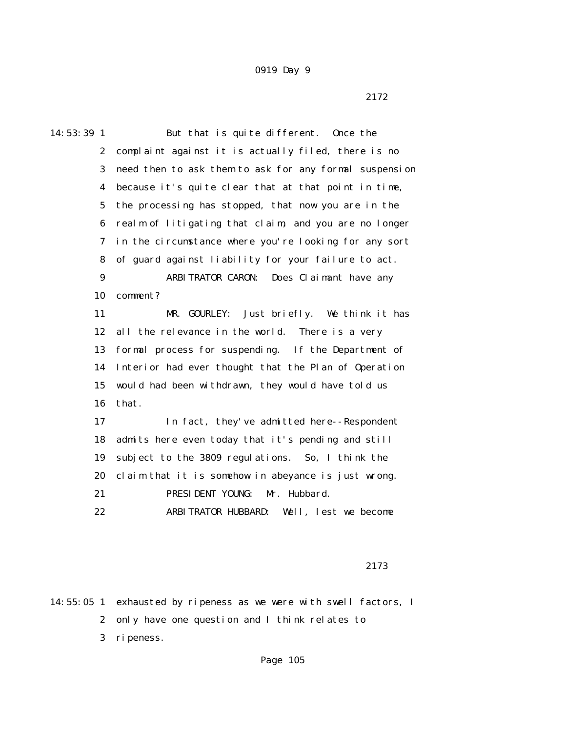0919 Day 9

2172

14:53:39 1 But that is quite different. Once the
2 complaint against it is actually filed, there is no
3 need then to ask them to ask for any formal suspension
4 because it's quite clear that at that point in time,
5 the processing has stopped, that now you are in the
6 realm of litigating that claim, and you are no longer
7 in the circumstance where you're looking for any sort
8 of guard against liability for your failure to act.
9 ARBITRATOR CARON: Does Claimant have any
10 comment?
11 MR. GOURLEY: Just briefly. We think it has
12 all the relevance in the world. There is a very
13 formal process for suspending. If the Department of
14 Interior had ever thought that the Plan of Operation
15 would had been withdrawn, they would have told us
16 that.
17 In fact, they've admitted here--Respondent
18 admits here even today that it's pending and still
19 subject to the 3809 regulations. So, I think the
20 claim that it is somehow in abeyance is just wrong.
21 PRESIDENT YOUNG: Mr. Hubbard.
22 ARBITRATOR HUBBARD: Well, lest we become

2173

14:55:05 1 exhausted by ripeness as we were with swell factors, I
2 only have one question and I think relates to
3 ripeness.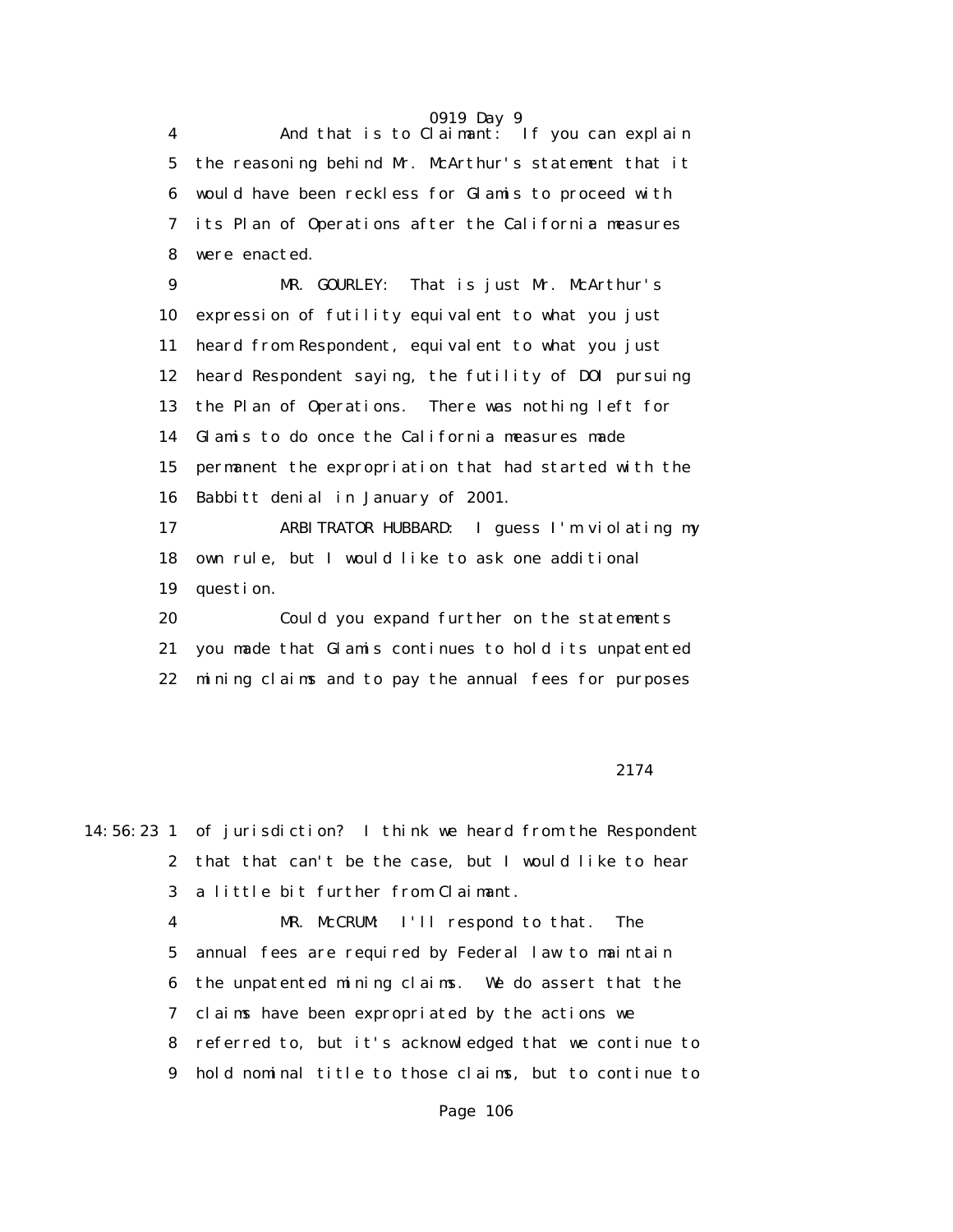4 And that is to Claimant: If you can explain
5 the reasoning behind Mr. McArthur's statement that it
6 would have been reckless for Glamis to proceed with
7 its Plan of Operations after the California measures
8 were enacted.
9 MR. GOURLEY: That is just Mr. McArthur's
10 expression of futility equivalent to what you just
11 heard from Respondent, equivalent to what you just
12 heard Respondent saying, the futility of DOI pursuing
13 the Plan of Operations. There was nothing left for
14 Glamis to do once the California measures made
15 permanent the expropriation that had started with the
16 Babbitt denial in January of 2001.
17 ARBITRATOR HUBBARD: I guess I'm violating my
18 own rule, but I would like to ask one additional
19 question.
20 Could you expand further on the statements
21 you made that Glamis continues to hold its unpatented
22 mining claims and to pay the annual fees for purposes

2174

14:56:23 1 of jurisdiction? I think we heard from the Respondent
2 that that can't be the case, but I would like to hear
3 a little bit further from Claimant.
4 MR. McCRUM: I'll respond to that. The
5 annual fees are required by Federal law to maintain
6 the unpatented mining claims. We do assert that the
7 claims have been expropriated by the actions we
8 referred to, but it's acknowledged that we continue to
9 hold nominal title to those claims, but to continue to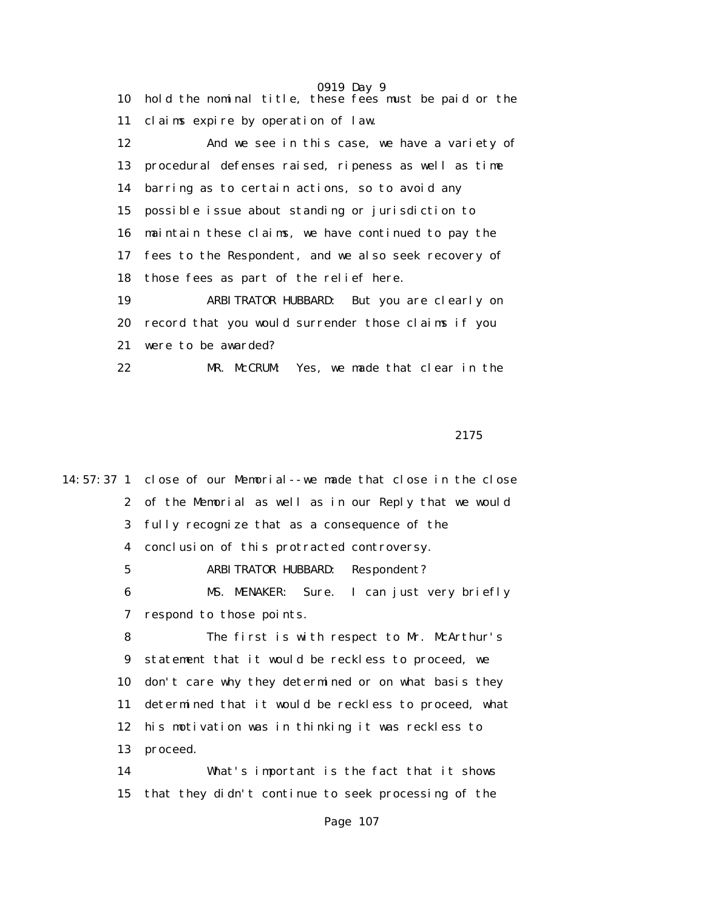10 hold the nominal title, these fees must be paid or the
11 claims expire by operation of law.

12 And we see in this case, we have a variety of
13 procedural defenses raised, ripeness as well as time
14 barring as to certain actions, so to avoid any
15 possible issue about standing or jurisdiction to
16 maintain these claims, we have continued to pay the
17 fees to the Respondent, and we also seek recovery of
18 those fees as part of the relief here.

19 ARBITRATOR HUBBARD: But you are clearly on
20 record that you would surrender those claims if you
21 were to be awarded?

22 MR. McCRUM: Yes, we made that clear in the

2175

14:57:37 1 close of our Memorial--we made that close in the close
2 of the Memorial as well as in our Reply that we would
3 fully recognize that as a consequence of the
4 conclusion of this protracted controversy.

5 ARBITRATOR HUBBARD: Respondent?

6 MS. MENAKER: Sure. I can just very briefly
7 respond to those points.

8 The first is with respect to Mr. McArthur's
9 statement that it would be reckless to proceed, we
10 don't care why they determined or on what basis they
11 determined that it would be reckless to proceed, what
12 his motivation was in thinking it was reckless to
13 proceed.

14 What's important is the fact that it shows
15 that they didn't continue to seek processing of the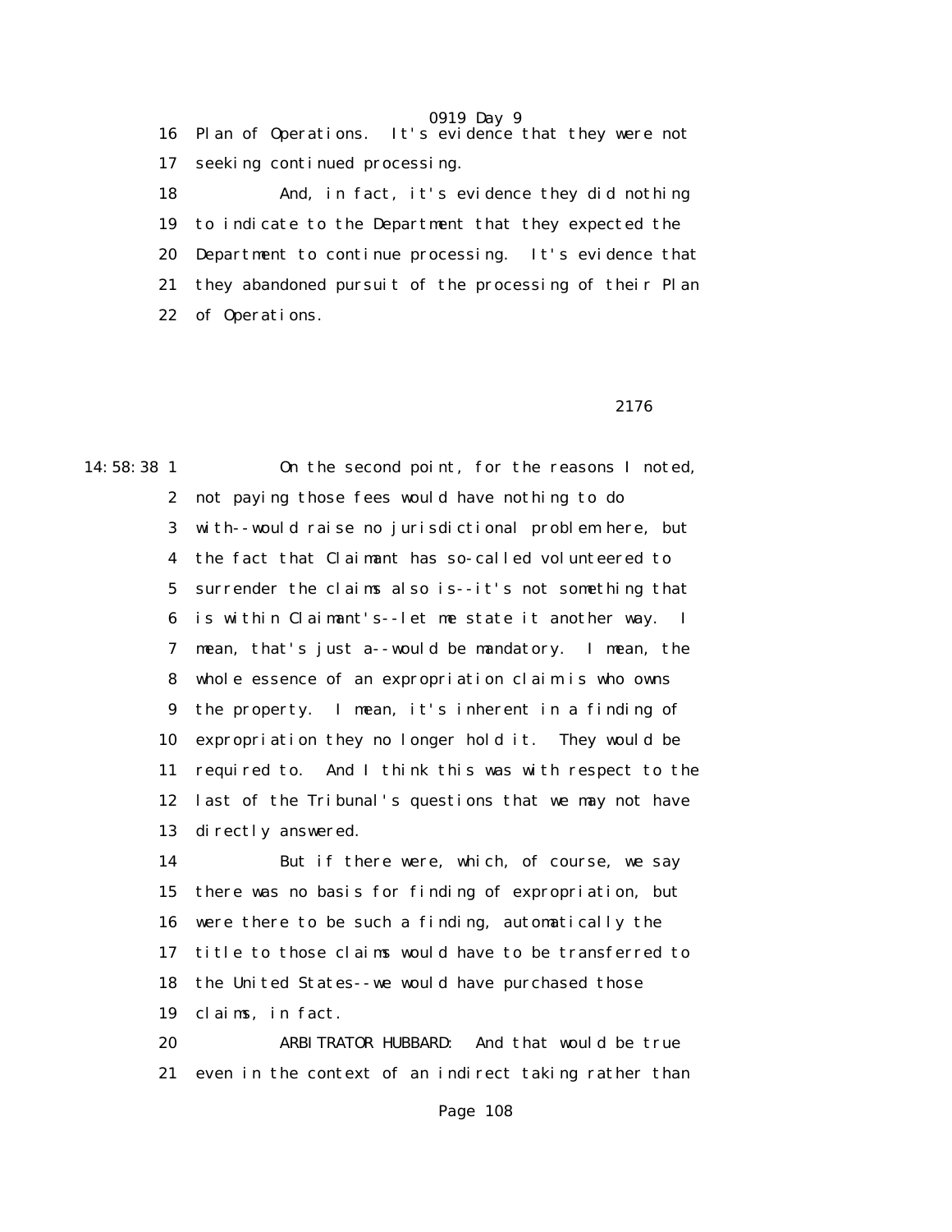16 Plan of Operations. It's evidence that they were not
17 seeking continued processing.
18 And, in fact, it's evidence they did nothing
19 to indicate to the Department that they expected the
20 Department to continue processing. It's evidence that
21 they abandoned pursuit of the processing of their Plan
22 of Operations.

2176

14:58:38 1 On the second point, for the reasons I noted,
2 not paying those fees would have nothing to do
3 with--would raise no jurisdictional problem here, but
4 the fact that Claimant has so-called volunteered to
5 surrender the claims also is--it's not something that
6 is within Claimant's--let me state it another way. I
7 mean, that's just a--would be mandatory. I mean, the
8 whole essence of an expropriation claim is who owns
9 the property. I mean, it's inherent in a finding of
10 expropriation they no longer hold it. They would be
11 required to. And I think this was with respect to the
12 last of the Tribunal's questions that we may not have
13 directly answered.
14 But if there were, which, of course, we say
15 there was no basis for finding of expropriation, but
16 were there to be such a finding, automatically the
17 title to those claims would have to be transferred to
18 the United States--we would have purchased those
19 claims, in fact.
20 ARBITRATOR HUBBARD: And that would be true
21 even in the context of an indirect taking rather than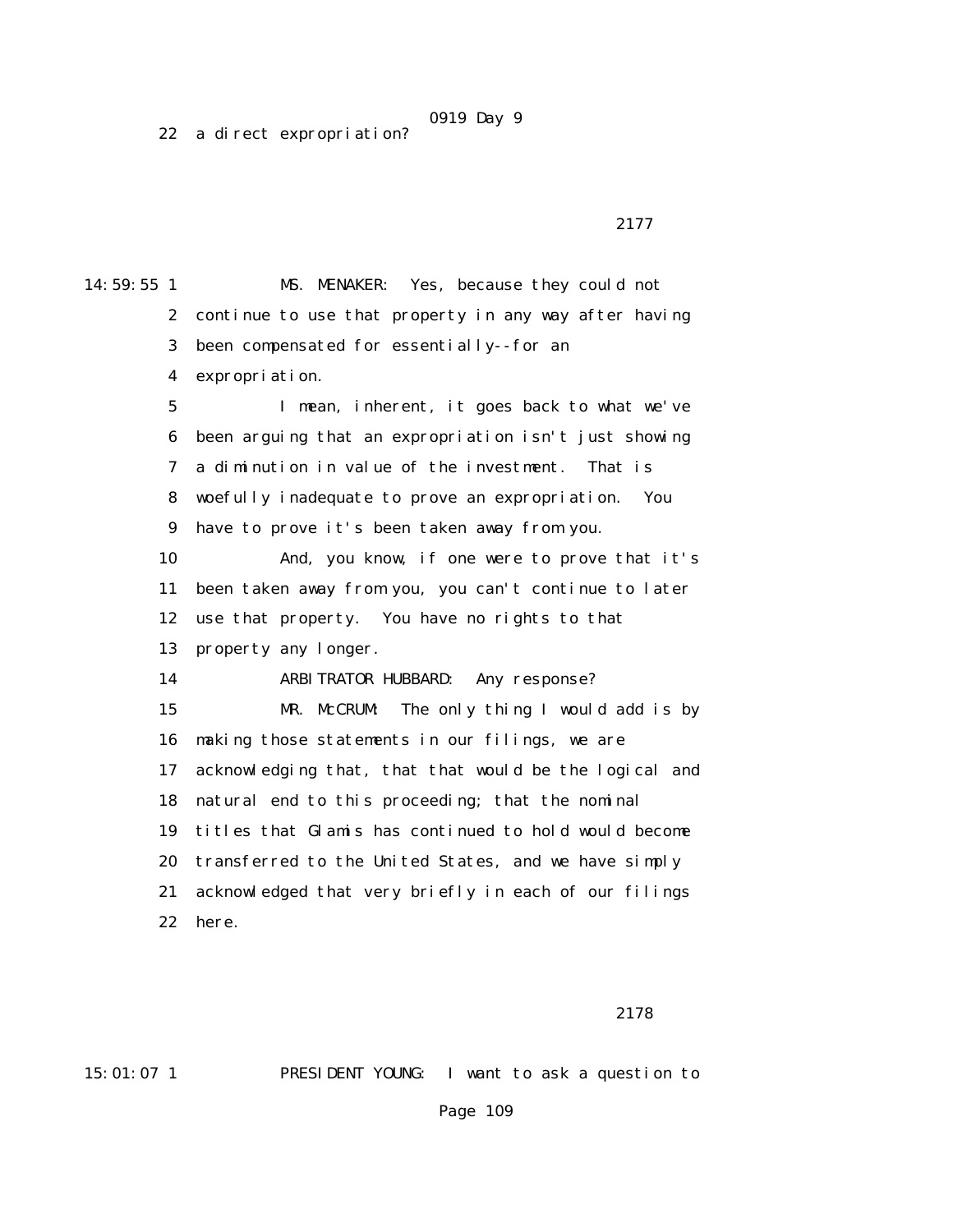22 a direct expropriation?

2177

14:59:55 1 MS. MENAKER: Yes, because they could not
2 continue to use that property in any way after having
3 been compensated for essentially--for an
4 expropriation.
5 I mean, inherent, it goes back to what we've
6 been arguing that an expropriation isn't just showing
7 a diminution in value of the investment. That is
8 woefully inadequate to prove an expropriation. You
9 have to prove it's been taken away from you.
10 And, you know, if one were to prove that it's
11 been taken away from you, you can't continue to later
12 use that property. You have no rights to that
13 property any longer.
14 ARBITRATOR HUBBARD: Any response?
15 MR. McCRUM: The only thing I would add is by
16 making those statements in our filings, we are
17 acknowledging that, that that would be the logical and
18 natural end to this proceeding; that the nominal
19 titles that Glamis has continued to hold would become
20 transferred to the United States, and we have simply
21 acknowledged that very briefly in each of our filings
22 here.

2178

15:01:07 1 PRESIDENT YOUNG: I want to ask a question to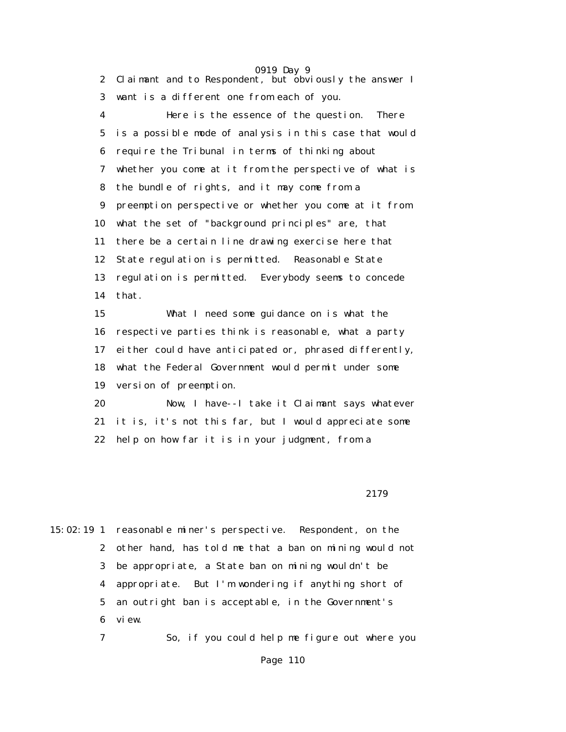2 Claimant and to Respondent, but obviously the answer I

3 want is a different one from each of you.

4 Here is the essence of the question. There

5 is a possible mode of analysis in this case that would

6 require the Tribunal in terms of thinking about

7 whether you come at it from the perspective of what is

8 the bundle of rights, and it may come from a

9 preemption perspective or whether you come at it from

10 what the set of "background principles" are, that

11 there be a certain line drawing exercise here that

12 State regulation is permitted. Reasonable State

13 regulation is permitted. Everybody seems to concede

14 that.

15 What I need some guidance on is what the

16 respective parties think is reasonable, what a party

17 either could have anticipated or, phrased differently,

18 what the Federal Government would permit under some

19 version of preemption.

20 Now, I have--I take it Claimant says whatever

21 it is, it's not this far, but I would appreciate some

22 help on how far it is in your judgment, from a

2179

15:02:19 1 reasonable miner's perspective. Respondent, on the

2 other hand, has told me that a ban on mining would not

3 be appropriate, a State ban on mining wouldn't be

4 appropriate. But I'm wondering if anything short of

5 an outright ban is acceptable, in the Government's

6 view.

7 So, if you could help me figure out where you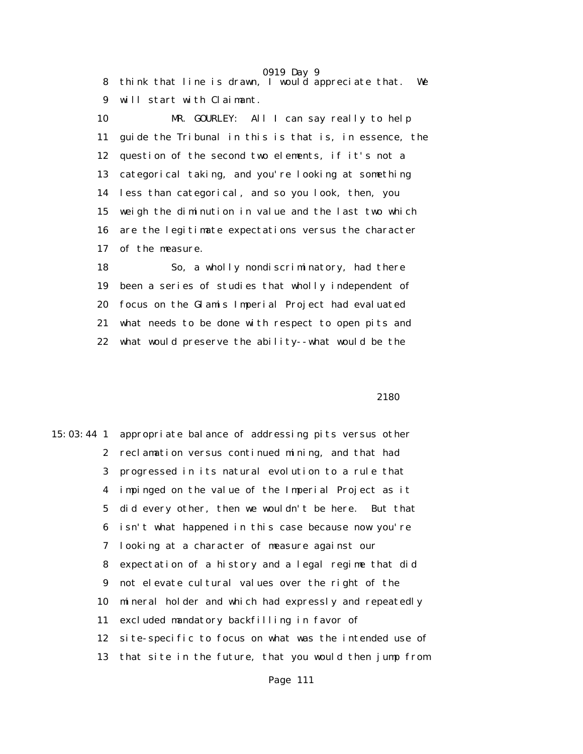8 think that line is drawn, I would appreciate that. We
9 will start with Claimant.

10 MR. GOURLEY: All I can say really to help
11 guide the Tribunal in this is that is, in essence, the
12 question of the second two elements, if it's not a
13 categorical taking, and you're looking at something
14 less than categorical, and so you look, then, you
15 weigh the diminution in value and the last two which
16 are the legitimate expectations versus the character
17 of the measure.

18 So, a wholly nondiscriminatory, had there
19 been a series of studies that wholly independent of
20 focus on the Glamis Imperial Project had evaluated
21 what needs to be done with respect to open pits and
22 what would preserve the ability--what would be the

2180

15:03:44 1 appropriate balance of addressing pits versus other
2 reclamation versus continued mining, and that had
3 progressed in its natural evolution to a rule that
4 impinged on the value of the Imperial Project as it
5 did every other, then we wouldn't be here. But that
6 isn't what happened in this case because now you're
7 looking at a character of measure against our
8 expectation of a history and a legal regime that did
9 not elevate cultural values over the right of the
10 mineral holder and which had expressly and repeatedly
11 excluded mandatory backfilling in favor of
12 site-specific to focus on what was the intended use of
13 that site in the future, that you would then jump from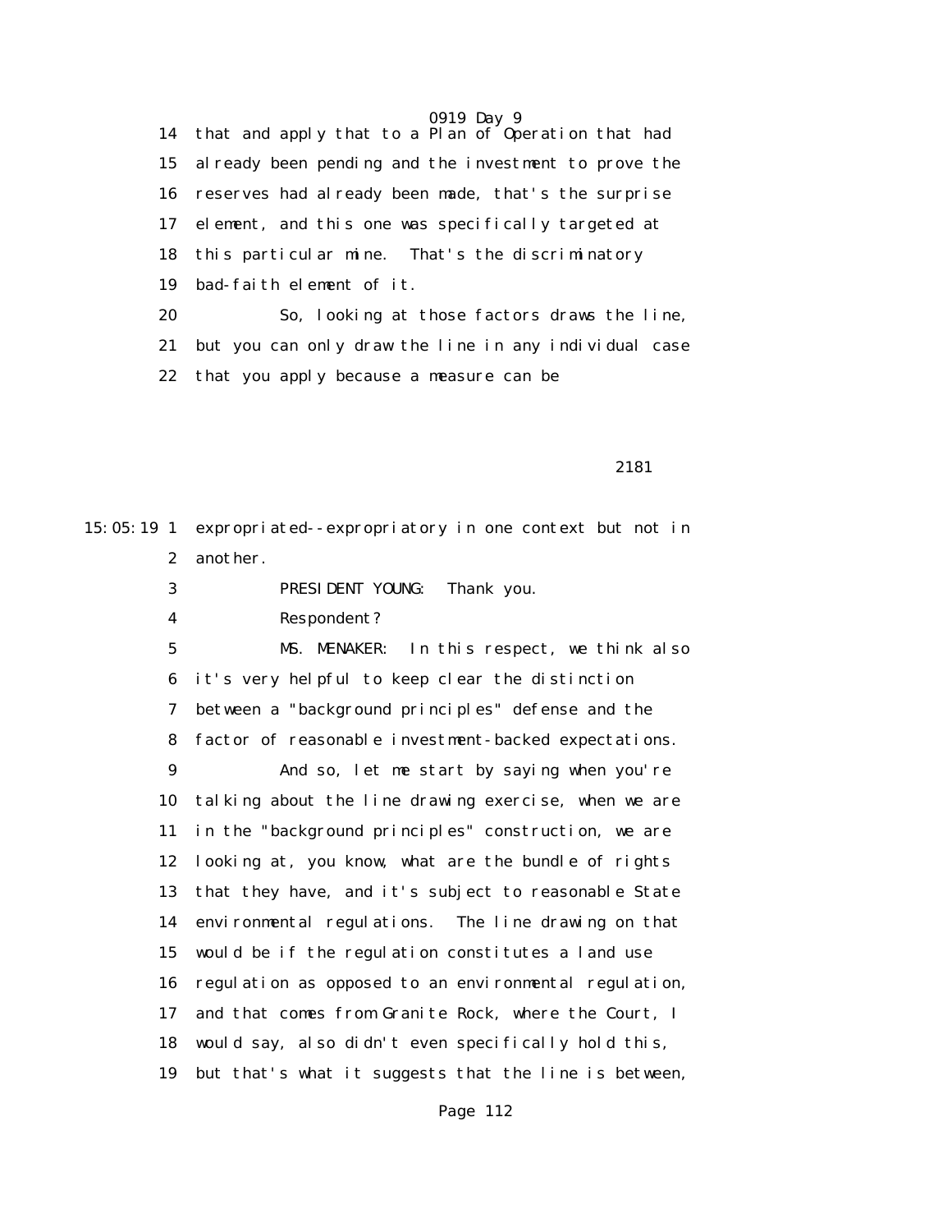14 that and apply that to a Plan of Operation that had
15 already been pending and the investment to prove the
16 reserves had already been made, that's the surprise
17 element, and this one was specifically targeted at
18 this particular mine. That's the discriminatory
19 bad-faith element of it.
20 So, looking at those factors draws the line,
21 but you can only draw the line in any individual case
22 that you apply because a measure can be

2181

15:05:19 1 expropriated--expropriatory in one context but not in
2 another.
3 PRESIDENT YOUNG: Thank you.
4 Respondent?
5 MS. MENAKER: In this respect, we think also
6 it's very helpful to keep clear the distinction
7 between a "background principles" defense and the
8 factor of reasonable investment-backed expectations.
9 And so, let me start by saying when you're
10 talking about the line drawing exercise, when we are
11 in the "background principles" construction, we are
12 looking at, you know, what are the bundle of rights
13 that they have, and it's subject to reasonable State
14 environmental regulations. The line drawing on that
15 would be if the regulation constitutes a land use
16 regulation as opposed to an environmental regulation,
17 and that comes from Granite Rock, where the Court, I
18 would say, also didn't even specifically hold this,
19 but that's what it suggests that the line is between,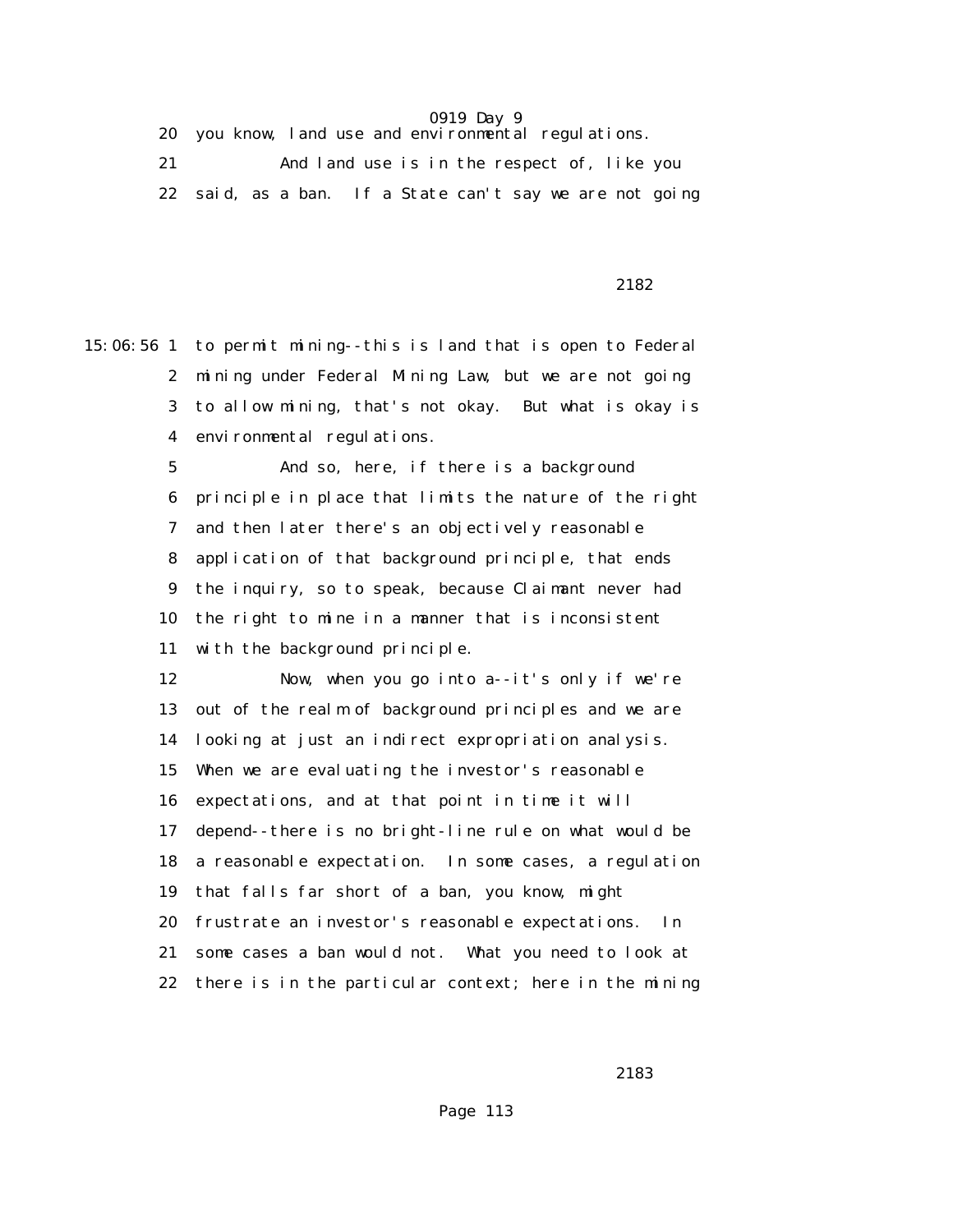20 you know, land use and environmental regulations.

21 And land use is in the respect of, like you

22 said, as a ban. If a State can't say we are not going

2182

15:06:56 1 to permit mining--this is land that is open to Federal

2 mining under Federal Mining Law, but we are not going

3 to allow mining, that's not okay. But what is okay is

4 environmental regulations.

5 And so, here, if there is a background

6 principle in place that limits the nature of the right

7 and then later there's an objectively reasonable

8 application of that background principle, that ends

9 the inquiry, so to speak, because Claimant never had

10 the right to mine in a manner that is inconsistent

11 with the background principle.

12 Now, when you go into a--it's only if we're

13 out of the realm of background principles and we are

14 looking at just an indirect expropriation analysis.

15 When we are evaluating the investor's reasonable

16 expectations, and at that point in time it will

17 depend--there is no bright-line rule on what would be

18 a reasonable expectation. In some cases, a regulation

19 that falls far short of a ban, you know, might

20 frustrate an investor's reasonable expectations. In

21 some cases a ban would not. What you need to look at

22 there is in the particular context; here in the mining

2183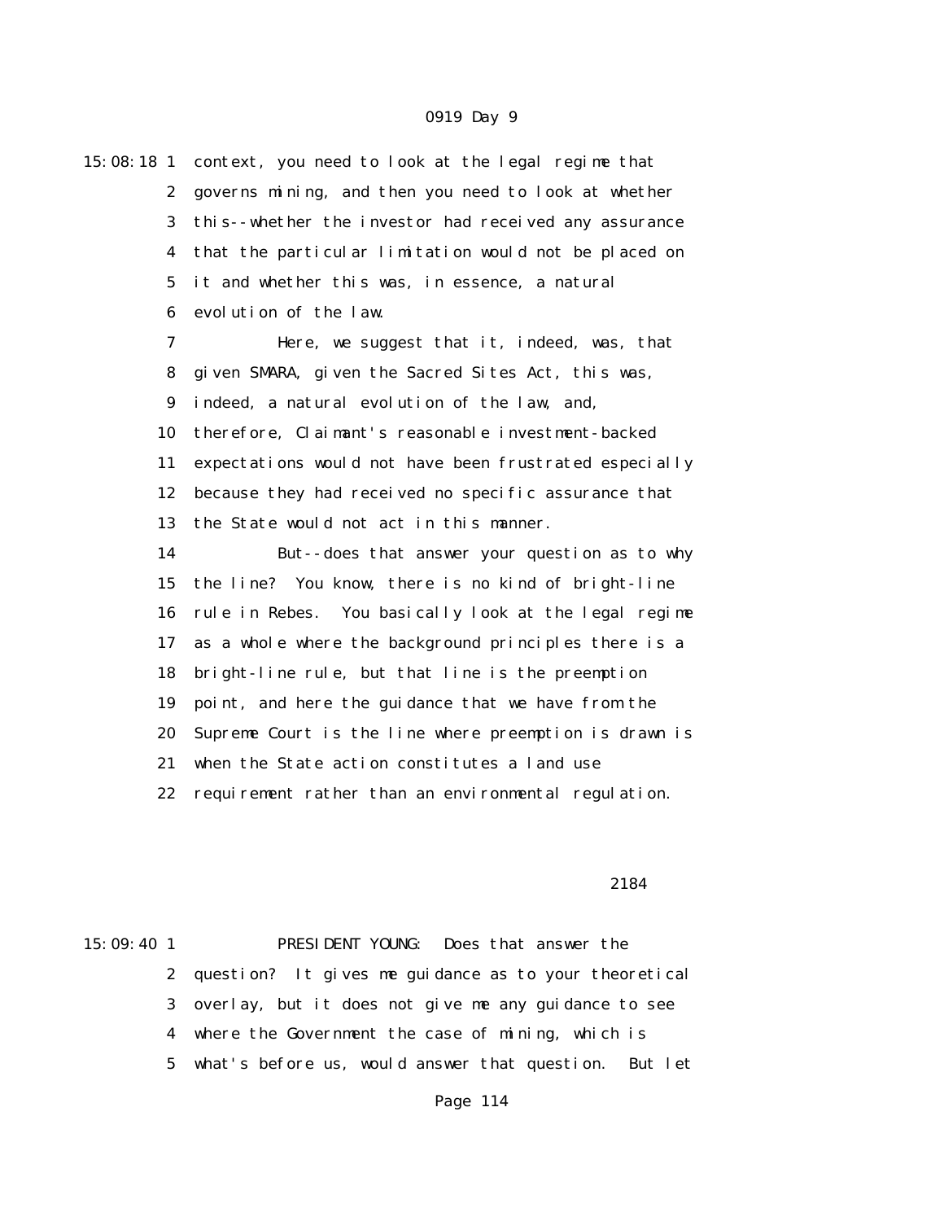15:08:18 1 context, you need to look at the legal regime that
2 governs mining, and then you need to look at whether
3 this--whether the investor had received any assurance
4 that the particular limitation would not be placed on
5 it and whether this was, in essence, a natural
6 evolution of the law.

7 Here, we suggest that it, indeed, was, that
8 given SMARA, given the Sacred Sites Act, this was,
9 indeed, a natural evolution of the law, and,
10 therefore, Claimant's reasonable investment-backed
11 expectations would not have been frustrated especially
12 because they had received no specific assurance that
13 the State would not act in this manner.

14 But--does that answer your question as to why
15 the line? You know, there is no kind of bright-line
16 rule in Rebes. You basically look at the legal regime
17 as a whole where the background principles there is a
18 bright-line rule, but that line is the preemption
19 point, and here the guidance that we have from the
20 Supreme Court is the line where preemption is drawn is
21 when the State action constitutes a land use
22 requirement rather than an environmental regulation.

2184

15:09:40 1 PRESIDENT YOUNG: Does that answer the
2 question? It gives me guidance as to your theoretical
3 overlay, but it does not give me any guidance to see
4 where the Government the case of mining, which is
5 what's before us, would answer that question. But let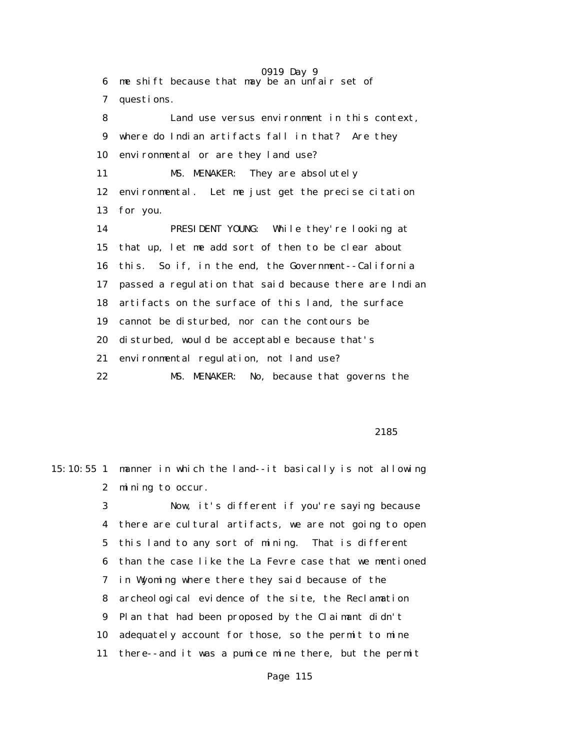6 me shift because that may be an unfair set of

7 questions.

8 Land use versus environment in this context,

9 where do Indian artifacts fall in that? Are they

10 environmental or are they land use?

11 MS. MENAKER: They are absolutely

12 environmental. Let me just get the precise citation

13 for you.

14 PRESIDENT YOUNG: While they're looking at

15 that up, let me add sort of then to be clear about

16 this. So if, in the end, the Government--California

17 passed a regulation that said because there are Indian

18 artifacts on the surface of this land, the surface

19 cannot be disturbed, nor can the contours be

20 disturbed, would be acceptable because that's

21 environmental regulation, not land use?

22 MS. MENAKER: No, because that governs the

2185

15:10:55 1 manner in which the land--it basically is not allowing

2 mining to occur.

3 Now, it's different if you're saying because

4 there are cultural artifacts, we are not going to open

5 this land to any sort of mining. That is different

6 than the case like the La Fevre case that we mentioned

7 in Wyoming where there they said because of the

8 archeological evidence of the site, the Reclamation

9 Plan that had been proposed by the Claimant didn't

10 adequately account for those, so the permit to mine

11 there--and it was a pumice mine there, but the permit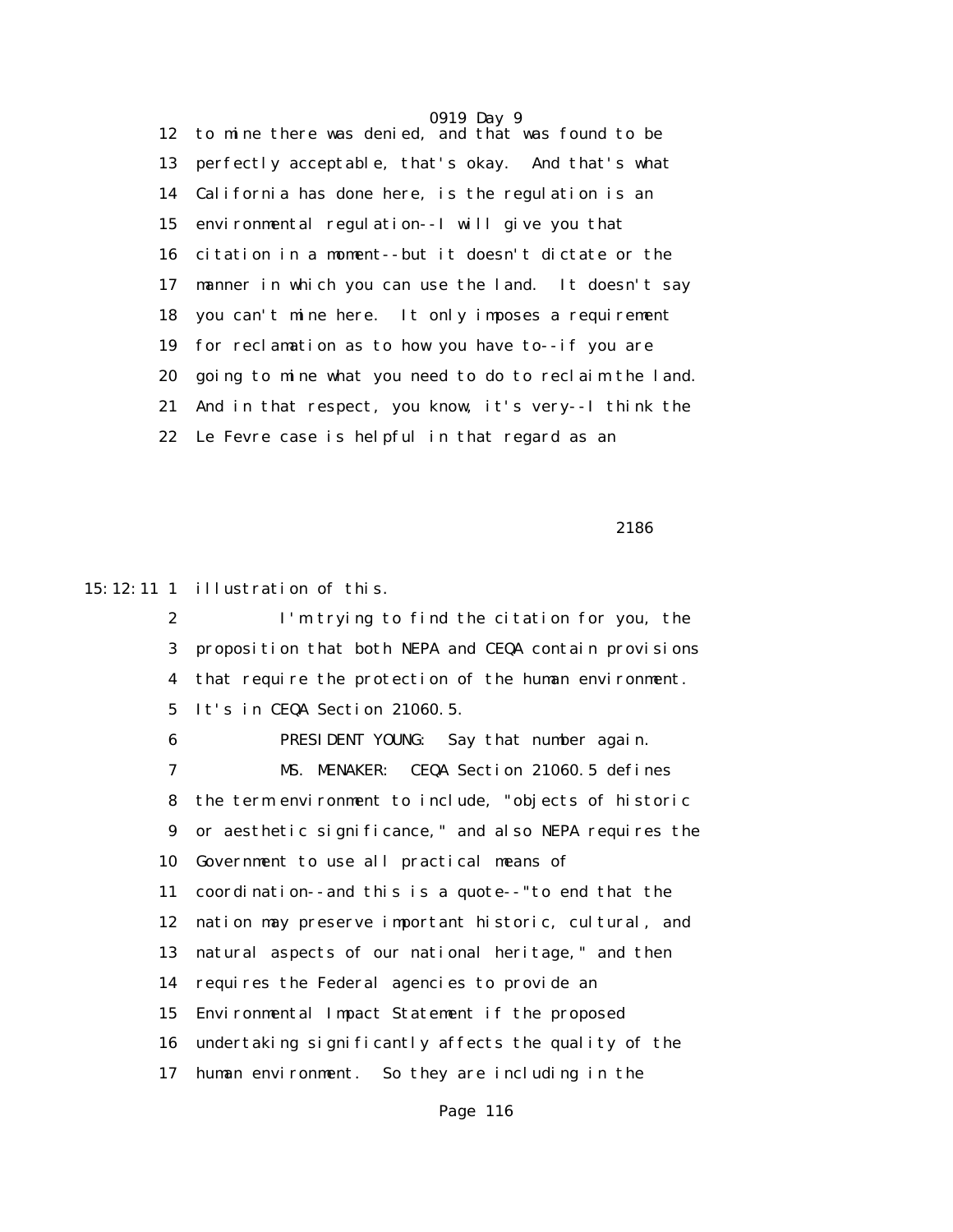12 to mine there was denied, and that was found to be

13 perfectly acceptable, that's okay. And that's what

14 California has done here, is the regulation is an

15 environmental regulation--I will give you that

16 citation in a moment--but it doesn't dictate or the

17 manner in which you can use the land. It doesn't say

18 you can't mine here. It only imposes a requirement

19 for reclamation as to how you have to--if you are

20 going to mine what you need to do to reclaim the land.

21 And in that respect, you know, it's very--I think the

22 Le Fevre case is helpful in that regard as an

2186

15:12:11 1 illustration of this.

2 I'm trying to find the citation for you, the

3 proposition that both NEPA and CEQA contain provisions

4 that require the protection of the human environment.

5 It's in CEQA Section 21060.5.

6 PRESIDENT YOUNG: Say that number again.

7 MS. MENAKER: CEQA Section 21060.5 defines

8 the term environment to include, "objects of historic

9 or aesthetic significance," and also NEPA requires the

10 Government to use all practical means of

11 coordination--and this is a quote--"to end that the

12 nation may preserve important historic, cultural, and

13 natural aspects of our national heritage," and then

14 requires the Federal agencies to provide an

15 Environmental Impact Statement if the proposed

16 undertaking significantly affects the quality of the

17 human environment. So they are including in the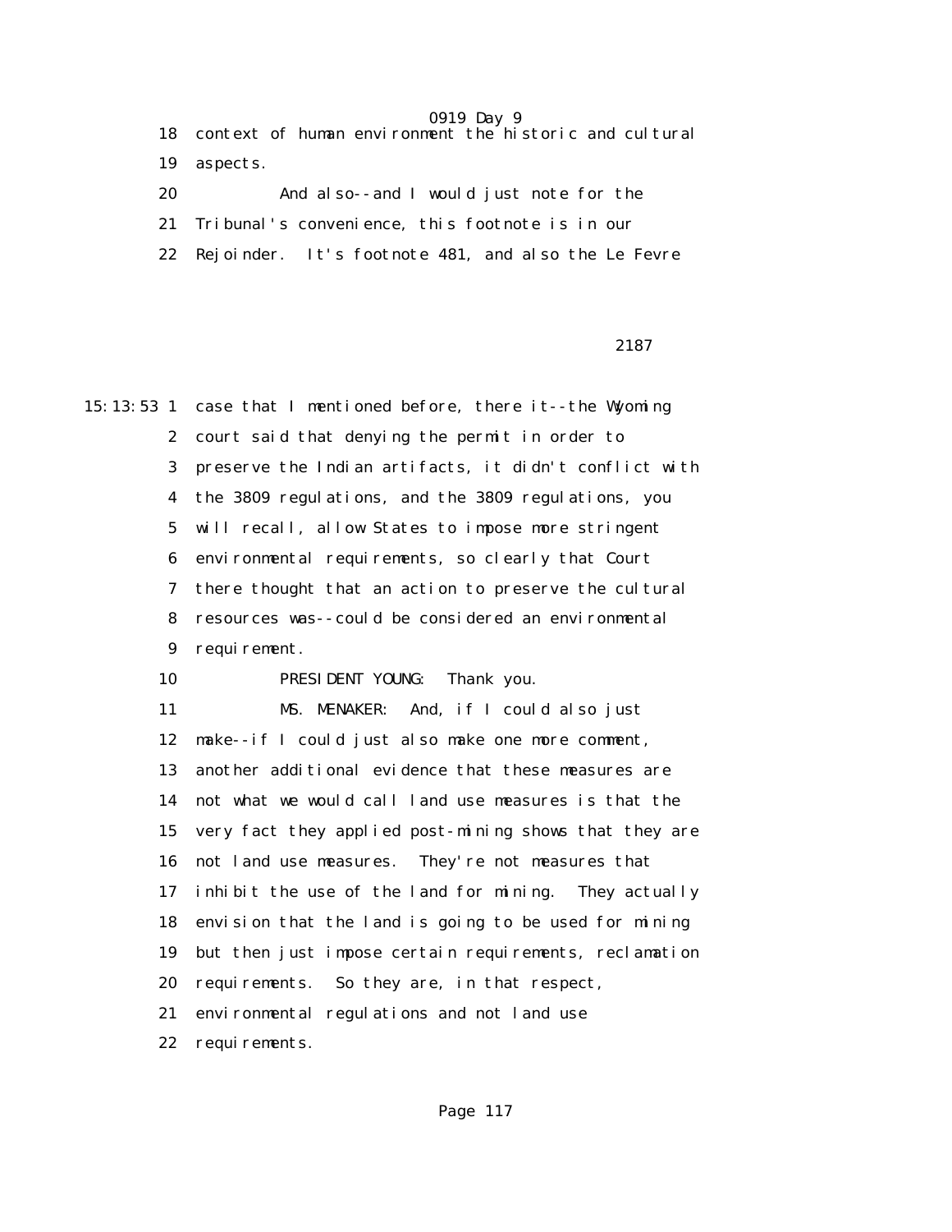18 context of human environment the historic and cultural

19 aspects.

20 And also--and I would just note for the

21 Tribunal's convenience, this footnote is in our

22 Rejoinder. It's footnote 481, and also the Le Fevre

2187

15:13:53 1 case that I mentioned before, there it--the Wyoming

2 court said that denying the permit in order to

3 preserve the Indian artifacts, it didn't conflict with

4 the 3809 regulations, and the 3809 regulations, you

5 will recall, allow States to impose more stringent

6 environmental requirements, so clearly that Court

7 there thought that an action to preserve the cultural

8 resources was--could be considered an environmental

9 requirement.

10 PRESIDENT YOUNG: Thank you.

11 MS. MENAKER: And, if I could also just

12 make--if I could just also make one more comment,

13 another additional evidence that these measures are

14 not what we would call land use measures is that the

15 very fact they applied post-mining shows that they are

16 not land use measures. They're not measures that

17 inhibit the use of the land for mining. They actually

18 envision that the land is going to be used for mining

19 but then just impose certain requirements, reclamation

20 requirements. So they are, in that respect,

21 environmental regulations and not land use

22 requirements.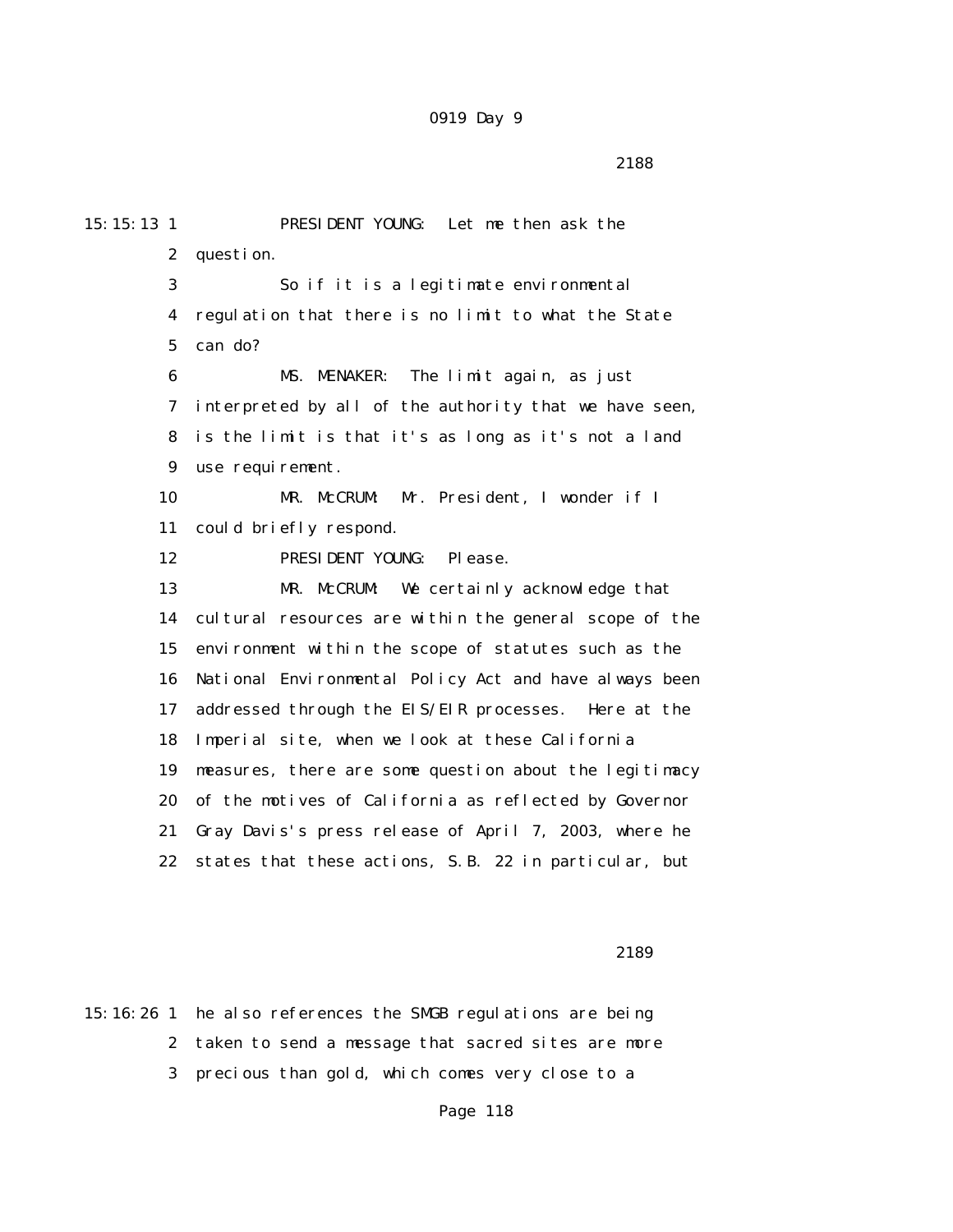15:15:13 1 PRESIDENT YOUNG: Let me then ask the
2 question.
3 So if it is a legitimate environmental
4 regulation that there is no limit to what the State
5 can do?
6 MS. MENAKER: The limit again, as just
7 interpreted by all of the authority that we have seen,
8 is the limit is that it's as long as it's not a land
9 use requirement.
10 MR. McCRUM: Mr. President, I wonder if I
11 could briefly respond.
12 PRESIDENT YOUNG: Please.
13 MR. McCRUM: We certainly acknowledge that
14 cultural resources are within the general scope of the
15 environment within the scope of statutes such as the
16 National Environmental Policy Act and have always been
17 addressed through the EIS/EIR processes. Here at the
18 Imperial site, when we look at these California
19 measures, there are some question about the legitimacy
20 of the motives of California as reflected by Governor
21 Gray Davis's press release of April 7, 2003, where he
22 states that these actions, S.B. 22 in particular, but

2189

15:16:26 1 he also references the SMGB regulations are being
2 taken to send a message that sacred sites are more
3 precious than gold, which comes very close to a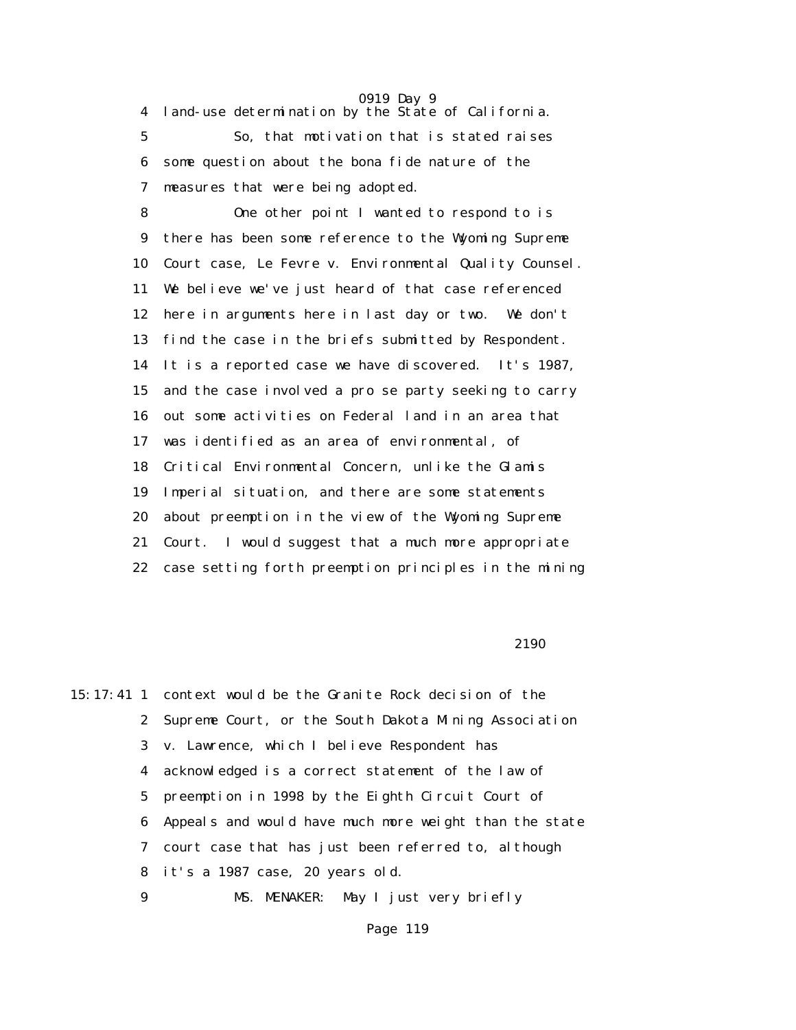4 land-use determination by the State of California.

5 So, that motivation that is stated raises

6 some question about the bona fide nature of the

7 measures that were being adopted.

8 One other point I wanted to respond to is

9 there has been some reference to the Wyoming Supreme

10 Court case, Le Fevre v. Environmental Quality Counsel.

11 We believe we've just heard of that case referenced

12 here in arguments here in last day or two. We don't

13 find the case in the briefs submitted by Respondent.

14 It is a reported case we have discovered. It's 1987,

15 and the case involved a pro se party seeking to carry

16 out some activities on Federal land in an area that

17 was identified as an area of environmental, of

18 Critical Environmental Concern, unlike the Glamis

19 Imperial situation, and there are some statements

20 about preemption in the view of the Wyoming Supreme

21 Court. I would suggest that a much more appropriate

22 case setting forth preemption principles in the mining

2190

15:17:41 1 context would be the Granite Rock decision of the

2 Supreme Court, or the South Dakota Mining Association

3 v. Lawrence, which I believe Respondent has

4 acknowledged is a correct statement of the law of

5 preemption in 1998 by the Eighth Circuit Court of

6 Appeals and would have much more weight than the state

7 court case that has just been referred to, although

8 it's a 1987 case, 20 years old.

9 MS. MENAKER: May I just very briefly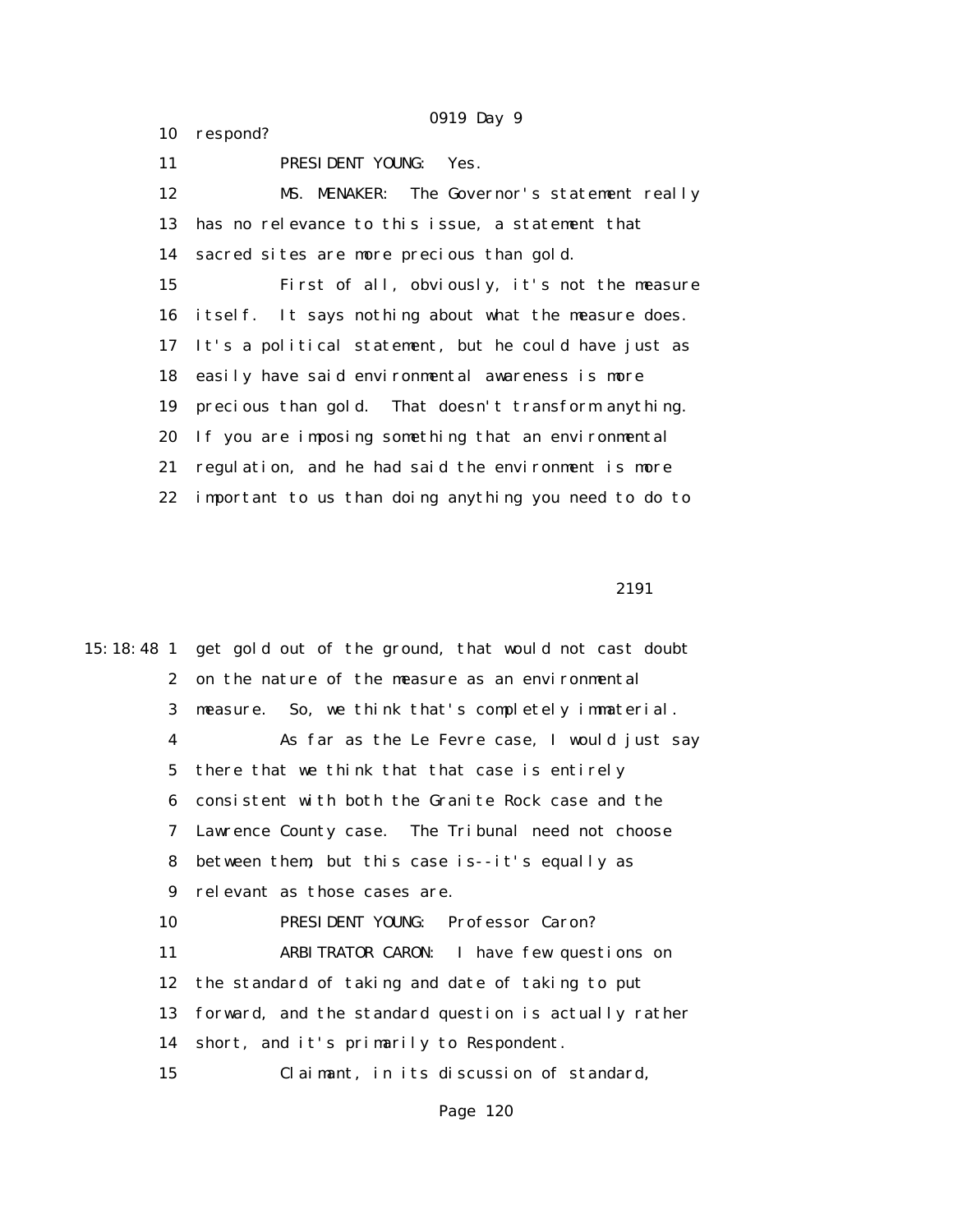10 respond?

11 PRESIDENT YOUNG: Yes.

12 MS. MENAKER: The Governor's statement really

13 has no relevance to this issue, a statement that

14 sacred sites are more precious than gold.

15 First of all, obviously, it's not the measure

16 itself. It says nothing about what the measure does.

17 It's a political statement, but he could have just as

18 easily have said environmental awareness is more

19 precious than gold. That doesn't transform anything.

20 If you are imposing something that an environmental

21 regulation, and he had said the environment is more

22 important to us than doing anything you need to do to

2191

15:18:48 1 get gold out of the ground, that would not cast doubt

2 on the nature of the measure as an environmental

3 measure. So, we think that's completely immaterial.

4 As far as the Le Fevre case, I would just say

5 there that we think that that case is entirely

6 consistent with both the Granite Rock case and the

7 Lawrence County case. The Tribunal need not choose

8 between them, but this case is--it's equally as

9 relevant as those cases are.

10 PRESIDENT YOUNG: Professor Caron?

11 ARBITRATOR CARON: I have few questions on

12 the standard of taking and date of taking to put

13 forward, and the standard question is actually rather

14 short, and it's primarily to Respondent.

15 Claimant, in its discussion of standard,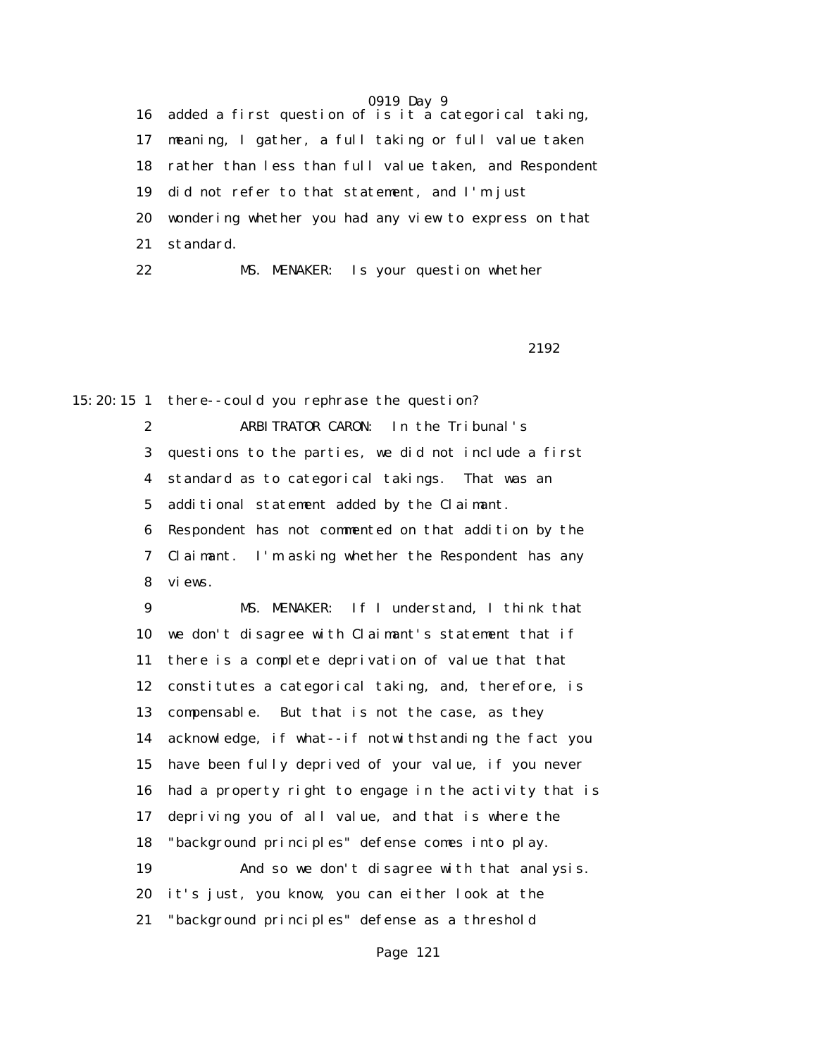16 added a first question of is it a categorical taking,

17 meaning, I gather, a full taking or full value taken

18 rather than less than full value taken, and Respondent

19 did not refer to that statement, and I'm just

20 wondering whether you had any view to express on that

21 standard.

22 MS. MENAKER: Is your question whether

2192

15:20:15 1 there--could you rephrase the question?

2 ARBITRATOR CARON: In the Tribunal's

3 questions to the parties, we did not include a first

4 standard as to categorical takings. That was an

5 additional statement added by the Claimant.

6 Respondent has not commented on that addition by the

7 Claimant. I'm asking whether the Respondent has any

8 views.

9 MS. MENAKER: If I understand, I think that

10 we don't disagree with Claimant's statement that if

11 there is a complete deprivation of value that that

12 constitutes a categorical taking, and, therefore, is

13 compensable. But that is not the case, as they

14 acknowledge, if what--if notwithstanding the fact you

15 have been fully deprived of your value, if you never

16 had a property right to engage in the activity that is

17 depriving you of all value, and that is where the

18 "background principles" defense comes into play.

19 And so we don't disagree with that analysis.

20 it's just, you know, you can either look at the

21 "background principles" defense as a threshold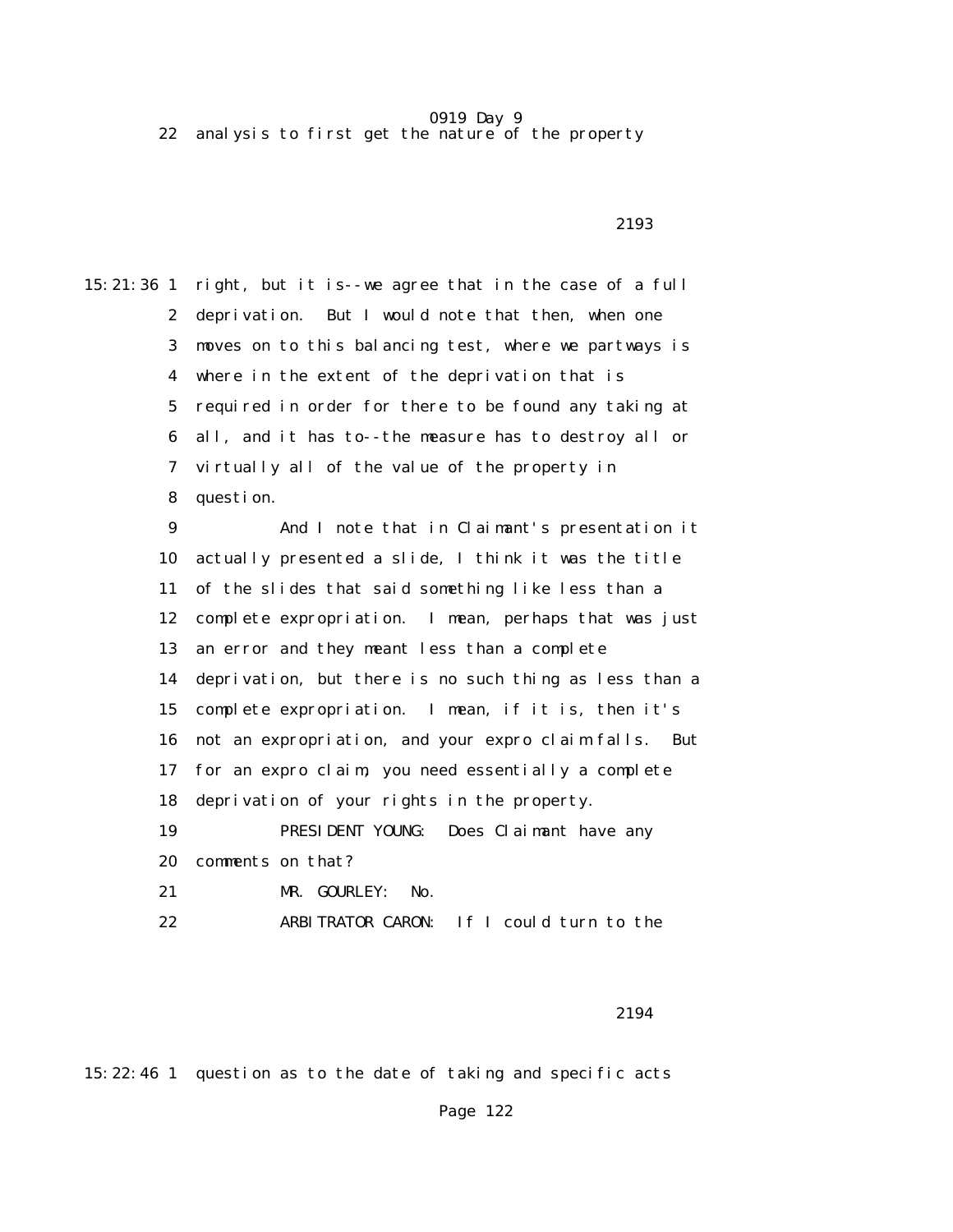22 analysis to first get the nature of the property

2193

15:21:36 1 right, but it is--we agree that in the case of a full
2 deprivation. But I would note that then, when one
3 moves on to this balancing test, where we partways is
4 where in the extent of the deprivation that is
5 required in order for there to be found any taking at
6 all, and it has to--the measure has to destroy all or
7 virtually all of the value of the property in
8 question.
9 And I note that in Claimant's presentation it
10 actually presented a slide, I think it was the title
11 of the slides that said something like less than a
12 complete expropriation. I mean, perhaps that was just
13 an error and they meant less than a complete
14 deprivation, but there is no such thing as less than a
15 complete expropriation. I mean, if it is, then it's
16 not an expropriation, and your expro claim falls. But
17 for an expro claim, you need essentially a complete
18 deprivation of your rights in the property.
19 PRESIDENT YOUNG: Does Claimant have any
20 comments on that?
21 MR. GOURLEY: No.
22 ARBITRATOR CARON: If I could turn to the

2194

15:22:46 1 question as to the date of taking and specific acts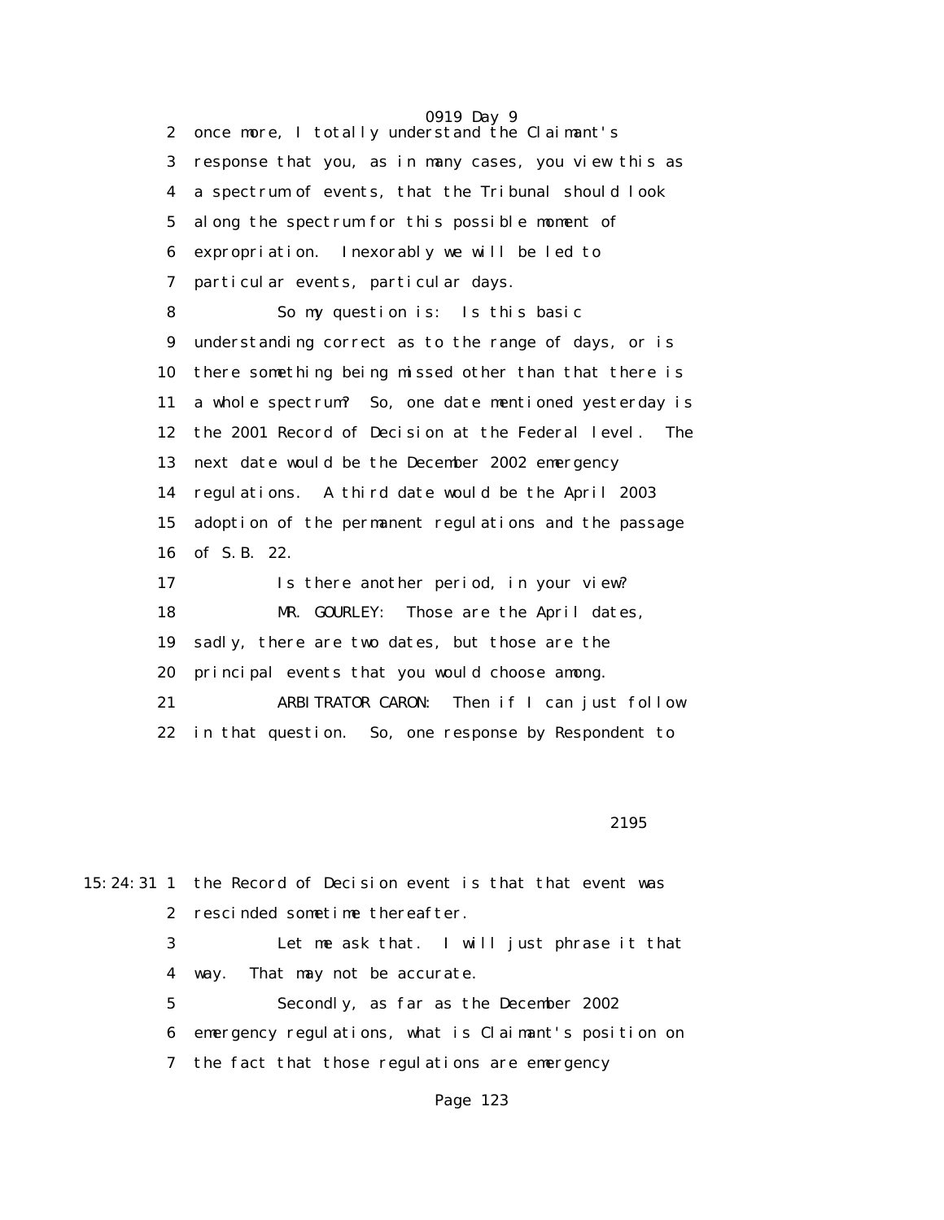once more, I totally understand the Claimant's response that you, as in many cases, you view this as a spectrum of events, that the Tribunal should look along the spectrum for this possible moment of expropriation. Inexorably we will be led to particular events, particular days.

So my question is: Is this basic understanding correct as to the range of days, or is there something being missed other than that there is a whole spectrum? So, one date mentioned yesterday is the 2001 Record of Decision at the Federal level. The next date would be the December 2002 emergency regulations. A third date would be the April 2003 adoption of the permanent regulations and the passage of S.B. 22.

Is there another period, in your view?

MR. GOURLEY: Those are the April dates, sadly, there are two dates, but those are the principal events that you would choose among.

ARBITRATOR CARON: Then if I can just follow in that question. So, one response by Respondent to

2195

15:24:31 the Record of Decision event is that that event was rescinded sometime thereafter.

Let me ask that. I will just phrase it that way. That may not be accurate.

Secondly, as far as the December 2002 emergency regulations, what is Claimant's position on the fact that those regulations are emergency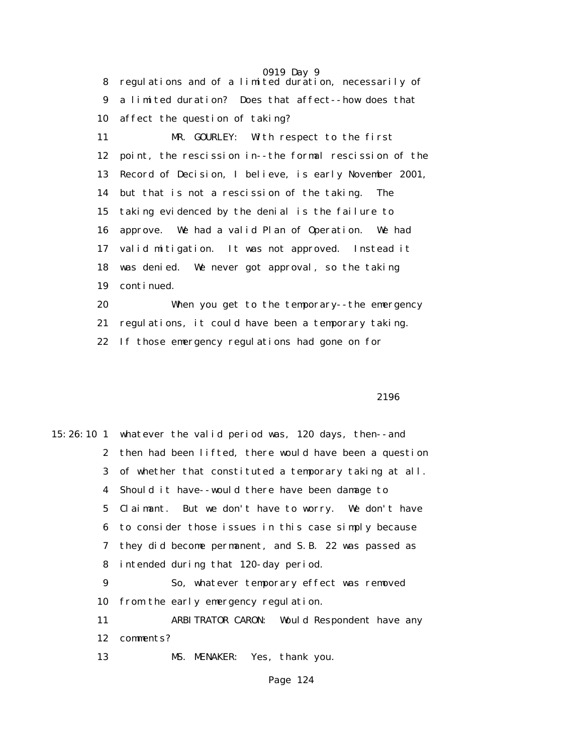8 regulations and of a limited duration, necessarily of
9 a limited duration? Does that affect--how does that
10 affect the question of taking?

11 MR. GOURLEY: With respect to the first
12 point, the rescission in--the formal rescission of the
13 Record of Decision, I believe, is early November 2001,
14 but that is not a rescission of the taking. The
15 taking evidenced by the denial is the failure to
16 approve. We had a valid Plan of Operation. We had
17 valid mitigation. It was not approved. Instead it
18 was denied. We never got approval, so the taking
19 continued.

20 When you get to the temporary--the emergency
21 regulations, it could have been a temporary taking.
22 If those emergency regulations had gone on for

2196

15:26:10 1 whatever the valid period was, 120 days, then--and
2 then had been lifted, there would have been a question
3 of whether that constituted a temporary taking at all.
4 Should it have--would there have been damage to
5 Claimant. But we don't have to worry. We don't have
6 to consider those issues in this case simply because
7 they did become permanent, and S.B. 22 was passed as
8 intended during that 120-day period.

9 So, whatever temporary effect was removed
10 from the early emergency regulation.

11 ARBITRATOR CARON: Would Respondent have any
12 comments?

13 MS. MENAKER: Yes, thank you.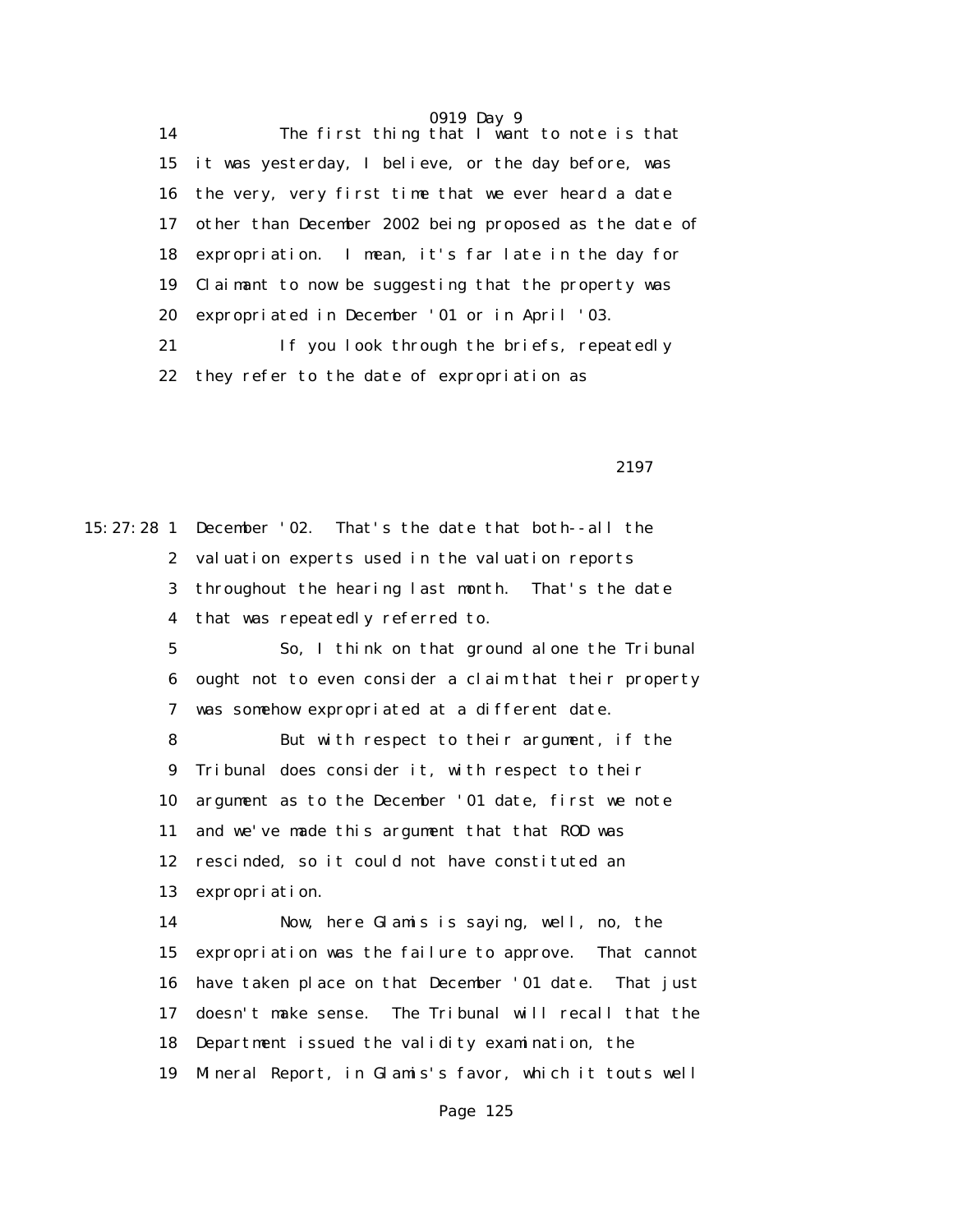14 The first thing that I want to note is that
15 it was yesterday, I believe, or the day before, was
16 the very, very first time that we ever heard a date
17 other than December 2002 being proposed as the date of
18 expropriation. I mean, it's far late in the day for
19 Claimant to now be suggesting that the property was
20 expropriated in December '01 or in April '03.
21 If you look through the briefs, repeatedly
22 they refer to the date of expropriation as

2197

15:27:28 1 December '02. That's the date that both--all the
2 valuation experts used in the valuation reports
3 throughout the hearing last month. That's the date
4 that was repeatedly referred to.
5 So, I think on that ground alone the Tribunal
6 ought not to even consider a claim that their property
7 was somehow expropriated at a different date.
8 But with respect to their argument, if the
9 Tribunal does consider it, with respect to their
10 argument as to the December '01 date, first we note
11 and we've made this argument that that ROD was
12 rescinded, so it could not have constituted an
13 expropriation.
14 Now, here Glamis is saying, well, no, the
15 expropriation was the failure to approve. That cannot
16 have taken place on that December '01 date. That just
17 doesn't make sense. The Tribunal will recall that the
18 Department issued the validity examination, the
19 Mineral Report, in Glamis's favor, which it touts well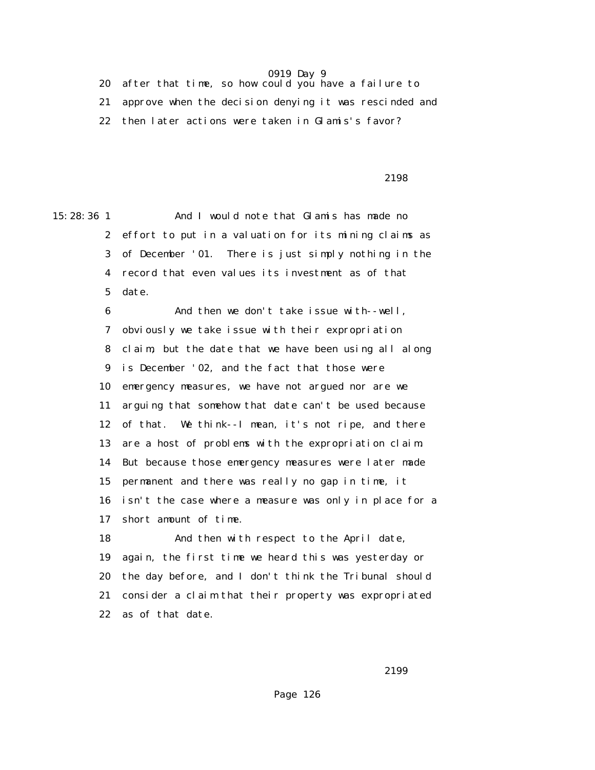20 after that time, so how could you have a failure to

21 approve when the decision denying it was rescinded and

22 then later actions were taken in Glamis's favor?

15:28:36 1 And I would note that Glamis has made no

2 effort to put in a valuation for its mining claims as

3 of December '01. There is just simply nothing in the

4 record that even values its investment as of that

5 date.

6 And then we don't take issue with--well,

7 obviously we take issue with their expropriation

8 claim, but the date that we have been using all along

9 is December '02, and the fact that those were

10 emergency measures, we have not argued nor are we

11 arguing that somehow that date can't be used because

12 of that. We think--I mean, it's not ripe, and there

13 are a host of problems with the expropriation claim.

14 But because those emergency measures were later made

15 permanent and there was really no gap in time, it

16 isn't the case where a measure was only in place for a

17 short amount of time.

18 And then with respect to the April date,

19 again, the first time we heard this was yesterday or

20 the day before, and I don't think the Tribunal should

21 consider a claim that their property was expropriated

22 as of that date.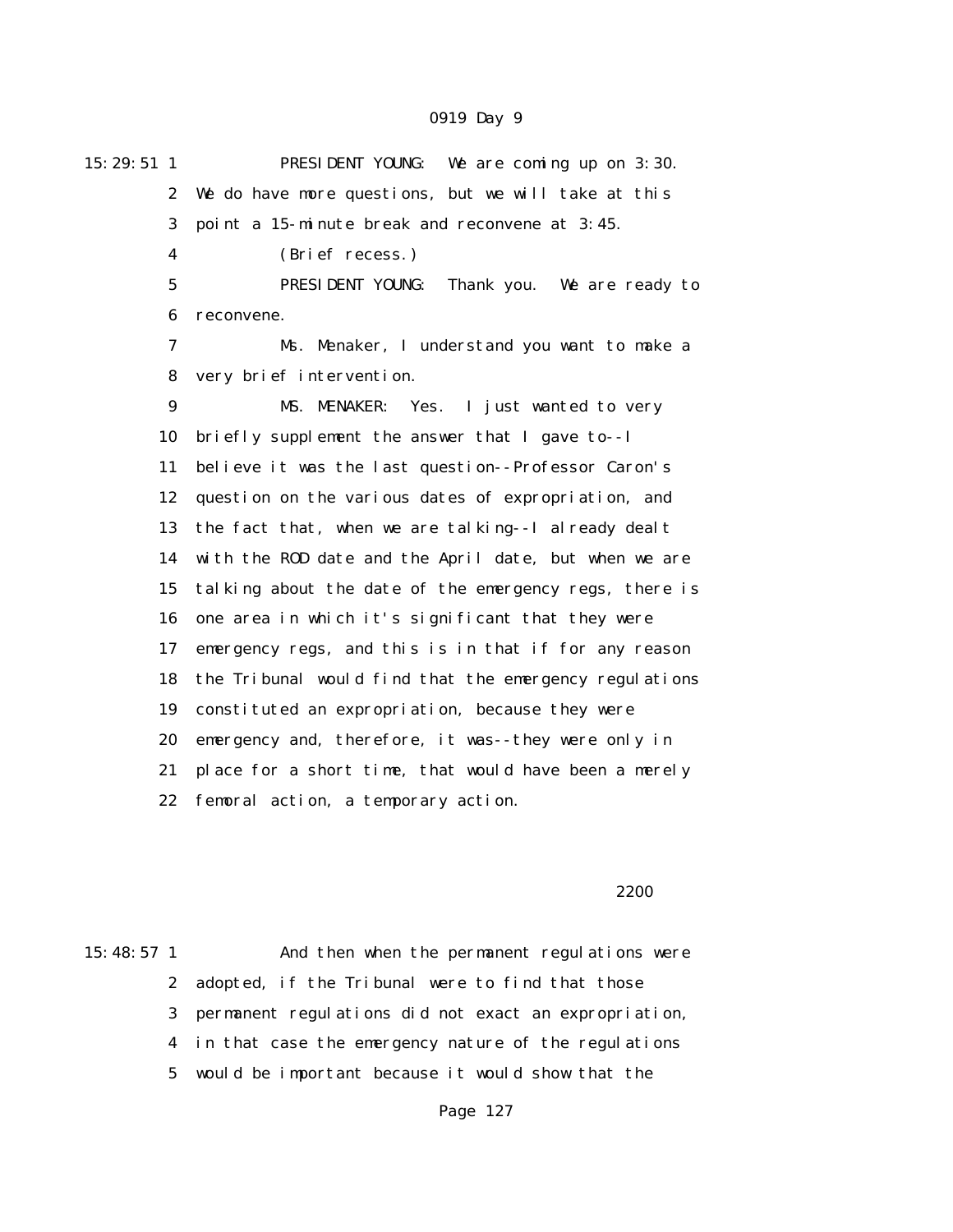15:29:51 1 PRESIDENT YOUNG: We are coming up on 3:30.
2 We do have more questions, but we will take at this
3 point a 15-minute break and reconvene at 3:45.
4 (Brief recess.)
5 PRESIDENT YOUNG: Thank you. We are ready to
6 reconvene.
7 Ms. Menaker, I understand you want to make a
8 very brief intervention.
9 MS. MENAKER: Yes. I just wanted to very
10 briefly supplement the answer that I gave to--I
11 believe it was the last question--Professor Caron's
12 question on the various dates of expropriation, and
13 the fact that, when we are talking--I already dealt
14 with the ROD date and the April date, but when we are
15 talking about the date of the emergency regs, there is
16 one area in which it's significant that they were
17 emergency regs, and this is in that if for any reason
18 the Tribunal would find that the emergency regulations
19 constituted an expropriation, because they were
20 emergency and, therefore, it was--they were only in
21 place for a short time, that would have been a merely
22 femoral action, a temporary action.

2200

15:48:57 1 And then when the permanent regulations were
2 adopted, if the Tribunal were to find that those
3 permanent regulations did not exact an expropriation,
4 in that case the emergency nature of the regulations
5 would be important because it would show that the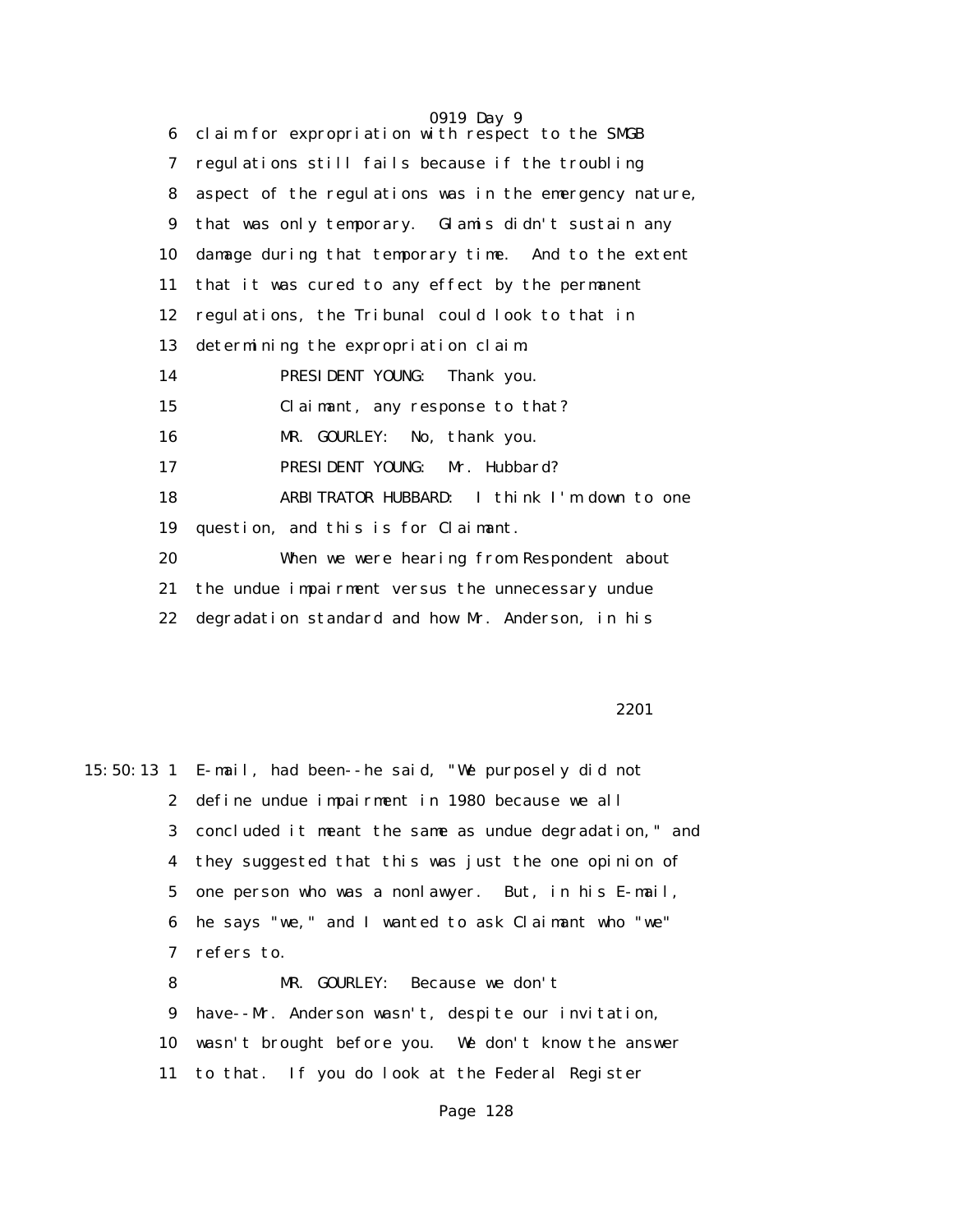6 claim for expropriation with respect to the SMGB
7 regulations still fails because if the troubling
8 aspect of the regulations was in the emergency nature,
9 that was only temporary. Glamis didn't sustain any
10 damage during that temporary time. And to the extent
11 that it was cured to any effect by the permanent
12 regulations, the Tribunal could look to that in
13 determining the expropriation claim.
14 PRESIDENT YOUNG: Thank you.
15 Claimant, any response to that?
16 MR. GOURLEY: No, thank you.
17 PRESIDENT YOUNG: Mr. Hubbard?
18 ARBITRATOR HUBBARD: I think I'm down to one
19 question, and this is for Claimant.
20 When we were hearing from Respondent about
21 the undue impairment versus the unnecessary undue
22 degradation standard and how Mr. Anderson, in his

2201

15:50:13 1 E-mail, had been--he said, "We purposely did not
2 define undue impairment in 1980 because we all
3 concluded it meant the same as undue degradation," and
4 they suggested that this was just the one opinion of
5 one person who was a nonlawyer. But, in his E-mail,
6 he says "we," and I wanted to ask Claimant who "we"
7 refers to.
8 MR. GOURLEY: Because we don't
9 have--Mr. Anderson wasn't, despite our invitation,
10 wasn't brought before you. We don't know the answer
11 to that. If you do look at the Federal Register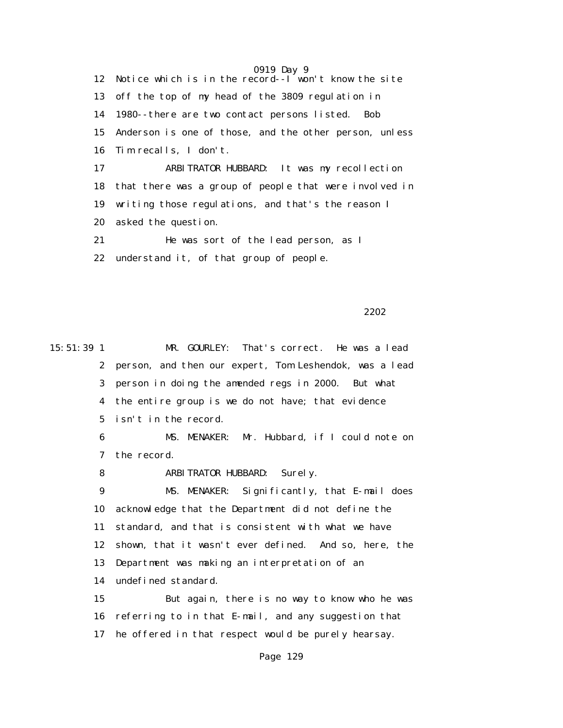12 Notice which is in the record--I won't know the site
13 off the top of my head of the 3809 regulation in
14 1980--there are two contact persons listed. Bob
15 Anderson is one of those, and the other person, unless
16 Tim recalls, I don't.
17 ARBITRATOR HUBBARD: It was my recollection
18 that there was a group of people that were involved in
19 writing those regulations, and that's the reason I
20 asked the question.
21 He was sort of the lead person, as I
22 understand it, of that group of people.

2202

15:51:39 1 MR. GOURLEY: That's correct. He was a lead
2 person, and then our expert, Tom Leshendok, was a lead
3 person in doing the amended regs in 2000. But what
4 the entire group is we do not have; that evidence
5 isn't in the record.
6 MS. MENAKER: Mr. Hubbard, if I could note on
7 the record.
8 ARBITRATOR HUBBARD: Surely.
9 MS. MENAKER: Significantly, that E-mail does
10 acknowledge that the Department did not define the
11 standard, and that is consistent with what we have
12 shown, that it wasn't ever defined. And so, here, the
13 Department was making an interpretation of an
14 undefined standard.
15 But again, there is no way to know who he was
16 referring to in that E-mail, and any suggestion that
17 he offered in that respect would be purely hearsay.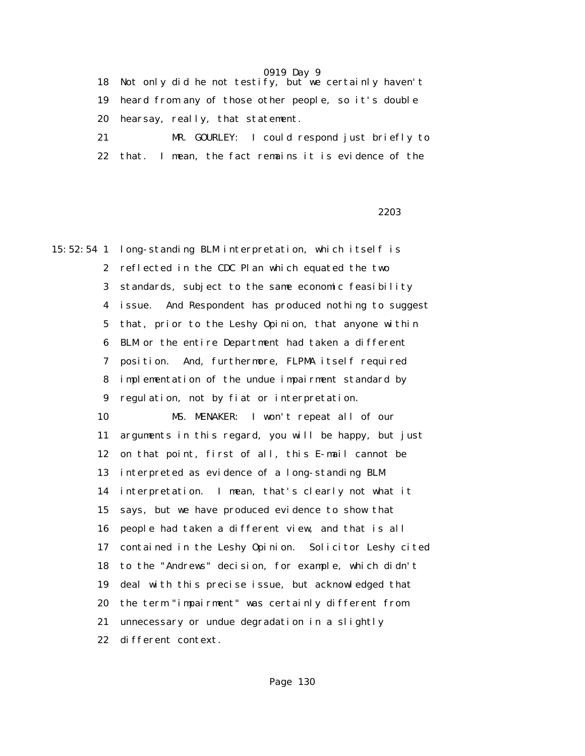18 Not only did he not testify, but we certainly haven't

19 heard from any of those other people, so it's double

20 hearsay, really, that statement.

21 MR. GOURLEY: I could respond just briefly to

22 that. I mean, the fact remains it is evidence of the

15:52:54 1 long-standing BLM interpretation, which itself is

2 reflected in the CDC Plan which equated the two

3 standards, subject to the same economic feasibility

4 issue. And Respondent has produced nothing to suggest

5 that, prior to the Leshy Opinion, that anyone within

6 BLM or the entire Department had taken a different

7 position. And, furthermore, FLPMA itself required

8 implementation of the undue impairment standard by

9 regulation, not by fiat or interpretation.

10 MS. MENAKER: I won't repeat all of our

11 arguments in this regard, you will be happy, but just

12 on that point, first of all, this E-mail cannot be

13 interpreted as evidence of a long-standing BLM

14 interpretation. I mean, that's clearly not what it

15 says, but we have produced evidence to show that

16 people had taken a different view, and that is all

17 contained in the Leshy Opinion. Solicitor Leshy cited

18 to the "Andrews" decision, for example, which didn't

19 deal with this precise issue, but acknowledged that

20 the term "impairment" was certainly different from

21 unnecessary or undue degradation in a slightly

22 different context.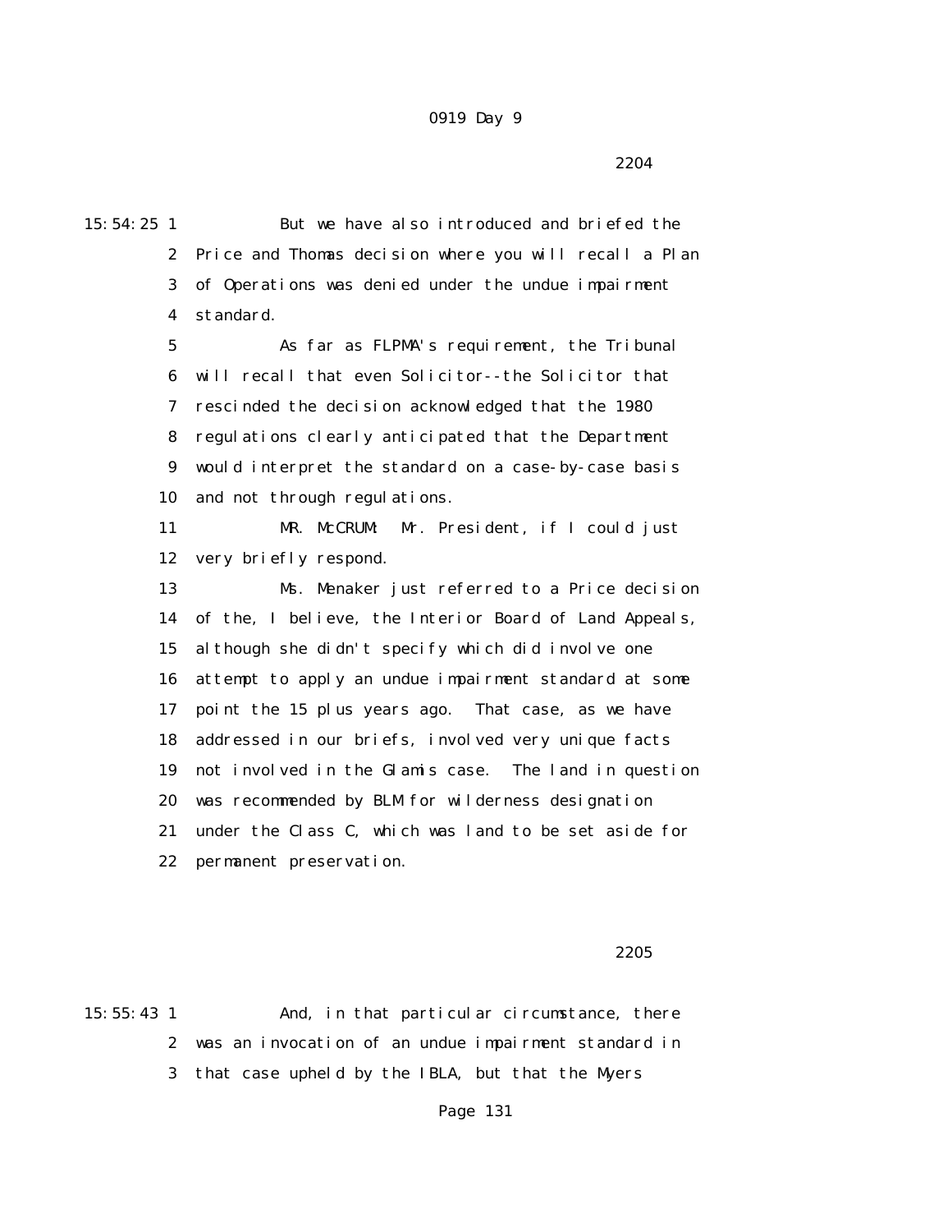But we have also introduced and briefed the Price and Thomas decision where you will recall a Plan of Operations was denied under the undue impairment standard.

As far as FLPMA's requirement, the Tribunal will recall that even Solicitor--the Solicitor that rescinded the decision acknowledged that the 1980 regulations clearly anticipated that the Department would interpret the standard on a case-by-case basis and not through regulations.

MR. McCRUM: Mr. President, if I could just very briefly respond.

Ms. Menaker just referred to a Price decision of the, I believe, the Interior Board of Land Appeals, although she didn't specify which did involve one attempt to apply an undue impairment standard at some point the 15 plus years ago. That case, as we have addressed in our briefs, involved very unique facts not involved in the Glamis case. The land in question was recommended by BLM for wilderness designation under the Class C, which was land to be set aside for permanent preservation.

And, in that particular circumstance, there was an invocation of an undue impairment standard in that case upheld by the IBLA, but that the Myers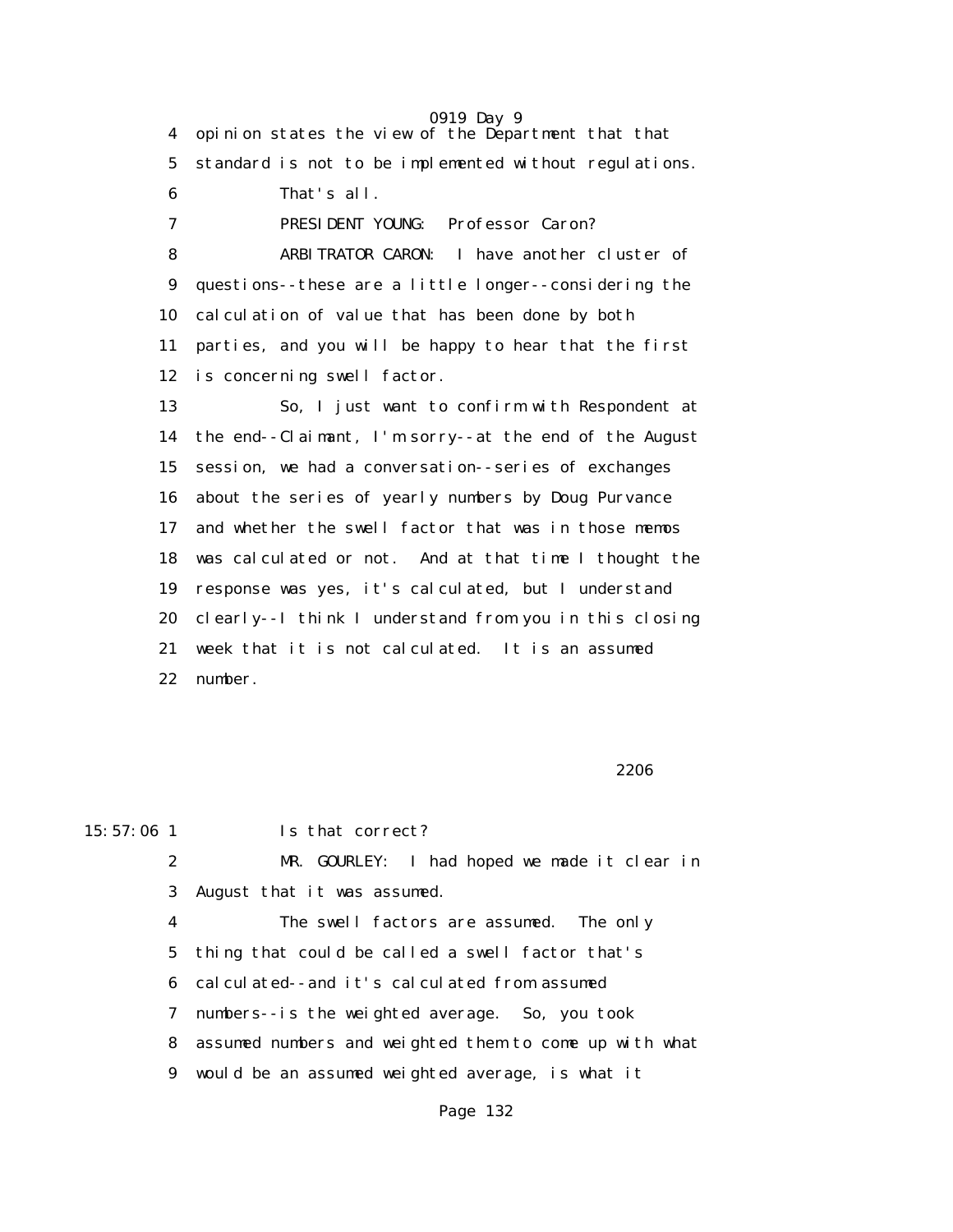4 opinion states the view of the Department that that
5 standard is not to be implemented without regulations.
6 That's all.
7 PRESIDENT YOUNG: Professor Caron?
8 ARBITRATOR CARON: I have another cluster of
9 questions--these are a little longer--considering the
10 calculation of value that has been done by both
11 parties, and you will be happy to hear that the first
12 is concerning swell factor.
13 So, I just want to confirm with Respondent at
14 the end--Claimant, I'm sorry--at the end of the August
15 session, we had a conversation--series of exchanges
16 about the series of yearly numbers by Doug Purvance
17 and whether the swell factor that was in those memos
18 was calculated or not. And at that time I thought the
19 response was yes, it's calculated, but I understand
20 clearly--I think I understand from you in this closing
21 week that it is not calculated. It is an assumed
22 number.

2206

15:57:06 1 Is that correct?
2 MR. GOURLEY: I had hoped we made it clear in
3 August that it was assumed.
4 The swell factors are assumed. The only
5 thing that could be called a swell factor that's
6 calculated--and it's calculated from assumed
7 numbers--is the weighted average. So, you took
8 assumed numbers and weighted them to come up with what
9 would be an assumed weighted average, is what it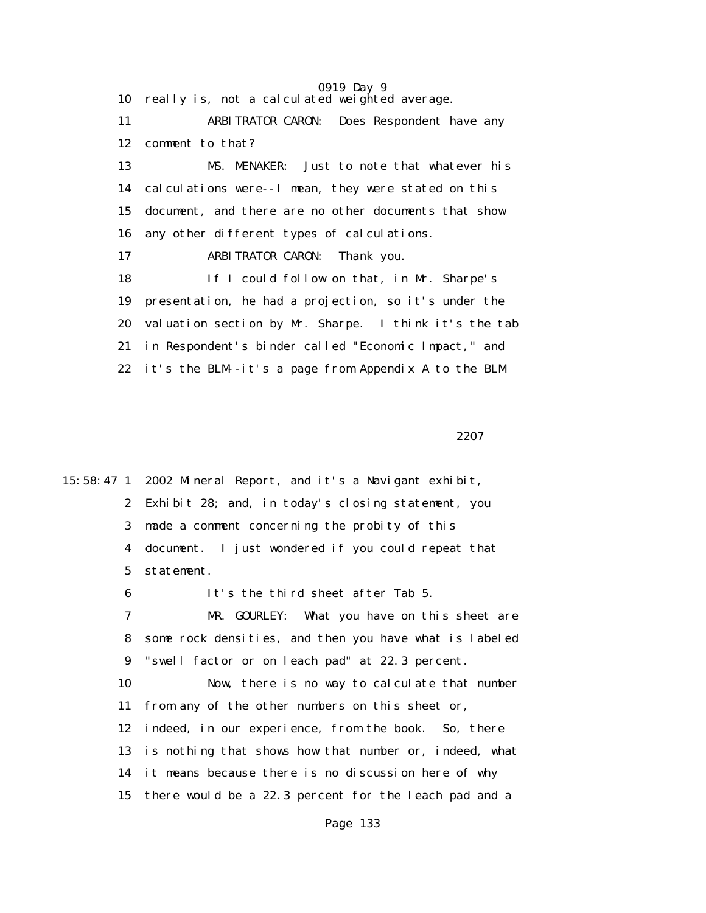10 really is, not a calculated weighted average.

11 ARBITRATOR CARON: Does Respondent have any

12 comment to that?

13 MS. MENAKER: Just to note that whatever his

14 calculations were--I mean, they were stated on this

15 document, and there are no other documents that show

16 any other different types of calculations.

17 ARBITRATOR CARON: Thank you.

18 If I could follow on that, in Mr. Sharpe's

19 presentation, he had a projection, so it's under the

20 valuation section by Mr. Sharpe. I think it's the tab

21 in Respondent's binder called "Economic Impact," and

22 it's the BLM--it's a page from Appendix A to the BLM

2207

15:58:47 1 2002 Mineral Report, and it's a Navigant exhibit,

2 Exhibit 28; and, in today's closing statement, you

3 made a comment concerning the probity of this

4 document. I just wondered if you could repeat that

5 statement.

6 It's the third sheet after Tab 5.

7 MR. GOURLEY: What you have on this sheet are

8 some rock densities, and then you have what is labeled

9 "swell factor or on leach pad" at 22.3 percent.

10 Now, there is no way to calculate that number

11 from any of the other numbers on this sheet or,

12 indeed, in our experience, from the book. So, there

13 is nothing that shows how that number or, indeed, what

14 it means because there is no discussion here of why

15 there would be a 22.3 percent for the leach pad and a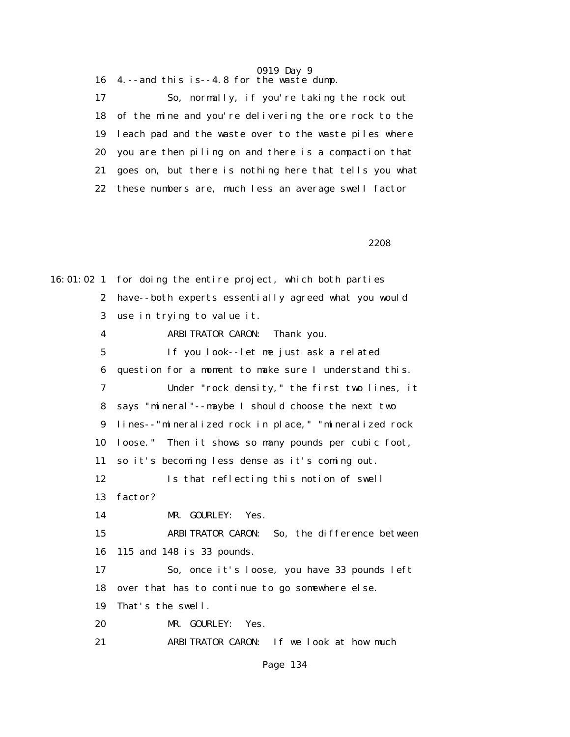16 4.--and this is--4.8 for the waste dump.

17 So, normally, if you're taking the rock out

18 of the mine and you're delivering the ore rock to the

19 leach pad and the waste over to the waste piles where

20 you are then piling on and there is a compaction that

21 goes on, but there is nothing here that tells you what

22 these numbers are, much less an average swell factor

2208

16:01:02 1 for doing the entire project, which both parties

2 have--both experts essentially agreed what you would

3 use in trying to value it.

4 ARBITRATOR CARON: Thank you.

5 If you look--let me just ask a related

6 question for a moment to make sure I understand this.

7 Under "rock density," the first two lines, it

8 says "mineral"--maybe I should choose the next two

9 lines--"mineralized rock in place," "mineralized rock

10 loose." Then it shows so many pounds per cubic foot,

11 so it's becoming less dense as it's coming out.

12 Is that reflecting this notion of swell

13 factor?

14 MR. GOURLEY: Yes.

15 ARBITRATOR CARON: So, the difference between

16 115 and 148 is 33 pounds.

17 So, once it's loose, you have 33 pounds left

18 over that has to continue to go somewhere else.

19 That's the swell.

20 MR. GOURLEY: Yes.

21 ARBITRATOR CARON: If we look at how much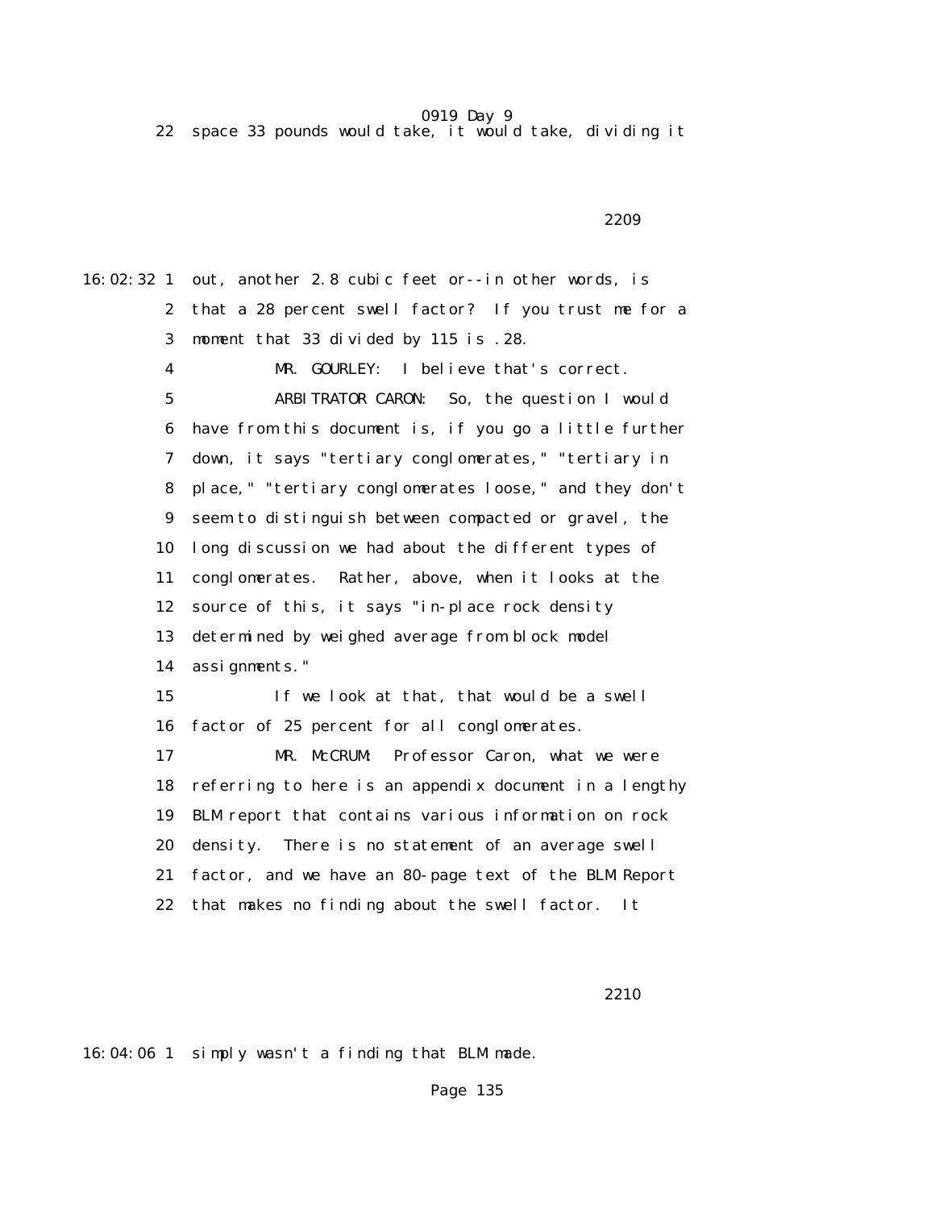22 space 33 pounds would take, it would take, dividing it

2209

16:02:32 1 out, another 2.8 cubic feet or--in other words, is
2 that a 28 percent swell factor? If you trust me for a
3 moment that 33 divided by 115 is .28.
4 MR. GOURLEY: I believe that's correct.
5 ARBITRATOR CARON: So, the question I would
6 have from this document is, if you go a little further
7 down, it says "tertiary conglomerates," "tertiary in
8 place," "tertiary conglomerates loose," and they don't
9 seem to distinguish between compacted or gravel, the
10 long discussion we had about the different types of
11 conglomerates. Rather, above, when it looks at the
12 source of this, it says "in-place rock density
13 determined by weighed average from block model
14 assignments."
15 If we look at that, that would be a swell
16 factor of 25 percent for all conglomerates.
17 MR. McCRUM: Professor Caron, what we were
18 referring to here is an appendix document in a lengthy
19 BLM report that contains various information on rock
20 density. There is no statement of an average swell
21 factor, and we have an 80-page text of the BLM Report
22 that makes no finding about the swell factor. It

2210

16:04:06 1 simply wasn't a finding that BLM made.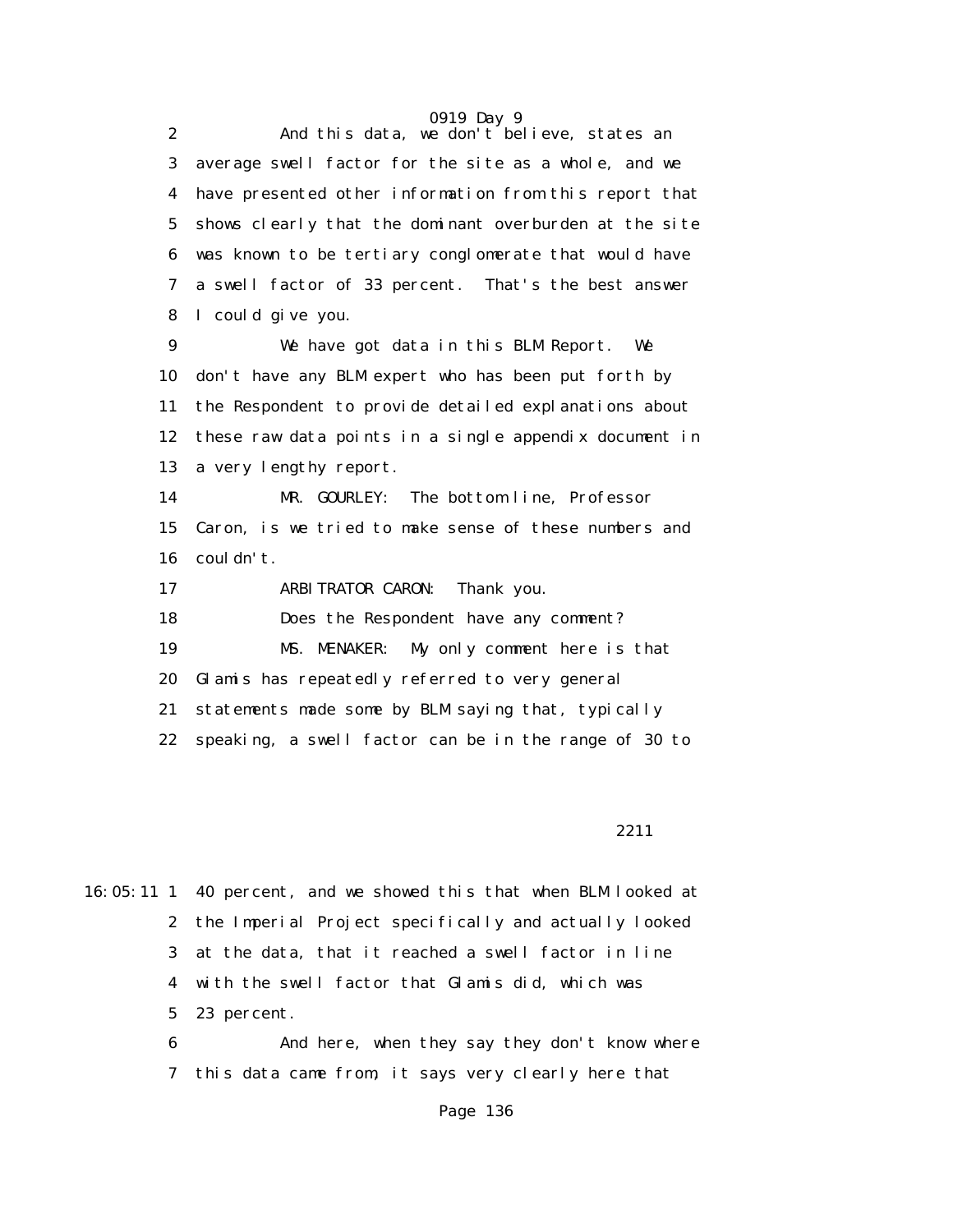2 And this data, we don't believe, states an
3 average swell factor for the site as a whole, and we
4 have presented other information from this report that
5 shows clearly that the dominant overburden at the site
6 was known to be tertiary conglomerate that would have
7 a swell factor of 33 percent. That's the best answer
8 I could give you.

9 We have got data in this BLM Report. We
10 don't have any BLM expert who has been put forth by
11 the Respondent to provide detailed explanations about
12 these raw data points in a single appendix document in
13 a very lengthy report.

14 MR. GOURLEY: The bottom line, Professor
15 Caron, is we tried to make sense of these numbers and
16 couldn't.

17 ARBITRATOR CARON: Thank you.

18 Does the Respondent have any comment?

19 MS. MENAKER: My only comment here is that
20 Glamis has repeatedly referred to very general
21 statements made some by BLM saying that, typically
22 speaking, a swell factor can be in the range of 30 to

2211

16:05:11 1 40 percent, and we showed this that when BLM looked at
2 the Imperial Project specifically and actually looked
3 at the data, that it reached a swell factor in line
4 with the swell factor that Glamis did, which was
5 23 percent.

6 And here, when they say they don't know where
7 this data came from, it says very clearly here that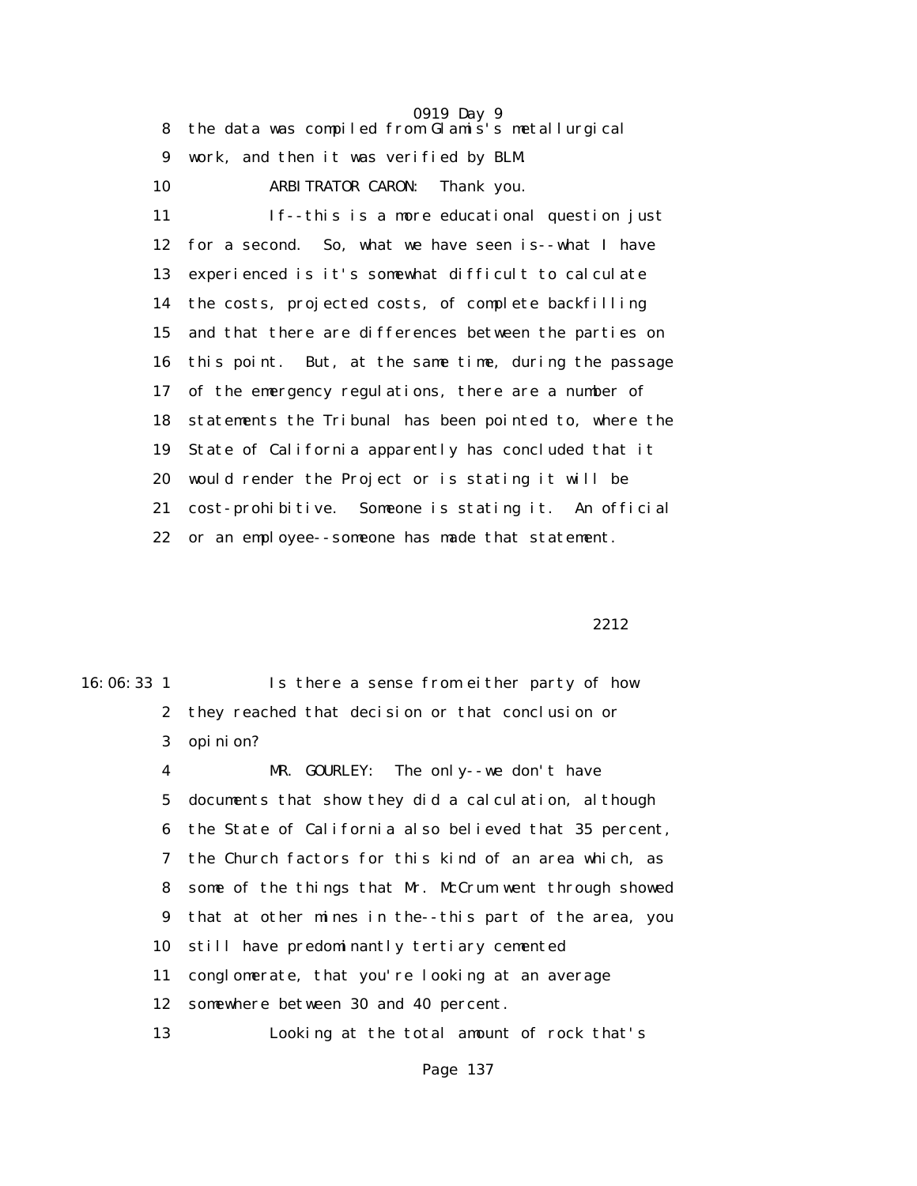8 the data was compiled from Glamis's metallurgical

9 work, and then it was verified by BLM.

10 ARBITRATOR CARON: Thank you.

11 If--this is a more educational question just

12 for a second. So, what we have seen is--what I have

13 experienced is it's somewhat difficult to calculate

14 the costs, projected costs, of complete backfilling

15 and that there are differences between the parties on

16 this point. But, at the same time, during the passage

17 of the emergency regulations, there are a number of

18 statements the Tribunal has been pointed to, where the

19 State of California apparently has concluded that it

20 would render the Project or is stating it will be

21 cost-prohibitive. Someone is stating it. An official

22 or an employee--someone has made that statement.

2212

16:06:33 1 Is there a sense from either party of how

2 they reached that decision or that conclusion or

3 opinion?

4 MR. GOURLEY: The only--we don't have

5 documents that show they did a calculation, although

6 the State of California also believed that 35 percent,

7 the Church factors for this kind of an area which, as

8 some of the things that Mr. McCrum went through showed

9 that at other mines in the--this part of the area, you

10 still have predominantly tertiary cemented

11 conglomerate, that you're looking at an average

12 somewhere between 30 and 40 percent.

13 Looking at the total amount of rock that's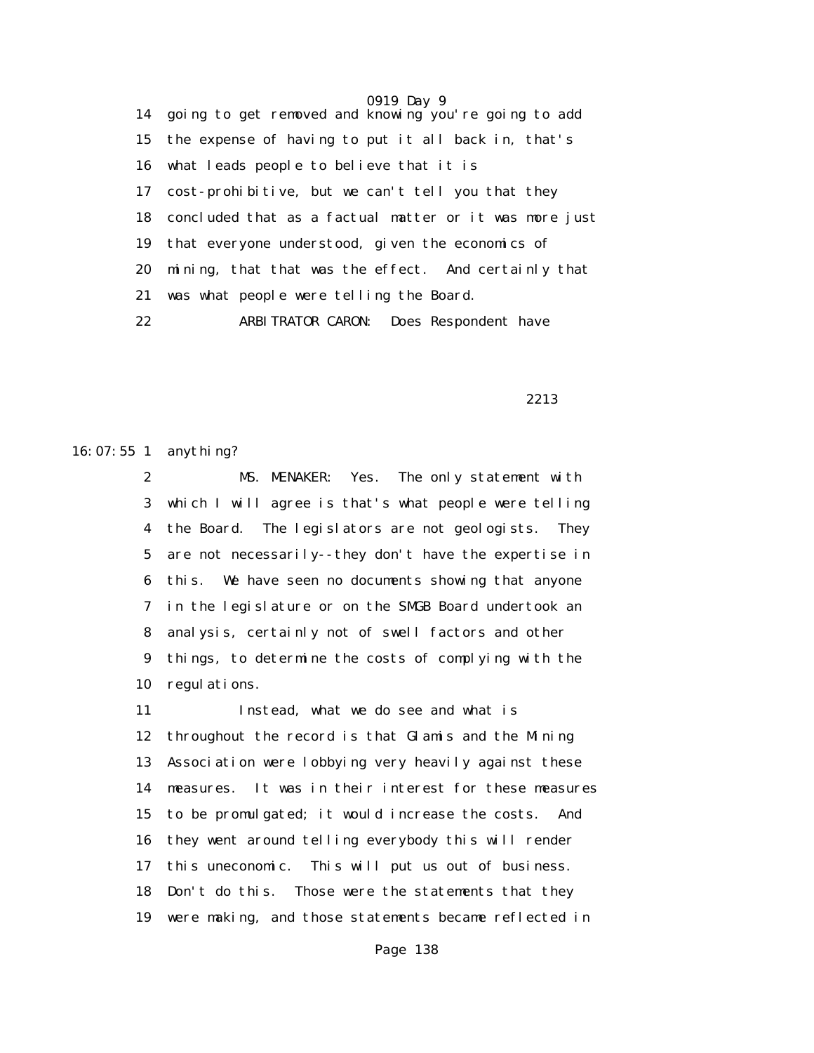going to get removed and knowing you're going to add the expense of having to put it all back in, that's what leads people to believe that it is cost-prohibitive, but we can't tell you that they concluded that as a factual matter or it was more just that everyone understood, given the economics of mining, that that was the effect. And certainly that was what people were telling the Board.

ARBITRATOR CARON: Does Respondent have anything?

MS. MENAKER: Yes. The only statement with which I will agree is that's what people were telling the Board. The legislators are not geologists. They are not necessarily--they don't have the expertise in this. We have seen no documents showing that anyone in the legislature or on the SMGB Board undertook an analysis, certainly not of swell factors and other things, to determine the costs of complying with the regulations.

Instead, what we do see and what is throughout the record is that Glamis and the Mining Association were lobbying very heavily against these measures. It was in their interest for these measures to be promulgated; it would increase the costs. And they went around telling everybody this will render this uneconomic. This will put us out of business. Don't do this. Those were the statements that they were making, and those statements became reflected in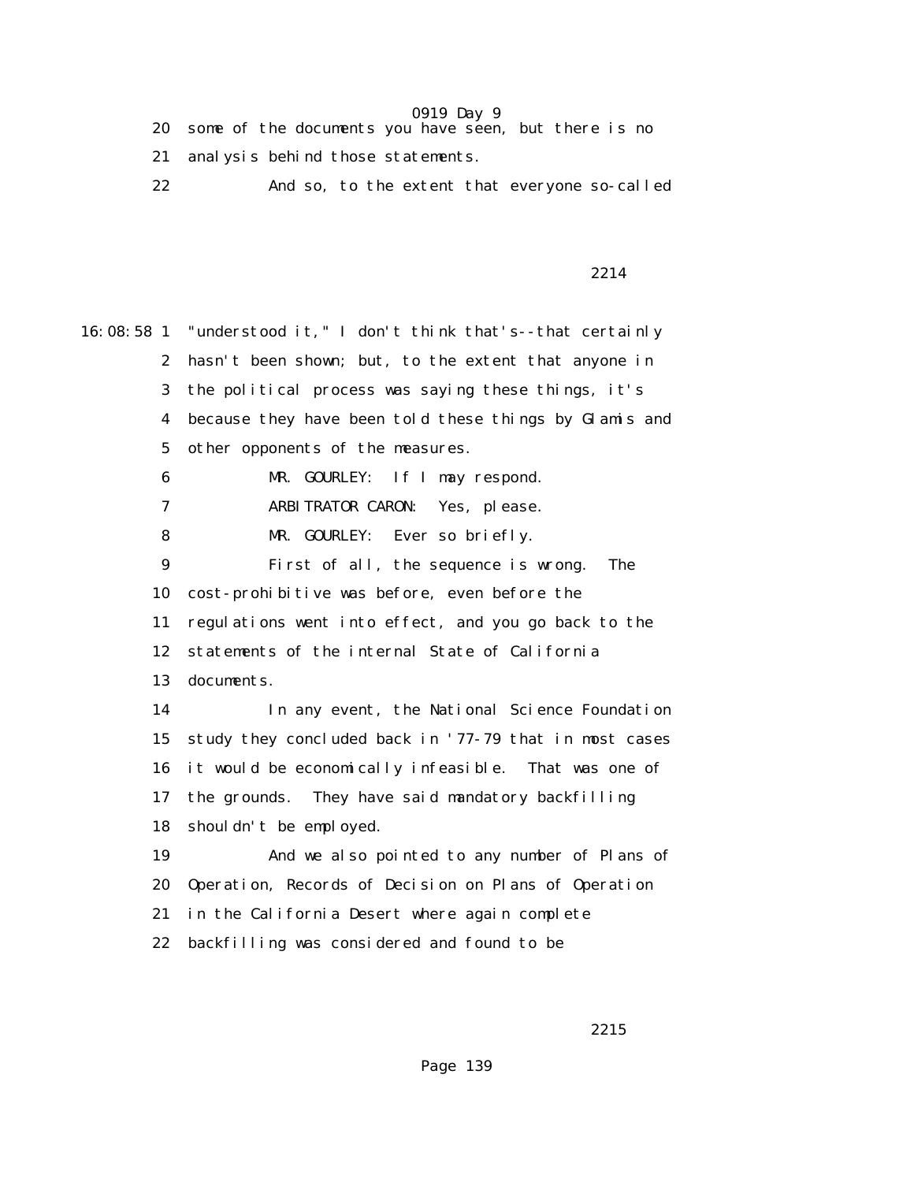20 some of the documents you have seen, but there is no
21 analysis behind those statements.
22 And so, to the extent that everyone so-called

16:08:58 1 "understood it," I don't think that's--that certainly
2 hasn't been shown; but, to the extent that anyone in
3 the political process was saying these things, it's
4 because they have been told these things by Glamis and
5 other opponents of the measures.
6 MR. GOURLEY: If I may respond.
7 ARBITRATOR CARON: Yes, please.
8 MR. GOURLEY: Ever so briefly.
9 First of all, the sequence is wrong. The
10 cost-prohibitive was before, even before the
11 regulations went into effect, and you go back to the
12 statements of the internal State of California
13 documents.
14 In any event, the National Science Foundation
15 study they concluded back in '77-79 that in most cases
16 it would be economically infeasible. That was one of
17 the grounds. They have said mandatory backfilling
18 shouldn't be employed.
19 And we also pointed to any number of Plans of
20 Operation, Records of Decision on Plans of Operation
21 in the California Desert where again complete
22 backfilling was considered and found to be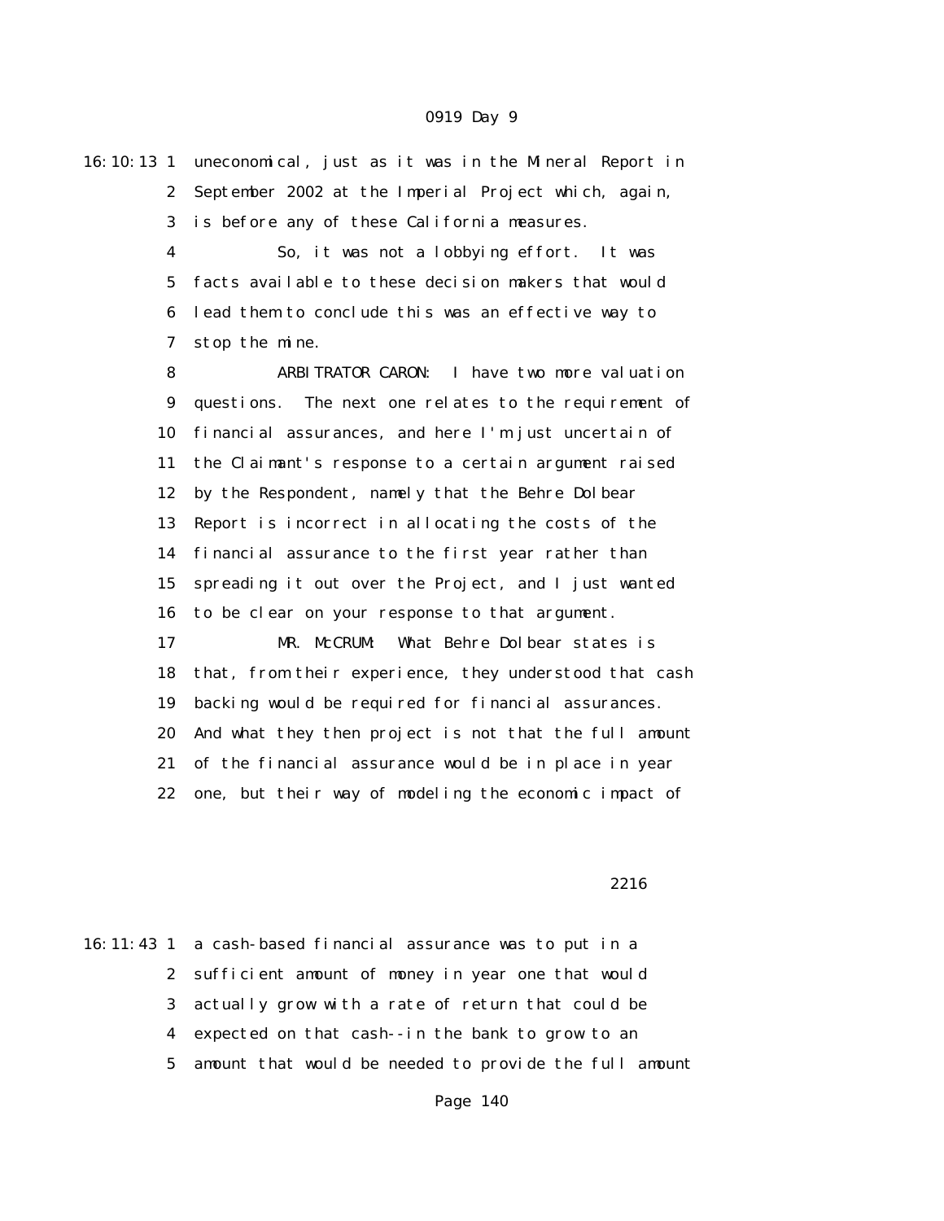16:10:13 1 uneconomical, just as it was in the Mineral Report in
2 September 2002 at the Imperial Project which, again,
3 is before any of these California measures.
4 So, it was not a lobbying effort. It was
5 facts available to these decision makers that would
6 lead them to conclude this was an effective way to
7 stop the mine.
8 ARBITRATOR CARON: I have two more valuation
9 questions. The next one relates to the requirement of
10 financial assurances, and here I'm just uncertain of
11 the Claimant's response to a certain argument raised
12 by the Respondent, namely that the Behre Dolbear
13 Report is incorrect in allocating the costs of the
14 financial assurance to the first year rather than
15 spreading it out over the Project, and I just wanted
16 to be clear on your response to that argument.
17 MR. McCRUM: What Behre Dolbear states is
18 that, from their experience, they understood that cash
19 backing would be required for financial assurances.
20 And what they then project is not that the full amount
21 of the financial assurance would be in place in year
22 one, but their way of modeling the economic impact of

2216

16:11:43 1 a cash-based financial assurance was to put in a
2 sufficient amount of money in year one that would
3 actually grow with a rate of return that could be
4 expected on that cash--in the bank to grow to an
5 amount that would be needed to provide the full amount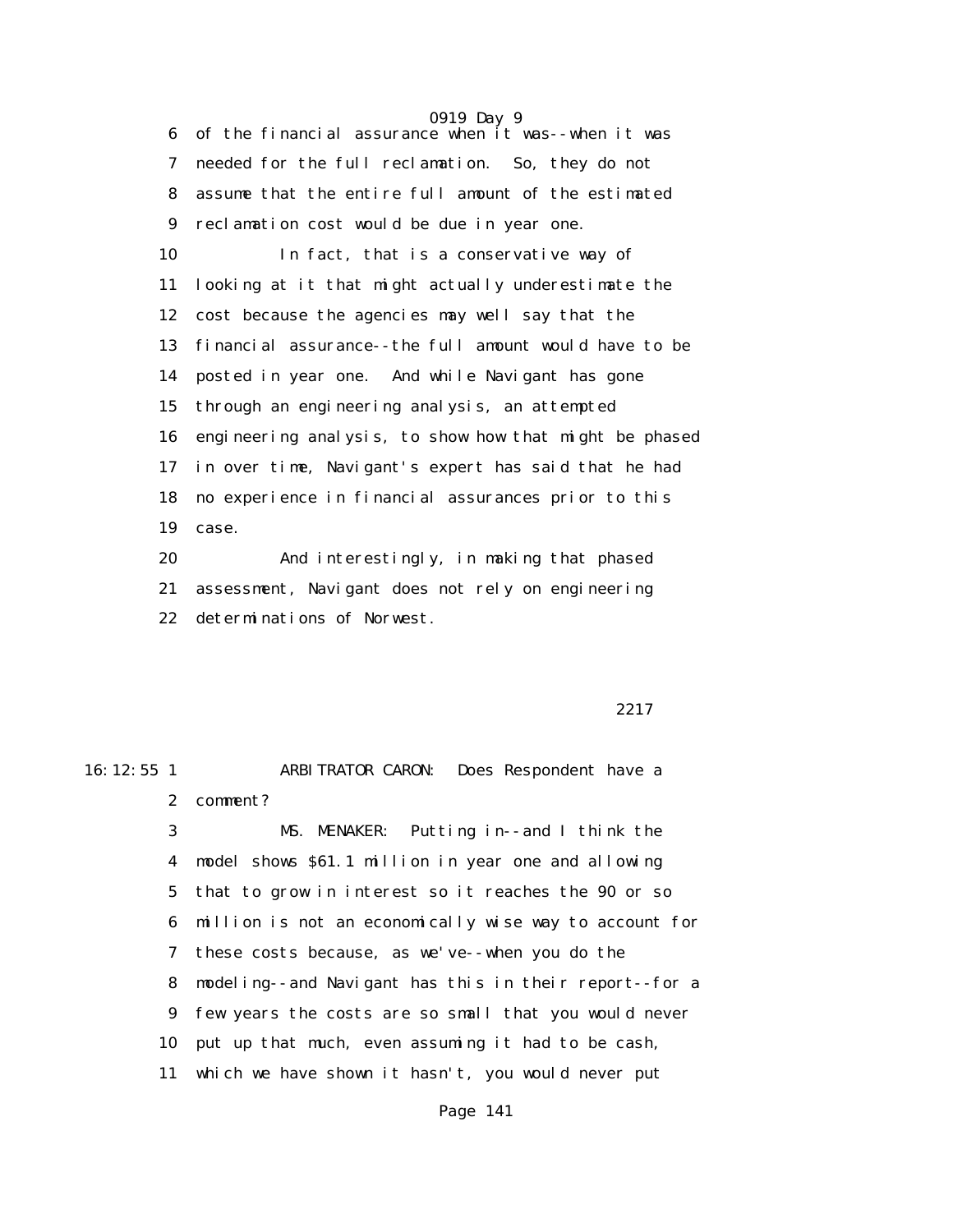6 of the financial assurance when it was--when it was
7 needed for the full reclamation. So, they do not
8 assume that the entire full amount of the estimated
9 reclamation cost would be due in year one.

10 In fact, that is a conservative way of
11 looking at it that might actually underestimate the
12 cost because the agencies may well say that the
13 financial assurance--the full amount would have to be
14 posted in year one. And while Navigant has gone
15 through an engineering analysis, an attempted
16 engineering analysis, to show how that might be phased
17 in over time, Navigant's expert has said that he had
18 no experience in financial assurances prior to this
19 case.

20 And interestingly, in making that phased
21 assessment, Navigant does not rely on engineering
22 determinations of Norwest.

2217

16:12:55 1 ARBITRATOR CARON: Does Respondent have a
2 comment?

3 MS. MENAKER: Putting in--and I think the
4 model shows $61.1 million in year one and allowing
5 that to grow in interest so it reaches the 90 or so
6 million is not an economically wise way to account for
7 these costs because, as we've--when you do the
8 modeling--and Navigant has this in their report--for a
9 few years the costs are so small that you would never
10 put up that much, even assuming it had to be cash,
11 which we have shown it hasn't, you would never put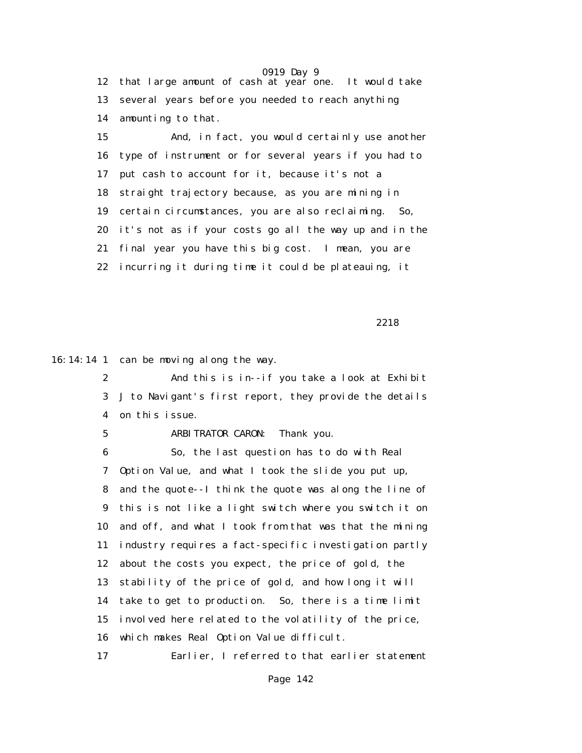12 that large amount of cash at year one. It would take
13 several years before you needed to reach anything
14 amounting to that.
15 And, in fact, you would certainly use another
16 type of instrument or for several years if you had to
17 put cash to account for it, because it's not a
18 straight trajectory because, as you are mining in
19 certain circumstances, you are also reclaiming. So,
20 it's not as if your costs go all the way up and in the
21 final year you have this big cost. I mean, you are
22 incurring it during time it could be plateauing, it

2218

16:14:14 1 can be moving along the way.
2 And this is in--if you take a look at Exhibit
3 J to Navigant's first report, they provide the details
4 on this issue.
5 ARBITRATOR CARON: Thank you.
6 So, the last question has to do with Real
7 Option Value, and what I took the slide you put up,
8 and the quote--I think the quote was along the line of
9 this is not like a light switch where you switch it on
10 and off, and what I took from that was that the mining
11 industry requires a fact-specific investigation partly
12 about the costs you expect, the price of gold, the
13 stability of the price of gold, and how long it will
14 take to get to production. So, there is a time limit
15 involved here related to the volatility of the price,
16 which makes Real Option Value difficult.
17 Earlier, I referred to that earlier statement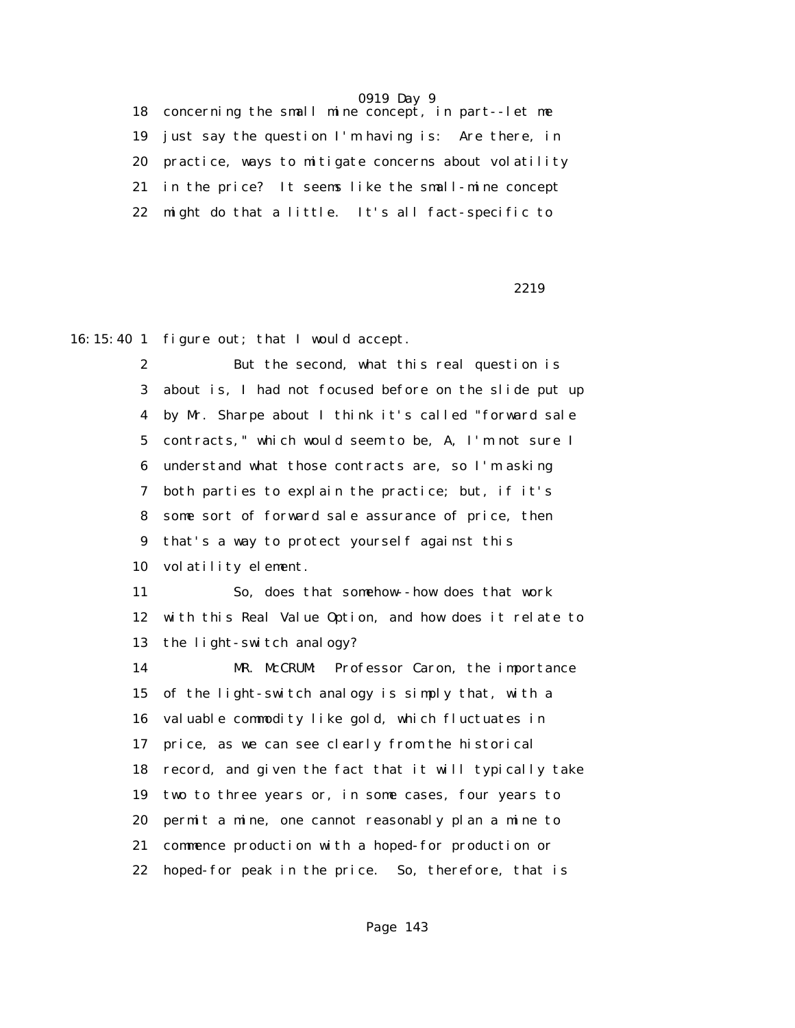18 concerning the small mine concept, in part--let me
19 just say the question I'm having is: Are there, in
20 practice, ways to mitigate concerns about volatility
21 in the price? It seems like the small-mine concept
22 might do that a little. It's all fact-specific to

2219

16:15:40 1 figure out; that I would accept.
2 But the second, what this real question is
3 about is, I had not focused before on the slide put up
4 by Mr. Sharpe about I think it's called "forward sale
5 contracts," which would seem to be, A, I'm not sure I
6 understand what those contracts are, so I'm asking
7 both parties to explain the practice; but, if it's
8 some sort of forward sale assurance of price, then
9 that's a way to protect yourself against this
10 volatility element.
11 So, does that somehow--how does that work
12 with this Real Value Option, and how does it relate to
13 the light-switch analogy?
14 MR. McCRUM: Professor Caron, the importance
15 of the light-switch analogy is simply that, with a
16 valuable commodity like gold, which fluctuates in
17 price, as we can see clearly from the historical
18 record, and given the fact that it will typically take
19 two to three years or, in some cases, four years to
20 permit a mine, one cannot reasonably plan a mine to
21 commence production with a hoped-for production or
22 hoped-for peak in the price. So, therefore, that is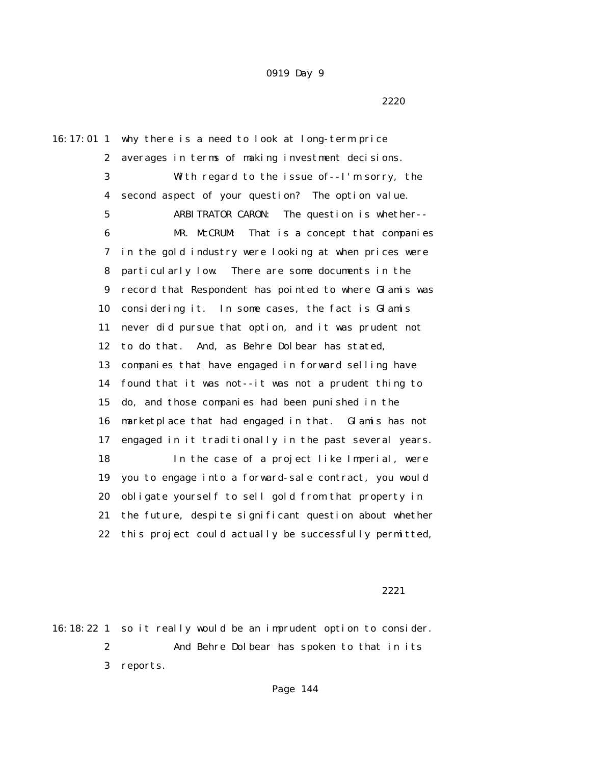2220

16:17:01 1 why there is a need to look at long-term price
2 averages in terms of making investment decisions.
3 With regard to the issue of--I'm sorry, the
4 second aspect of your question? The option value.
5 ARBITRATOR CARON: The question is whether--
6 MR. McCRUM: That is a concept that companies
7 in the gold industry were looking at when prices were
8 particularly low. There are some documents in the
9 record that Respondent has pointed to where Glamis was
10 considering it. In some cases, the fact is Glamis
11 never did pursue that option, and it was prudent not
12 to do that. And, as Behre Dolbear has stated,
13 companies that have engaged in forward selling have
14 found that it was not--it was not a prudent thing to
15 do, and those companies had been punished in the
16 marketplace that had engaged in that. Glamis has not
17 engaged in it traditionally in the past several years.
18 In the case of a project like Imperial, were
19 you to engage into a forward-sale contract, you would
20 obligate yourself to sell gold from that property in
21 the future, despite significant question about whether
22 this project could actually be successfully permitted,

2221

16:18:22 1 so it really would be an imprudent option to consider.
2 And Behre Dolbear has spoken to that in its
3 reports.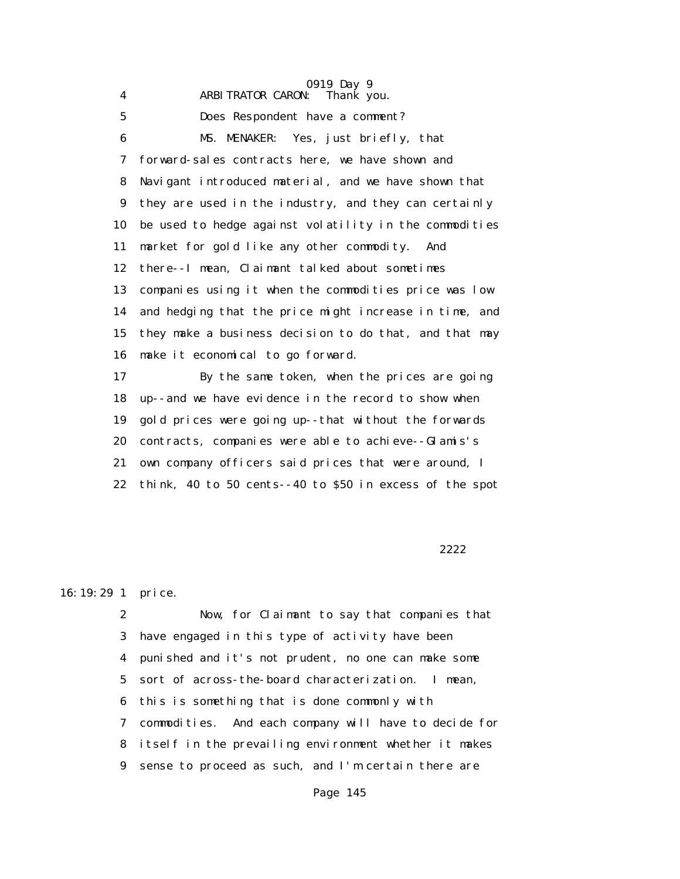4 ARBITRATOR CARON: Thank you.

5 Does Respondent have a comment?

6 MS. MENAKER: Yes, just briefly, that

7 forward-sales contracts here, we have shown and

8 Navigant introduced material, and we have shown that

9 they are used in the industry, and they can certainly

10 be used to hedge against volatility in the commodities

11 market for gold like any other commodity. And

12 there--I mean, Claimant talked about sometimes

13 companies using it when the commodities price was low

14 and hedging that the price might increase in time, and

15 they make a business decision to do that, and that may

16 make it economical to go forward.

17 By the same token, when the prices are going

18 up--and we have evidence in the record to show when

19 gold prices were going up--that without the forwards

20 contracts, companies were able to achieve--Glamis's

21 own company officers said prices that were around, I

22 think, 40 to 50 cents--40 to $50 in excess of the spot

2222

16:19:29 1 price.

2 Now, for Claimant to say that companies that

3 have engaged in this type of activity have been

4 punished and it's not prudent, no one can make some

5 sort of across-the-board characterization. I mean,

6 this is something that is done commonly with

7 commodities. And each company will have to decide for

8 itself in the prevailing environment whether it makes

9 sense to proceed as such, and I'm certain there are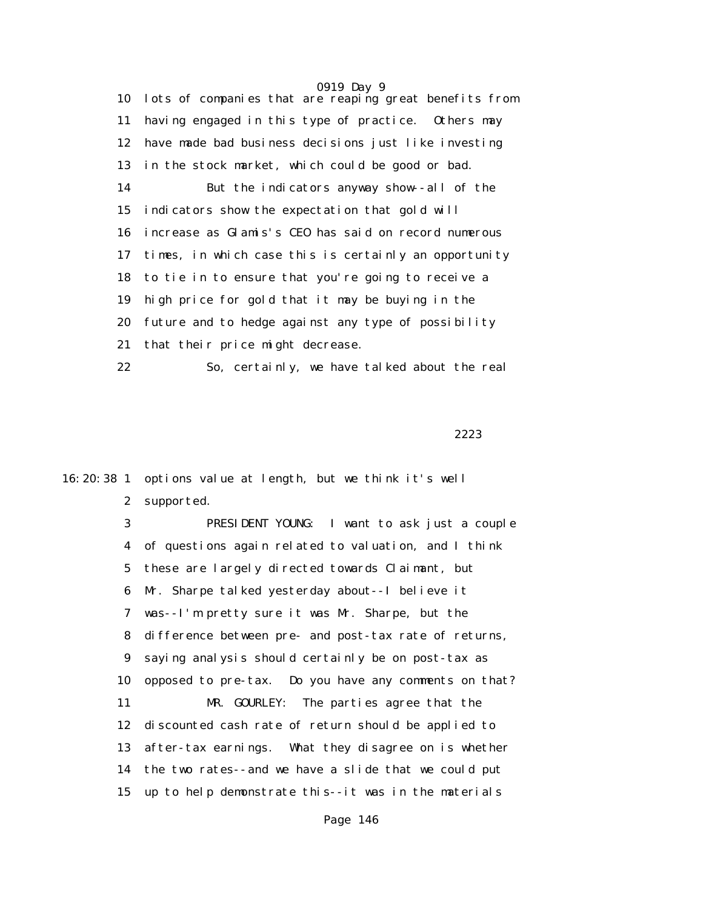10 lots of companies that are reaping great benefits from
11 having engaged in this type of practice. Others may
12 have made bad business decisions just like investing
13 in the stock market, which could be good or bad.
14 But the indicators anyway show--all of the
15 indicators show the expectation that gold will
16 increase as Glamis's CEO has said on record numerous
17 times, in which case this is certainly an opportunity
18 to tie in to ensure that you're going to receive a
19 high price for gold that it may be buying in the
20 future and to hedge against any type of possibility
21 that their price might decrease.
22 So, certainly, we have talked about the real

2223

16:20:38 1 options value at length, but we think it's well
2 supported.
3 PRESIDENT YOUNG: I want to ask just a couple
4 of questions again related to valuation, and I think
5 these are largely directed towards Claimant, but
6 Mr. Sharpe talked yesterday about--I believe it
7 was--I'm pretty sure it was Mr. Sharpe, but the
8 difference between pre- and post-tax rate of returns,
9 saying analysis should certainly be on post-tax as
10 opposed to pre-tax. Do you have any comments on that?
11 MR. GOURLEY: The parties agree that the
12 discounted cash rate of return should be applied to
13 after-tax earnings. What they disagree on is whether
14 the two rates--and we have a slide that we could put
15 up to help demonstrate this--it was in the materials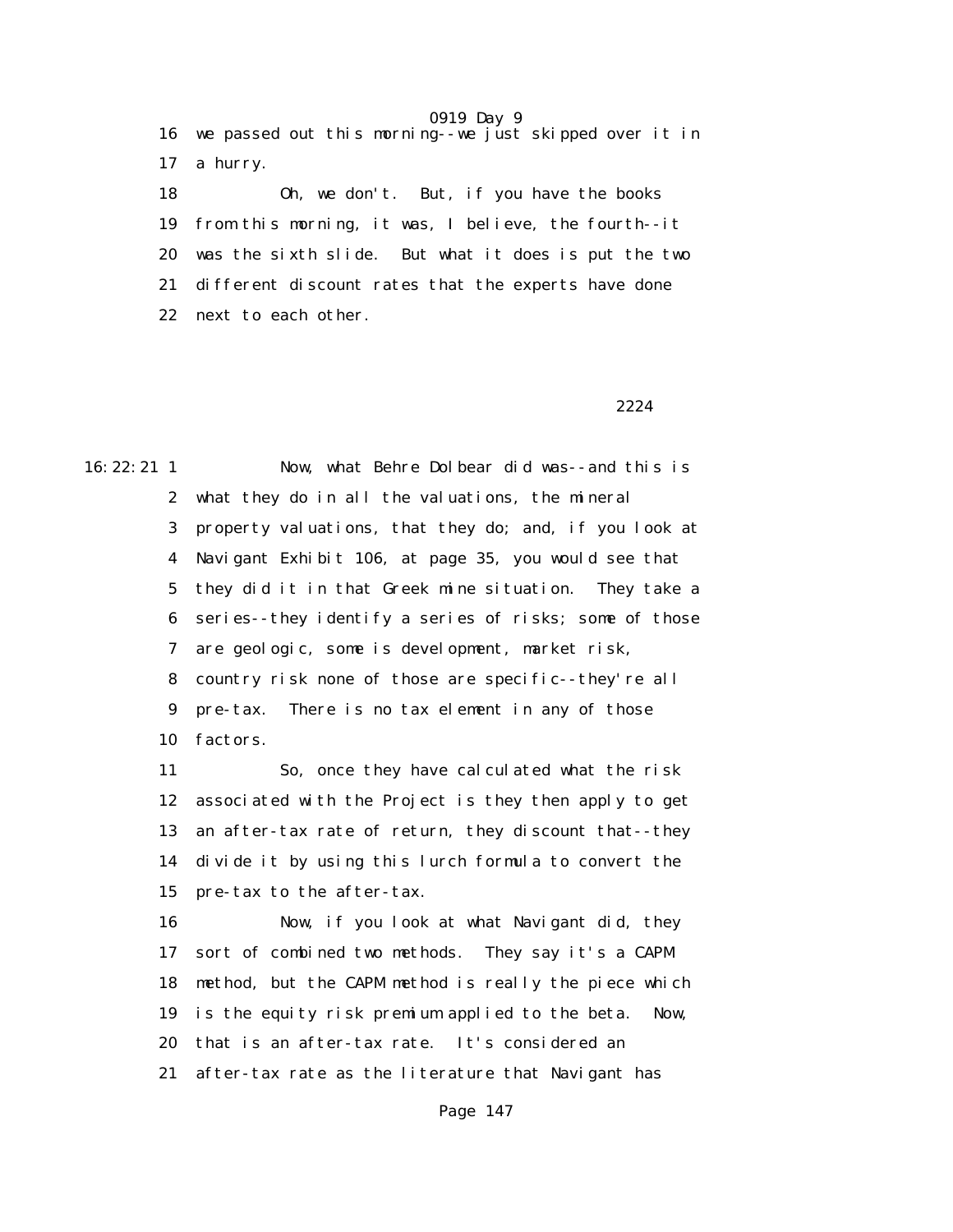16 we passed out this morning--we just skipped over it in
17 a hurry.

18 Oh, we don't. But, if you have the books
19 from this morning, it was, I believe, the fourth--it
20 was the sixth slide. But what it does is put the two
21 different discount rates that the experts have done
22 next to each other.

2224

16:22:21 1 Now, what Behre Dolbear did was--and this is
2 what they do in all the valuations, the mineral
3 property valuations, that they do; and, if you look at
4 Navigant Exhibit 106, at page 35, you would see that
5 they did it in that Greek mine situation. They take a
6 series--they identify a series of risks; some of those
7 are geologic, some is development, market risk,
8 country risk none of those are specific--they're all
9 pre-tax. There is no tax element in any of those
10 factors.

11 So, once they have calculated what the risk
12 associated with the Project is they then apply to get
13 an after-tax rate of return, they discount that--they
14 divide it by using this lurch formula to convert the
15 pre-tax to the after-tax.

16 Now, if you look at what Navigant did, they
17 sort of combined two methods. They say it's a CAPM
18 method, but the CAPM method is really the piece which
19 is the equity risk premium applied to the beta. Now,
20 that is an after-tax rate. It's considered an
21 after-tax rate as the literature that Navigant has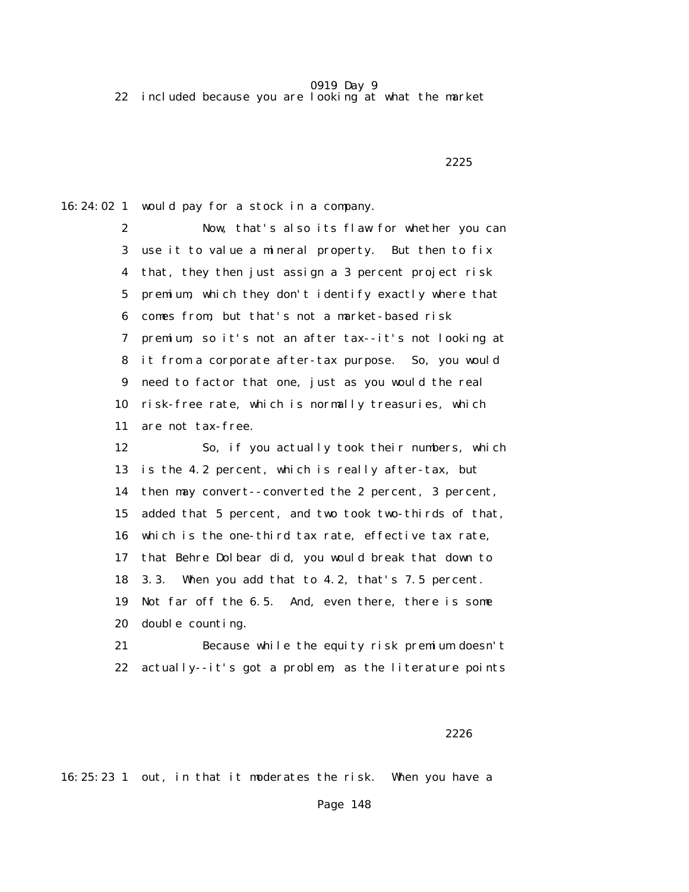22 included because you are looking at what the market

2225

16:24:02 1 would pay for a stock in a company.

2 Now, that's also its flaw for whether you can

3 use it to value a mineral property. But then to fix

4 that, they then just assign a 3 percent project risk

5 premium, which they don't identify exactly where that

6 comes from, but that's not a market-based risk

7 premium, so it's not an after tax--it's not looking at

8 it from a corporate after-tax purpose. So, you would

9 need to factor that one, just as you would the real

10 risk-free rate, which is normally treasuries, which

11 are not tax-free.

12 So, if you actually took their numbers, which

13 is the 4.2 percent, which is really after-tax, but

14 then may convert--converted the 2 percent, 3 percent,

15 added that 5 percent, and two took two-thirds of that,

16 which is the one-third tax rate, effective tax rate,

17 that Behre Dolbear did, you would break that down to

18 3.3. When you add that to 4.2, that's 7.5 percent.

19 Not far off the 6.5. And, even there, there is some

20 double counting.

21 Because while the equity risk premium doesn't

22 actually--it's got a problem, as the literature points

2226

16:25:23 1 out, in that it moderates the risk. When you have a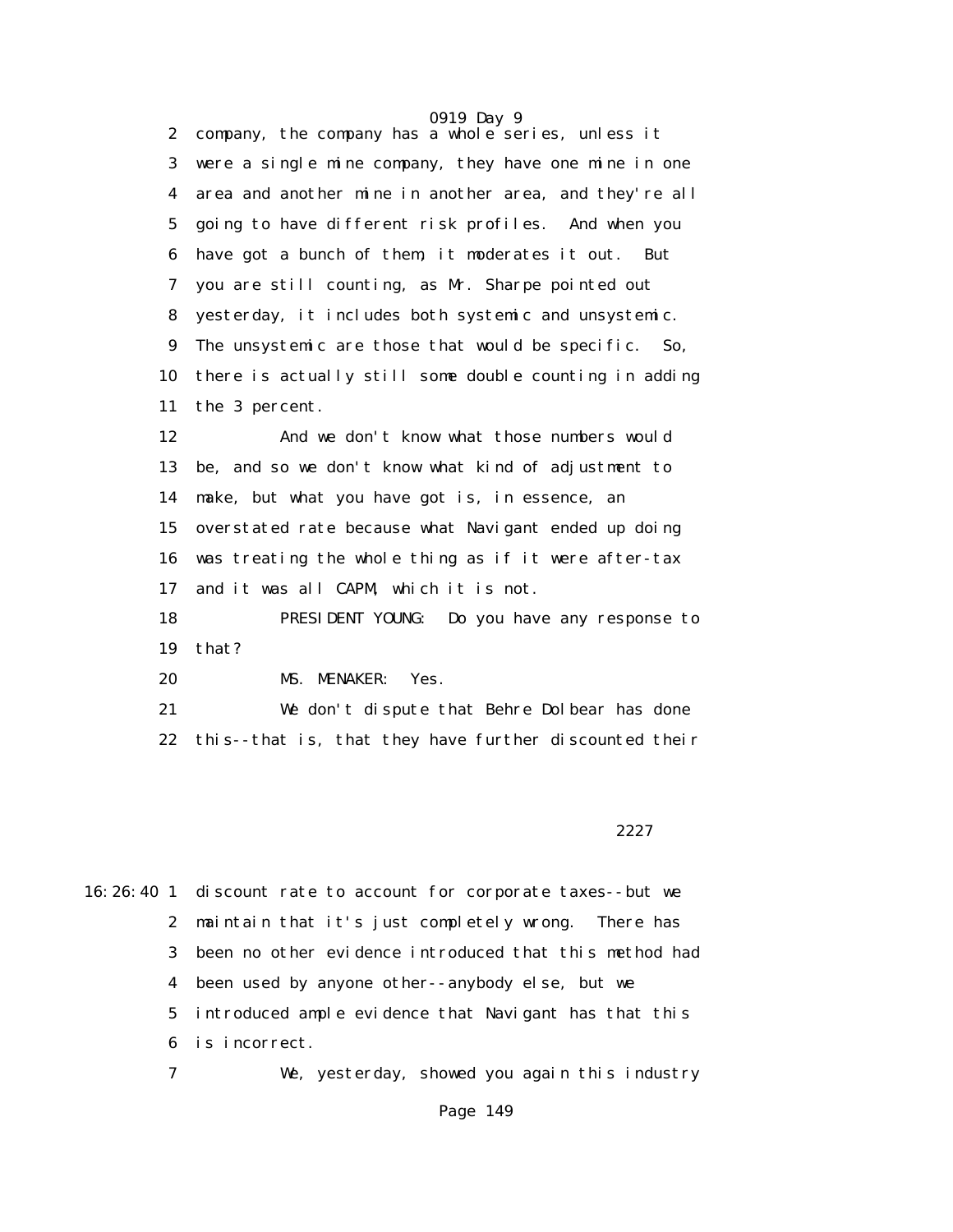2 company, the company has a whole series, unless it
3 were a single mine company, they have one mine in one
4 area and another mine in another area, and they're all
5 going to have different risk profiles. And when you
6 have got a bunch of them, it moderates it out. But
7 you are still counting, as Mr. Sharpe pointed out
8 yesterday, it includes both systemic and unsystemic.
9 The unsystemic are those that would be specific. So,
10 there is actually still some double counting in adding
11 the 3 percent.

12 And we don't know what those numbers would
13 be, and so we don't know what kind of adjustment to
14 make, but what you have got is, in essence, an
15 overstated rate because what Navigant ended up doing
16 was treating the whole thing as if it were after-tax
17 and it was all CAPM, which it is not.

18 PRESIDENT YOUNG: Do you have any response to
19 that?

20 MS. MENAKER: Yes.

21 We don't dispute that Behre Dolbear has done
22 this--that is, that they have further discounted their

2227

16:26:40 1 discount rate to account for corporate taxes--but we
2 maintain that it's just completely wrong. There has
3 been no other evidence introduced that this method had
4 been used by anyone other--anybody else, but we
5 introduced ample evidence that Navigant has that this
6 is incorrect.

7 We, yesterday, showed you again this industry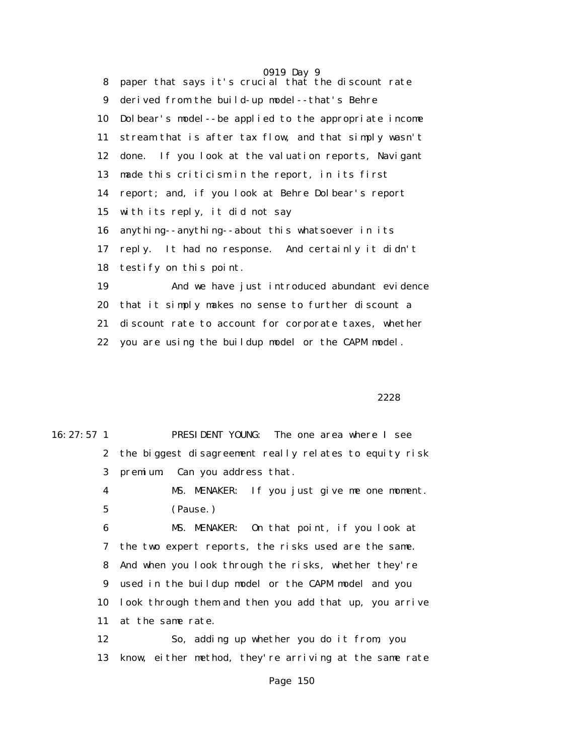8 paper that says it's crucial that the discount rate
9 derived from the build-up model--that's Behre
10 Dolbear's model--be applied to the appropriate income
11 stream that is after tax flow, and that simply wasn't
12 done. If you look at the valuation reports, Navigant
13 made this criticism in the report, in its first
14 report; and, if you look at Behre Dolbear's report
15 with its reply, it did not say
16 anything--anything--about this whatsoever in its
17 reply. It had no response. And certainly it didn't
18 testify on this point.
19 And we have just introduced abundant evidence
20 that it simply makes no sense to further discount a
21 discount rate to account for corporate taxes, whether
22 you are using the buildup model or the CAPM model.

2228

16:27:57 1 PRESIDENT YOUNG: The one area where I see
2 the biggest disagreement really relates to equity risk
3 premium. Can you address that.
4 MS. MENAKER: If you just give me one moment.
5 (Pause.)
6 MS. MENAKER: On that point, if you look at
7 the two expert reports, the risks used are the same.
8 And when you look through the risks, whether they're
9 used in the buildup model or the CAPM model and you
10 look through them and then you add that up, you arrive
11 at the same rate.
12 So, adding up whether you do it from, you
13 know, either method, they're arriving at the same rate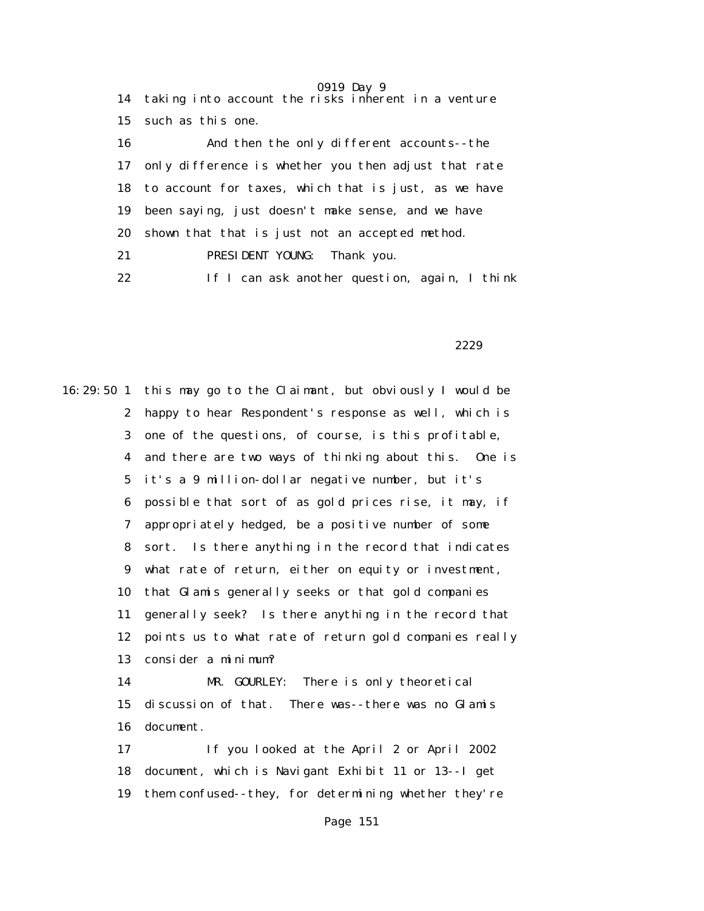14 taking into account the risks inherent in a venture
15 such as this one.
16 And then the only different accounts--the
17 only difference is whether you then adjust that rate
18 to account for taxes, which that is just, as we have
19 been saying, just doesn't make sense, and we have
20 shown that that is just not an accepted method.
21 PRESIDENT YOUNG: Thank you.
22 If I can ask another question, again, I think

2229

16:29:50 1 this may go to the Claimant, but obviously I would be
2 happy to hear Respondent's response as well, which is
3 one of the questions, of course, is this profitable,
4 and there are two ways of thinking about this. One is
5 it's a 9 million-dollar negative number, but it's
6 possible that sort of as gold prices rise, it may, if
7 appropriately hedged, be a positive number of some
8 sort. Is there anything in the record that indicates
9 what rate of return, either on equity or investment,
10 that Glamis generally seeks or that gold companies
11 generally seek? Is there anything in the record that
12 points us to what rate of return gold companies really
13 consider a minimum?
14 MR. GOURLEY: There is only theoretical
15 discussion of that. There was--there was no Glamis
16 document.
17 If you looked at the April 2 or April 2002
18 document, which is Navigant Exhibit 11 or 13--I get
19 them confused--they, for determining whether they're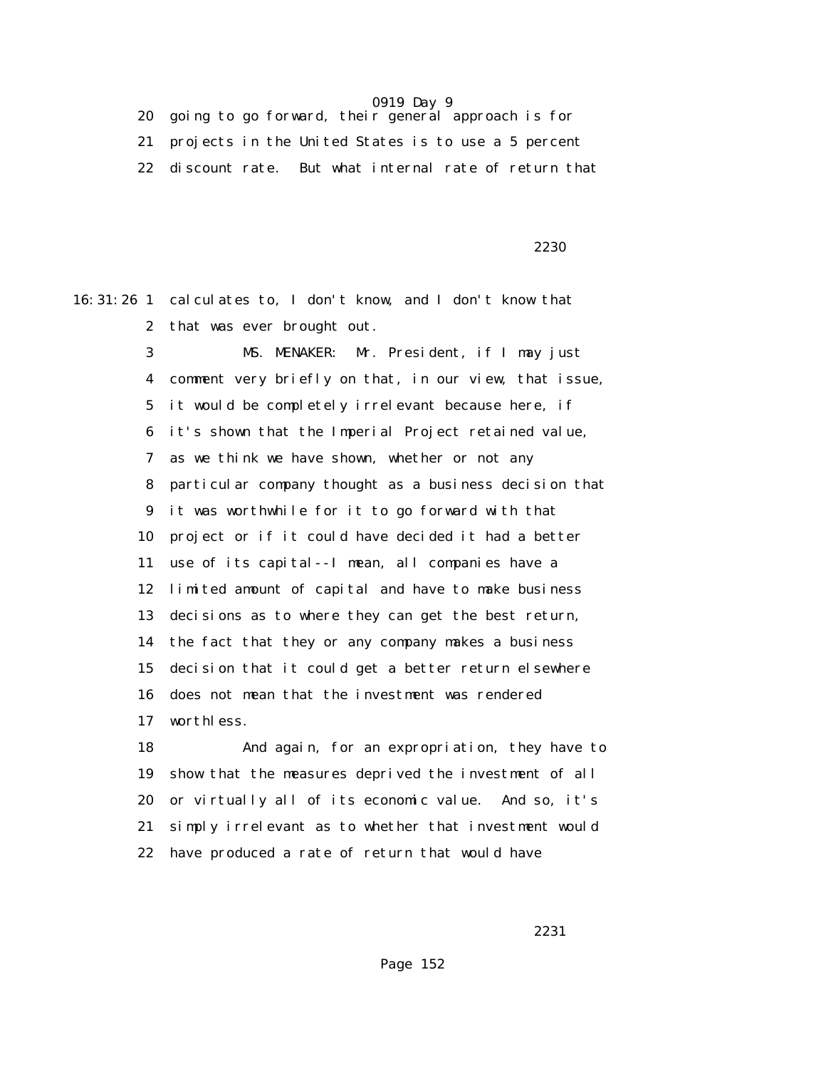20 going to go forward, their general approach is for
21 projects in the United States is to use a 5 percent
22 discount rate. But what internal rate of return that

2230

16:31:26 1 calculates to, I don't know, and I don't know that
2 that was ever brought out.
3 MS. MENAKER: Mr. President, if I may just
4 comment very briefly on that, in our view, that issue,
5 it would be completely irrelevant because here, if
6 it's shown that the Imperial Project retained value,
7 as we think we have shown, whether or not any
8 particular company thought as a business decision that
9 it was worthwhile for it to go forward with that
10 project or if it could have decided it had a better
11 use of its capital--I mean, all companies have a
12 limited amount of capital and have to make business
13 decisions as to where they can get the best return,
14 the fact that they or any company makes a business
15 decision that it could get a better return elsewhere
16 does not mean that the investment was rendered
17 worthless.
18 And again, for an expropriation, they have to
19 show that the measures deprived the investment of all
20 or virtually all of its economic value. And so, it's
21 simply irrelevant as to whether that investment would
22 have produced a rate of return that would have

2231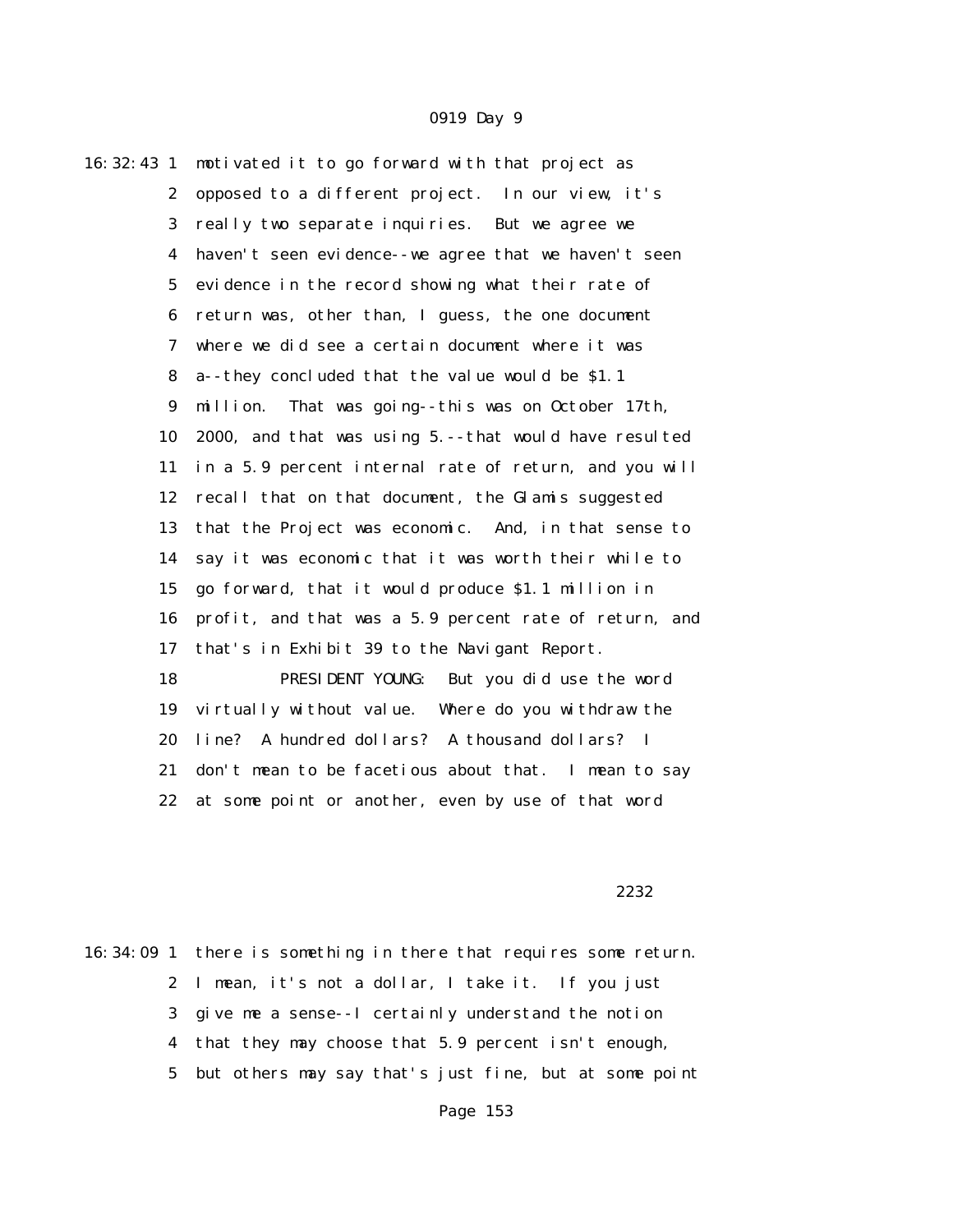16:32:43 1 motivated it to go forward with that project as
2 opposed to a different project. In our view, it's
3 really two separate inquiries. But we agree we
4 haven't seen evidence--we agree that we haven't seen
5 evidence in the record showing what their rate of
6 return was, other than, I guess, the one document
7 where we did see a certain document where it was
8 a--they concluded that the value would be $1.1
9 million. That was going--this was on October 17th,
10 2000, and that was using 5.--that would have resulted
11 in a 5.9 percent internal rate of return, and you will
12 recall that on that document, the Glamis suggested
13 that the Project was economic. And, in that sense to
14 say it was economic that it was worth their while to
15 go forward, that it would produce $1.1 million in
16 profit, and that was a 5.9 percent rate of return, and
17 that's in Exhibit 39 to the Navigant Report.
18 PRESIDENT YOUNG: But you did use the word
19 virtually without value. Where do you withdraw the
20 line? A hundred dollars? A thousand dollars? I
21 don't mean to be facetious about that. I mean to say
22 at some point or another, even by use of that word

2232

16:34:09 1 there is something in there that requires some return.
2 I mean, it's not a dollar, I take it. If you just
3 give me a sense--I certainly understand the notion
4 that they may choose that 5.9 percent isn't enough,
5 but others may say that's just fine, but at some point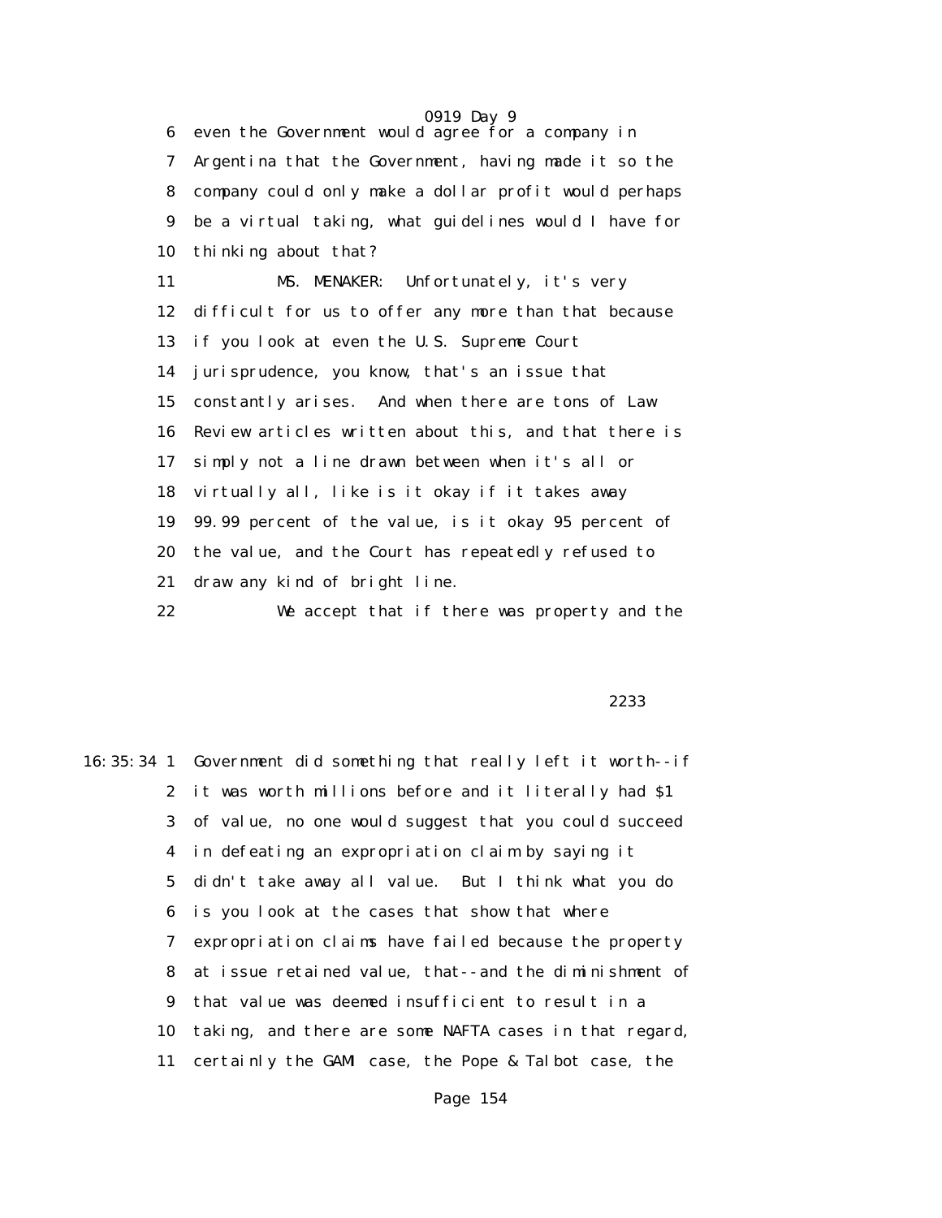6 even the Government would agree for a company in
7 Argentina that the Government, having made it so the
8 company could only make a dollar profit would perhaps
9 be a virtual taking, what guidelines would I have for
10 thinking about that?

11 MS. MENAKER: Unfortunately, it's very
12 difficult for us to offer any more than that because
13 if you look at even the U.S. Supreme Court
14 jurisprudence, you know, that's an issue that
15 constantly arises. And when there are tons of Law
16 Review articles written about this, and that there is
17 simply not a line drawn between when it's all or
18 virtually all, like is it okay if it takes away
19 99.99 percent of the value, is it okay 95 percent of
20 the value, and the Court has repeatedly refused to
21 draw any kind of bright line.

22 We accept that if there was property and the

2233

16:35:34 1 Government did something that really left it worth--if
2 it was worth millions before and it literally had $1
3 of value, no one would suggest that you could succeed
4 in defeating an expropriation claim by saying it
5 didn't take away all value. But I think what you do
6 is you look at the cases that show that where
7 expropriation claims have failed because the property
8 at issue retained value, that--and the diminishment of
9 that value was deemed insufficient to result in a
10 taking, and there are some NAFTA cases in that regard,
11 certainly the GAMI case, the Pope & Talbot case, the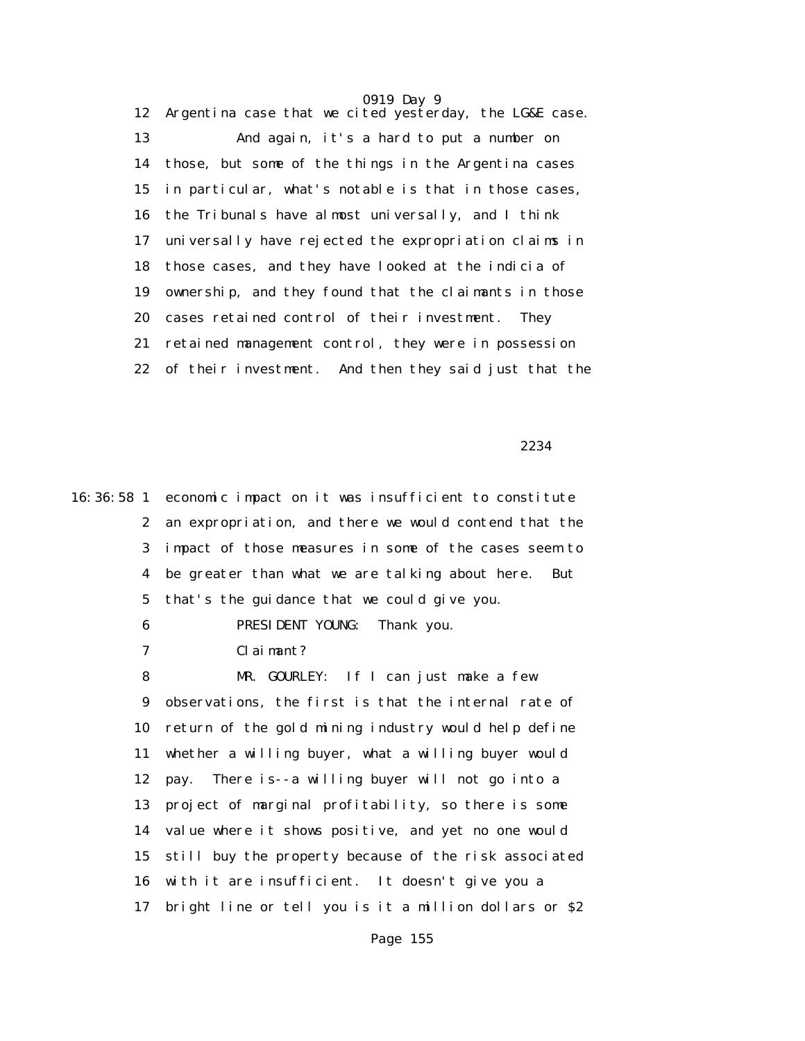12 Argentina case that we cited yesterday, the LG&E case.

13 And again, it's a hard to put a number on

14 those, but some of the things in the Argentina cases

15 in particular, what's notable is that in those cases,

16 the Tribunals have almost universally, and I think

17 universally have rejected the expropriation claims in

18 those cases, and they have looked at the indicia of

19 ownership, and they found that the claimants in those

20 cases retained control of their investment. They

21 retained management control, they were in possession

22 of their investment. And then they said just that the

2234

16:36:58 1 economic impact on it was insufficient to constitute

2 an expropriation, and there we would contend that the

3 impact of those measures in some of the cases seem to

4 be greater than what we are talking about here. But

5 that's the guidance that we could give you.

6 PRESIDENT YOUNG: Thank you.

7 Claimant?

8 MR. GOURLEY: If I can just make a few

9 observations, the first is that the internal rate of

10 return of the gold mining industry would help define

11 whether a willing buyer, what a willing buyer would

12 pay. There is--a willing buyer will not go into a

13 project of marginal profitability, so there is some

14 value where it shows positive, and yet no one would

15 still buy the property because of the risk associated

16 with it are insufficient. It doesn't give you a

17 bright line or tell you is it a million dollars or $2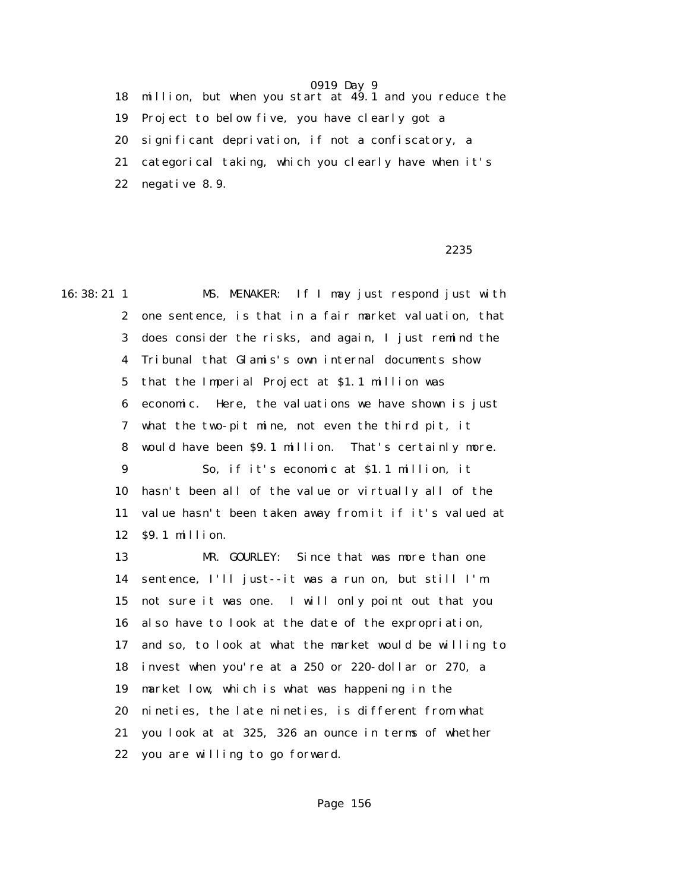18 million, but when you start at 49.1 and you reduce the
19 Project to below five, you have clearly got a
20 significant deprivation, if not a confiscatory, a
21 categorical taking, which you clearly have when it's
22 negative 8.9.

2235

16:38:21 1 MS. MENAKER: If I may just respond just with
2 one sentence, is that in a fair market valuation, that
3 does consider the risks, and again, I just remind the
4 Tribunal that Glamis's own internal documents show
5 that the Imperial Project at $1.1 million was
6 economic. Here, the valuations we have shown is just
7 what the two-pit mine, not even the third pit, it
8 would have been $9.1 million. That's certainly more.
9 So, if it's economic at $1.1 million, it
10 hasn't been all of the value or virtually all of the
11 value hasn't been taken away from it if it's valued at
12 $9.1 million.
13 MR. GOURLEY: Since that was more than one
14 sentence, I'll just--it was a run on, but still I'm
15 not sure it was one. I will only point out that you
16 also have to look at the date of the expropriation,
17 and so, to look at what the market would be willing to
18 invest when you're at a 250 or 220-dollar or 270, a
19 market low, which is what was happening in the
20 nineties, the late nineties, is different from what
21 you look at at 325, 326 an ounce in terms of whether
22 you are willing to go forward.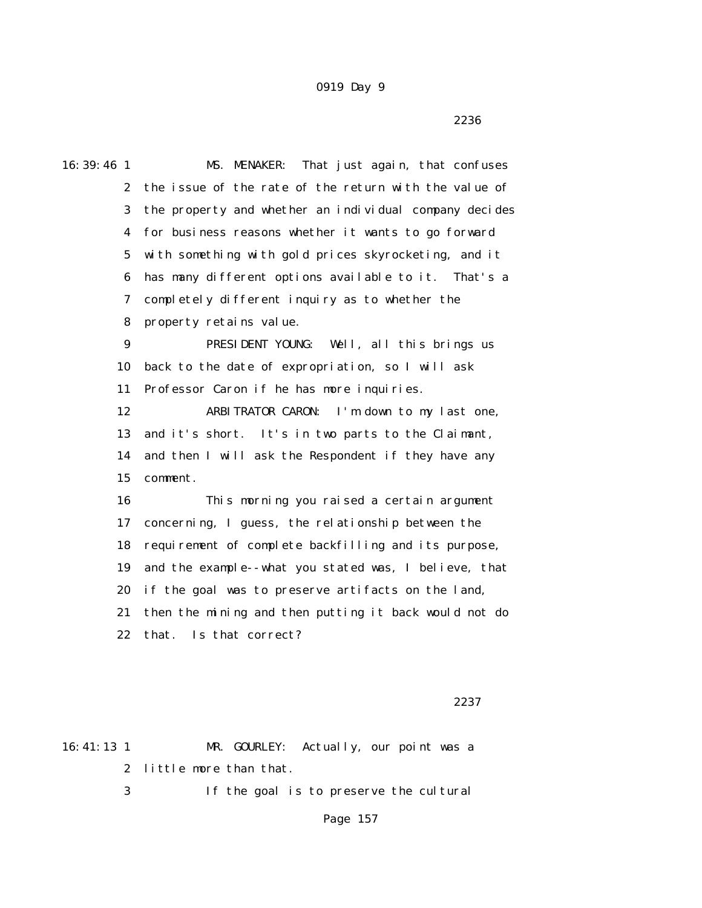0919 Day 9

2236

16:39:46 1 MS. MENAKER: That just again, that confuses
2 the issue of the rate of the return with the value of
3 the property and whether an individual company decides
4 for business reasons whether it wants to go forward
5 with something with gold prices skyrocketing, and it
6 has many different options available to it. That's a
7 completely different inquiry as to whether the
8 property retains value.
9 PRESIDENT YOUNG: Well, all this brings us
10 back to the date of expropriation, so I will ask
11 Professor Caron if he has more inquiries.
12 ARBITRATOR CARON: I'm down to my last one,
13 and it's short. It's in two parts to the Claimant,
14 and then I will ask the Respondent if they have any
15 comment.
16 This morning you raised a certain argument
17 concerning, I guess, the relationship between the
18 requirement of complete backfilling and its purpose,
19 and the example--what you stated was, I believe, that
20 if the goal was to preserve artifacts on the land,
21 then the mining and then putting it back would not do
22 that. Is that correct?

2237

16:41:13 1 MR. GOURLEY: Actually, our point was a
2 little more than that.
3 If the goal is to preserve the cultural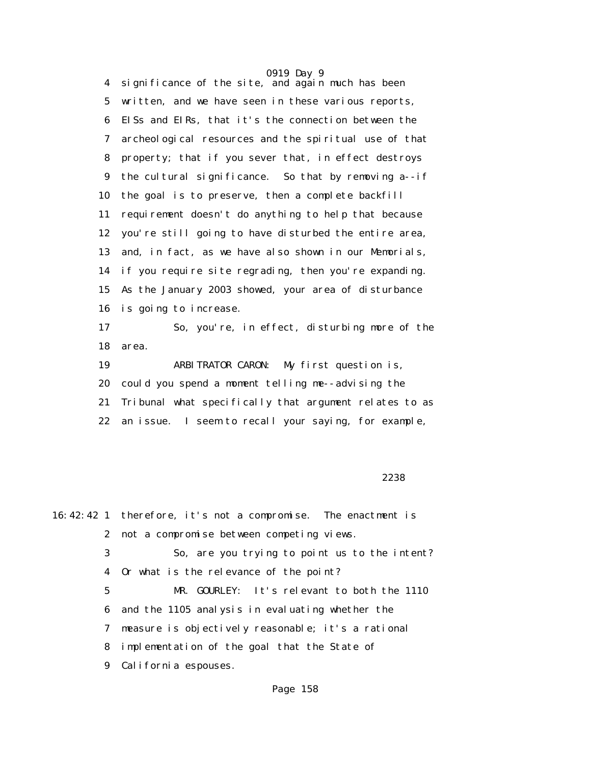4 significance of the site, and again much has been

5 written, and we have seen in these various reports,

6 EISs and EIRs, that it's the connection between the

7 archeological resources and the spiritual use of that

8 property; that if you sever that, in effect destroys

9 the cultural significance. So that by removing a--if

10 the goal is to preserve, then a complete backfill

11 requirement doesn't do anything to help that because

12 you're still going to have disturbed the entire area,

13 and, in fact, as we have also shown in our Memorials,

14 if you require site regrading, then you're expanding.

15 As the January 2003 showed, your area of disturbance

16 is going to increase.

17 So, you're, in effect, disturbing more of the

18 area.

19 ARBITRATOR CARON: My first question is,

20 could you spend a moment telling me--advising the

21 Tribunal what specifically that argument relates to as

22 an issue. I seem to recall your saying, for example,

2238

16:42:42 1 therefore, it's not a compromise. The enactment is

2 not a compromise between competing views.

3 So, are you trying to point us to the intent?

4 Or what is the relevance of the point?

5 MR. GOURLEY: It's relevant to both the 1110

6 and the 1105 analysis in evaluating whether the

7 measure is objectively reasonable; it's a rational

8 implementation of the goal that the State of

9 California espouses.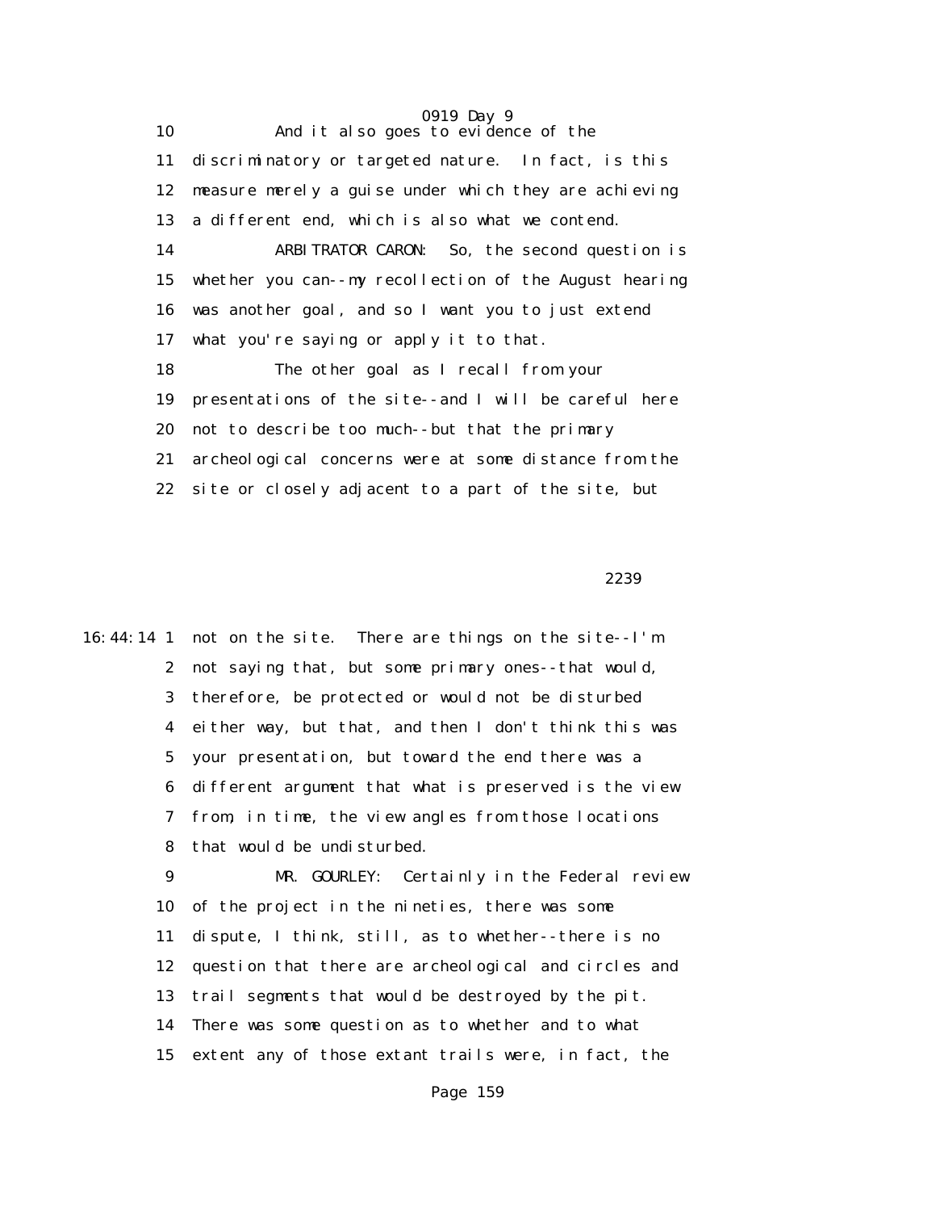10 And it also goes to evidence of the
11 discriminatory or targeted nature. In fact, is this
12 measure merely a guise under which they are achieving
13 a different end, which is also what we contend.
14 ARBITRATOR CARON: So, the second question is
15 whether you can--my recollection of the August hearing
16 was another goal, and so I want you to just extend
17 what you're saying or apply it to that.
18 The other goal as I recall from your
19 presentations of the site--and I will be careful here
20 not to describe too much--but that the primary
21 archeological concerns were at some distance from the
22 site or closely adjacent to a part of the site, but

2239

16:44:14 1 not on the site. There are things on the site--I'm
2 not saying that, but some primary ones--that would,
3 therefore, be protected or would not be disturbed
4 either way, but that, and then I don't think this was
5 your presentation, but toward the end there was a
6 different argument that what is preserved is the view
7 from, in time, the view angles from those locations
8 that would be undisturbed.
9 MR. GOURLEY: Certainly in the Federal review
10 of the project in the nineties, there was some
11 dispute, I think, still, as to whether--there is no
12 question that there are archeological and circles and
13 trail segments that would be destroyed by the pit.
14 There was some question as to whether and to what
15 extent any of those extant trails were, in fact, the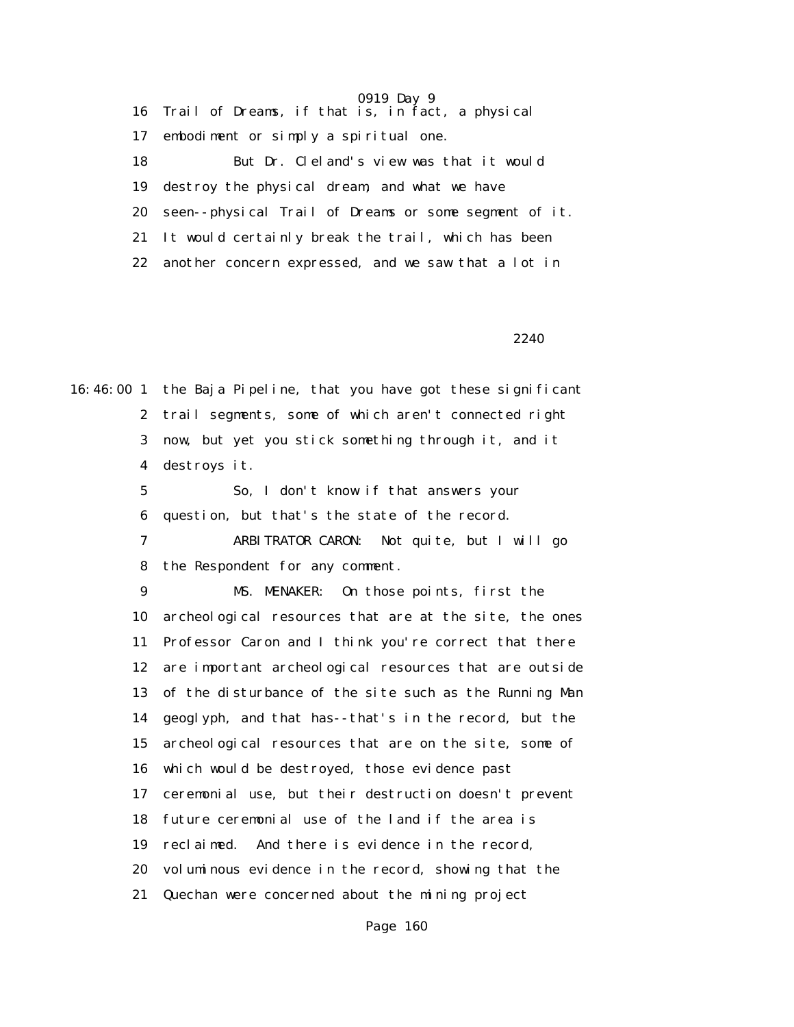16 Trail of Dreams, if that is, in fact, a physical
17 embodiment or simply a spiritual one.
18 But Dr. Cleland's view was that it would
19 destroy the physical dream, and what we have
20 seen--physical Trail of Dreams or some segment of it.
21 It would certainly break the trail, which has been
22 another concern expressed, and we saw that a lot in

2240

16:46:00 1 the Baja Pipeline, that you have got these significant
2 trail segments, some of which aren't connected right
3 now, but yet you stick something through it, and it
4 destroys it.
5 So, I don't know if that answers your
6 question, but that's the state of the record.
7 ARBITRATOR CARON: Not quite, but I will go
8 the Respondent for any comment.
9 MS. MENAKER: On those points, first the
10 archeological resources that are at the site, the ones
11 Professor Caron and I think you're correct that there
12 are important archeological resources that are outside
13 of the disturbance of the site such as the Running Man
14 geoglyph, and that has--that's in the record, but the
15 archeological resources that are on the site, some of
16 which would be destroyed, those evidence past
17 ceremonial use, but their destruction doesn't prevent
18 future ceremonial use of the land if the area is
19 reclaimed. And there is evidence in the record,
20 voluminous evidence in the record, showing that the
21 Quechan were concerned about the mining project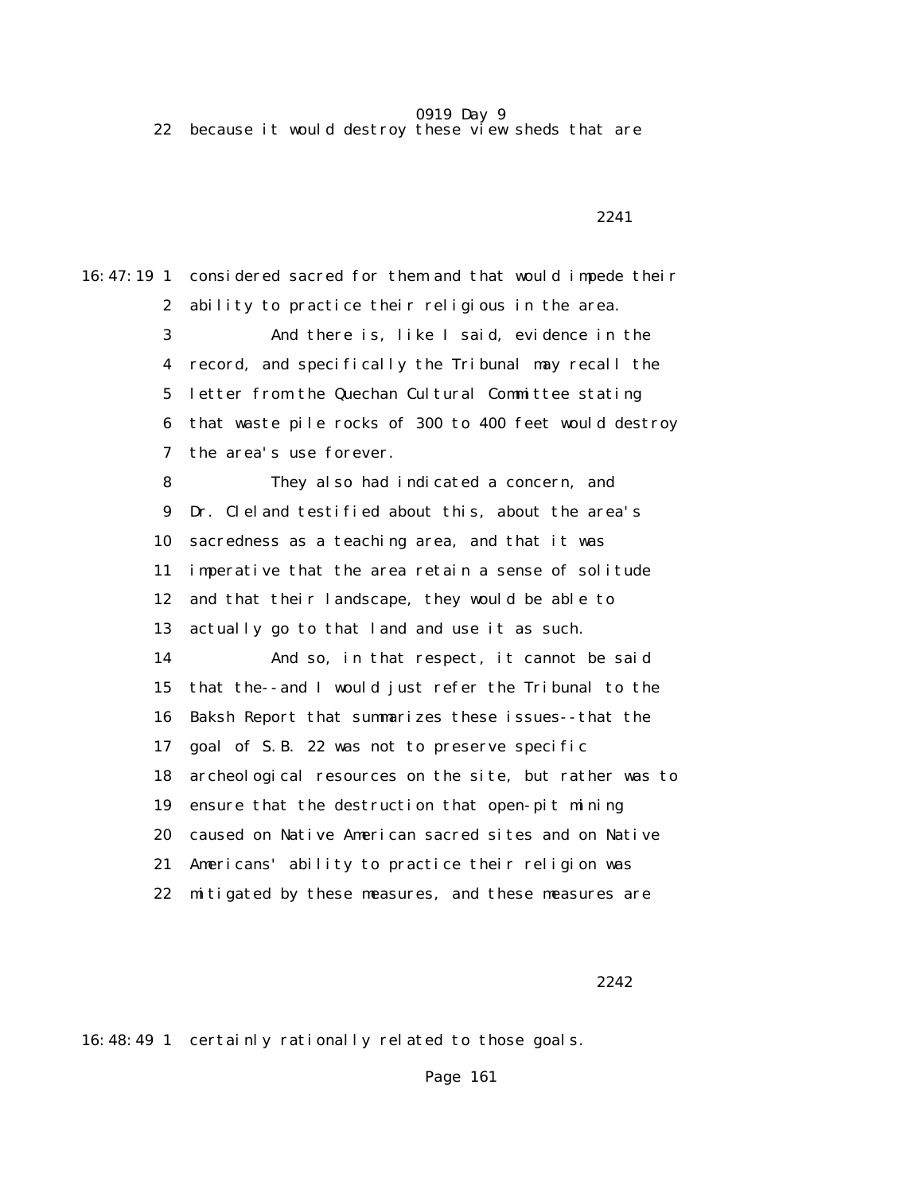22 because it would destroy these view sheds that are

2241

16:47:19 1 considered sacred for them and that would impede their
2 ability to practice their religious in the area.
3 And there is, like I said, evidence in the
4 record, and specifically the Tribunal may recall the
5 letter from the Quechan Cultural Committee stating
6 that waste pile rocks of 300 to 400 feet would destroy
7 the area's use forever.
8 They also had indicated a concern, and
9 Dr. Cleland testified about this, about the area's
10 sacredness as a teaching area, and that it was
11 imperative that the area retain a sense of solitude
12 and that their landscape, they would be able to
13 actually go to that land and use it as such.
14 And so, in that respect, it cannot be said
15 that the--and I would just refer the Tribunal to the
16 Baksh Report that summarizes these issues--that the
17 goal of S.B. 22 was not to preserve specific
18 archeological resources on the site, but rather was to
19 ensure that the destruction that open-pit mining
20 caused on Native American sacred sites and on Native
21 Americans' ability to practice their religion was
22 mitigated by these measures, and these measures are

2242

16:48:49 1 certainly rationally related to those goals.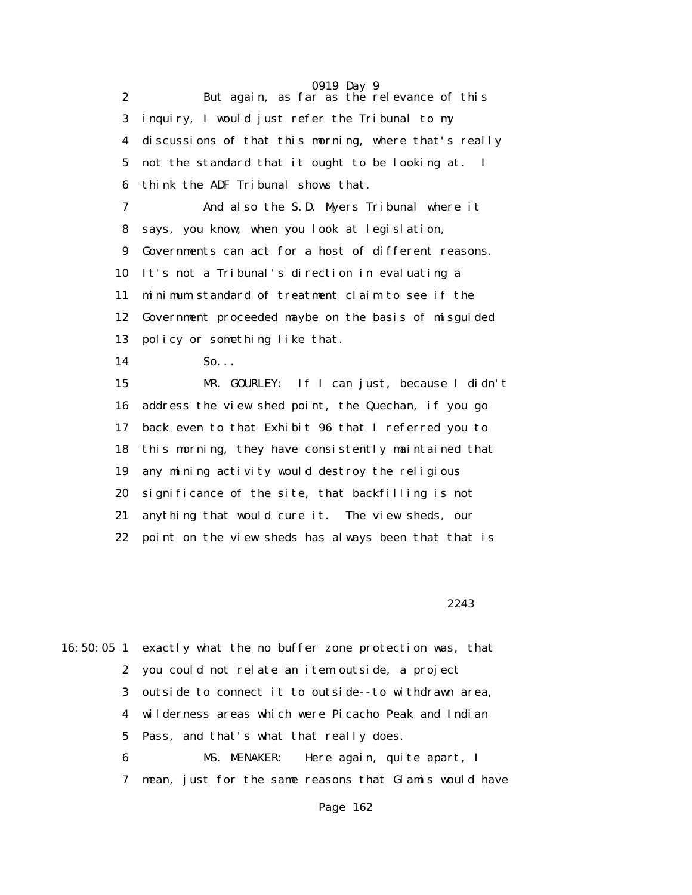2 But again, as far as the relevance of this
3 inquiry, I would just refer the Tribunal to my
4 discussions of that this morning, where that's really
5 not the standard that it ought to be looking at. I
6 think the ADF Tribunal shows that.
7 And also the S.D. Myers Tribunal where it
8 says, you know, when you look at legislation,
9 Governments can act for a host of different reasons.
10 It's not a Tribunal's direction in evaluating a
11 minimum standard of treatment claim to see if the
12 Government proceeded maybe on the basis of misguided
13 policy or something like that.
14 So...
15 MR. GOURLEY: If I can just, because I didn't
16 address the view shed point, the Quechan, if you go
17 back even to that Exhibit 96 that I referred you to
18 this morning, they have consistently maintained that
19 any mining activity would destroy the religious
20 significance of the site, that backfilling is not
21 anything that would cure it. The view sheds, our
22 point on the view sheds has always been that that is

2243

16:50:05 1 exactly what the no buffer zone protection was, that
2 you could not relate an item outside, a project
3 outside to connect it to outside--to withdrawn area,
4 wilderness areas which were Picacho Peak and Indian
5 Pass, and that's what that really does.
6 MS. MENAKER: Here again, quite apart, I
7 mean, just for the same reasons that Glamis would have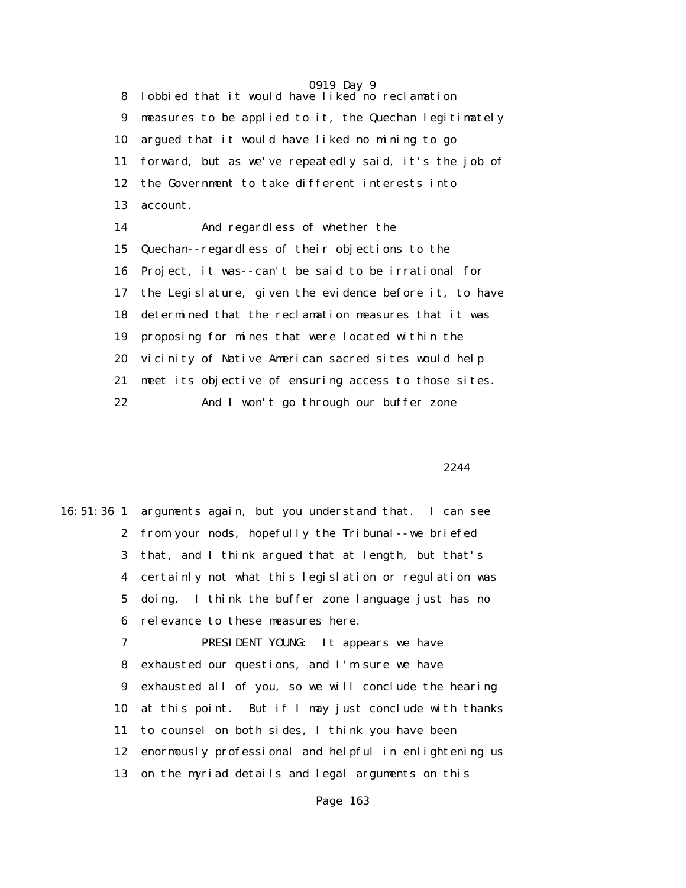8 lobbied that it would have liked no reclamation
9 measures to be applied to it, the Quechan legitimately
10 argued that it would have liked no mining to go
11 forward, but as we've repeatedly said, it's the job of
12 the Government to take different interests into
13 account.

14 And regardless of whether the
15 Quechan--regardless of their objections to the
16 Project, it was--can't be said to be irrational for
17 the Legislature, given the evidence before it, to have
18 determined that the reclamation measures that it was
19 proposing for mines that were located within the
20 vicinity of Native American sacred sites would help
21 meet its objective of ensuring access to those sites.

22 And I won't go through our buffer zone

2244

16:51:36 1 arguments again, but you understand that. I can see
2 from your nods, hopefully the Tribunal--we briefed
3 that, and I think argued that at length, but that's
4 certainly not what this legislation or regulation was
5 doing. I think the buffer zone language just has no
6 relevance to these measures here.

7 PRESIDENT YOUNG: It appears we have
8 exhausted our questions, and I'm sure we have
9 exhausted all of you, so we will conclude the hearing
10 at this point. But if I may just conclude with thanks
11 to counsel on both sides, I think you have been
12 enormously professional and helpful in enlightening us
13 on the myriad details and legal arguments on this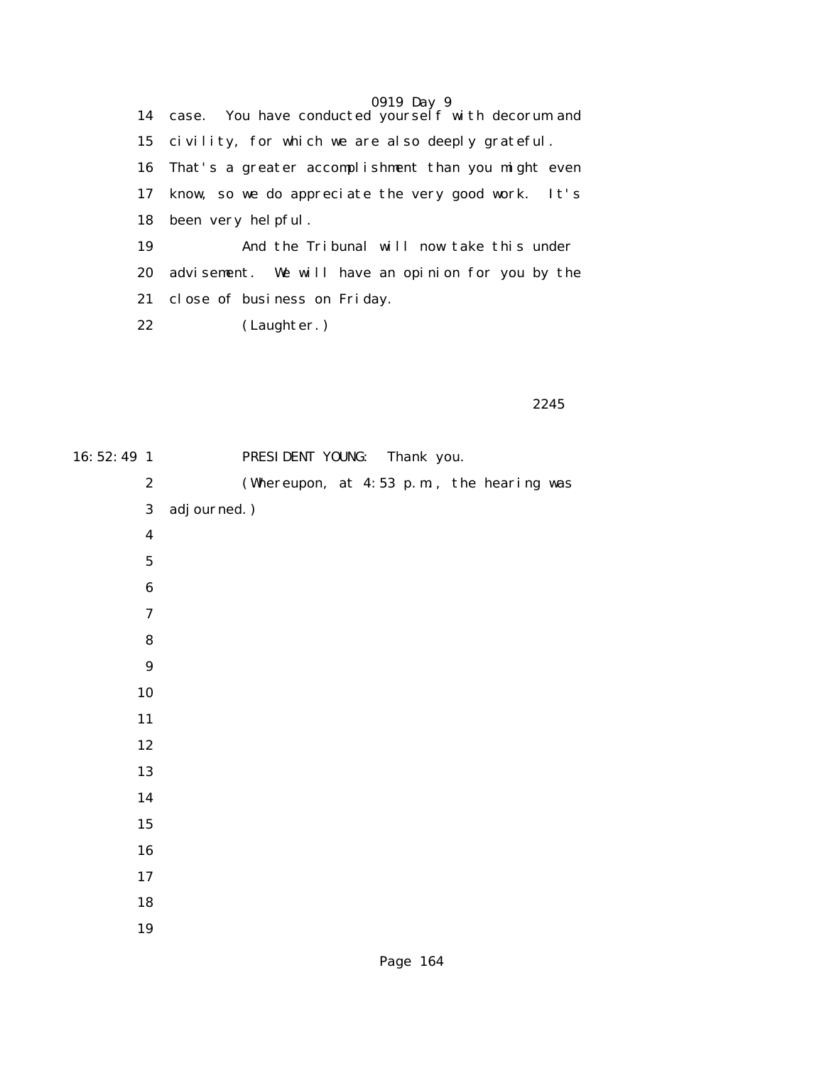14 case. You have conducted yourself with decorum and
15 civility, for which we are also deeply grateful.
16 That's a greater accomplishment than you might even
17 know, so we do appreciate the very good work. It's
18 been very helpful.
19 And the Tribunal will now take this under
20 advisement. We will have an opinion for you by the
21 close of business on Friday.
22 (Laughter.)

2245

16:52:49 1 PRESIDENT YOUNG: Thank you.
2 (Whereupon, at 4:53 p.m., the hearing was
3 adjourned.)
4
5
6
7
8
9
10
11
12
13
14
15
16
17
18
19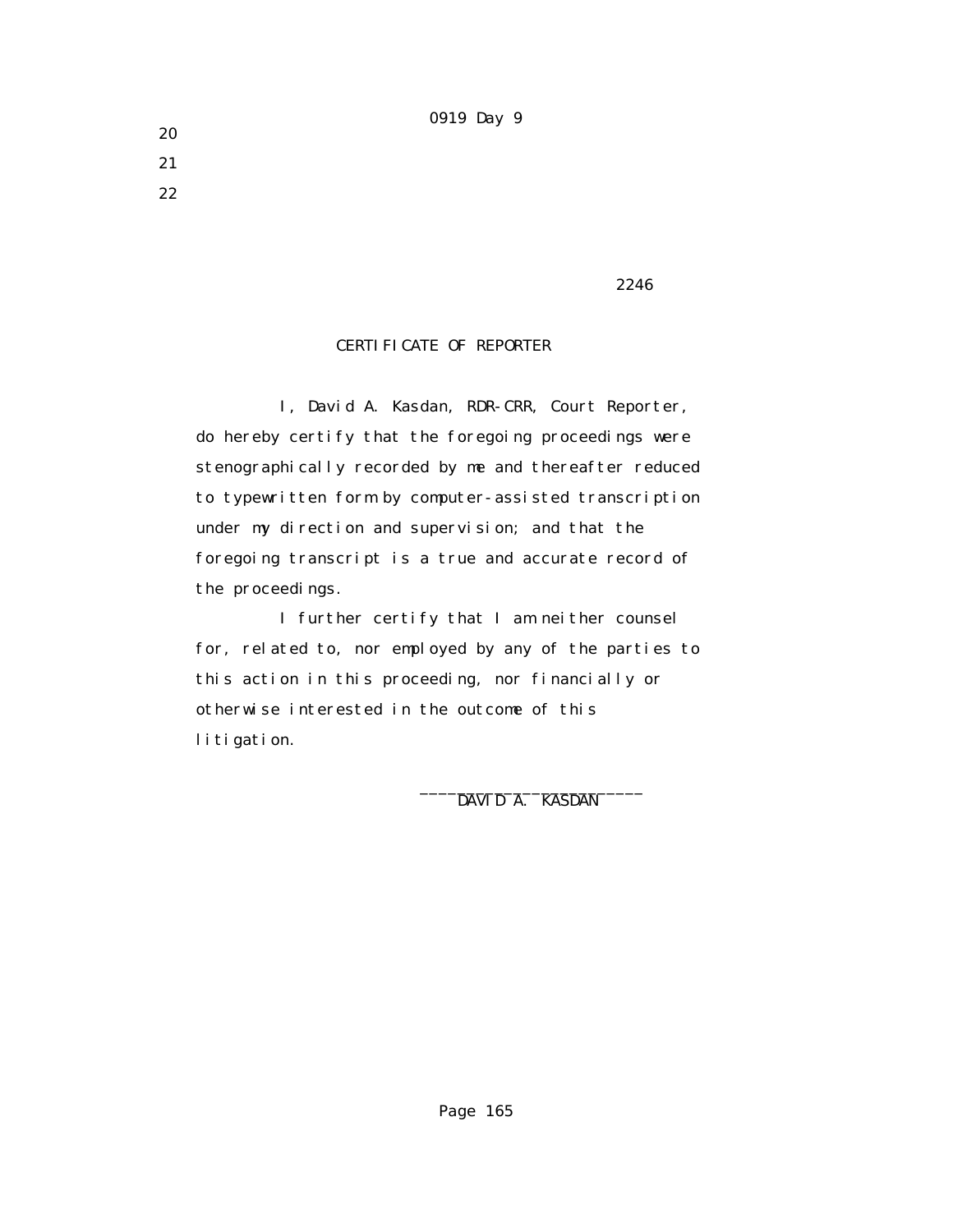20

21

22

2246

CERTIFICATE OF REPORTER

I, David A. Kasdan, RDR-CRR, Court Reporter, do hereby certify that the foregoing proceedings were stenographically recorded by me and thereafter reduced to typewritten form by computer-assisted transcription under my direction and supervision; and that the foregoing transcript is a true and accurate record of the proceedings.

I further certify that I am neither counsel for, related to, nor employed by any of the parties to this action in this proceeding, nor financially or otherwise interested in the outcome of this litigation.

________________________
DAVID A. KASDAN